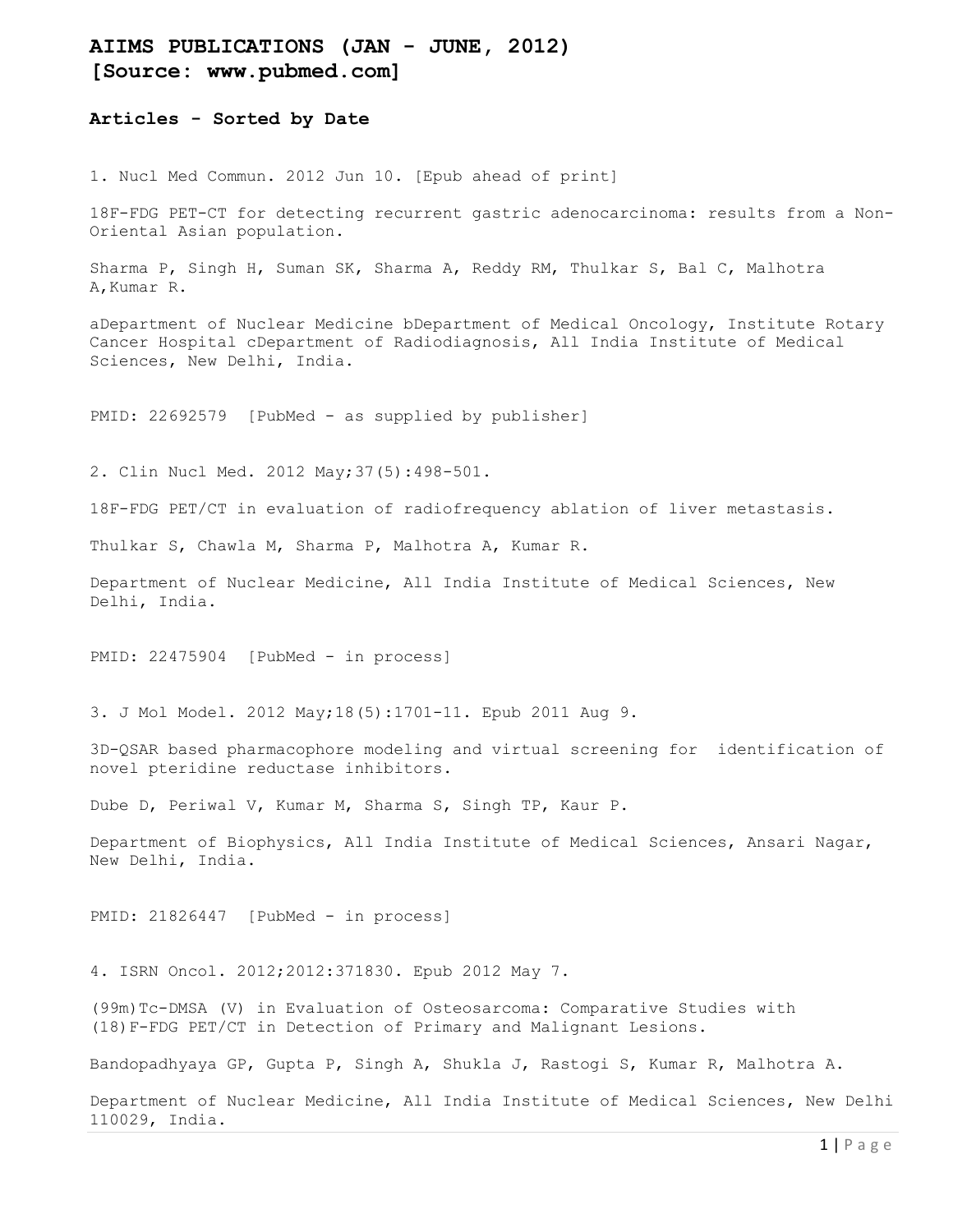# AIIMS PUBLICATIONS (JAN - JUNE, 2012)
# [Source: www.pubmed.com]

### Articles - Sorted by Date

1. Nucl Med Commun. 2012 Jun 10. [Epub ahead of print]

18F-FDG PET-CT for detecting recurrent gastric adenocarcinoma: results from a Non-Oriental Asian population.

Sharma P, Singh H, Suman SK, Sharma A, Reddy RM, Thulkar S, Bal C, Malhotra A,Kumar R.

aDepartment of Nuclear Medicine bDepartment of Medical Oncology, Institute Rotary Cancer Hospital cDepartment of Radiodiagnosis, All India Institute of Medical Sciences, New Delhi, India.

PMID: 22692579 [PubMed - as supplied by publisher]

2. Clin Nucl Med. 2012 May;37(5):498-501.

18F-FDG PET/CT in evaluation of radiofrequency ablation of liver metastasis.

Thulkar S, Chawla M, Sharma P, Malhotra A, Kumar R.

Department of Nuclear Medicine, All India Institute of Medical Sciences, New Delhi, India.

PMID: 22475904 [PubMed - in process]

3. J Mol Model. 2012 May;18(5):1701-11. Epub 2011 Aug 9.

3D-QSAR based pharmacophore modeling and virtual screening for identification of novel pteridine reductase inhibitors.

Dube D, Periwal V, Kumar M, Sharma S, Singh TP, Kaur P.

Department of Biophysics, All India Institute of Medical Sciences, Ansari Nagar, New Delhi, India.

PMID: 21826447 [PubMed - in process]

4. ISRN Oncol. 2012;2012:371830. Epub 2012 May 7.

(99m)Tc-DMSA (V) in Evaluation of Osteosarcoma: Comparative Studies with (18)F-FDG PET/CT in Detection of Primary and Malignant Lesions.

Bandopadhyaya GP, Gupta P, Singh A, Shukla J, Rastogi S, Kumar R, Malhotra A.

Department of Nuclear Medicine, All India Institute of Medical Sciences, New Delhi 110029, India.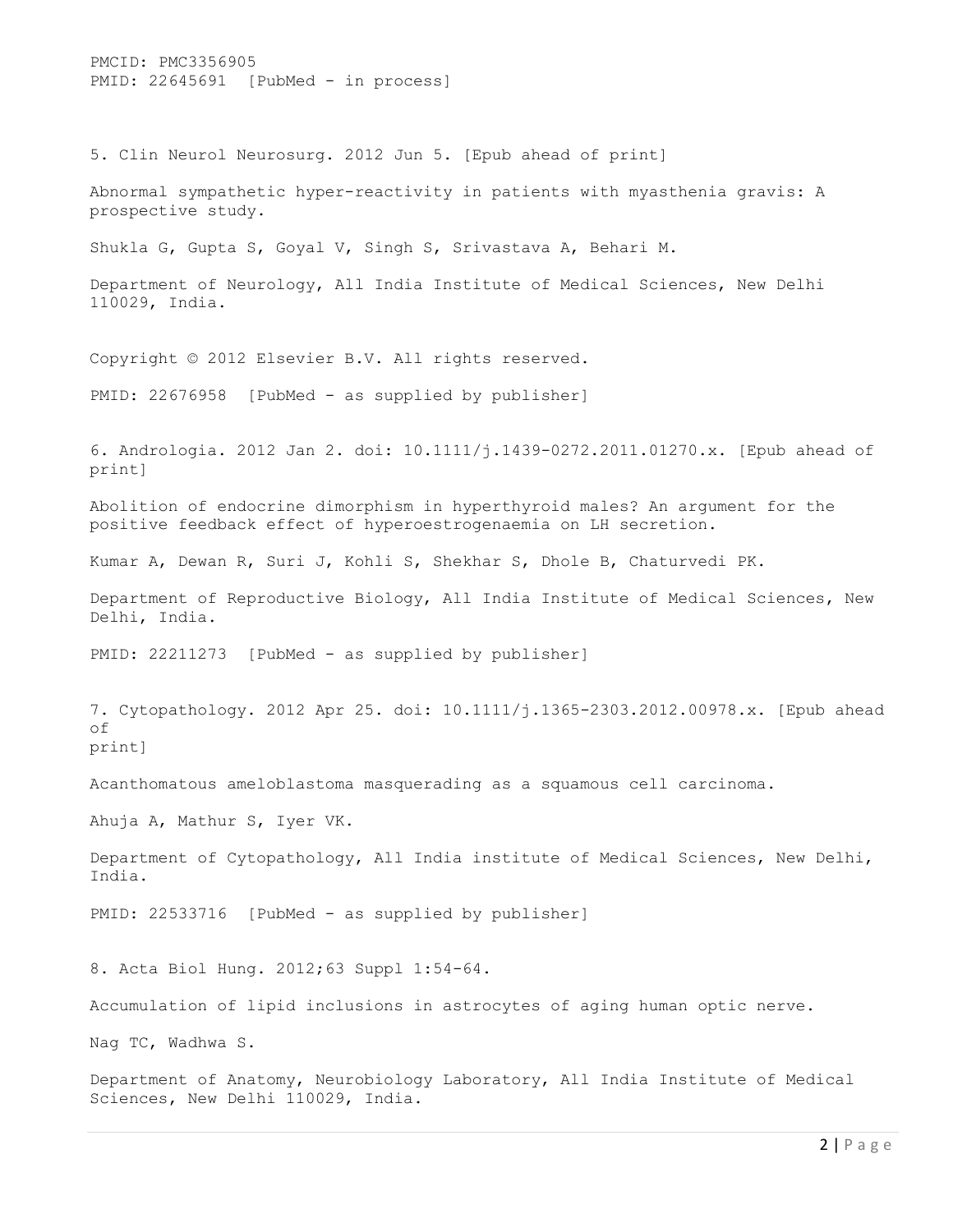PMCID: PMC3356905
PMID: 22645691 [PubMed - in process]

5. Clin Neurol Neurosurg. 2012 Jun 5. [Epub ahead of print]

Abnormal sympathetic hyper-reactivity in patients with myasthenia gravis: A prospective study.

Shukla G, Gupta S, Goyal V, Singh S, Srivastava A, Behari M.

Department of Neurology, All India Institute of Medical Sciences, New Delhi 110029, India.

Copyright © 2012 Elsevier B.V. All rights reserved.

PMID: 22676958 [PubMed - as supplied by publisher]

6. Andrologia. 2012 Jan 2. doi: 10.1111/j.1439-0272.2011.01270.x. [Epub ahead of print]

Abolition of endocrine dimorphism in hyperthyroid males? An argument for the positive feedback effect of hyperoestrogenaemia on LH secretion.

Kumar A, Dewan R, Suri J, Kohli S, Shekhar S, Dhole B, Chaturvedi PK.

Department of Reproductive Biology, All India Institute of Medical Sciences, New Delhi, India.

PMID: 22211273 [PubMed - as supplied by publisher]

7. Cytopathology. 2012 Apr 25. doi: 10.1111/j.1365-2303.2012.00978.x. [Epub ahead of print]

Acanthomatous ameloblastoma masquerading as a squamous cell carcinoma.

Ahuja A, Mathur S, Iyer VK.

Department of Cytopathology, All India institute of Medical Sciences, New Delhi, India.

PMID: 22533716 [PubMed - as supplied by publisher]

8. Acta Biol Hung. 2012;63 Suppl 1:54-64.

Accumulation of lipid inclusions in astrocytes of aging human optic nerve.

Nag TC, Wadhwa S.

Department of Anatomy, Neurobiology Laboratory, All India Institute of Medical Sciences, New Delhi 110029, India.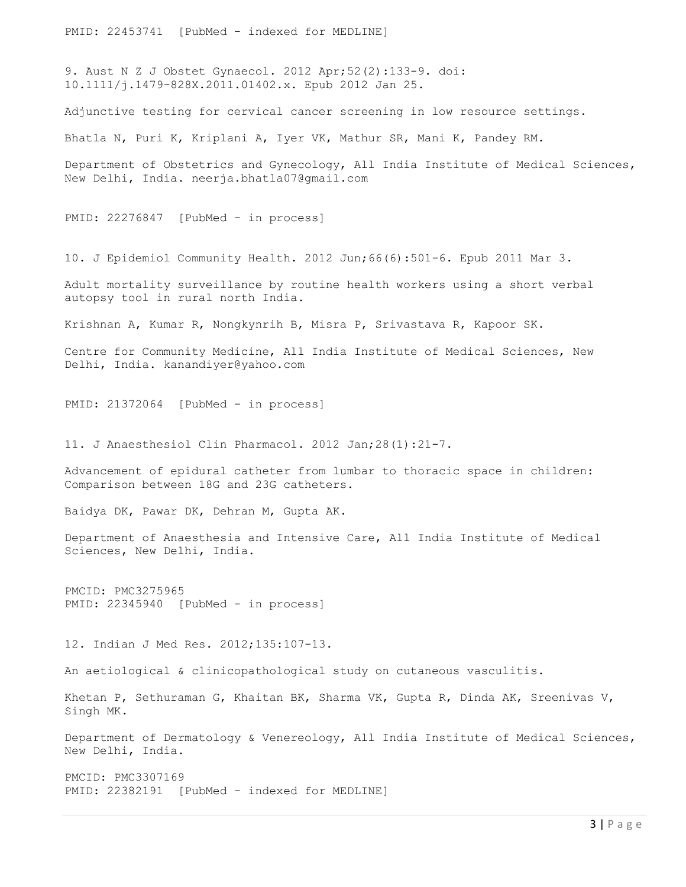PMID: 22453741 [PubMed - indexed for MEDLINE]

9. Aust N Z J Obstet Gynaecol. 2012 Apr;52(2):133-9. doi: 10.1111/j.1479-828X.2011.01402.x. Epub 2012 Jan 25.

Adjunctive testing for cervical cancer screening in low resource settings.

Bhatla N, Puri K, Kriplani A, Iyer VK, Mathur SR, Mani K, Pandey RM.

Department of Obstetrics and Gynecology, All India Institute of Medical Sciences, New Delhi, India. neerja.bhatla07@gmail.com

PMID: 22276847 [PubMed - in process]

10. J Epidemiol Community Health. 2012 Jun;66(6):501-6. Epub 2011 Mar 3.

Adult mortality surveillance by routine health workers using a short verbal autopsy tool in rural north India.

Krishnan A, Kumar R, Nongkynrih B, Misra P, Srivastava R, Kapoor SK.

Centre for Community Medicine, All India Institute of Medical Sciences, New Delhi, India. kanandiyer@yahoo.com

PMID: 21372064 [PubMed - in process]

11. J Anaesthesiol Clin Pharmacol. 2012 Jan;28(1):21-7.

Advancement of epidural catheter from lumbar to thoracic space in children: Comparison between 18G and 23G catheters.

Baidya DK, Pawar DK, Dehran M, Gupta AK.

Department of Anaesthesia and Intensive Care, All India Institute of Medical Sciences, New Delhi, India.

PMCID: PMC3275965
PMID: 22345940 [PubMed - in process]

12. Indian J Med Res. 2012;135:107-13.

An aetiological & clinicopathological study on cutaneous vasculitis.

Khetan P, Sethuraman G, Khaitan BK, Sharma VK, Gupta R, Dinda AK, Sreenivas V, Singh MK.

Department of Dermatology & Venereology, All India Institute of Medical Sciences, New Delhi, India.

PMCID: PMC3307169
PMID: 22382191 [PubMed - indexed for MEDLINE]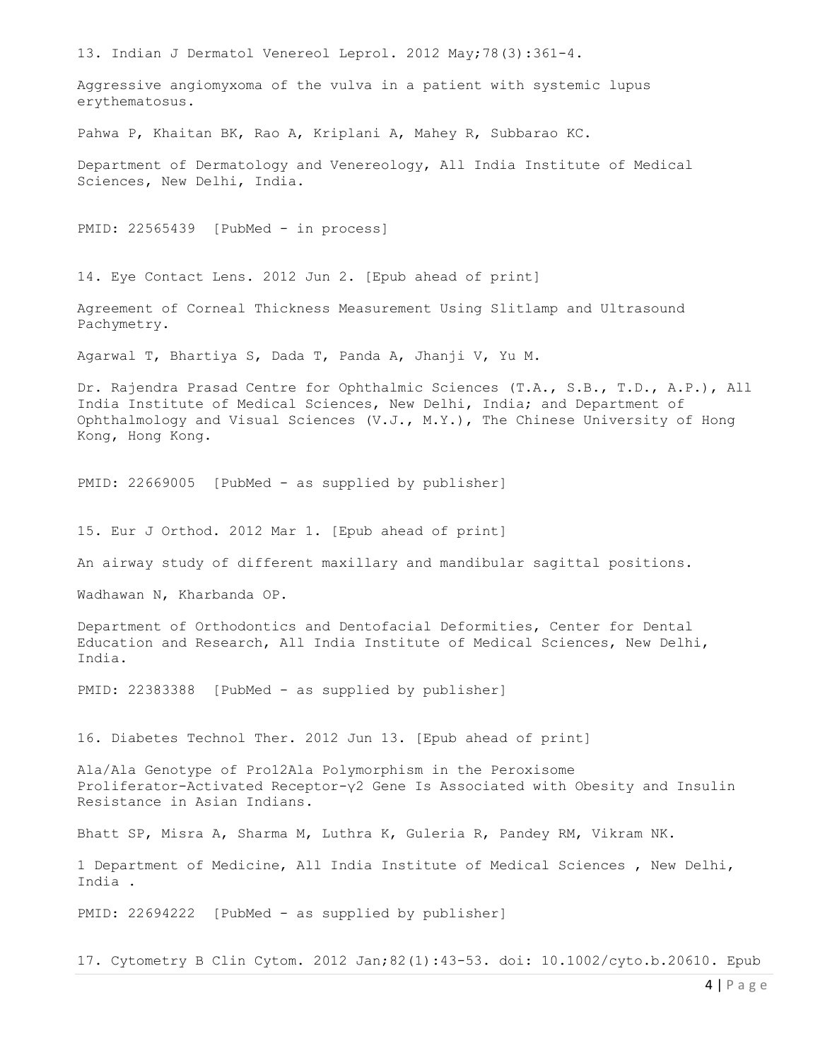13. Indian J Dermatol Venereol Leprol. 2012 May;78(3):361-4.

Aggressive angiomyxoma of the vulva in a patient with systemic lupus erythematosus.

Pahwa P, Khaitan BK, Rao A, Kriplani A, Mahey R, Subbarao KC.

Department of Dermatology and Venereology, All India Institute of Medical Sciences, New Delhi, India.

PMID: 22565439 [PubMed - in process]

14. Eye Contact Lens. 2012 Jun 2. [Epub ahead of print]

Agreement of Corneal Thickness Measurement Using Slitlamp and Ultrasound Pachymetry.

Agarwal T, Bhartiya S, Dada T, Panda A, Jhanji V, Yu M.

Dr. Rajendra Prasad Centre for Ophthalmic Sciences (T.A., S.B., T.D., A.P.), All India Institute of Medical Sciences, New Delhi, India; and Department of Ophthalmology and Visual Sciences (V.J., M.Y.), The Chinese University of Hong Kong, Hong Kong.

PMID: 22669005 [PubMed - as supplied by publisher]

15. Eur J Orthod. 2012 Mar 1. [Epub ahead of print]

An airway study of different maxillary and mandibular sagittal positions.

Wadhawan N, Kharbanda OP.

Department of Orthodontics and Dentofacial Deformities, Center for Dental Education and Research, All India Institute of Medical Sciences, New Delhi, India.

PMID: 22383388 [PubMed - as supplied by publisher]

16. Diabetes Technol Ther. 2012 Jun 13. [Epub ahead of print]

Ala/Ala Genotype of Pro12Ala Polymorphism in the Peroxisome Proliferator-Activated Receptor-γ2 Gene Is Associated with Obesity and Insulin Resistance in Asian Indians.

Bhatt SP, Misra A, Sharma M, Luthra K, Guleria R, Pandey RM, Vikram NK.

1 Department of Medicine, All India Institute of Medical Sciences , New Delhi, India .

PMID: 22694222 [PubMed - as supplied by publisher]

17. Cytometry B Clin Cytom. 2012 Jan;82(1):43-53. doi: 10.1002/cyto.b.20610. Epub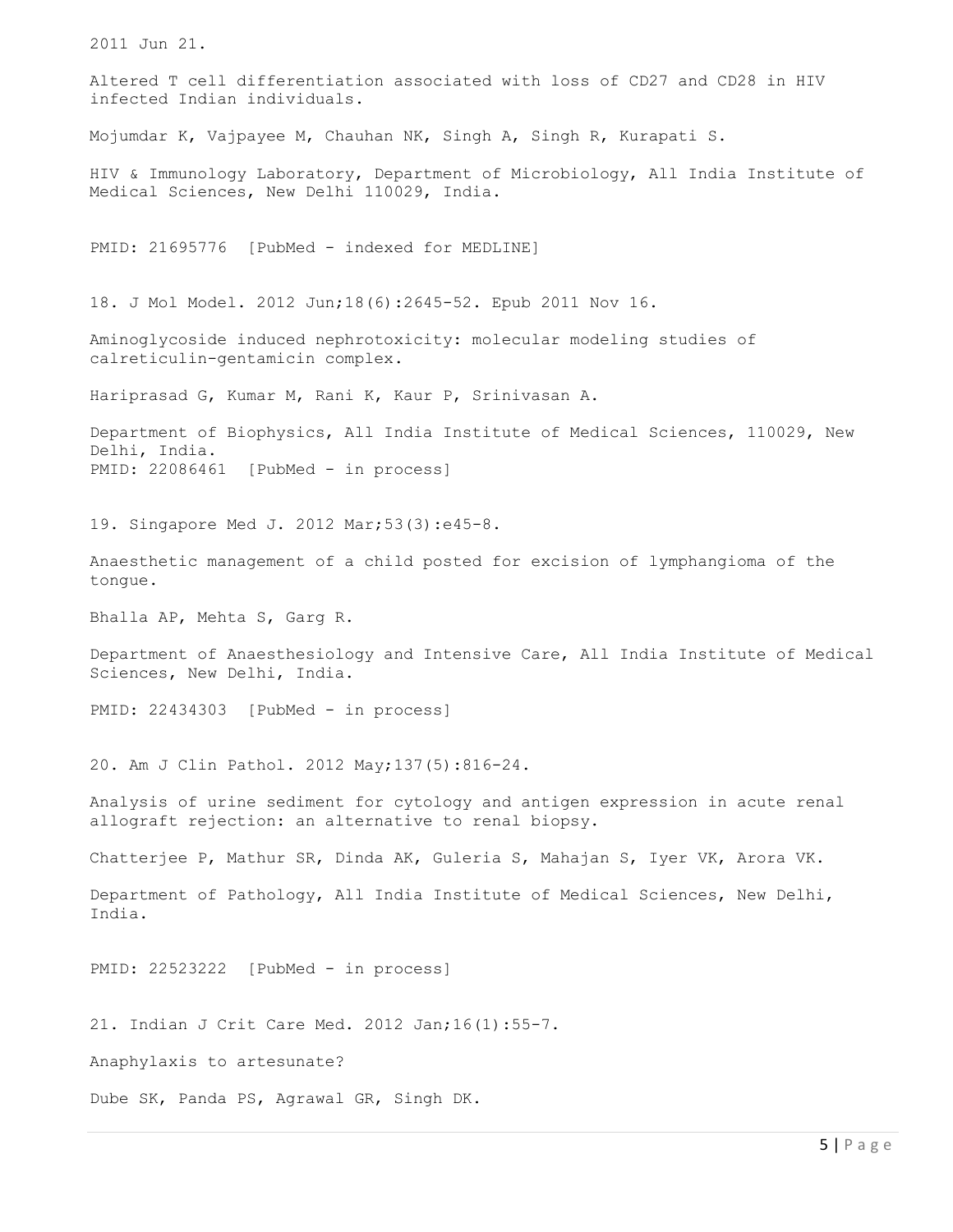2011 Jun 21.

Altered T cell differentiation associated with loss of CD27 and CD28 in HIV infected Indian individuals.

Mojumdar K, Vajpayee M, Chauhan NK, Singh A, Singh R, Kurapati S.

HIV & Immunology Laboratory, Department of Microbiology, All India Institute of Medical Sciences, New Delhi 110029, India.

PMID: 21695776 [PubMed - indexed for MEDLINE]

18. J Mol Model. 2012 Jun;18(6):2645-52. Epub 2011 Nov 16.

Aminoglycoside induced nephrotoxicity: molecular modeling studies of calreticulin-gentamicin complex.

Hariprasad G, Kumar M, Rani K, Kaur P, Srinivasan A.

Department of Biophysics, All India Institute of Medical Sciences, 110029, New Delhi, India.
PMID: 22086461 [PubMed - in process]

19. Singapore Med J. 2012 Mar;53(3):e45-8.

Anaesthetic management of a child posted for excision of lymphangioma of the tongue.

Bhalla AP, Mehta S, Garg R.

Department of Anaesthesiology and Intensive Care, All India Institute of Medical Sciences, New Delhi, India.

PMID: 22434303 [PubMed - in process]

20. Am J Clin Pathol. 2012 May;137(5):816-24.

Analysis of urine sediment for cytology and antigen expression in acute renal allograft rejection: an alternative to renal biopsy.

Chatterjee P, Mathur SR, Dinda AK, Guleria S, Mahajan S, Iyer VK, Arora VK.

Department of Pathology, All India Institute of Medical Sciences, New Delhi, India.

PMID: 22523222 [PubMed - in process]

21. Indian J Crit Care Med. 2012 Jan;16(1):55-7.

Anaphylaxis to artesunate?

Dube SK, Panda PS, Agrawal GR, Singh DK.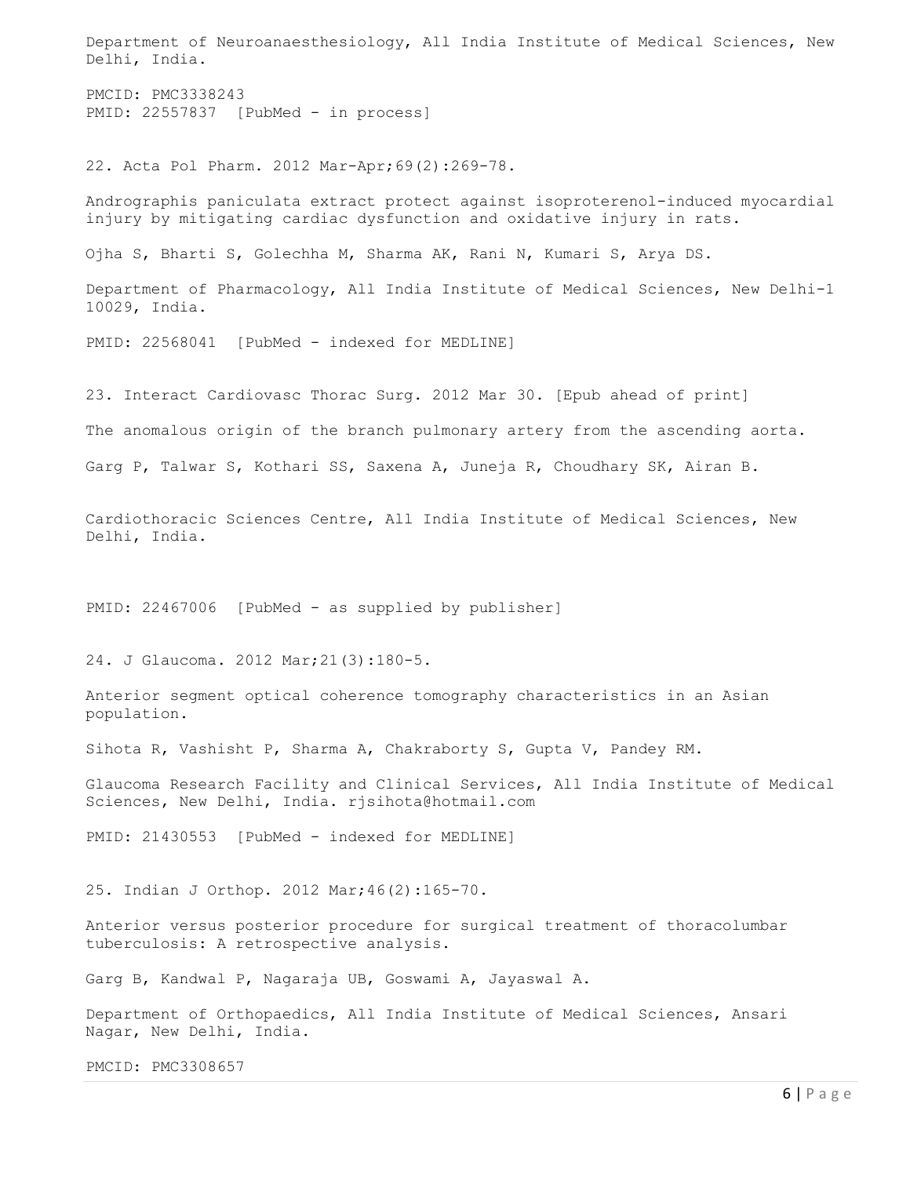Department of Neuroanaesthesiology, All India Institute of Medical Sciences, New Delhi, India.

PMCID: PMC3338243
PMID: 22557837 [PubMed - in process]

22. Acta Pol Pharm. 2012 Mar-Apr;69(2):269-78.

Andrographis paniculata extract protect against isoproterenol-induced myocardial injury by mitigating cardiac dysfunction and oxidative injury in rats.

Ojha S, Bharti S, Golechha M, Sharma AK, Rani N, Kumari S, Arya DS.

Department of Pharmacology, All India Institute of Medical Sciences, New Delhi-1 10029, India.

PMID: 22568041 [PubMed - indexed for MEDLINE]

23. Interact Cardiovasc Thorac Surg. 2012 Mar 30. [Epub ahead of print]

The anomalous origin of the branch pulmonary artery from the ascending aorta.

Garg P, Talwar S, Kothari SS, Saxena A, Juneja R, Choudhary SK, Airan B.

Cardiothoracic Sciences Centre, All India Institute of Medical Sciences, New Delhi, India.

PMID: 22467006 [PubMed - as supplied by publisher]

24. J Glaucoma. 2012 Mar;21(3):180-5.

Anterior segment optical coherence tomography characteristics in an Asian population.

Sihota R, Vashisht P, Sharma A, Chakraborty S, Gupta V, Pandey RM.

Glaucoma Research Facility and Clinical Services, All India Institute of Medical Sciences, New Delhi, India. rjsihota@hotmail.com

PMID: 21430553 [PubMed - indexed for MEDLINE]

25. Indian J Orthop. 2012 Mar;46(2):165-70.

Anterior versus posterior procedure for surgical treatment of thoracolumbar tuberculosis: A retrospective analysis.

Garg B, Kandwal P, Nagaraja UB, Goswami A, Jayaswal A.

Department of Orthopaedics, All India Institute of Medical Sciences, Ansari Nagar, New Delhi, India.

PMCID: PMC3308657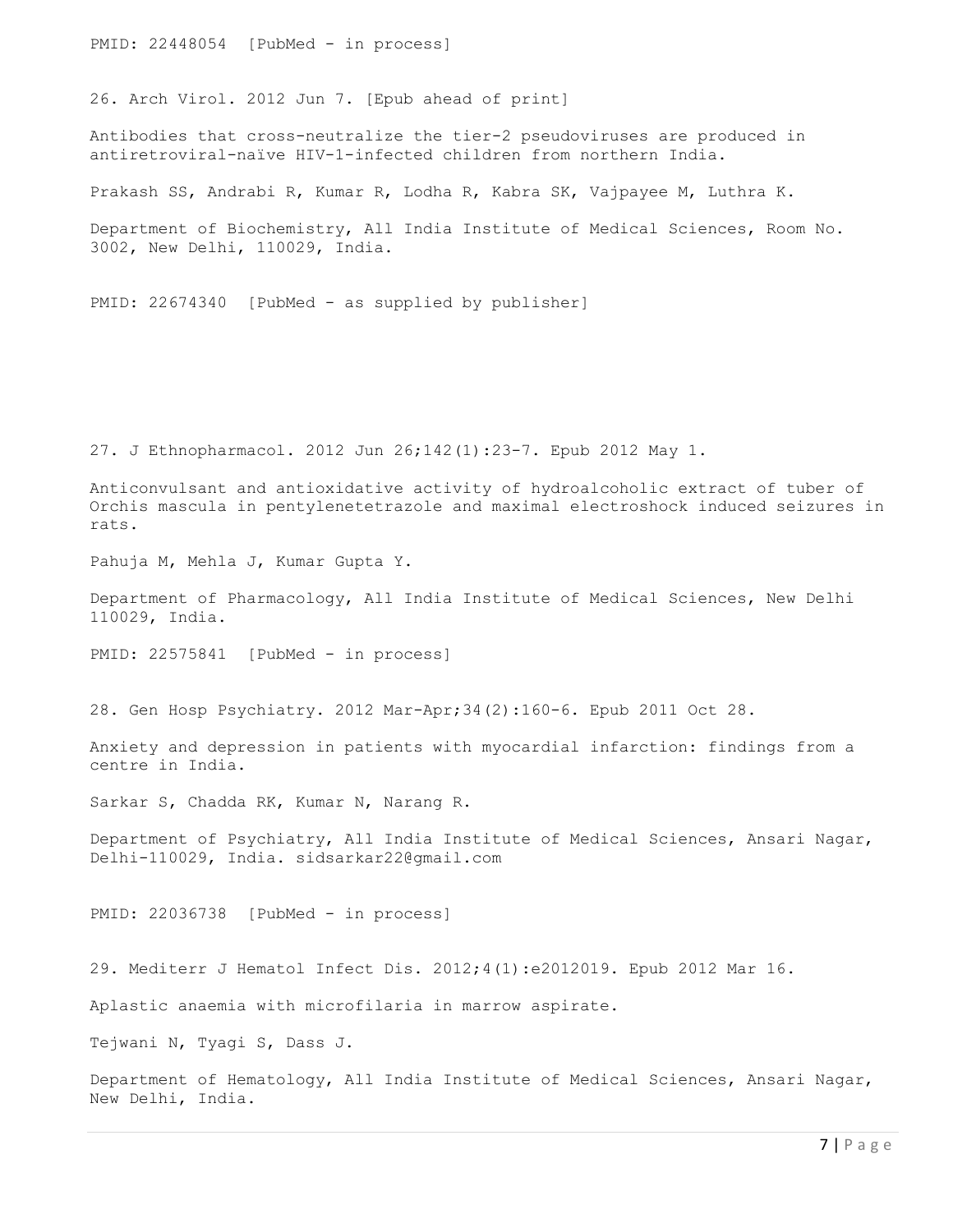PMID: 22448054 [PubMed - in process]

26. Arch Virol. 2012 Jun 7. [Epub ahead of print]

Antibodies that cross-neutralize the tier-2 pseudoviruses are produced in antiretroviral-naïve HIV-1-infected children from northern India.

Prakash SS, Andrabi R, Kumar R, Lodha R, Kabra SK, Vajpayee M, Luthra K.

Department of Biochemistry, All India Institute of Medical Sciences, Room No. 3002, New Delhi, 110029, India.

PMID: 22674340 [PubMed - as supplied by publisher]

27. J Ethnopharmacol. 2012 Jun 26;142(1):23-7. Epub 2012 May 1.

Anticonvulsant and antioxidative activity of hydroalcoholic extract of tuber of Orchis mascula in pentylenetetrazole and maximal electroshock induced seizures in rats.

Pahuja M, Mehla J, Kumar Gupta Y.

Department of Pharmacology, All India Institute of Medical Sciences, New Delhi 110029, India.

PMID: 22575841 [PubMed - in process]

28. Gen Hosp Psychiatry. 2012 Mar-Apr;34(2):160-6. Epub 2011 Oct 28.

Anxiety and depression in patients with myocardial infarction: findings from a centre in India.

Sarkar S, Chadda RK, Kumar N, Narang R.

Department of Psychiatry, All India Institute of Medical Sciences, Ansari Nagar, Delhi-110029, India. sidsarkar22@gmail.com

PMID: 22036738 [PubMed - in process]

29. Mediterr J Hematol Infect Dis. 2012;4(1):e2012019. Epub 2012 Mar 16.

Aplastic anaemia with microfilaria in marrow aspirate.

Tejwani N, Tyagi S, Dass J.

Department of Hematology, All India Institute of Medical Sciences, Ansari Nagar, New Delhi, India.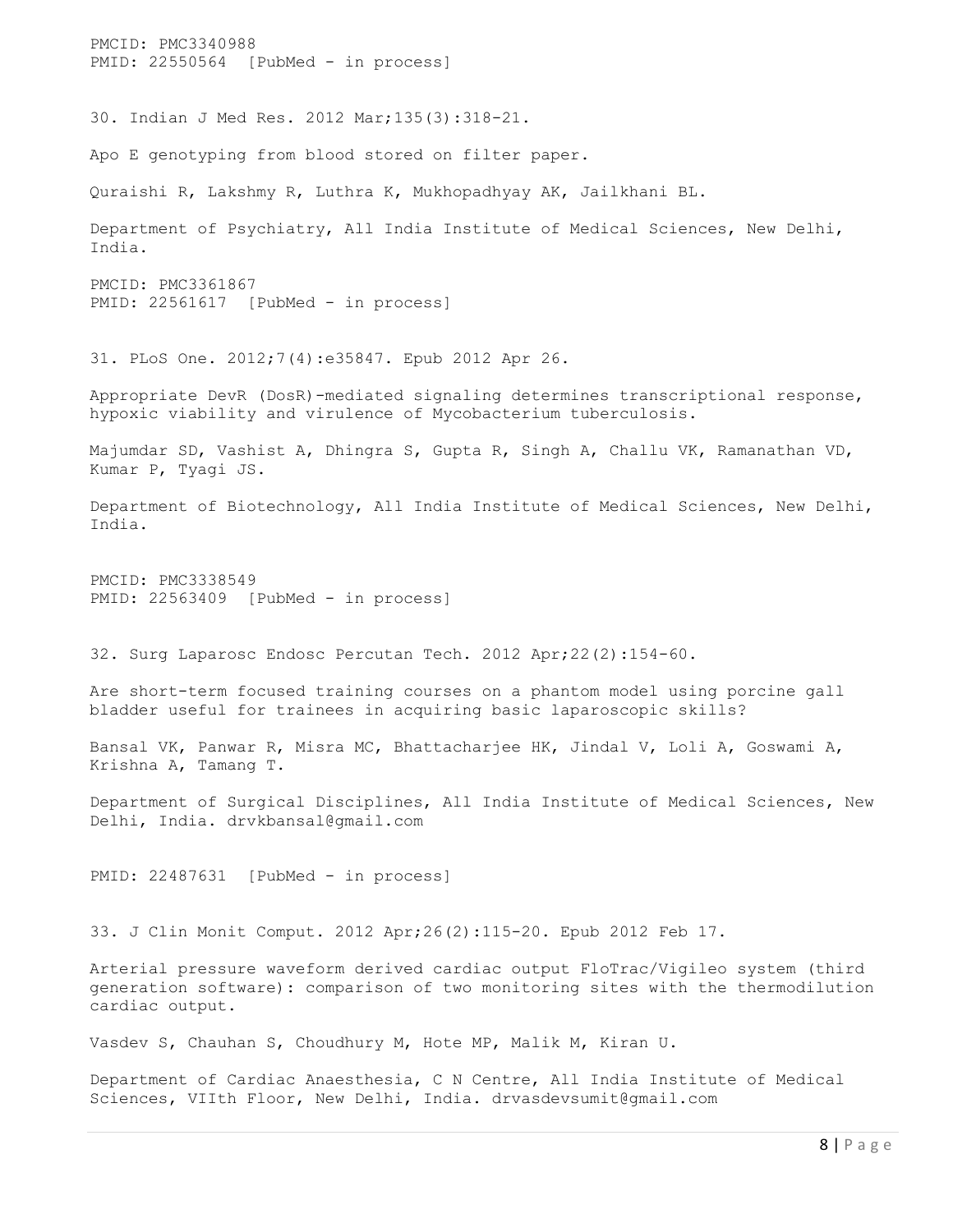PMCID: PMC3340988
PMID: 22550564 [PubMed - in process]

30. Indian J Med Res. 2012 Mar;135(3):318-21.

Apo E genotyping from blood stored on filter paper.

Quraishi R, Lakshmy R, Luthra K, Mukhopadhyay AK, Jailkhani BL.

Department of Psychiatry, All India Institute of Medical Sciences, New Delhi, India.

PMCID: PMC3361867
PMID: 22561617 [PubMed - in process]

31. PLoS One. 2012;7(4):e35847. Epub 2012 Apr 26.

Appropriate DevR (DosR)-mediated signaling determines transcriptional response, hypoxic viability and virulence of Mycobacterium tuberculosis.

Majumdar SD, Vashist A, Dhingra S, Gupta R, Singh A, Challu VK, Ramanathan VD, Kumar P, Tyagi JS.

Department of Biotechnology, All India Institute of Medical Sciences, New Delhi, India.

PMCID: PMC3338549
PMID: 22563409 [PubMed - in process]

32. Surg Laparosc Endosc Percutan Tech. 2012 Apr;22(2):154-60.

Are short-term focused training courses on a phantom model using porcine gall bladder useful for trainees in acquiring basic laparoscopic skills?

Bansal VK, Panwar R, Misra MC, Bhattacharjee HK, Jindal V, Loli A, Goswami A, Krishna A, Tamang T.

Department of Surgical Disciplines, All India Institute of Medical Sciences, New Delhi, India. drvkbansal@gmail.com

PMID: 22487631 [PubMed - in process]

33. J Clin Monit Comput. 2012 Apr;26(2):115-20. Epub 2012 Feb 17.

Arterial pressure waveform derived cardiac output FloTrac/Vigileo system (third generation software): comparison of two monitoring sites with the thermodilution cardiac output.

Vasdev S, Chauhan S, Choudhury M, Hote MP, Malik M, Kiran U.

Department of Cardiac Anaesthesia, C N Centre, All India Institute of Medical Sciences, VIIth Floor, New Delhi, India. drvasdevsumit@gmail.com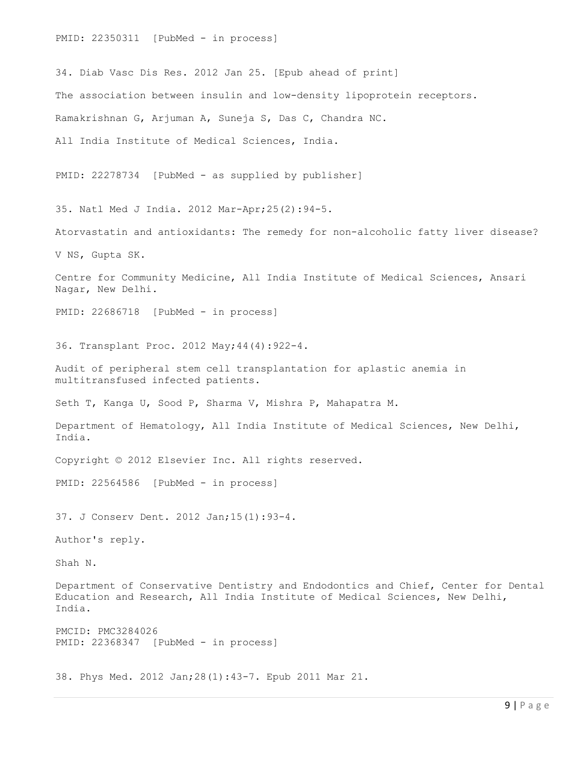PMID: 22350311 [PubMed - in process]

34. Diab Vasc Dis Res. 2012 Jan 25. [Epub ahead of print]

The association between insulin and low-density lipoprotein receptors.

Ramakrishnan G, Arjuman A, Suneja S, Das C, Chandra NC.

All India Institute of Medical Sciences, India.

PMID: 22278734 [PubMed - as supplied by publisher]

35. Natl Med J India. 2012 Mar-Apr;25(2):94-5.

Atorvastatin and antioxidants: The remedy for non-alcoholic fatty liver disease?

V NS, Gupta SK.

Centre for Community Medicine, All India Institute of Medical Sciences, Ansari Nagar, New Delhi.

PMID: 22686718 [PubMed - in process]

36. Transplant Proc. 2012 May;44(4):922-4.

Audit of peripheral stem cell transplantation for aplastic anemia in multitransfused infected patients.

Seth T, Kanga U, Sood P, Sharma V, Mishra P, Mahapatra M.

Department of Hematology, All India Institute of Medical Sciences, New Delhi, India.

Copyright © 2012 Elsevier Inc. All rights reserved.

PMID: 22564586 [PubMed - in process]

37. J Conserv Dent. 2012 Jan;15(1):93-4.

Author's reply.

Shah N.

Department of Conservative Dentistry and Endodontics and Chief, Center for Dental Education and Research, All India Institute of Medical Sciences, New Delhi, India.

PMCID: PMC3284026
PMID: 22368347 [PubMed - in process]

38. Phys Med. 2012 Jan;28(1):43-7. Epub 2011 Mar 21.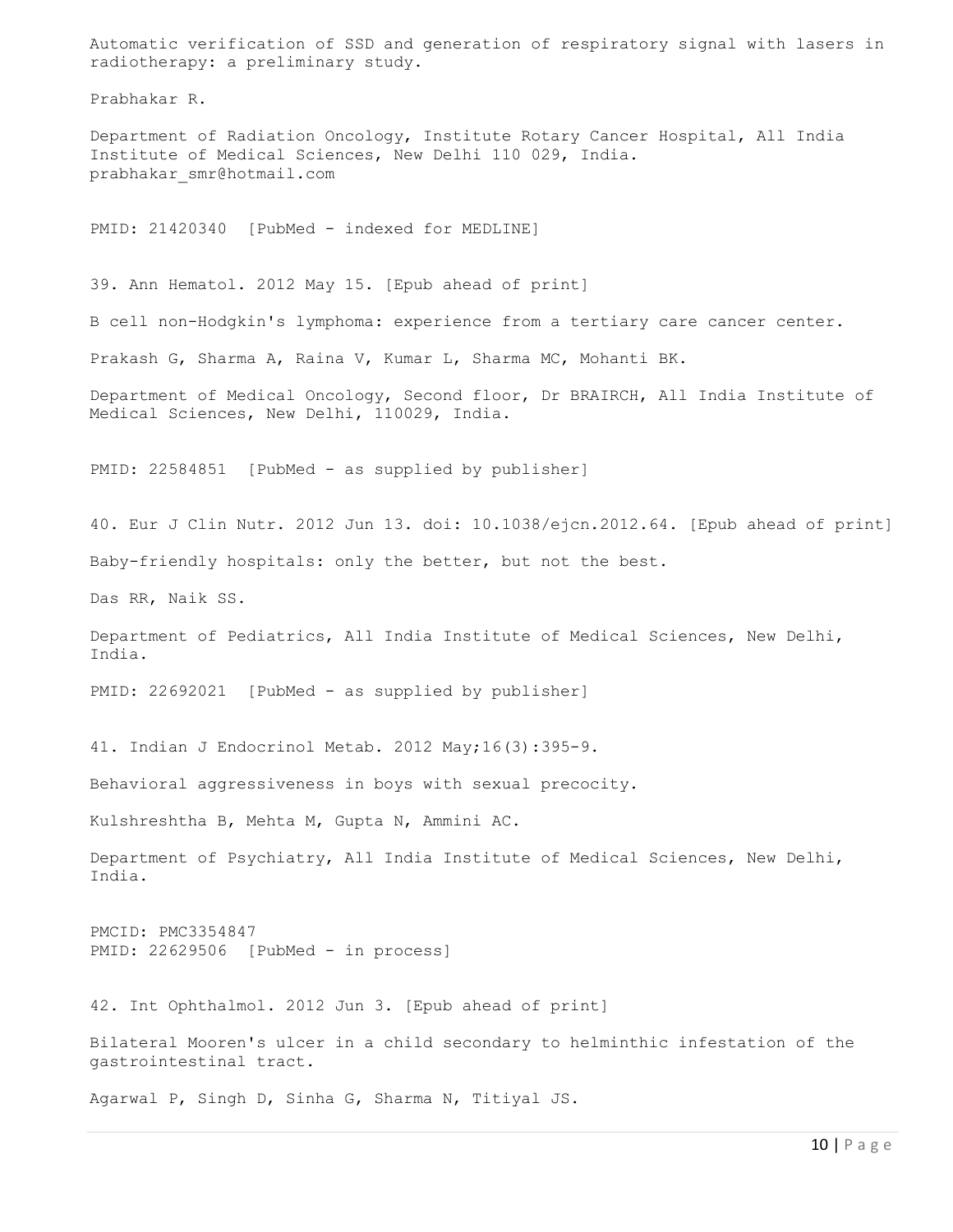Automatic verification of SSD and generation of respiratory signal with lasers in radiotherapy: a preliminary study.

Prabhakar R.

Department of Radiation Oncology, Institute Rotary Cancer Hospital, All India Institute of Medical Sciences, New Delhi 110 029, India. prabhakar_smr@hotmail.com

PMID: 21420340 [PubMed - indexed for MEDLINE]

39. Ann Hematol. 2012 May 15. [Epub ahead of print]

B cell non-Hodgkin's lymphoma: experience from a tertiary care cancer center.

Prakash G, Sharma A, Raina V, Kumar L, Sharma MC, Mohanti BK.

Department of Medical Oncology, Second floor, Dr BRAIRCH, All India Institute of Medical Sciences, New Delhi, 110029, India.

PMID: 22584851 [PubMed - as supplied by publisher]

40. Eur J Clin Nutr. 2012 Jun 13. doi: 10.1038/ejcn.2012.64. [Epub ahead of print]

Baby-friendly hospitals: only the better, but not the best.

Das RR, Naik SS.

Department of Pediatrics, All India Institute of Medical Sciences, New Delhi, India.

PMID: 22692021 [PubMed - as supplied by publisher]

41. Indian J Endocrinol Metab. 2012 May;16(3):395-9.

Behavioral aggressiveness in boys with sexual precocity.

Kulshreshtha B, Mehta M, Gupta N, Ammini AC.

Department of Psychiatry, All India Institute of Medical Sciences, New Delhi, India.

PMCID: PMC3354847
PMID: 22629506 [PubMed - in process]

42. Int Ophthalmol. 2012 Jun 3. [Epub ahead of print]

Bilateral Mooren's ulcer in a child secondary to helminthic infestation of the gastrointestinal tract.

Agarwal P, Singh D, Sinha G, Sharma N, Titiyal JS.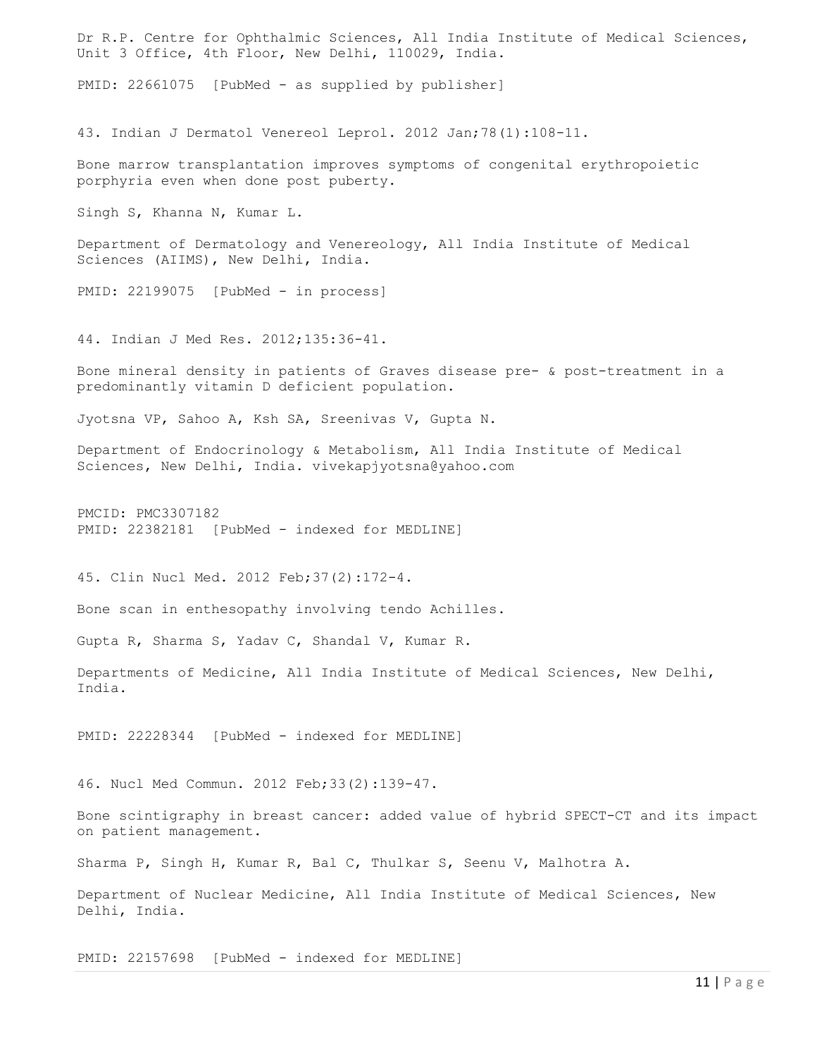Dr R.P. Centre for Ophthalmic Sciences, All India Institute of Medical Sciences, Unit 3 Office, 4th Floor, New Delhi, 110029, India.

PMID: 22661075 [PubMed - as supplied by publisher]

43. Indian J Dermatol Venereol Leprol. 2012 Jan;78(1):108-11.

Bone marrow transplantation improves symptoms of congenital erythropoietic porphyria even when done post puberty.

Singh S, Khanna N, Kumar L.

Department of Dermatology and Venereology, All India Institute of Medical Sciences (AIIMS), New Delhi, India.

PMID: 22199075 [PubMed - in process]

44. Indian J Med Res. 2012;135:36-41.

Bone mineral density in patients of Graves disease pre- & post-treatment in a predominantly vitamin D deficient population.

Jyotsna VP, Sahoo A, Ksh SA, Sreenivas V, Gupta N.

Department of Endocrinology & Metabolism, All India Institute of Medical Sciences, New Delhi, India. vivekapjyotsna@yahoo.com

PMCID: PMC3307182
PMID: 22382181 [PubMed - indexed for MEDLINE]

45. Clin Nucl Med. 2012 Feb;37(2):172-4.

Bone scan in enthesopathy involving tendo Achilles.

Gupta R, Sharma S, Yadav C, Shandal V, Kumar R.

Departments of Medicine, All India Institute of Medical Sciences, New Delhi, India.

PMID: 22228344 [PubMed - indexed for MEDLINE]

46. Nucl Med Commun. 2012 Feb;33(2):139-47.

Bone scintigraphy in breast cancer: added value of hybrid SPECT-CT and its impact on patient management.

Sharma P, Singh H, Kumar R, Bal C, Thulkar S, Seenu V, Malhotra A.

Department of Nuclear Medicine, All India Institute of Medical Sciences, New Delhi, India.

PMID: 22157698 [PubMed - indexed for MEDLINE]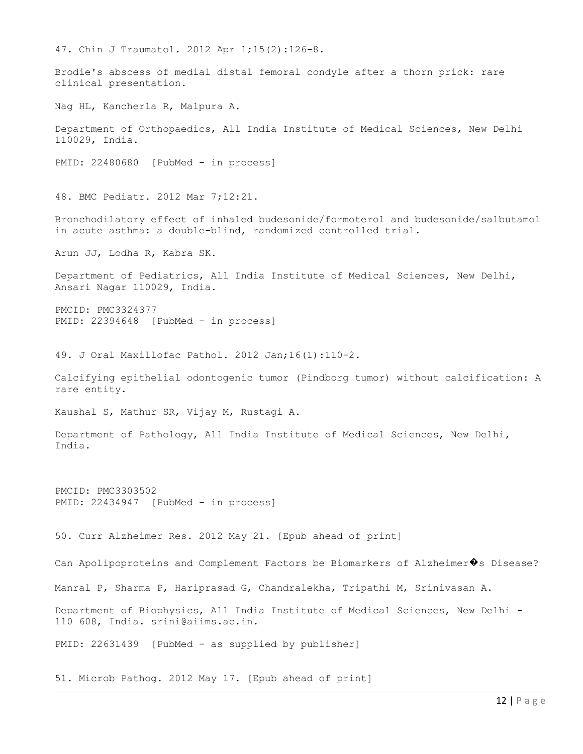47. Chin J Traumatol. 2012 Apr 1;15(2):126-8.

Brodie's abscess of medial distal femoral condyle after a thorn prick: rare clinical presentation.

Nag HL, Kancherla R, Malpura A.

Department of Orthopaedics, All India Institute of Medical Sciences, New Delhi 110029, India.

PMID: 22480680 [PubMed - in process]

48. BMC Pediatr. 2012 Mar 7;12:21.

Bronchodilatory effect of inhaled budesonide/formoterol and budesonide/salbutamol in acute asthma: a double-blind, randomized controlled trial.

Arun JJ, Lodha R, Kabra SK.

Department of Pediatrics, All India Institute of Medical Sciences, New Delhi, Ansari Nagar 110029, India.

PMCID: PMC3324377
PMID: 22394648 [PubMed - in process]

49. J Oral Maxillofac Pathol. 2012 Jan;16(1):110-2.

Calcifying epithelial odontogenic tumor (Pindborg tumor) without calcification: A rare entity.

Kaushal S, Mathur SR, Vijay M, Rustagi A.

Department of Pathology, All India Institute of Medical Sciences, New Delhi, India.

PMCID: PMC3303502
PMID: 22434947 [PubMed - in process]

50. Curr Alzheimer Res. 2012 May 21. [Epub ahead of print]

Can Apolipoproteins and Complement Factors be Biomarkers of Alzheimer�s Disease?

Manral P, Sharma P, Hariprasad G, Chandralekha, Tripathi M, Srinivasan A.

Department of Biophysics, All India Institute of Medical Sciences, New Delhi - 110 608, India. srini@aiims.ac.in.

PMID: 22631439 [PubMed - as supplied by publisher]

51. Microb Pathog. 2012 May 17. [Epub ahead of print]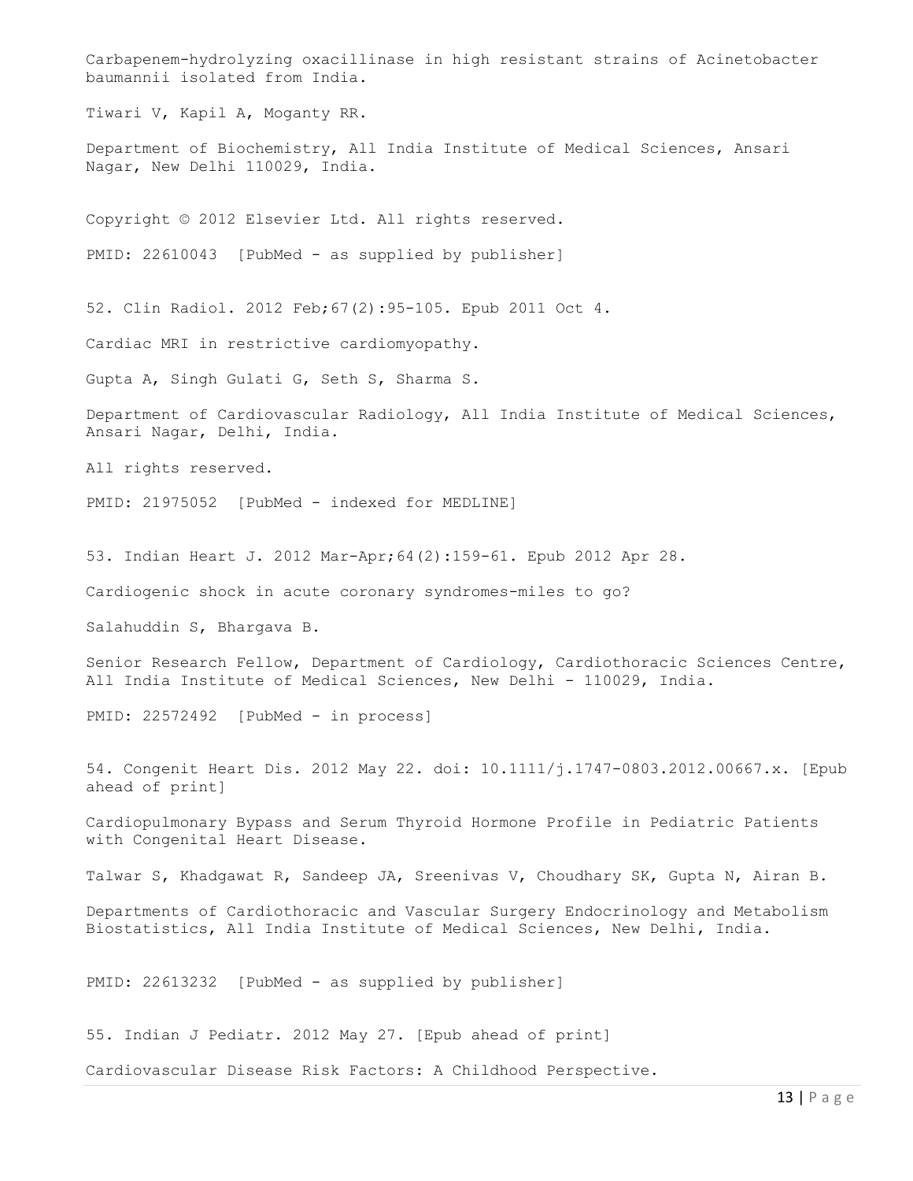Carbapenem-hydrolyzing oxacillinase in high resistant strains of Acinetobacter baumannii isolated from India.

Tiwari V, Kapil A, Moganty RR.

Department of Biochemistry, All India Institute of Medical Sciences, Ansari Nagar, New Delhi 110029, India.

Copyright © 2012 Elsevier Ltd. All rights reserved.

PMID: 22610043 [PubMed - as supplied by publisher]

52. Clin Radiol. 2012 Feb;67(2):95-105. Epub 2011 Oct 4.

Cardiac MRI in restrictive cardiomyopathy.

Gupta A, Singh Gulati G, Seth S, Sharma S.

Department of Cardiovascular Radiology, All India Institute of Medical Sciences, Ansari Nagar, Delhi, India.

All rights reserved.

PMID: 21975052 [PubMed - indexed for MEDLINE]

53. Indian Heart J. 2012 Mar-Apr;64(2):159-61. Epub 2012 Apr 28.

Cardiogenic shock in acute coronary syndromes-miles to go?

Salahuddin S, Bhargava B.

Senior Research Fellow, Department of Cardiology, Cardiothoracic Sciences Centre, All India Institute of Medical Sciences, New Delhi - 110029, India.

PMID: 22572492 [PubMed - in process]

54. Congenit Heart Dis. 2012 May 22. doi: 10.1111/j.1747-0803.2012.00667.x. [Epub ahead of print]

Cardiopulmonary Bypass and Serum Thyroid Hormone Profile in Pediatric Patients with Congenital Heart Disease.

Talwar S, Khadgawat R, Sandeep JA, Sreenivas V, Choudhary SK, Gupta N, Airan B.

Departments of Cardiothoracic and Vascular Surgery Endocrinology and Metabolism Biostatistics, All India Institute of Medical Sciences, New Delhi, India.

PMID: 22613232 [PubMed - as supplied by publisher]

55. Indian J Pediatr. 2012 May 27. [Epub ahead of print]

Cardiovascular Disease Risk Factors: A Childhood Perspective.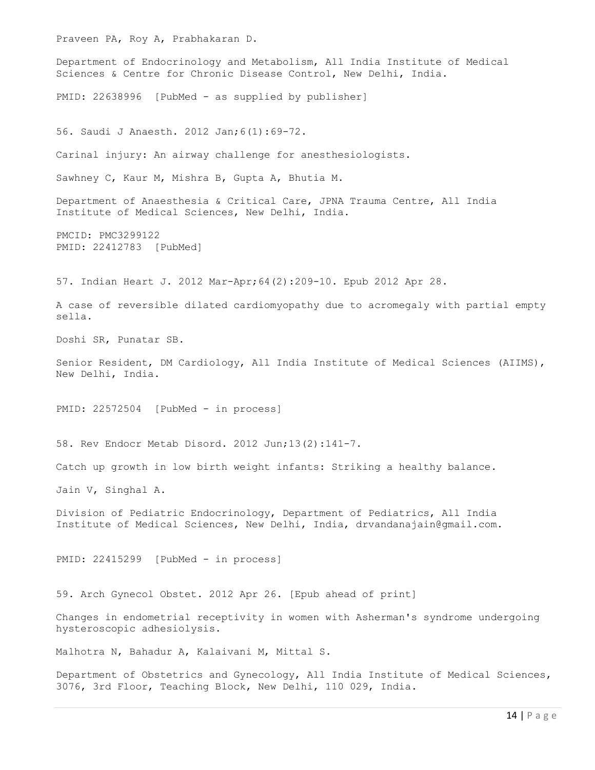Praveen PA, Roy A, Prabhakaran D.

Department of Endocrinology and Metabolism, All India Institute of Medical Sciences & Centre for Chronic Disease Control, New Delhi, India.

PMID: 22638996 [PubMed - as supplied by publisher]

56. Saudi J Anaesth. 2012 Jan;6(1):69-72.

Carinal injury: An airway challenge for anesthesiologists.

Sawhney C, Kaur M, Mishra B, Gupta A, Bhutia M.

Department of Anaesthesia & Critical Care, JPNA Trauma Centre, All India Institute of Medical Sciences, New Delhi, India.

PMCID: PMC3299122
PMID: 22412783 [PubMed]

57. Indian Heart J. 2012 Mar-Apr;64(2):209-10. Epub 2012 Apr 28.

A case of reversible dilated cardiomyopathy due to acromegaly with partial empty sella.

Doshi SR, Punatar SB.

Senior Resident, DM Cardiology, All India Institute of Medical Sciences (AIIMS), New Delhi, India.

PMID: 22572504 [PubMed - in process]

58. Rev Endocr Metab Disord. 2012 Jun;13(2):141-7.

Catch up growth in low birth weight infants: Striking a healthy balance.

Jain V, Singhal A.

Division of Pediatric Endocrinology, Department of Pediatrics, All India Institute of Medical Sciences, New Delhi, India, drvandanajain@gmail.com.

PMID: 22415299 [PubMed - in process]

59. Arch Gynecol Obstet. 2012 Apr 26. [Epub ahead of print]

Changes in endometrial receptivity in women with Asherman's syndrome undergoing hysteroscopic adhesiolysis.

Malhotra N, Bahadur A, Kalaivani M, Mittal S.

Department of Obstetrics and Gynecology, All India Institute of Medical Sciences, 3076, 3rd Floor, Teaching Block, New Delhi, 110 029, India.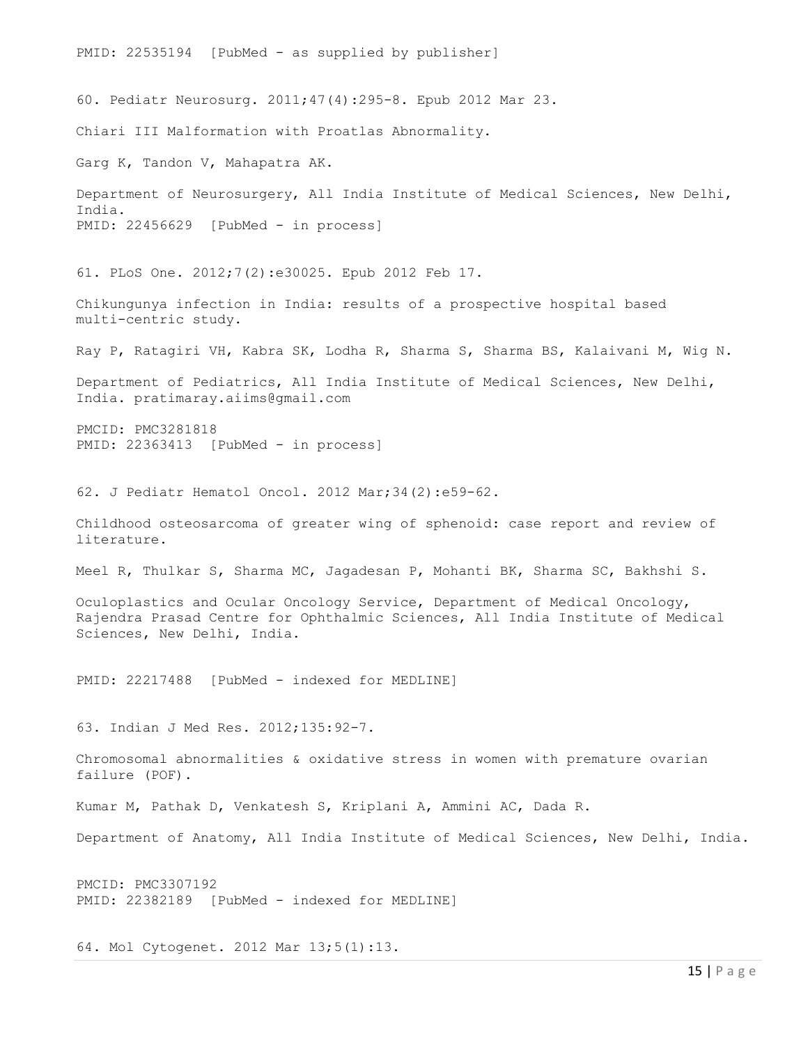PMID: 22535194 [PubMed - as supplied by publisher]

60. Pediatr Neurosurg. 2011;47(4):295-8. Epub 2012 Mar 23.

Chiari III Malformation with Proatlas Abnormality.

Garg K, Tandon V, Mahapatra AK.

Department of Neurosurgery, All India Institute of Medical Sciences, New Delhi, India.
PMID: 22456629 [PubMed - in process]

61. PLoS One. 2012;7(2):e30025. Epub 2012 Feb 17.

Chikungunya infection in India: results of a prospective hospital based multi-centric study.

Ray P, Ratagiri VH, Kabra SK, Lodha R, Sharma S, Sharma BS, Kalaivani M, Wig N.

Department of Pediatrics, All India Institute of Medical Sciences, New Delhi, India. pratimaray.aiims@gmail.com

PMCID: PMC3281818
PMID: 22363413 [PubMed - in process]

62. J Pediatr Hematol Oncol. 2012 Mar;34(2):e59-62.

Childhood osteosarcoma of greater wing of sphenoid: case report and review of literature.

Meel R, Thulkar S, Sharma MC, Jagadesan P, Mohanti BK, Sharma SC, Bakhshi S.

Oculoplastics and Ocular Oncology Service, Department of Medical Oncology, Rajendra Prasad Centre for Ophthalmic Sciences, All India Institute of Medical Sciences, New Delhi, India.

PMID: 22217488 [PubMed - indexed for MEDLINE]

63. Indian J Med Res. 2012;135:92-7.

Chromosomal abnormalities & oxidative stress in women with premature ovarian failure (POF).

Kumar M, Pathak D, Venkatesh S, Kriplani A, Ammini AC, Dada R.

Department of Anatomy, All India Institute of Medical Sciences, New Delhi, India.

PMCID: PMC3307192
PMID: 22382189 [PubMed - indexed for MEDLINE]

64. Mol Cytogenet. 2012 Mar 13;5(1):13.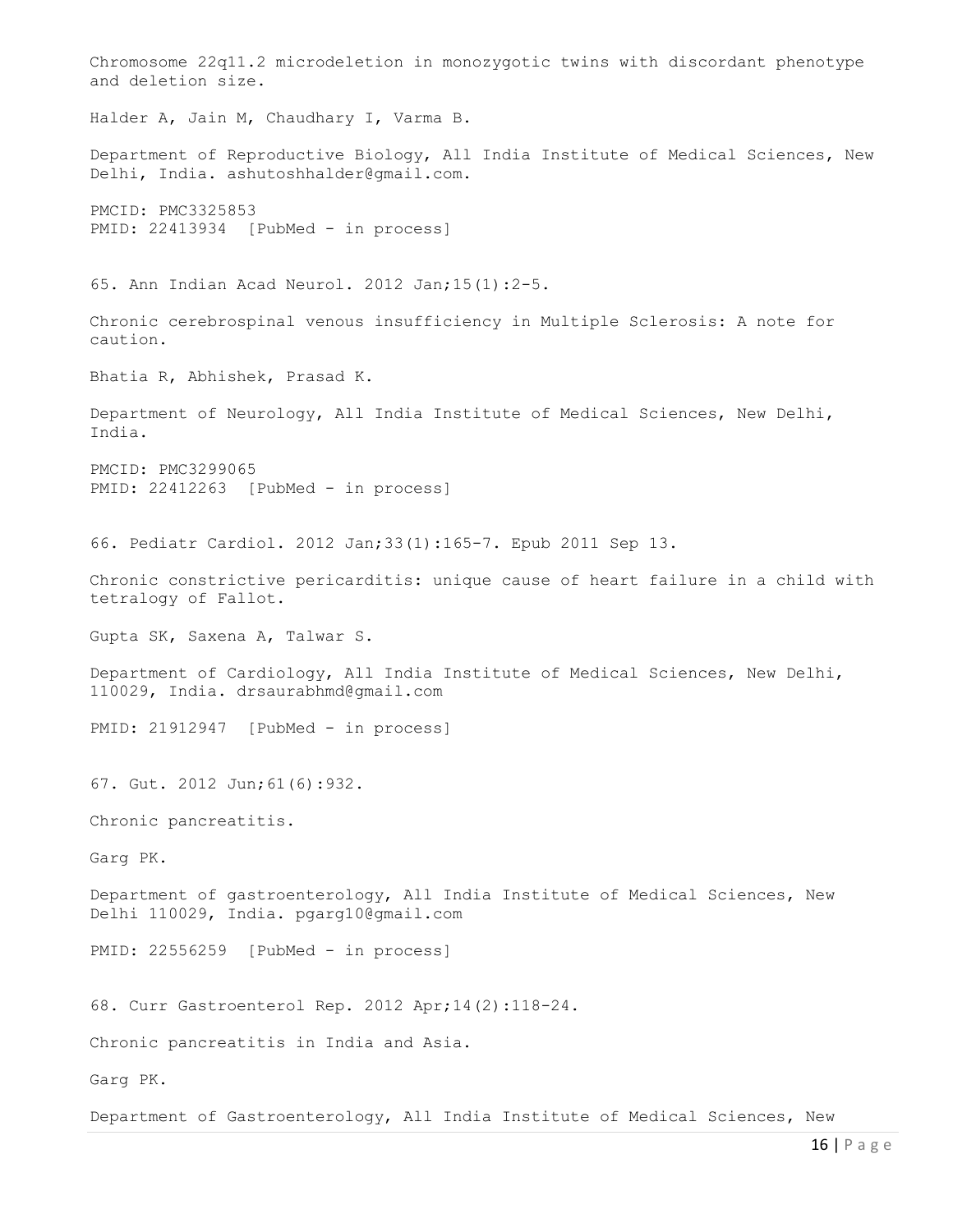Chromosome 22q11.2 microdeletion in monozygotic twins with discordant phenotype and deletion size.

Halder A, Jain M, Chaudhary I, Varma B.

Department of Reproductive Biology, All India Institute of Medical Sciences, New Delhi, India. ashutoshhalder@gmail.com.

PMCID: PMC3325853
PMID: 22413934 [PubMed - in process]

65. Ann Indian Acad Neurol. 2012 Jan;15(1):2-5.

Chronic cerebrospinal venous insufficiency in Multiple Sclerosis: A note for caution.

Bhatia R, Abhishek, Prasad K.

Department of Neurology, All India Institute of Medical Sciences, New Delhi, India.

PMCID: PMC3299065
PMID: 22412263 [PubMed - in process]

66. Pediatr Cardiol. 2012 Jan;33(1):165-7. Epub 2011 Sep 13.

Chronic constrictive pericarditis: unique cause of heart failure in a child with tetralogy of Fallot.

Gupta SK, Saxena A, Talwar S.

Department of Cardiology, All India Institute of Medical Sciences, New Delhi, 110029, India. drsaurabhmd@gmail.com

PMID: 21912947 [PubMed - in process]

67. Gut. 2012 Jun;61(6):932.

Chronic pancreatitis.

Garg PK.

Department of gastroenterology, All India Institute of Medical Sciences, New Delhi 110029, India. pgarg10@gmail.com

PMID: 22556259 [PubMed - in process]

68. Curr Gastroenterol Rep. 2012 Apr;14(2):118-24.

Chronic pancreatitis in India and Asia.

Garg PK.

Department of Gastroenterology, All India Institute of Medical Sciences, New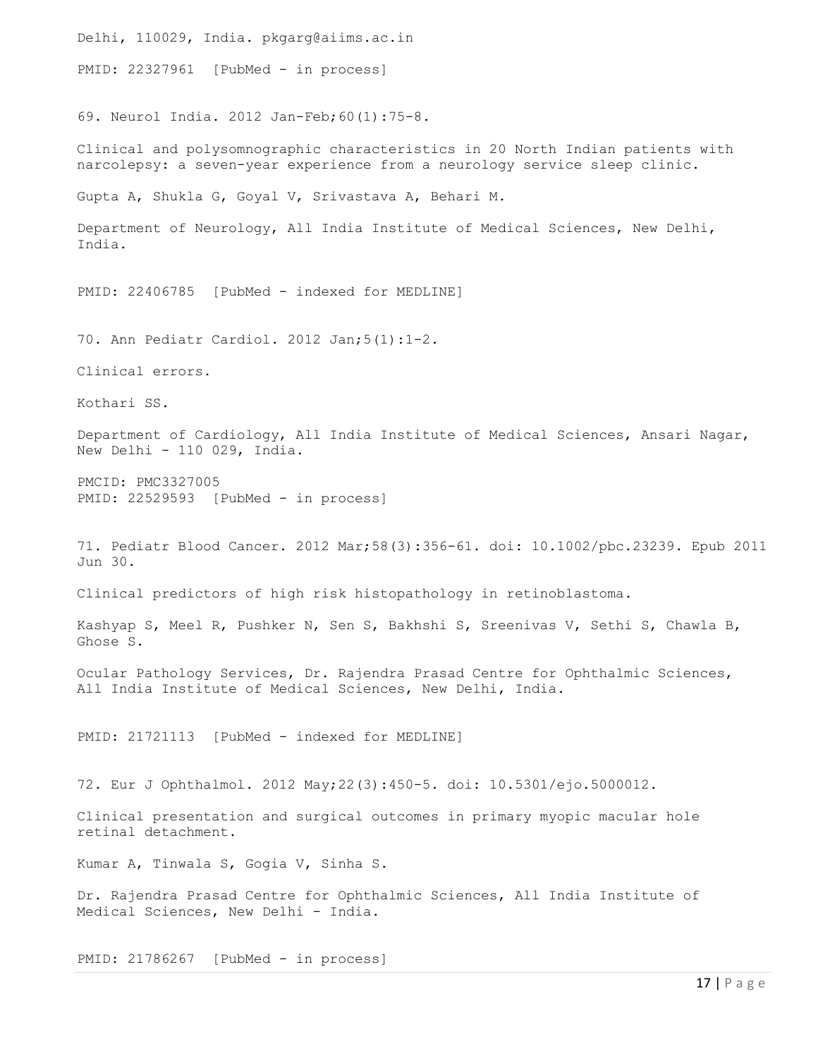Delhi, 110029, India. pkgarg@aiims.ac.in

PMID: 22327961 [PubMed - in process]

69. Neurol India. 2012 Jan-Feb;60(1):75-8.

Clinical and polysomnographic characteristics in 20 North Indian patients with narcolepsy: a seven-year experience from a neurology service sleep clinic.

Gupta A, Shukla G, Goyal V, Srivastava A, Behari M.

Department of Neurology, All India Institute of Medical Sciences, New Delhi, India.

PMID: 22406785 [PubMed - indexed for MEDLINE]

70. Ann Pediatr Cardiol. 2012 Jan;5(1):1-2.

Clinical errors.

Kothari SS.

Department of Cardiology, All India Institute of Medical Sciences, Ansari Nagar, New Delhi - 110 029, India.

PMCID: PMC3327005
PMID: 22529593 [PubMed - in process]

71. Pediatr Blood Cancer. 2012 Mar;58(3):356-61. doi: 10.1002/pbc.23239. Epub 2011 Jun 30.

Clinical predictors of high risk histopathology in retinoblastoma.

Kashyap S, Meel R, Pushker N, Sen S, Bakhshi S, Sreenivas V, Sethi S, Chawla B, Ghose S.

Ocular Pathology Services, Dr. Rajendra Prasad Centre for Ophthalmic Sciences, All India Institute of Medical Sciences, New Delhi, India.

PMID: 21721113 [PubMed - indexed for MEDLINE]

72. Eur J Ophthalmol. 2012 May;22(3):450-5. doi: 10.5301/ejo.5000012.

Clinical presentation and surgical outcomes in primary myopic macular hole retinal detachment.

Kumar A, Tinwala S, Gogia V, Sinha S.

Dr. Rajendra Prasad Centre for Ophthalmic Sciences, All India Institute of Medical Sciences, New Delhi - India.

PMID: 21786267 [PubMed - in process]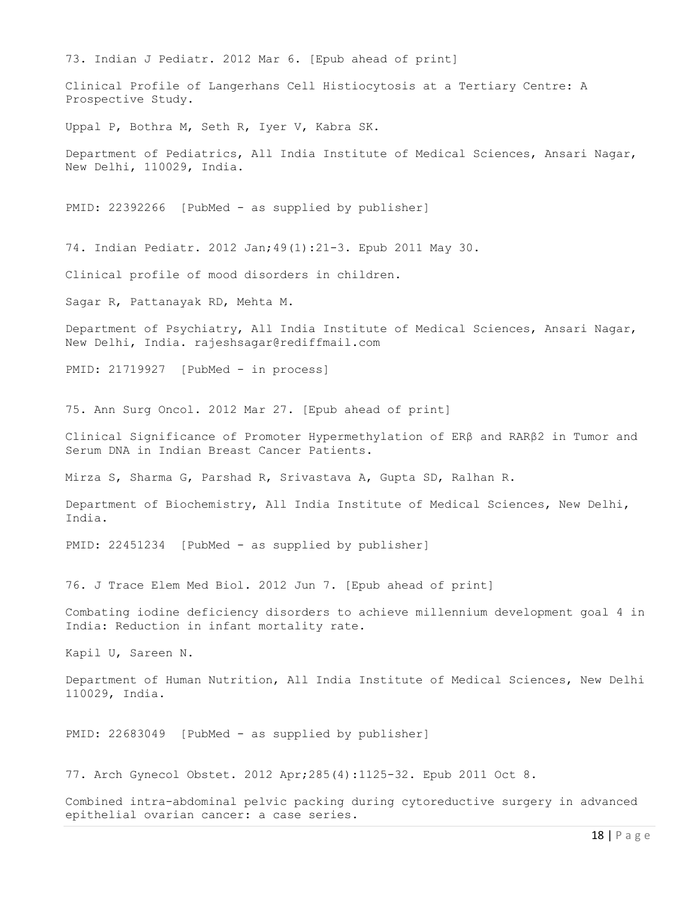73. Indian J Pediatr. 2012 Mar 6. [Epub ahead of print]

Clinical Profile of Langerhans Cell Histiocytosis at a Tertiary Centre: A Prospective Study.

Uppal P, Bothra M, Seth R, Iyer V, Kabra SK.

Department of Pediatrics, All India Institute of Medical Sciences, Ansari Nagar, New Delhi, 110029, India.

PMID: 22392266 [PubMed - as supplied by publisher]

74. Indian Pediatr. 2012 Jan;49(1):21-3. Epub 2011 May 30.

Clinical profile of mood disorders in children.

Sagar R, Pattanayak RD, Mehta M.

Department of Psychiatry, All India Institute of Medical Sciences, Ansari Nagar, New Delhi, India. rajeshsagar@rediffmail.com

PMID: 21719927 [PubMed - in process]

75. Ann Surg Oncol. 2012 Mar 27. [Epub ahead of print]

Clinical Significance of Promoter Hypermethylation of ERβ and RARβ2 in Tumor and Serum DNA in Indian Breast Cancer Patients.

Mirza S, Sharma G, Parshad R, Srivastava A, Gupta SD, Ralhan R.

Department of Biochemistry, All India Institute of Medical Sciences, New Delhi, India.

PMID: 22451234 [PubMed - as supplied by publisher]

76. J Trace Elem Med Biol. 2012 Jun 7. [Epub ahead of print]

Combating iodine deficiency disorders to achieve millennium development goal 4 in India: Reduction in infant mortality rate.

Kapil U, Sareen N.

Department of Human Nutrition, All India Institute of Medical Sciences, New Delhi 110029, India.

PMID: 22683049 [PubMed - as supplied by publisher]

77. Arch Gynecol Obstet. 2012 Apr;285(4):1125-32. Epub 2011 Oct 8.

Combined intra-abdominal pelvic packing during cytoreductive surgery in advanced epithelial ovarian cancer: a case series.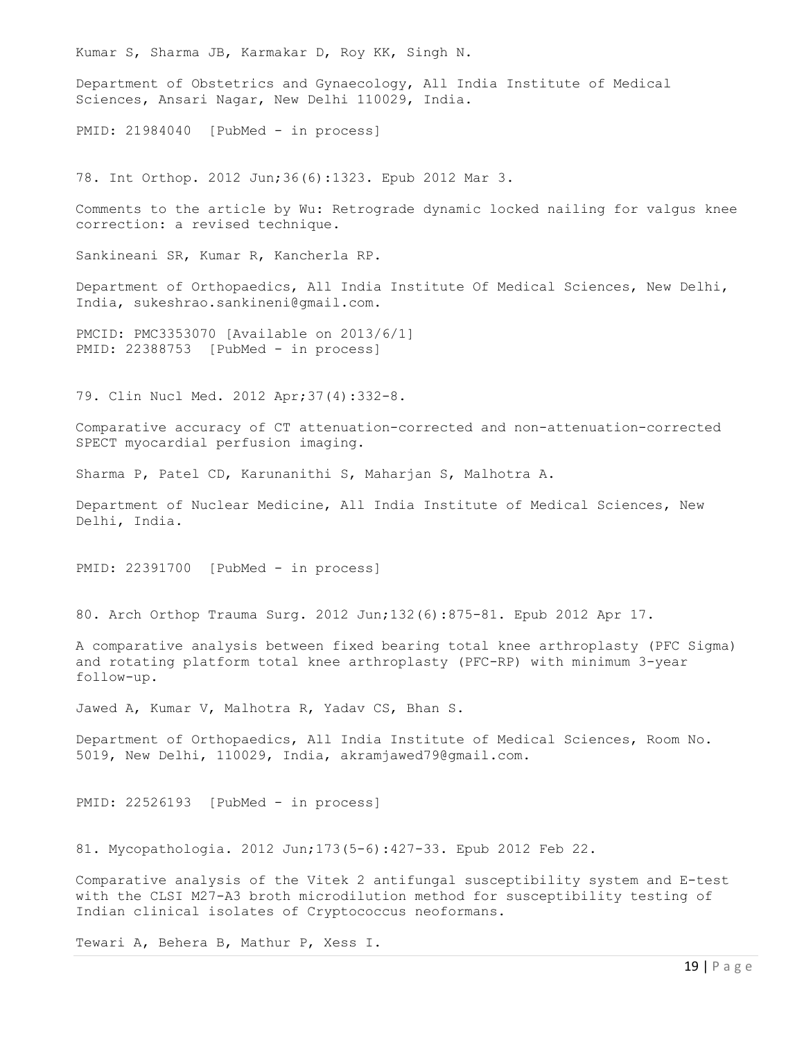Kumar S, Sharma JB, Karmakar D, Roy KK, Singh N.

Department of Obstetrics and Gynaecology, All India Institute of Medical Sciences, Ansari Nagar, New Delhi 110029, India.

PMID: 21984040 [PubMed - in process]

78. Int Orthop. 2012 Jun;36(6):1323. Epub 2012 Mar 3.

Comments to the article by Wu: Retrograde dynamic locked nailing for valgus knee correction: a revised technique.

Sankineani SR, Kumar R, Kancherla RP.

Department of Orthopaedics, All India Institute Of Medical Sciences, New Delhi, India, sukeshrao.sankineni@gmail.com.

PMCID: PMC3353070 [Available on 2013/6/1]
PMID: 22388753 [PubMed - in process]

79. Clin Nucl Med. 2012 Apr;37(4):332-8.

Comparative accuracy of CT attenuation-corrected and non-attenuation-corrected SPECT myocardial perfusion imaging.

Sharma P, Patel CD, Karunanithi S, Maharjan S, Malhotra A.

Department of Nuclear Medicine, All India Institute of Medical Sciences, New Delhi, India.

PMID: 22391700 [PubMed - in process]

80. Arch Orthop Trauma Surg. 2012 Jun;132(6):875-81. Epub 2012 Apr 17.

A comparative analysis between fixed bearing total knee arthroplasty (PFC Sigma) and rotating platform total knee arthroplasty (PFC-RP) with minimum 3-year follow-up.

Jawed A, Kumar V, Malhotra R, Yadav CS, Bhan S.

Department of Orthopaedics, All India Institute of Medical Sciences, Room No. 5019, New Delhi, 110029, India, akramjawed79@gmail.com.

PMID: 22526193 [PubMed - in process]

81. Mycopathologia. 2012 Jun;173(5-6):427-33. Epub 2012 Feb 22.

Comparative analysis of the Vitek 2 antifungal susceptibility system and E-test with the CLSI M27-A3 broth microdilution method for susceptibility testing of Indian clinical isolates of Cryptococcus neoformans.

Tewari A, Behera B, Mathur P, Xess I.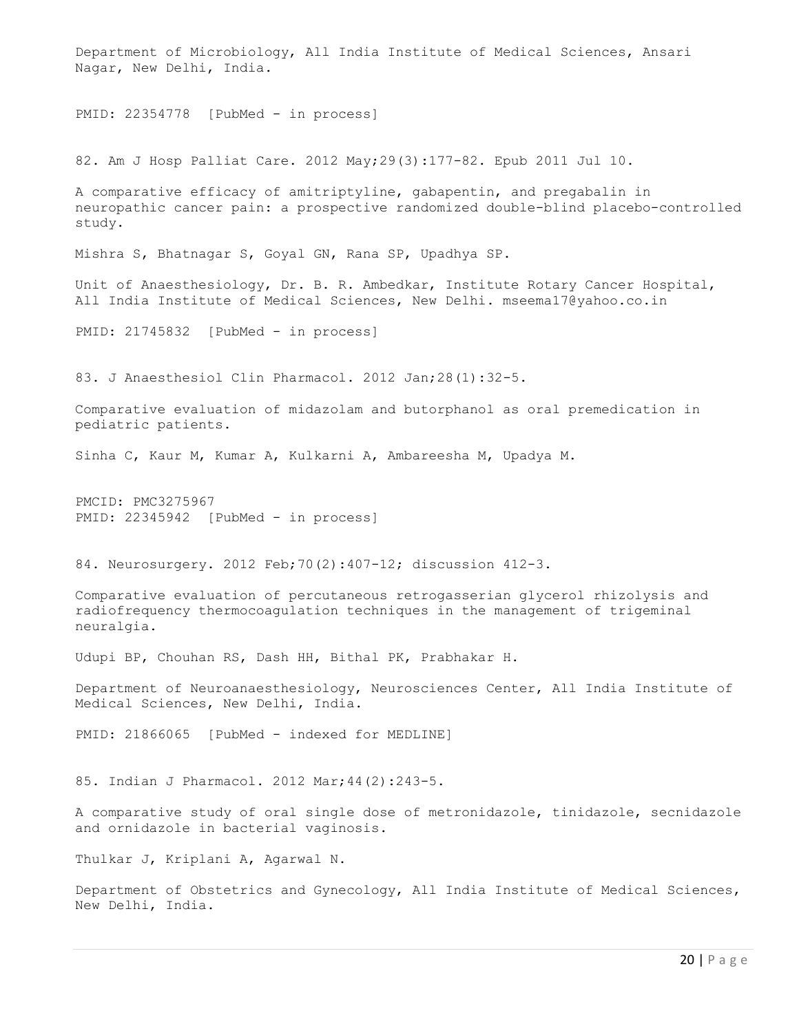Department of Microbiology, All India Institute of Medical Sciences, Ansari Nagar, New Delhi, India.

PMID: 22354778 [PubMed - in process]

82. Am J Hosp Palliat Care. 2012 May;29(3):177-82. Epub 2011 Jul 10.

A comparative efficacy of amitriptyline, gabapentin, and pregabalin in neuropathic cancer pain: a prospective randomized double-blind placebo-controlled study.

Mishra S, Bhatnagar S, Goyal GN, Rana SP, Upadhya SP.

Unit of Anaesthesiology, Dr. B. R. Ambedkar, Institute Rotary Cancer Hospital, All India Institute of Medical Sciences, New Delhi. mseema17@yahoo.co.in

PMID: 21745832 [PubMed - in process]

83. J Anaesthesiol Clin Pharmacol. 2012 Jan;28(1):32-5.

Comparative evaluation of midazolam and butorphanol as oral premedication in pediatric patients.

Sinha C, Kaur M, Kumar A, Kulkarni A, Ambareesha M, Upadya M.

PMCID: PMC3275967
PMID: 22345942 [PubMed - in process]

84. Neurosurgery. 2012 Feb;70(2):407-12; discussion 412-3.

Comparative evaluation of percutaneous retrogasserian glycerol rhizolysis and radiofrequency thermocoagulation techniques in the management of trigeminal neuralgia.

Udupi BP, Chouhan RS, Dash HH, Bithal PK, Prabhakar H.

Department of Neuroanaesthesiology, Neurosciences Center, All India Institute of Medical Sciences, New Delhi, India.

PMID: 21866065 [PubMed - indexed for MEDLINE]

85. Indian J Pharmacol. 2012 Mar;44(2):243-5.

A comparative study of oral single dose of metronidazole, tinidazole, secnidazole and ornidazole in bacterial vaginosis.

Thulkar J, Kriplani A, Agarwal N.

Department of Obstetrics and Gynecology, All India Institute of Medical Sciences, New Delhi, India.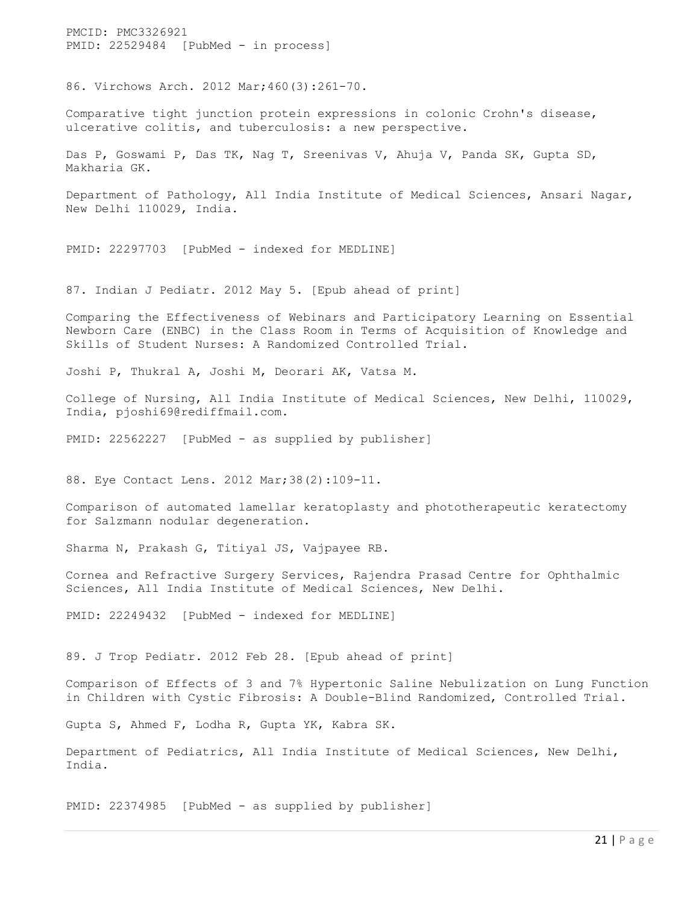PMCID: PMC3326921
PMID: 22529484 [PubMed - in process]

86. Virchows Arch. 2012 Mar;460(3):261-70.

Comparative tight junction protein expressions in colonic Crohn's disease, ulcerative colitis, and tuberculosis: a new perspective.

Das P, Goswami P, Das TK, Nag T, Sreenivas V, Ahuja V, Panda SK, Gupta SD, Makharia GK.

Department of Pathology, All India Institute of Medical Sciences, Ansari Nagar, New Delhi 110029, India.

PMID: 22297703 [PubMed - indexed for MEDLINE]

87. Indian J Pediatr. 2012 May 5. [Epub ahead of print]

Comparing the Effectiveness of Webinars and Participatory Learning on Essential Newborn Care (ENBC) in the Class Room in Terms of Acquisition of Knowledge and Skills of Student Nurses: A Randomized Controlled Trial.

Joshi P, Thukral A, Joshi M, Deorari AK, Vatsa M.

College of Nursing, All India Institute of Medical Sciences, New Delhi, 110029, India, pjoshi69@rediffmail.com.

PMID: 22562227 [PubMed - as supplied by publisher]

88. Eye Contact Lens. 2012 Mar;38(2):109-11.

Comparison of automated lamellar keratoplasty and phototherapeutic keratectomy for Salzmann nodular degeneration.

Sharma N, Prakash G, Titiyal JS, Vajpayee RB.

Cornea and Refractive Surgery Services, Rajendra Prasad Centre for Ophthalmic Sciences, All India Institute of Medical Sciences, New Delhi.

PMID: 22249432 [PubMed - indexed for MEDLINE]

89. J Trop Pediatr. 2012 Feb 28. [Epub ahead of print]

Comparison of Effects of 3 and 7% Hypertonic Saline Nebulization on Lung Function in Children with Cystic Fibrosis: A Double-Blind Randomized, Controlled Trial.

Gupta S, Ahmed F, Lodha R, Gupta YK, Kabra SK.

Department of Pediatrics, All India Institute of Medical Sciences, New Delhi, India.

PMID: 22374985 [PubMed - as supplied by publisher]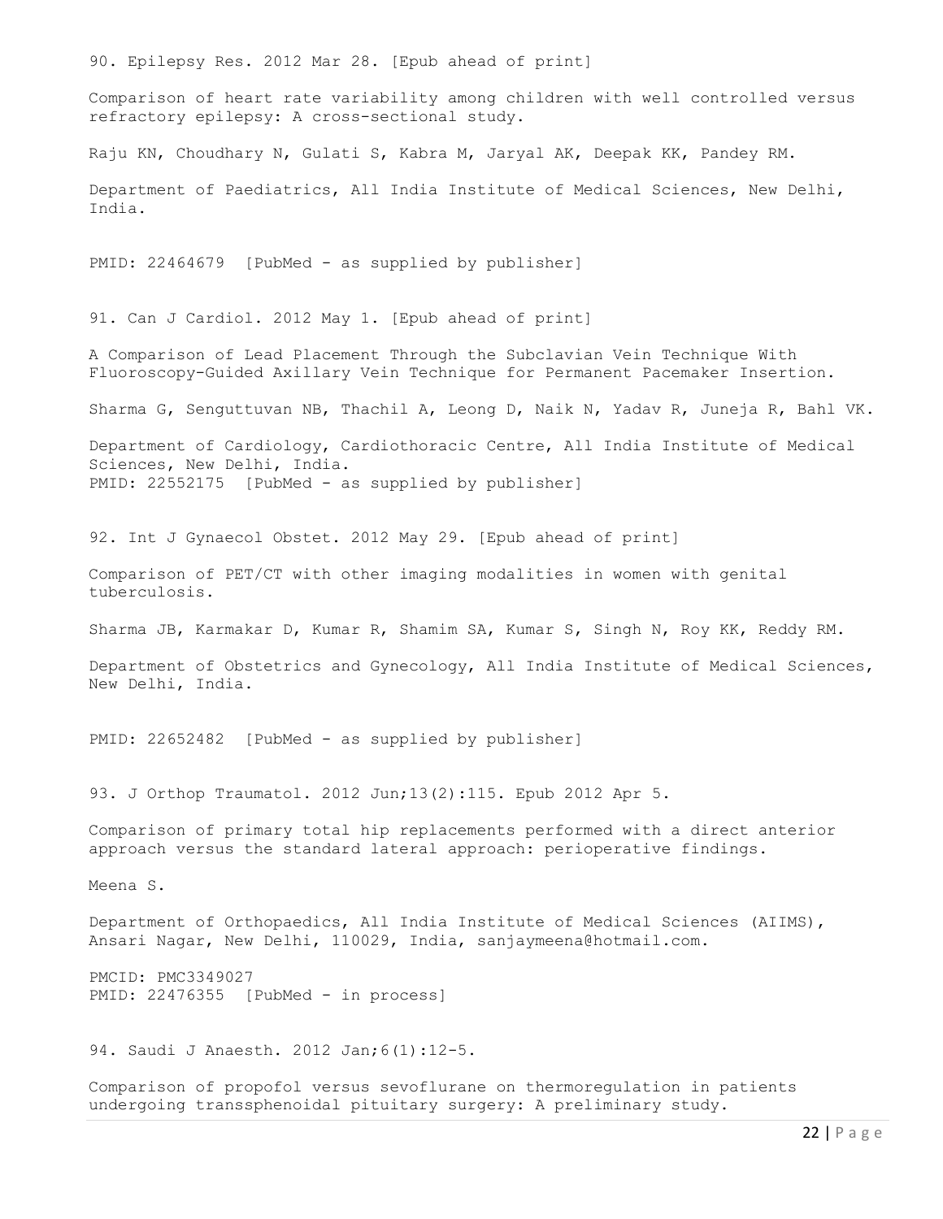90. Epilepsy Res. 2012 Mar 28. [Epub ahead of print]

Comparison of heart rate variability among children with well controlled versus refractory epilepsy: A cross-sectional study.

Raju KN, Choudhary N, Gulati S, Kabra M, Jaryal AK, Deepak KK, Pandey RM.

Department of Paediatrics, All India Institute of Medical Sciences, New Delhi, India.

PMID: 22464679 [PubMed - as supplied by publisher]

91. Can J Cardiol. 2012 May 1. [Epub ahead of print]

A Comparison of Lead Placement Through the Subclavian Vein Technique With Fluoroscopy-Guided Axillary Vein Technique for Permanent Pacemaker Insertion.

Sharma G, Senguttuvan NB, Thachil A, Leong D, Naik N, Yadav R, Juneja R, Bahl VK.

Department of Cardiology, Cardiothoracic Centre, All India Institute of Medical Sciences, New Delhi, India.
PMID: 22552175 [PubMed - as supplied by publisher]

92. Int J Gynaecol Obstet. 2012 May 29. [Epub ahead of print]

Comparison of PET/CT with other imaging modalities in women with genital tuberculosis.

Sharma JB, Karmakar D, Kumar R, Shamim SA, Kumar S, Singh N, Roy KK, Reddy RM.

Department of Obstetrics and Gynecology, All India Institute of Medical Sciences, New Delhi, India.

PMID: 22652482 [PubMed - as supplied by publisher]

93. J Orthop Traumatol. 2012 Jun;13(2):115. Epub 2012 Apr 5.

Comparison of primary total hip replacements performed with a direct anterior approach versus the standard lateral approach: perioperative findings.

Meena S.

Department of Orthopaedics, All India Institute of Medical Sciences (AIIMS), Ansari Nagar, New Delhi, 110029, India, sanjaymeena@hotmail.com.

PMCID: PMC3349027
PMID: 22476355 [PubMed - in process]

94. Saudi J Anaesth. 2012 Jan;6(1):12-5.

Comparison of propofol versus sevoflurane on thermoregulation in patients undergoing transsphenoidal pituitary surgery: A preliminary study.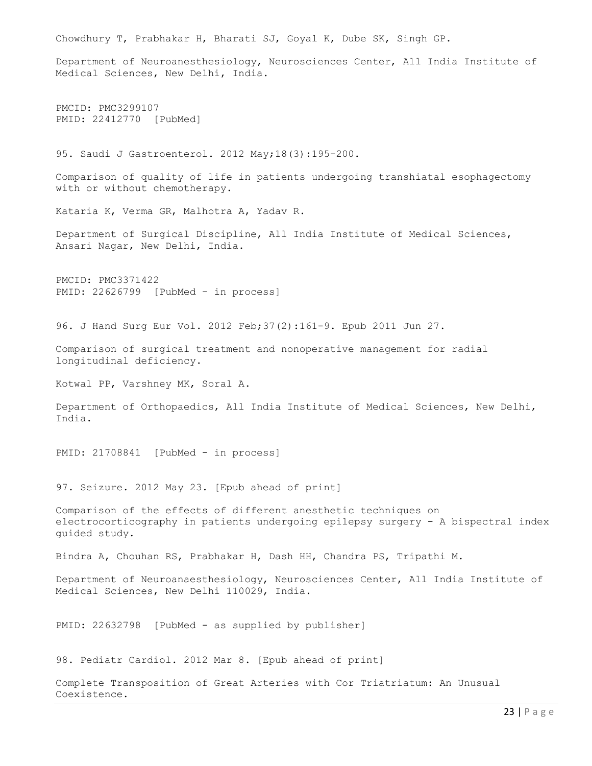Chowdhury T, Prabhakar H, Bharati SJ, Goyal K, Dube SK, Singh GP.

Department of Neuroanesthesiology, Neurosciences Center, All India Institute of Medical Sciences, New Delhi, India.

PMCID: PMC3299107
PMID: 22412770 [PubMed]

95. Saudi J Gastroenterol. 2012 May;18(3):195-200.

Comparison of quality of life in patients undergoing transhiatal esophagectomy with or without chemotherapy.

Kataria K, Verma GR, Malhotra A, Yadav R.

Department of Surgical Discipline, All India Institute of Medical Sciences, Ansari Nagar, New Delhi, India.

PMCID: PMC3371422
PMID: 22626799 [PubMed - in process]

96. J Hand Surg Eur Vol. 2012 Feb;37(2):161-9. Epub 2011 Jun 27.

Comparison of surgical treatment and nonoperative management for radial longitudinal deficiency.

Kotwal PP, Varshney MK, Soral A.

Department of Orthopaedics, All India Institute of Medical Sciences, New Delhi, India.

PMID: 21708841 [PubMed - in process]

97. Seizure. 2012 May 23. [Epub ahead of print]

Comparison of the effects of different anesthetic techniques on electrocorticography in patients undergoing epilepsy surgery - A bispectral index guided study.

Bindra A, Chouhan RS, Prabhakar H, Dash HH, Chandra PS, Tripathi M.

Department of Neuroanaesthesiology, Neurosciences Center, All India Institute of Medical Sciences, New Delhi 110029, India.

PMID: 22632798 [PubMed - as supplied by publisher]

98. Pediatr Cardiol. 2012 Mar 8. [Epub ahead of print]

Complete Transposition of Great Arteries with Cor Triatriatum: An Unusual Coexistence.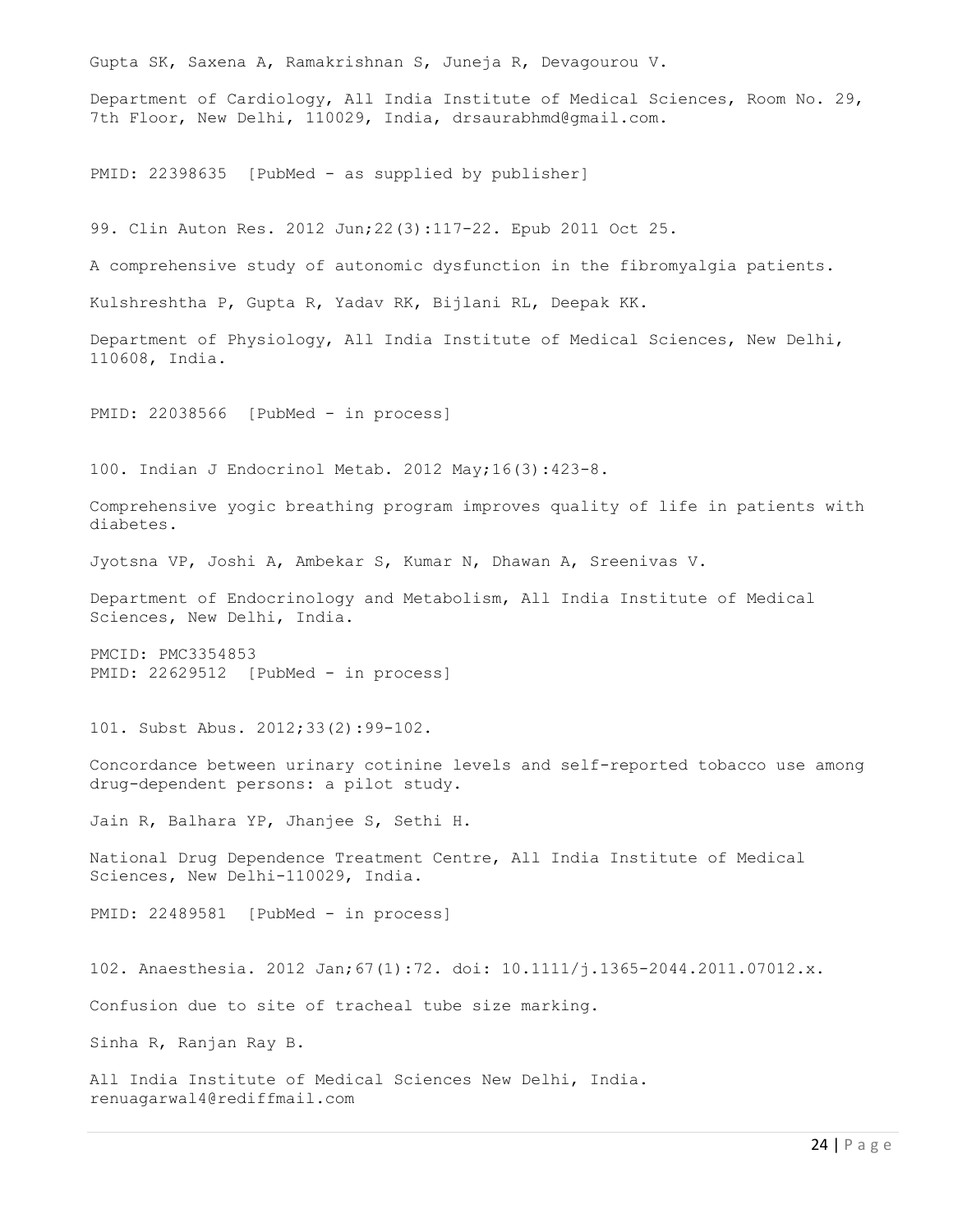Gupta SK, Saxena A, Ramakrishnan S, Juneja R, Devagourou V.

Department of Cardiology, All India Institute of Medical Sciences, Room No. 29, 7th Floor, New Delhi, 110029, India, drsaurabhmd@gmail.com.

PMID: 22398635 [PubMed - as supplied by publisher]

99. Clin Auton Res. 2012 Jun;22(3):117-22. Epub 2011 Oct 25.

A comprehensive study of autonomic dysfunction in the fibromyalgia patients.

Kulshreshtha P, Gupta R, Yadav RK, Bijlani RL, Deepak KK.

Department of Physiology, All India Institute of Medical Sciences, New Delhi, 110608, India.

PMID: 22038566 [PubMed - in process]

100. Indian J Endocrinol Metab. 2012 May;16(3):423-8.

Comprehensive yogic breathing program improves quality of life in patients with diabetes.

Jyotsna VP, Joshi A, Ambekar S, Kumar N, Dhawan A, Sreenivas V.

Department of Endocrinology and Metabolism, All India Institute of Medical Sciences, New Delhi, India.

PMCID: PMC3354853
PMID: 22629512 [PubMed - in process]

101. Subst Abus. 2012;33(2):99-102.

Concordance between urinary cotinine levels and self-reported tobacco use among drug-dependent persons: a pilot study.

Jain R, Balhara YP, Jhanjee S, Sethi H.

National Drug Dependence Treatment Centre, All India Institute of Medical Sciences, New Delhi-110029, India.

PMID: 22489581 [PubMed - in process]

102. Anaesthesia. 2012 Jan;67(1):72. doi: 10.1111/j.1365-2044.2011.07012.x.

Confusion due to site of tracheal tube size marking.

Sinha R, Ranjan Ray B.

All India Institute of Medical Sciences New Delhi, India. renuagarwal4@rediffmail.com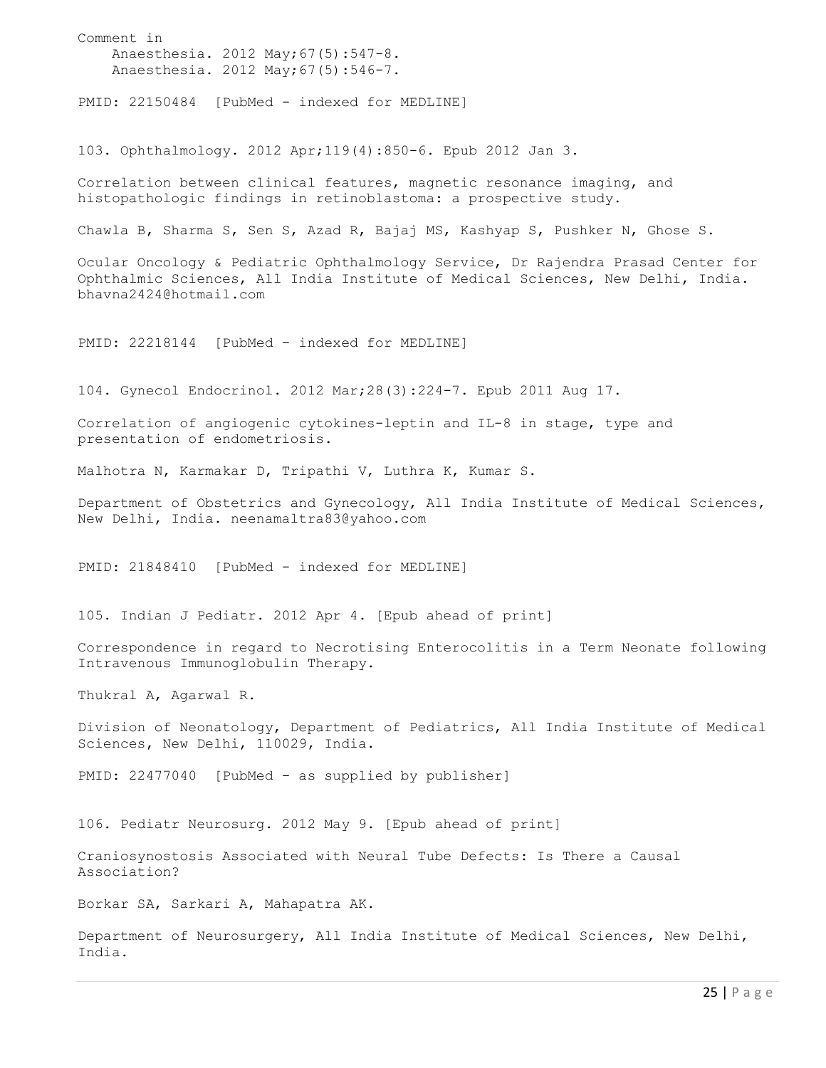Comment in
    Anaesthesia. 2012 May;67(5):547-8.
    Anaesthesia. 2012 May;67(5):546-7.

PMID: 22150484  [PubMed - indexed for MEDLINE]

103. Ophthalmology. 2012 Apr;119(4):850-6. Epub 2012 Jan 3.

Correlation between clinical features, magnetic resonance imaging, and histopathologic findings in retinoblastoma: a prospective study.

Chawla B, Sharma S, Sen S, Azad R, Bajaj MS, Kashyap S, Pushker N, Ghose S.

Ocular Oncology & Pediatric Ophthalmology Service, Dr Rajendra Prasad Center for Ophthalmic Sciences, All India Institute of Medical Sciences, New Delhi, India. bhavna2424@hotmail.com

PMID: 22218144  [PubMed - indexed for MEDLINE]

104. Gynecol Endocrinol. 2012 Mar;28(3):224-7. Epub 2011 Aug 17.

Correlation of angiogenic cytokines-leptin and IL-8 in stage, type and presentation of endometriosis.

Malhotra N, Karmakar D, Tripathi V, Luthra K, Kumar S.

Department of Obstetrics and Gynecology, All India Institute of Medical Sciences, New Delhi, India. neenamaltra83@yahoo.com

PMID: 21848410  [PubMed - indexed for MEDLINE]

105. Indian J Pediatr. 2012 Apr 4. [Epub ahead of print]

Correspondence in regard to Necrotising Enterocolitis in a Term Neonate following Intravenous Immunoglobulin Therapy.

Thukral A, Agarwal R.

Division of Neonatology, Department of Pediatrics, All India Institute of Medical Sciences, New Delhi, 110029, India.

PMID: 22477040  [PubMed - as supplied by publisher]

106. Pediatr Neurosurg. 2012 May 9. [Epub ahead of print]

Craniosynostosis Associated with Neural Tube Defects: Is There a Causal Association?

Borkar SA, Sarkari A, Mahapatra AK.

Department of Neurosurgery, All India Institute of Medical Sciences, New Delhi, India.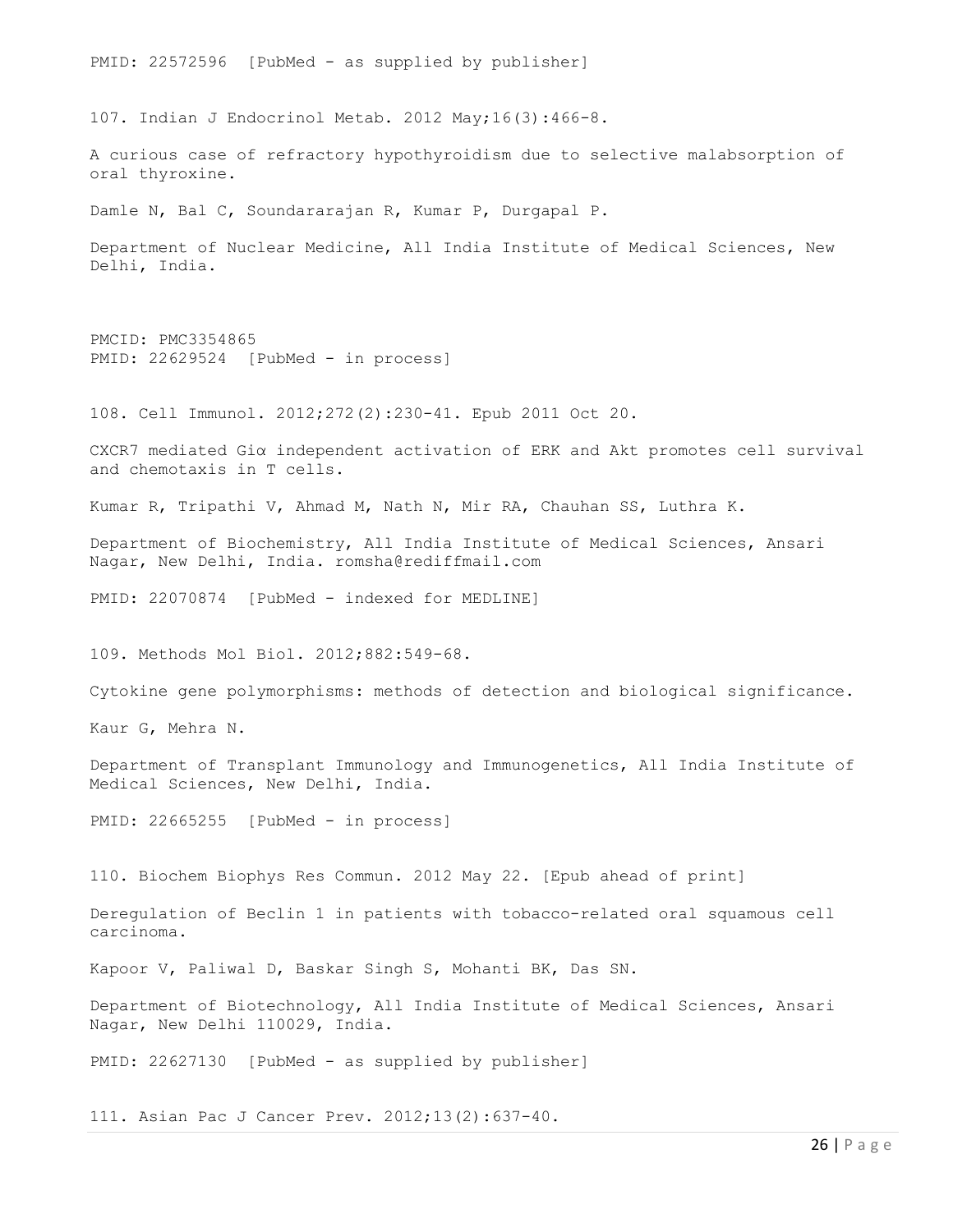PMID: 22572596 [PubMed - as supplied by publisher]

107. Indian J Endocrinol Metab. 2012 May;16(3):466-8.

A curious case of refractory hypothyroidism due to selective malabsorption of oral thyroxine.

Damle N, Bal C, Soundararajan R, Kumar P, Durgapal P.

Department of Nuclear Medicine, All India Institute of Medical Sciences, New Delhi, India.

PMCID: PMC3354865
PMID: 22629524 [PubMed - in process]

108. Cell Immunol. 2012;272(2):230-41. Epub 2011 Oct 20.

CXCR7 mediated Giα independent activation of ERK and Akt promotes cell survival and chemotaxis in T cells.

Kumar R, Tripathi V, Ahmad M, Nath N, Mir RA, Chauhan SS, Luthra K.

Department of Biochemistry, All India Institute of Medical Sciences, Ansari Nagar, New Delhi, India. romsha@rediffmail.com

PMID: 22070874 [PubMed - indexed for MEDLINE]

109. Methods Mol Biol. 2012;882:549-68.

Cytokine gene polymorphisms: methods of detection and biological significance.

Kaur G, Mehra N.

Department of Transplant Immunology and Immunogenetics, All India Institute of Medical Sciences, New Delhi, India.

PMID: 22665255 [PubMed - in process]

110. Biochem Biophys Res Commun. 2012 May 22. [Epub ahead of print]

Deregulation of Beclin 1 in patients with tobacco-related oral squamous cell carcinoma.

Kapoor V, Paliwal D, Baskar Singh S, Mohanti BK, Das SN.

Department of Biotechnology, All India Institute of Medical Sciences, Ansari Nagar, New Delhi 110029, India.

PMID: 22627130 [PubMed - as supplied by publisher]

111. Asian Pac J Cancer Prev. 2012;13(2):637-40.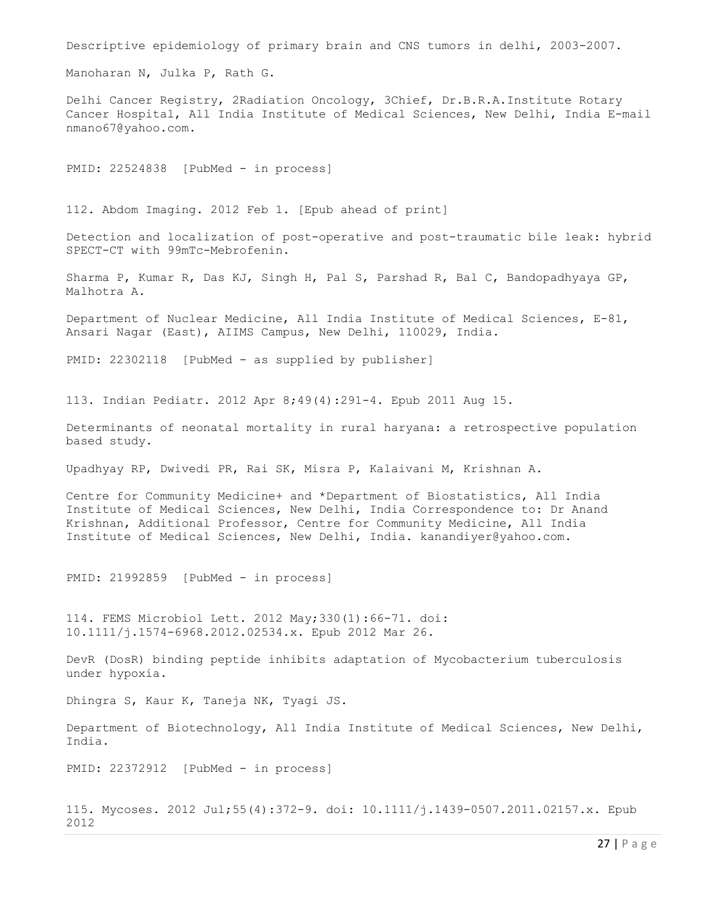Descriptive epidemiology of primary brain and CNS tumors in delhi, 2003-2007.

Manoharan N, Julka P, Rath G.

Delhi Cancer Registry, 2Radiation Oncology, 3Chief, Dr.B.R.A.Institute Rotary Cancer Hospital, All India Institute of Medical Sciences, New Delhi, India E-mail nmano67@yahoo.com.

PMID: 22524838 [PubMed - in process]

112. Abdom Imaging. 2012 Feb 1. [Epub ahead of print]

Detection and localization of post-operative and post-traumatic bile leak: hybrid SPECT-CT with 99mTc-Mebrofenin.

Sharma P, Kumar R, Das KJ, Singh H, Pal S, Parshad R, Bal C, Bandopadhyaya GP, Malhotra A.

Department of Nuclear Medicine, All India Institute of Medical Sciences, E-81, Ansari Nagar (East), AIIMS Campus, New Delhi, 110029, India.

PMID: 22302118 [PubMed - as supplied by publisher]

113. Indian Pediatr. 2012 Apr 8;49(4):291-4. Epub 2011 Aug 15.

Determinants of neonatal mortality in rural haryana: a retrospective population based study.

Upadhyay RP, Dwivedi PR, Rai SK, Misra P, Kalaivani M, Krishnan A.

Centre for Community Medicine+ and *Department of Biostatistics, All India Institute of Medical Sciences, New Delhi, India Correspondence to: Dr Anand Krishnan, Additional Professor, Centre for Community Medicine, All India Institute of Medical Sciences, New Delhi, India. kanandiyer@yahoo.com.

PMID: 21992859 [PubMed - in process]

114. FEMS Microbiol Lett. 2012 May;330(1):66-71. doi: 10.1111/j.1574-6968.2012.02534.x. Epub 2012 Mar 26.

DevR (DosR) binding peptide inhibits adaptation of Mycobacterium tuberculosis under hypoxia.

Dhingra S, Kaur K, Taneja NK, Tyagi JS.

Department of Biotechnology, All India Institute of Medical Sciences, New Delhi, India.

PMID: 22372912 [PubMed - in process]

115. Mycoses. 2012 Jul;55(4):372-9. doi: 10.1111/j.1439-0507.2011.02157.x. Epub 2012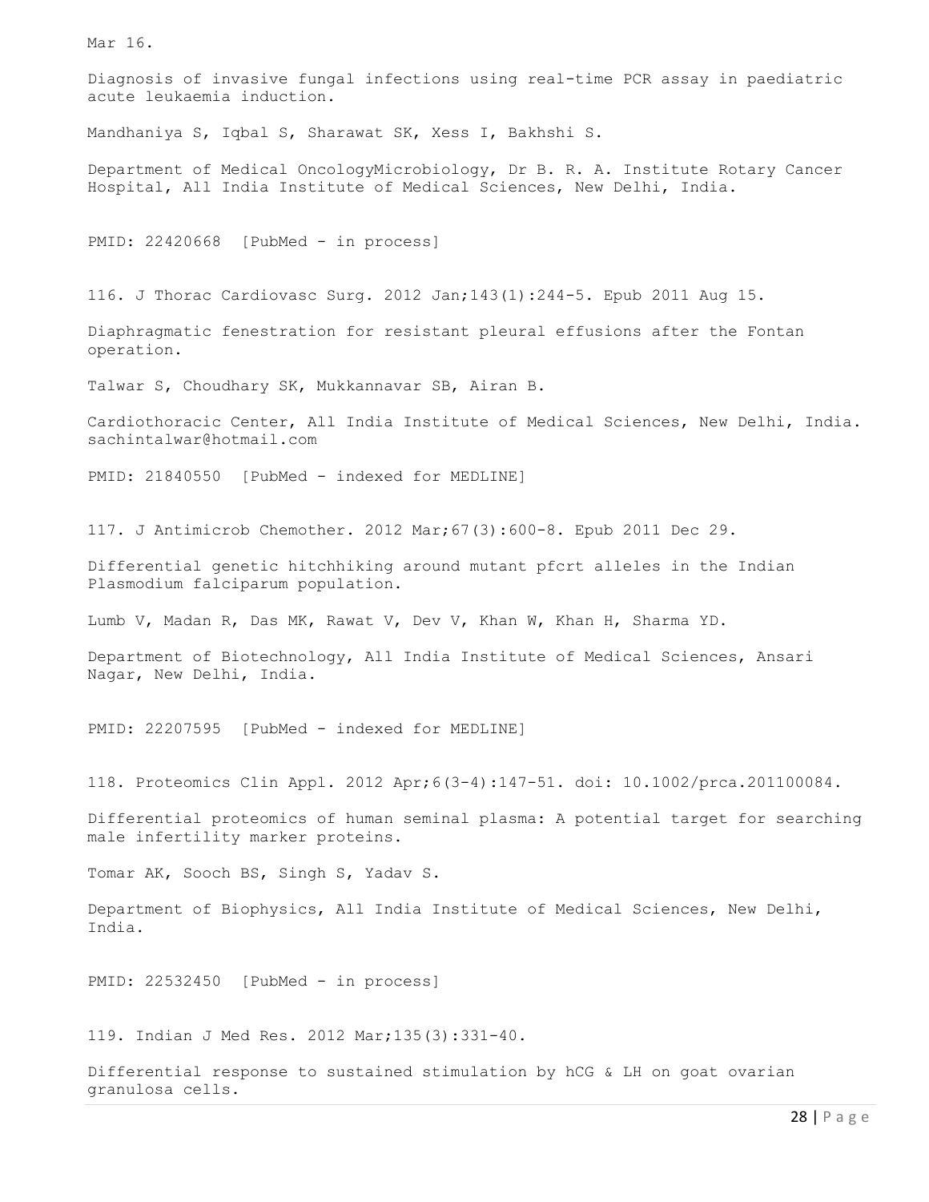Mar 16.

Diagnosis of invasive fungal infections using real-time PCR assay in paediatric acute leukaemia induction.

Mandhaniya S, Iqbal S, Sharawat SK, Xess I, Bakhshi S.

Department of Medical OncologyMicrobiology, Dr B. R. A. Institute Rotary Cancer Hospital, All India Institute of Medical Sciences, New Delhi, India.

PMID: 22420668 [PubMed - in process]

116. J Thorac Cardiovasc Surg. 2012 Jan;143(1):244-5. Epub 2011 Aug 15.

Diaphragmatic fenestration for resistant pleural effusions after the Fontan operation.

Talwar S, Choudhary SK, Mukkannavar SB, Airan B.

Cardiothoracic Center, All India Institute of Medical Sciences, New Delhi, India. sachintalwar@hotmail.com

PMID: 21840550 [PubMed - indexed for MEDLINE]

117. J Antimicrob Chemother. 2012 Mar;67(3):600-8. Epub 2011 Dec 29.

Differential genetic hitchhiking around mutant pfcrt alleles in the Indian Plasmodium falciparum population.

Lumb V, Madan R, Das MK, Rawat V, Dev V, Khan W, Khan H, Sharma YD.

Department of Biotechnology, All India Institute of Medical Sciences, Ansari Nagar, New Delhi, India.

PMID: 22207595 [PubMed - indexed for MEDLINE]

118. Proteomics Clin Appl. 2012 Apr;6(3-4):147-51. doi: 10.1002/prca.201100084.

Differential proteomics of human seminal plasma: A potential target for searching male infertility marker proteins.

Tomar AK, Sooch BS, Singh S, Yadav S.

Department of Biophysics, All India Institute of Medical Sciences, New Delhi, India.

PMID: 22532450 [PubMed - in process]

119. Indian J Med Res. 2012 Mar;135(3):331-40.

Differential response to sustained stimulation by hCG & LH on goat ovarian granulosa cells.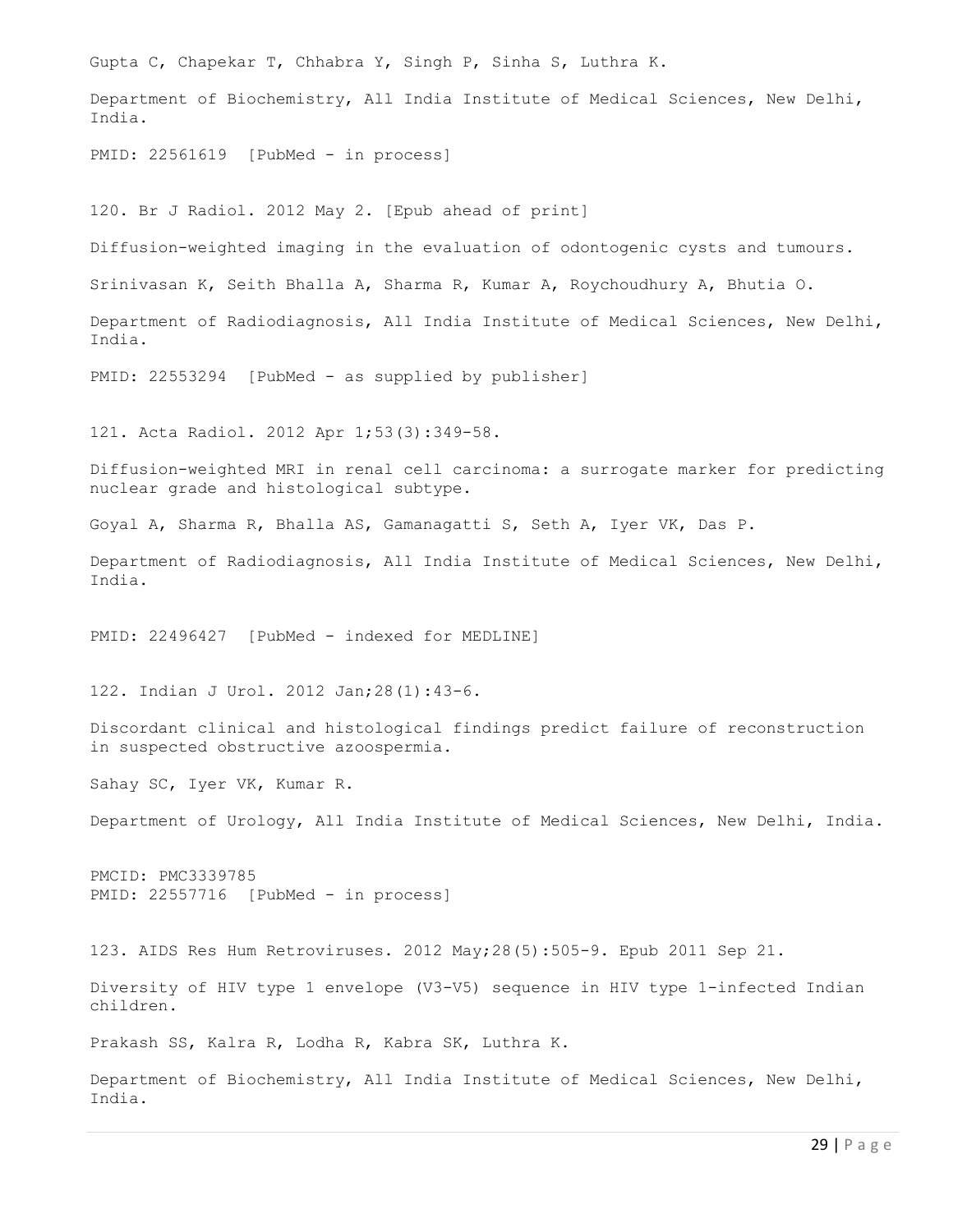Gupta C, Chapekar T, Chhabra Y, Singh P, Sinha S, Luthra K.

Department of Biochemistry, All India Institute of Medical Sciences, New Delhi, India.

PMID: 22561619 [PubMed - in process]

120. Br J Radiol. 2012 May 2. [Epub ahead of print]

Diffusion-weighted imaging in the evaluation of odontogenic cysts and tumours.

Srinivasan K, Seith Bhalla A, Sharma R, Kumar A, Roychoudhury A, Bhutia O.

Department of Radiodiagnosis, All India Institute of Medical Sciences, New Delhi, India.

PMID: 22553294 [PubMed - as supplied by publisher]

121. Acta Radiol. 2012 Apr 1;53(3):349-58.

Diffusion-weighted MRI in renal cell carcinoma: a surrogate marker for predicting nuclear grade and histological subtype.

Goyal A, Sharma R, Bhalla AS, Gamanagatti S, Seth A, Iyer VK, Das P.

Department of Radiodiagnosis, All India Institute of Medical Sciences, New Delhi, India.

PMID: 22496427 [PubMed - indexed for MEDLINE]

122. Indian J Urol. 2012 Jan;28(1):43-6.

Discordant clinical and histological findings predict failure of reconstruction in suspected obstructive azoospermia.

Sahay SC, Iyer VK, Kumar R.

Department of Urology, All India Institute of Medical Sciences, New Delhi, India.

PMCID: PMC3339785
PMID: 22557716 [PubMed - in process]

123. AIDS Res Hum Retroviruses. 2012 May;28(5):505-9. Epub 2011 Sep 21.

Diversity of HIV type 1 envelope (V3-V5) sequence in HIV type 1-infected Indian children.

Prakash SS, Kalra R, Lodha R, Kabra SK, Luthra K.

Department of Biochemistry, All India Institute of Medical Sciences, New Delhi, India.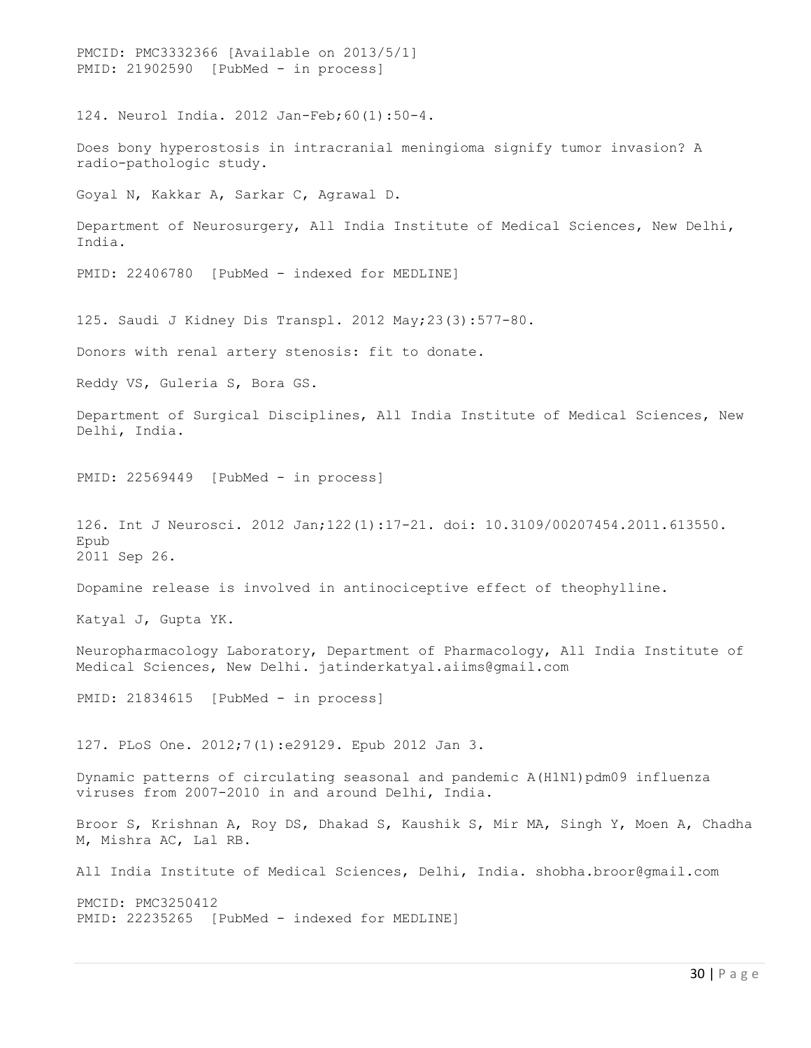PMCID: PMC3332366 [Available on 2013/5/1]
PMID: 21902590 [PubMed - in process]

124. Neurol India. 2012 Jan-Feb;60(1):50-4.

Does bony hyperostosis in intracranial meningioma signify tumor invasion? A radio-pathologic study.

Goyal N, Kakkar A, Sarkar C, Agrawal D.

Department of Neurosurgery, All India Institute of Medical Sciences, New Delhi, India.

PMID: 22406780 [PubMed - indexed for MEDLINE]

125. Saudi J Kidney Dis Transpl. 2012 May;23(3):577-80.

Donors with renal artery stenosis: fit to donate.

Reddy VS, Guleria S, Bora GS.

Department of Surgical Disciplines, All India Institute of Medical Sciences, New Delhi, India.

PMID: 22569449 [PubMed - in process]

126. Int J Neurosci. 2012 Jan;122(1):17-21. doi: 10.3109/00207454.2011.613550. Epub 2011 Sep 26.

Dopamine release is involved in antinociceptive effect of theophylline.

Katyal J, Gupta YK.

Neuropharmacology Laboratory, Department of Pharmacology, All India Institute of Medical Sciences, New Delhi. jatinderkatyal.aiims@gmail.com

PMID: 21834615 [PubMed - in process]

127. PLoS One. 2012;7(1):e29129. Epub 2012 Jan 3.

Dynamic patterns of circulating seasonal and pandemic A(H1N1)pdm09 influenza viruses from 2007-2010 in and around Delhi, India.

Broor S, Krishnan A, Roy DS, Dhakad S, Kaushik S, Mir MA, Singh Y, Moen A, Chadha M, Mishra AC, Lal RB.

All India Institute of Medical Sciences, Delhi, India. shobha.broor@gmail.com

PMCID: PMC3250412
PMID: 22235265 [PubMed - indexed for MEDLINE]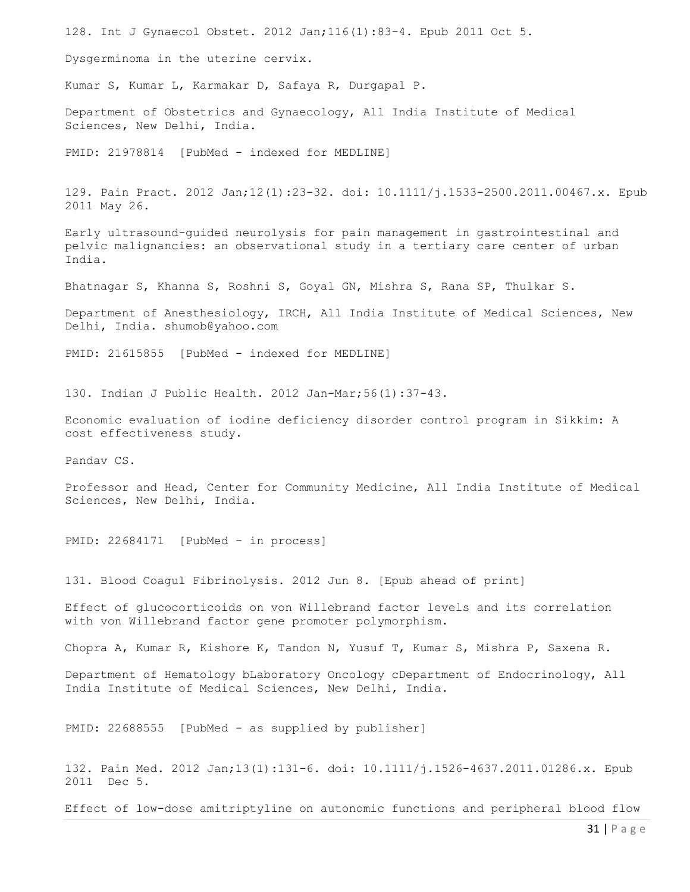128. Int J Gynaecol Obstet. 2012 Jan;116(1):83-4. Epub 2011 Oct 5.

Dysgerminoma in the uterine cervix.

Kumar S, Kumar L, Karmakar D, Safaya R, Durgapal P.

Department of Obstetrics and Gynaecology, All India Institute of Medical Sciences, New Delhi, India.

PMID: 21978814 [PubMed - indexed for MEDLINE]

129. Pain Pract. 2012 Jan;12(1):23-32. doi: 10.1111/j.1533-2500.2011.00467.x. Epub 2011 May 26.

Early ultrasound-guided neurolysis for pain management in gastrointestinal and pelvic malignancies: an observational study in a tertiary care center of urban India.

Bhatnagar S, Khanna S, Roshni S, Goyal GN, Mishra S, Rana SP, Thulkar S.

Department of Anesthesiology, IRCH, All India Institute of Medical Sciences, New Delhi, India. shumob@yahoo.com

PMID: 21615855 [PubMed - indexed for MEDLINE]

130. Indian J Public Health. 2012 Jan-Mar;56(1):37-43.

Economic evaluation of iodine deficiency disorder control program in Sikkim: A cost effectiveness study.

Pandav CS.

Professor and Head, Center for Community Medicine, All India Institute of Medical Sciences, New Delhi, India.

PMID: 22684171 [PubMed - in process]

131. Blood Coagul Fibrinolysis. 2012 Jun 8. [Epub ahead of print]

Effect of glucocorticoids on von Willebrand factor levels and its correlation with von Willebrand factor gene promoter polymorphism.

Chopra A, Kumar R, Kishore K, Tandon N, Yusuf T, Kumar S, Mishra P, Saxena R.

Department of Hematology bLaboratory Oncology cDepartment of Endocrinology, All India Institute of Medical Sciences, New Delhi, India.

PMID: 22688555 [PubMed - as supplied by publisher]

132. Pain Med. 2012 Jan;13(1):131-6. doi: 10.1111/j.1526-4637.2011.01286.x. Epub 2011 Dec 5.

Effect of low-dose amitriptyline on autonomic functions and peripheral blood flow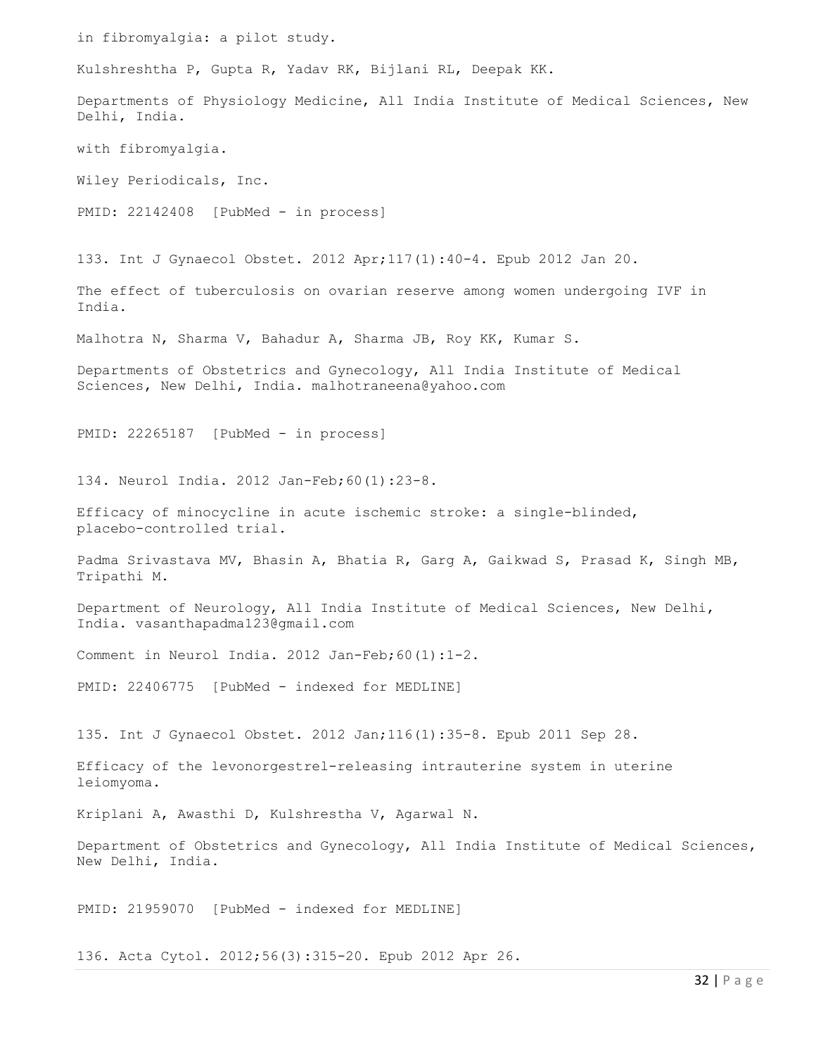in fibromyalgia: a pilot study.

Kulshreshtha P, Gupta R, Yadav RK, Bijlani RL, Deepak KK.

Departments of Physiology Medicine, All India Institute of Medical Sciences, New Delhi, India.

with fibromyalgia.

Wiley Periodicals, Inc.

PMID: 22142408 [PubMed - in process]

133. Int J Gynaecol Obstet. 2012 Apr;117(1):40-4. Epub 2012 Jan 20.

The effect of tuberculosis on ovarian reserve among women undergoing IVF in India.

Malhotra N, Sharma V, Bahadur A, Sharma JB, Roy KK, Kumar S.

Departments of Obstetrics and Gynecology, All India Institute of Medical Sciences, New Delhi, India. malhotraneena@yahoo.com

PMID: 22265187 [PubMed - in process]

134. Neurol India. 2012 Jan-Feb;60(1):23-8.

Efficacy of minocycline in acute ischemic stroke: a single-blinded, placebo-controlled trial.

Padma Srivastava MV, Bhasin A, Bhatia R, Garg A, Gaikwad S, Prasad K, Singh MB, Tripathi M.

Department of Neurology, All India Institute of Medical Sciences, New Delhi, India. vasanthapadma123@gmail.com

Comment in Neurol India. 2012 Jan-Feb;60(1):1-2.

PMID: 22406775 [PubMed - indexed for MEDLINE]

135. Int J Gynaecol Obstet. 2012 Jan;116(1):35-8. Epub 2011 Sep 28.

Efficacy of the levonorgestrel-releasing intrauterine system in uterine leiomyoma.

Kriplani A, Awasthi D, Kulshrestha V, Agarwal N.

Department of Obstetrics and Gynecology, All India Institute of Medical Sciences, New Delhi, India.

PMID: 21959070 [PubMed - indexed for MEDLINE]

136. Acta Cytol. 2012;56(3):315-20. Epub 2012 Apr 26.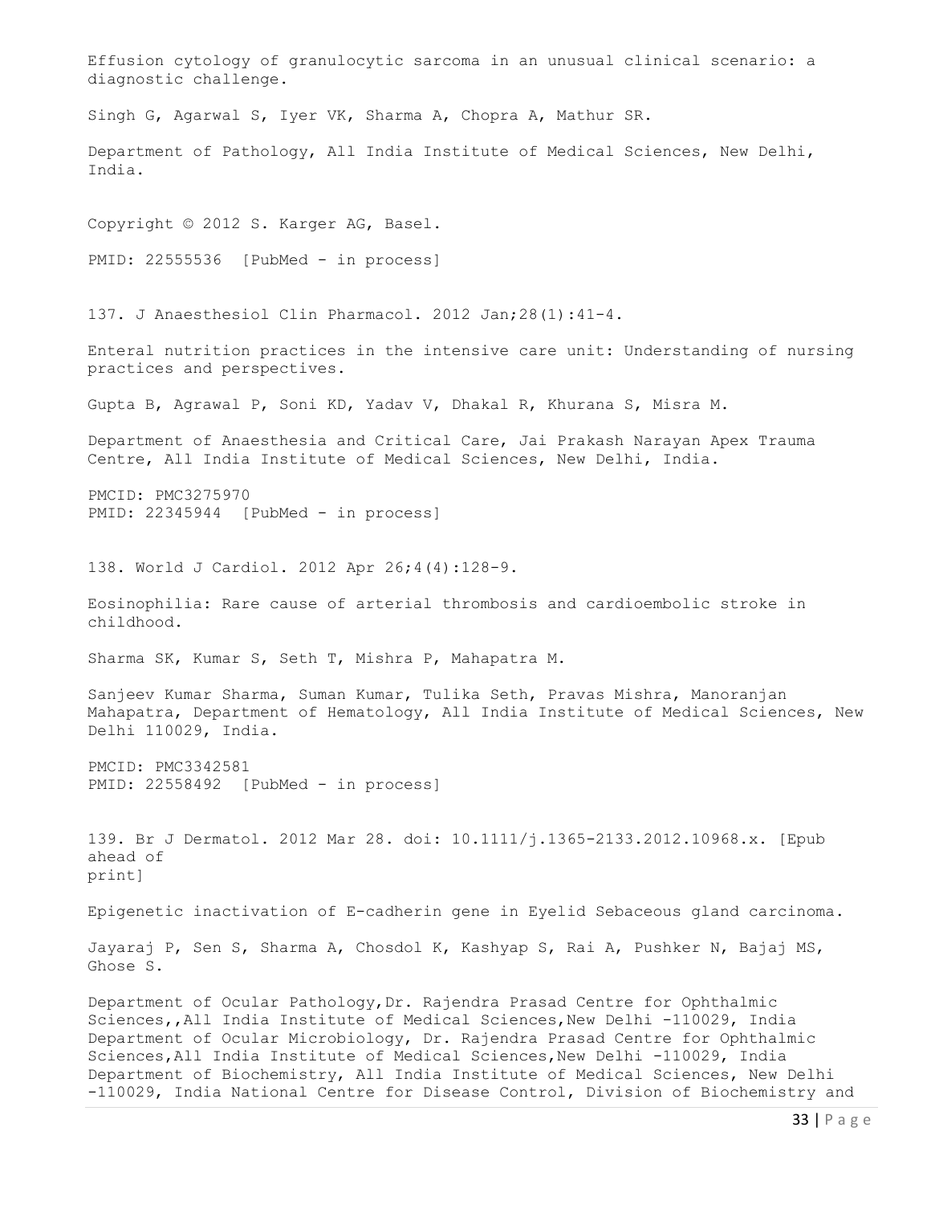Effusion cytology of granulocytic sarcoma in an unusual clinical scenario: a diagnostic challenge.

Singh G, Agarwal S, Iyer VK, Sharma A, Chopra A, Mathur SR.

Department of Pathology, All India Institute of Medical Sciences, New Delhi, India.

Copyright © 2012 S. Karger AG, Basel.

PMID: 22555536 [PubMed - in process]

137. J Anaesthesiol Clin Pharmacol. 2012 Jan;28(1):41-4.

Enteral nutrition practices in the intensive care unit: Understanding of nursing practices and perspectives.

Gupta B, Agrawal P, Soni KD, Yadav V, Dhakal R, Khurana S, Misra M.

Department of Anaesthesia and Critical Care, Jai Prakash Narayan Apex Trauma Centre, All India Institute of Medical Sciences, New Delhi, India.

PMCID: PMC3275970
PMID: 22345944 [PubMed - in process]

138. World J Cardiol. 2012 Apr 26;4(4):128-9.

Eosinophilia: Rare cause of arterial thrombosis and cardioembolic stroke in childhood.

Sharma SK, Kumar S, Seth T, Mishra P, Mahapatra M.

Sanjeev Kumar Sharma, Suman Kumar, Tulika Seth, Pravas Mishra, Manoranjan Mahapatra, Department of Hematology, All India Institute of Medical Sciences, New Delhi 110029, India.

PMCID: PMC3342581
PMID: 22558492 [PubMed - in process]

139. Br J Dermatol. 2012 Mar 28. doi: 10.1111/j.1365-2133.2012.10968.x. [Epub ahead of print]

Epigenetic inactivation of E-cadherin gene in Eyelid Sebaceous gland carcinoma.

Jayaraj P, Sen S, Sharma A, Chosdol K, Kashyap S, Rai A, Pushker N, Bajaj MS, Ghose S.

Department of Ocular Pathology,Dr. Rajendra Prasad Centre for Ophthalmic Sciences,,All India Institute of Medical Sciences,New Delhi -110029, India Department of Ocular Microbiology, Dr. Rajendra Prasad Centre for Ophthalmic Sciences,All India Institute of Medical Sciences,New Delhi -110029, India Department of Biochemistry, All India Institute of Medical Sciences, New Delhi -110029, India National Centre for Disease Control, Division of Biochemistry and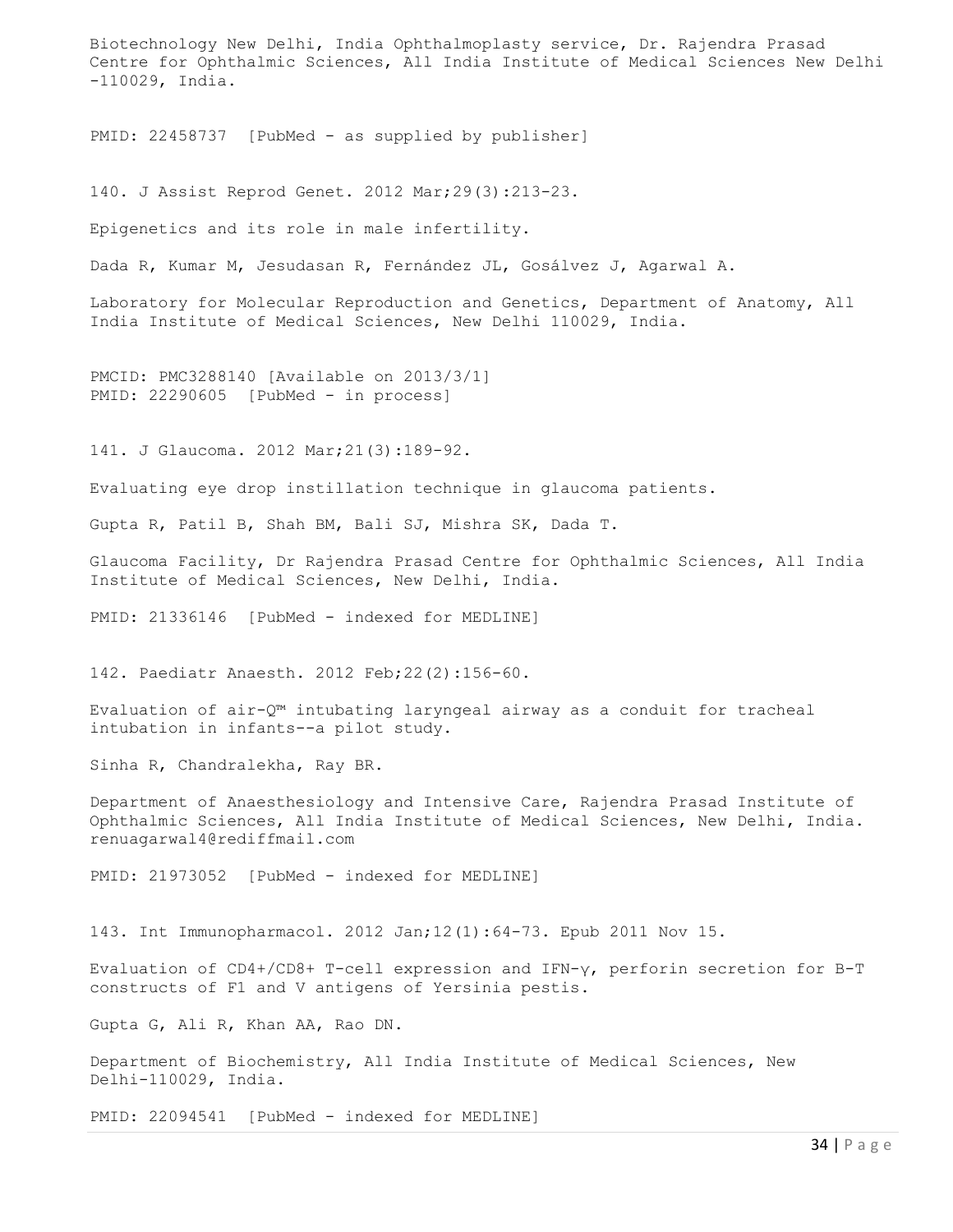Biotechnology New Delhi, India Ophthalmoplasty service, Dr. Rajendra Prasad Centre for Ophthalmic Sciences, All India Institute of Medical Sciences New Delhi -110029, India.

PMID: 22458737 [PubMed - as supplied by publisher]

140. J Assist Reprod Genet. 2012 Mar;29(3):213-23.

Epigenetics and its role in male infertility.

Dada R, Kumar M, Jesudasan R, Fernández JL, Gosálvez J, Agarwal A.

Laboratory for Molecular Reproduction and Genetics, Department of Anatomy, All India Institute of Medical Sciences, New Delhi 110029, India.

PMCID: PMC3288140 [Available on 2013/3/1]
PMID: 22290605 [PubMed - in process]

141. J Glaucoma. 2012 Mar;21(3):189-92.

Evaluating eye drop instillation technique in glaucoma patients.

Gupta R, Patil B, Shah BM, Bali SJ, Mishra SK, Dada T.

Glaucoma Facility, Dr Rajendra Prasad Centre for Ophthalmic Sciences, All India Institute of Medical Sciences, New Delhi, India.

PMID: 21336146 [PubMed - indexed for MEDLINE]

142. Paediatr Anaesth. 2012 Feb;22(2):156-60.

Evaluation of air-Q™ intubating laryngeal airway as a conduit for tracheal intubation in infants--a pilot study.

Sinha R, Chandralekha, Ray BR.

Department of Anaesthesiology and Intensive Care, Rajendra Prasad Institute of Ophthalmic Sciences, All India Institute of Medical Sciences, New Delhi, India. renuagarwal4@rediffmail.com

PMID: 21973052 [PubMed - indexed for MEDLINE]

143. Int Immunopharmacol. 2012 Jan;12(1):64-73. Epub 2011 Nov 15.

Evaluation of CD4+/CD8+ T-cell expression and IFN-γ, perforin secretion for B-T constructs of F1 and V antigens of Yersinia pestis.

Gupta G, Ali R, Khan AA, Rao DN.

Department of Biochemistry, All India Institute of Medical Sciences, New Delhi-110029, India.

PMID: 22094541 [PubMed - indexed for MEDLINE]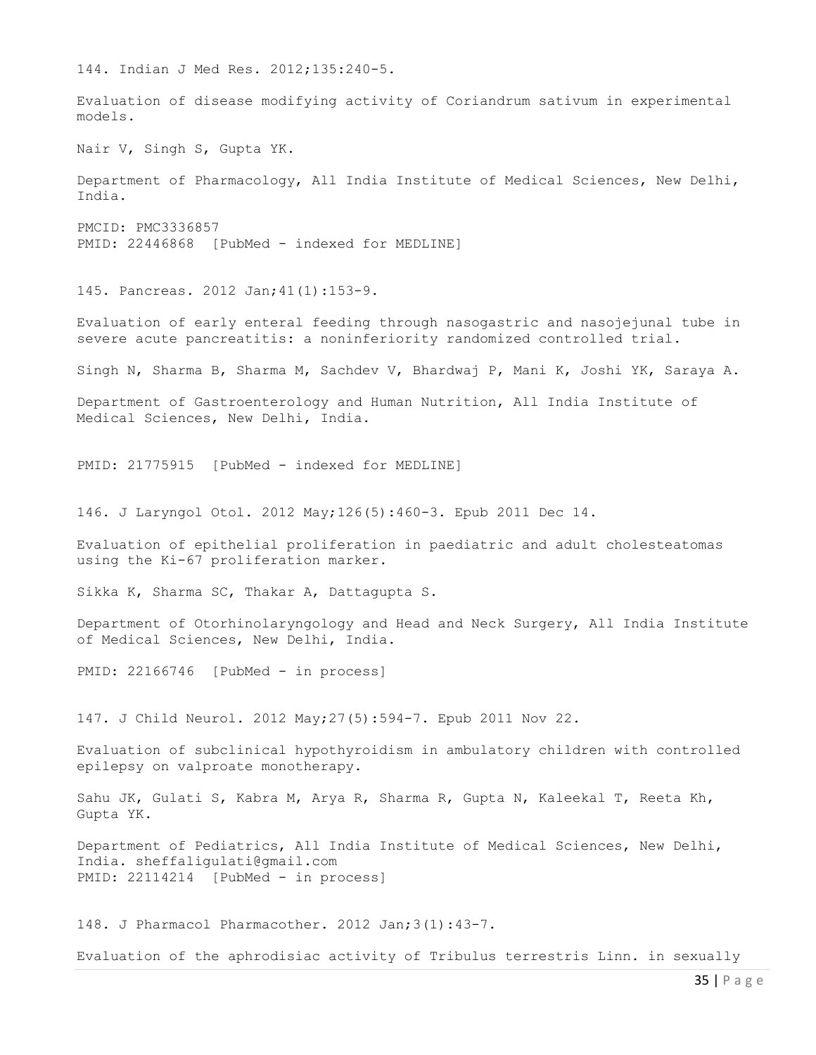144. Indian J Med Res. 2012;135:240-5.

Evaluation of disease modifying activity of Coriandrum sativum in experimental models.

Nair V, Singh S, Gupta YK.

Department of Pharmacology, All India Institute of Medical Sciences, New Delhi, India.

PMCID: PMC3336857
PMID: 22446868 [PubMed - indexed for MEDLINE]

145. Pancreas. 2012 Jan;41(1):153-9.

Evaluation of early enteral feeding through nasogastric and nasojejunal tube in severe acute pancreatitis: a noninferiority randomized controlled trial.

Singh N, Sharma B, Sharma M, Sachdev V, Bhardwaj P, Mani K, Joshi YK, Saraya A.

Department of Gastroenterology and Human Nutrition, All India Institute of Medical Sciences, New Delhi, India.

PMID: 21775915 [PubMed - indexed for MEDLINE]

146. J Laryngol Otol. 2012 May;126(5):460-3. Epub 2011 Dec 14.

Evaluation of epithelial proliferation in paediatric and adult cholesteatomas using the Ki-67 proliferation marker.

Sikka K, Sharma SC, Thakar A, Dattagupta S.

Department of Otorhinolaryngology and Head and Neck Surgery, All India Institute of Medical Sciences, New Delhi, India.

PMID: 22166746 [PubMed - in process]

147. J Child Neurol. 2012 May;27(5):594-7. Epub 2011 Nov 22.

Evaluation of subclinical hypothyroidism in ambulatory children with controlled epilepsy on valproate monotherapy.

Sahu JK, Gulati S, Kabra M, Arya R, Sharma R, Gupta N, Kaleekal T, Reeta Kh, Gupta YK.

Department of Pediatrics, All India Institute of Medical Sciences, New Delhi, India. sheffaligulati@gmail.com
PMID: 22114214 [PubMed - in process]

148. J Pharmacol Pharmacother. 2012 Jan;3(1):43-7.

Evaluation of the aphrodisiac activity of Tribulus terrestris Linn. in sexually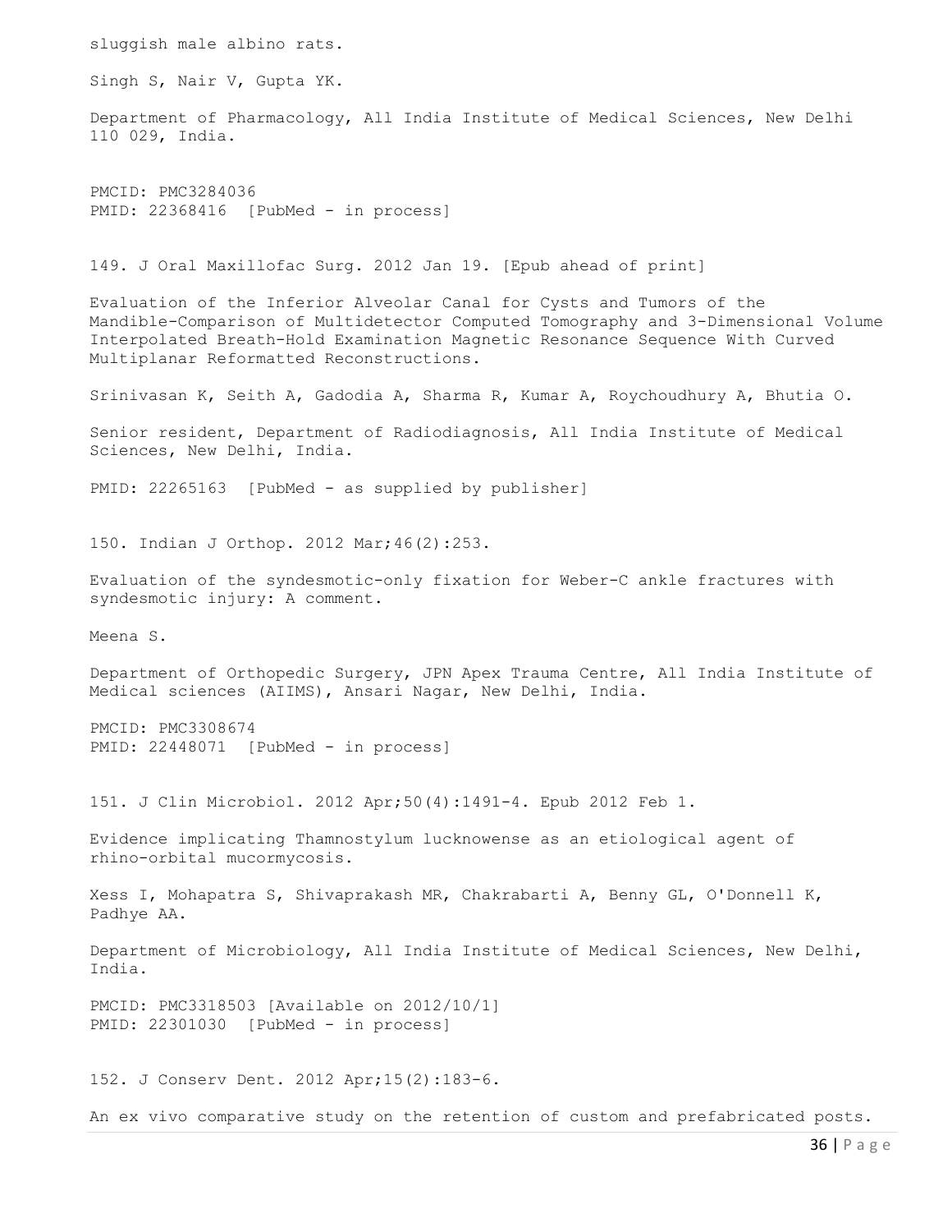sluggish male albino rats.

Singh S, Nair V, Gupta YK.

Department of Pharmacology, All India Institute of Medical Sciences, New Delhi 110 029, India.

PMCID: PMC3284036
PMID: 22368416 [PubMed - in process]

149. J Oral Maxillofac Surg. 2012 Jan 19. [Epub ahead of print]

Evaluation of the Inferior Alveolar Canal for Cysts and Tumors of the Mandible-Comparison of Multidetector Computed Tomography and 3-Dimensional Volume Interpolated Breath-Hold Examination Magnetic Resonance Sequence With Curved Multiplanar Reformatted Reconstructions.

Srinivasan K, Seith A, Gadodia A, Sharma R, Kumar A, Roychoudhury A, Bhutia O.

Senior resident, Department of Radiodiagnosis, All India Institute of Medical Sciences, New Delhi, India.

PMID: 22265163 [PubMed - as supplied by publisher]

150. Indian J Orthop. 2012 Mar;46(2):253.

Evaluation of the syndesmotic-only fixation for Weber-C ankle fractures with syndesmotic injury: A comment.

Meena S.

Department of Orthopedic Surgery, JPN Apex Trauma Centre, All India Institute of Medical sciences (AIIMS), Ansari Nagar, New Delhi, India.

PMCID: PMC3308674
PMID: 22448071 [PubMed - in process]

151. J Clin Microbiol. 2012 Apr;50(4):1491-4. Epub 2012 Feb 1.

Evidence implicating Thamnostylum lucknowense as an etiological agent of rhino-orbital mucormycosis.

Xess I, Mohapatra S, Shivaprakash MR, Chakrabarti A, Benny GL, O'Donnell K, Padhye AA.

Department of Microbiology, All India Institute of Medical Sciences, New Delhi, India.

PMCID: PMC3318503 [Available on 2012/10/1]
PMID: 22301030 [PubMed - in process]

152. J Conserv Dent. 2012 Apr;15(2):183-6.

An ex vivo comparative study on the retention of custom and prefabricated posts.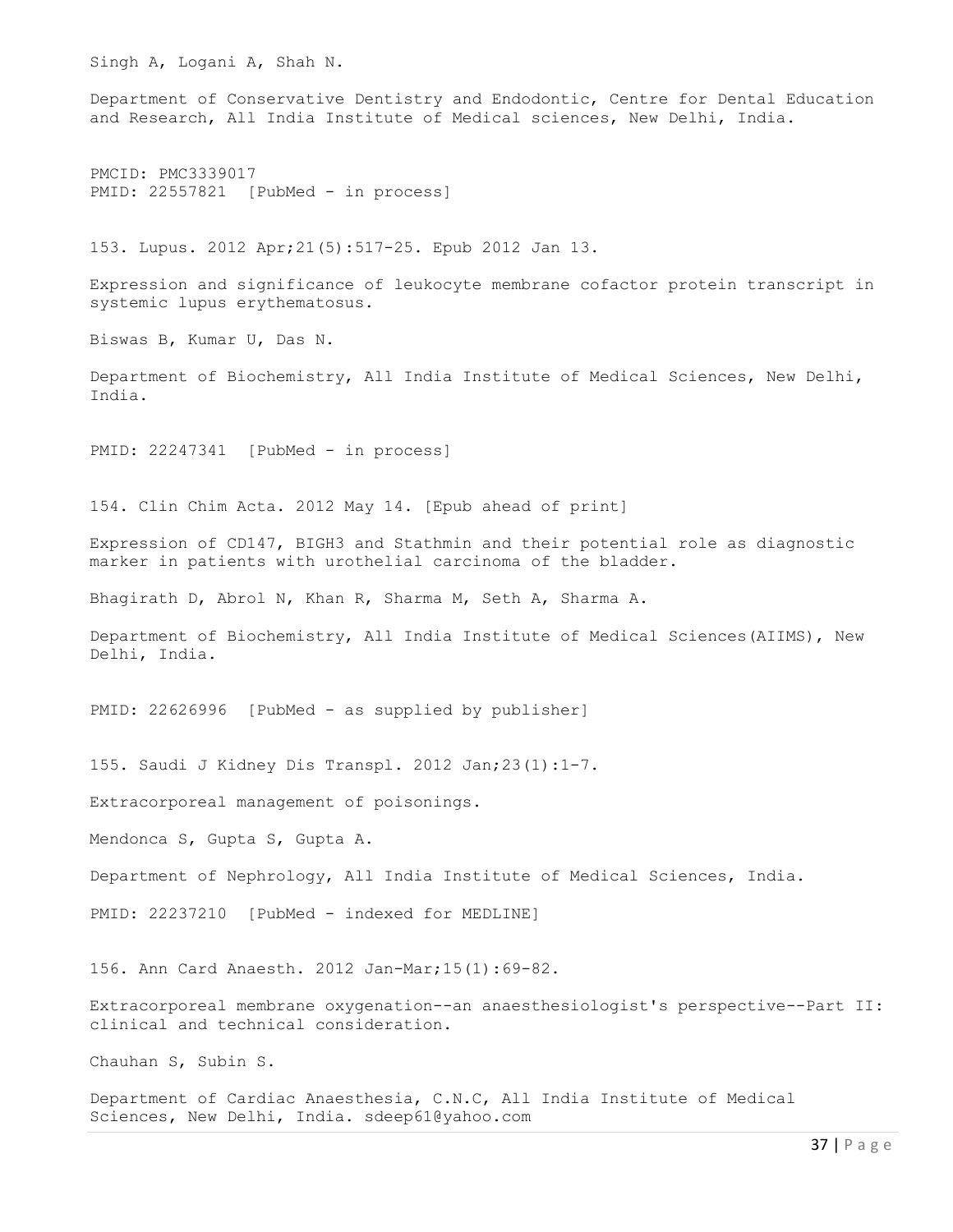Singh A, Logani A, Shah N.

Department of Conservative Dentistry and Endodontic, Centre for Dental Education and Research, All India Institute of Medical sciences, New Delhi, India.

PMCID: PMC3339017
PMID: 22557821 [PubMed - in process]

153. Lupus. 2012 Apr;21(5):517-25. Epub 2012 Jan 13.

Expression and significance of leukocyte membrane cofactor protein transcript in systemic lupus erythematosus.

Biswas B, Kumar U, Das N.

Department of Biochemistry, All India Institute of Medical Sciences, New Delhi, India.

PMID: 22247341 [PubMed - in process]

154. Clin Chim Acta. 2012 May 14. [Epub ahead of print]

Expression of CD147, BIGH3 and Stathmin and their potential role as diagnostic marker in patients with urothelial carcinoma of the bladder.

Bhagirath D, Abrol N, Khan R, Sharma M, Seth A, Sharma A.

Department of Biochemistry, All India Institute of Medical Sciences(AIIMS), New Delhi, India.

PMID: 22626996 [PubMed - as supplied by publisher]

155. Saudi J Kidney Dis Transpl. 2012 Jan;23(1):1-7.

Extracorporeal management of poisonings.

Mendonca S, Gupta S, Gupta A.

Department of Nephrology, All India Institute of Medical Sciences, India.

PMID: 22237210 [PubMed - indexed for MEDLINE]

156. Ann Card Anaesth. 2012 Jan-Mar;15(1):69-82.

Extracorporeal membrane oxygenation--an anaesthesiologist's perspective--Part II: clinical and technical consideration.

Chauhan S, Subin S.

Department of Cardiac Anaesthesia, C.N.C, All India Institute of Medical Sciences, New Delhi, India. sdeep61@yahoo.com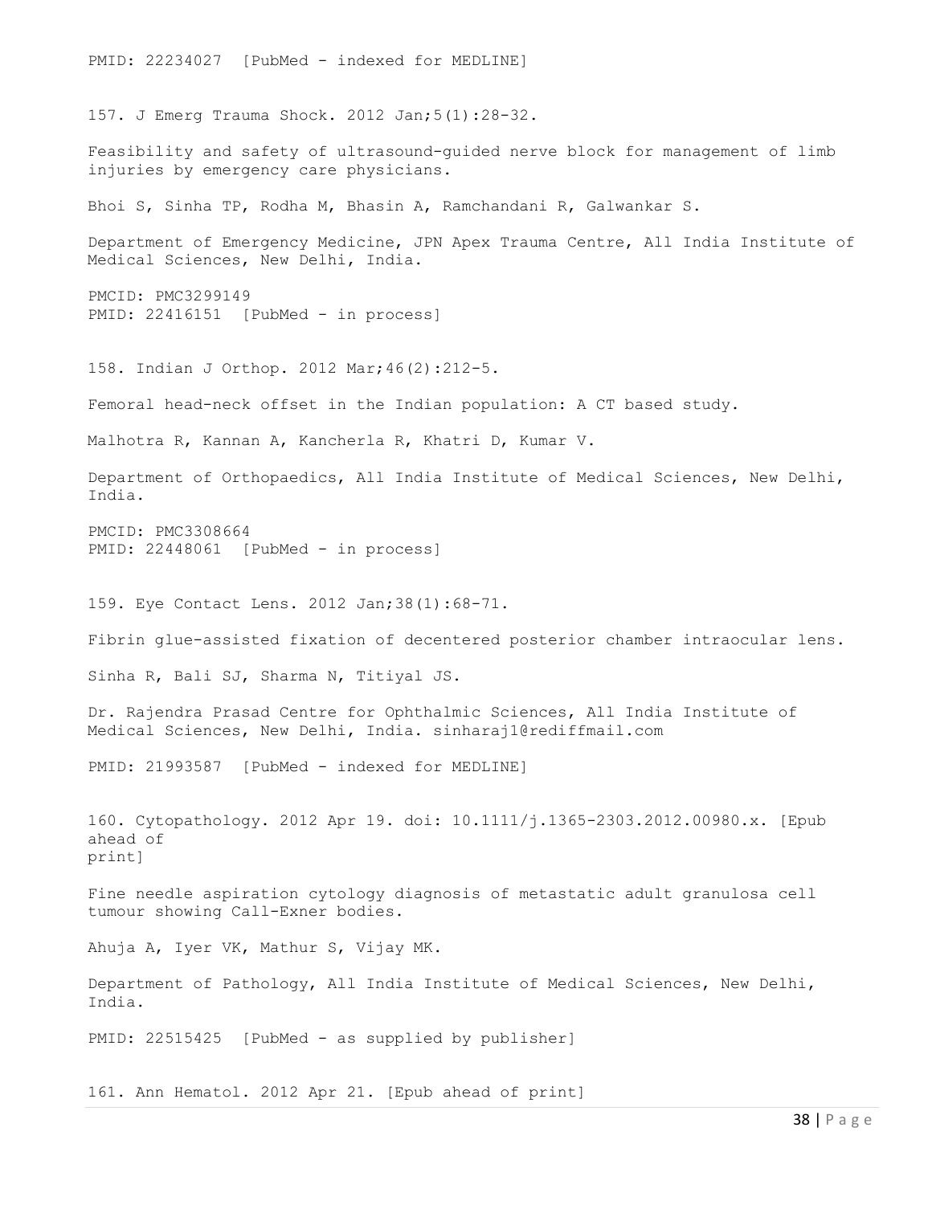PMID: 22234027 [PubMed - indexed for MEDLINE]

157. J Emerg Trauma Shock. 2012 Jan;5(1):28-32.

Feasibility and safety of ultrasound-guided nerve block for management of limb injuries by emergency care physicians.

Bhoi S, Sinha TP, Rodha M, Bhasin A, Ramchandani R, Galwankar S.

Department of Emergency Medicine, JPN Apex Trauma Centre, All India Institute of Medical Sciences, New Delhi, India.

PMCID: PMC3299149
PMID: 22416151 [PubMed - in process]

158. Indian J Orthop. 2012 Mar;46(2):212-5.

Femoral head-neck offset in the Indian population: A CT based study.

Malhotra R, Kannan A, Kancherla R, Khatri D, Kumar V.

Department of Orthopaedics, All India Institute of Medical Sciences, New Delhi, India.

PMCID: PMC3308664
PMID: 22448061 [PubMed - in process]

159. Eye Contact Lens. 2012 Jan;38(1):68-71.

Fibrin glue-assisted fixation of decentered posterior chamber intraocular lens.

Sinha R, Bali SJ, Sharma N, Titiyal JS.

Dr. Rajendra Prasad Centre for Ophthalmic Sciences, All India Institute of Medical Sciences, New Delhi, India. sinharaj1@rediffmail.com

PMID: 21993587 [PubMed - indexed for MEDLINE]

160. Cytopathology. 2012 Apr 19. doi: 10.1111/j.1365-2303.2012.00980.x. [Epub ahead of print]

Fine needle aspiration cytology diagnosis of metastatic adult granulosa cell tumour showing Call-Exner bodies.

Ahuja A, Iyer VK, Mathur S, Vijay MK.

Department of Pathology, All India Institute of Medical Sciences, New Delhi, India.

PMID: 22515425 [PubMed - as supplied by publisher]

161. Ann Hematol. 2012 Apr 21. [Epub ahead of print]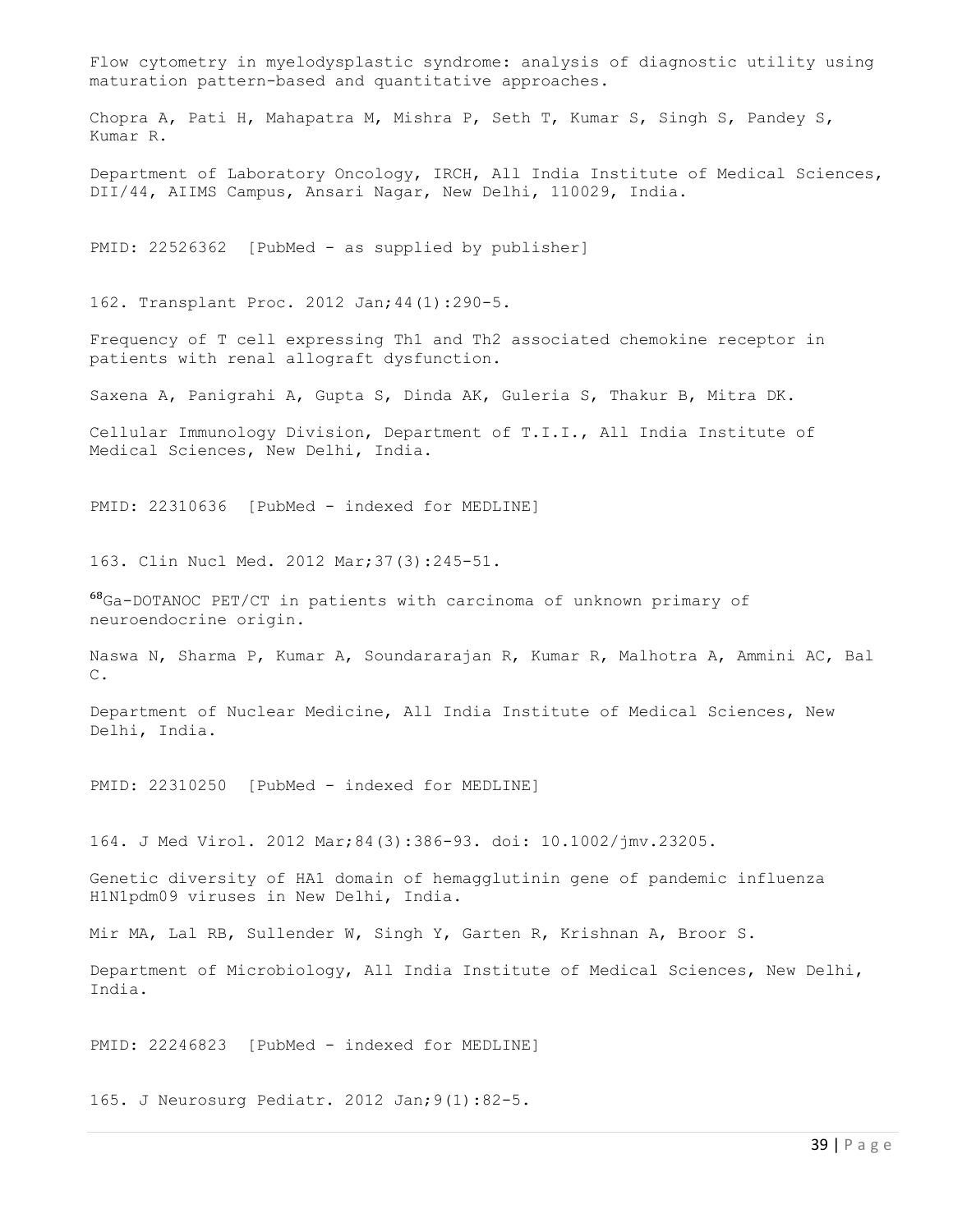Flow cytometry in myelodysplastic syndrome: analysis of diagnostic utility using maturation pattern-based and quantitative approaches.

Chopra A, Pati H, Mahapatra M, Mishra P, Seth T, Kumar S, Singh S, Pandey S, Kumar R.

Department of Laboratory Oncology, IRCH, All India Institute of Medical Sciences, DII/44, AIIMS Campus, Ansari Nagar, New Delhi, 110029, India.

PMID: 22526362 [PubMed - as supplied by publisher]

162. Transplant Proc. 2012 Jan;44(1):290-5.

Frequency of T cell expressing Th1 and Th2 associated chemokine receptor in patients with renal allograft dysfunction.

Saxena A, Panigrahi A, Gupta S, Dinda AK, Guleria S, Thakur B, Mitra DK.

Cellular Immunology Division, Department of T.I.I., All India Institute of Medical Sciences, New Delhi, India.

PMID: 22310636 [PubMed - indexed for MEDLINE]

163. Clin Nucl Med. 2012 Mar;37(3):245-51.

$^{68}$Ga-DOTANOC PET/CT in patients with carcinoma of unknown primary of neuroendocrine origin.

Naswa N, Sharma P, Kumar A, Soundararajan R, Kumar R, Malhotra A, Ammini AC, Bal C.

Department of Nuclear Medicine, All India Institute of Medical Sciences, New Delhi, India.

PMID: 22310250 [PubMed - indexed for MEDLINE]

164. J Med Virol. 2012 Mar;84(3):386-93. doi: 10.1002/jmv.23205.

Genetic diversity of HA1 domain of hemagglutinin gene of pandemic influenza H1N1pdm09 viruses in New Delhi, India.

Mir MA, Lal RB, Sullender W, Singh Y, Garten R, Krishnan A, Broor S.

Department of Microbiology, All India Institute of Medical Sciences, New Delhi, India.

PMID: 22246823 [PubMed - indexed for MEDLINE]

165. J Neurosurg Pediatr. 2012 Jan;9(1):82-5.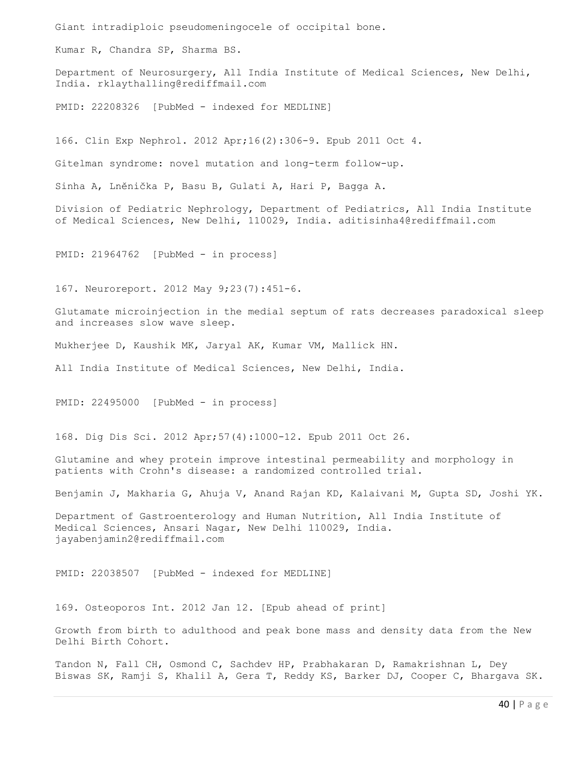Giant intradiploic pseudomeningocele of occipital bone.

Kumar R, Chandra SP, Sharma BS.

Department of Neurosurgery, All India Institute of Medical Sciences, New Delhi, India. rklaythalling@rediffmail.com

PMID: 22208326 [PubMed - indexed for MEDLINE]

166. Clin Exp Nephrol. 2012 Apr;16(2):306-9. Epub 2011 Oct 4.

Gitelman syndrome: novel mutation and long-term follow-up.

Sinha A, Lněnička P, Basu B, Gulati A, Hari P, Bagga A.

Division of Pediatric Nephrology, Department of Pediatrics, All India Institute of Medical Sciences, New Delhi, 110029, India. aditisinha4@rediffmail.com

PMID: 21964762 [PubMed - in process]

167. Neuroreport. 2012 May 9;23(7):451-6.

Glutamate microinjection in the medial septum of rats decreases paradoxical sleep and increases slow wave sleep.

Mukherjee D, Kaushik MK, Jaryal AK, Kumar VM, Mallick HN.

All India Institute of Medical Sciences, New Delhi, India.

PMID: 22495000 [PubMed - in process]

168. Dig Dis Sci. 2012 Apr;57(4):1000-12. Epub 2011 Oct 26.

Glutamine and whey protein improve intestinal permeability and morphology in patients with Crohn's disease: a randomized controlled trial.

Benjamin J, Makharia G, Ahuja V, Anand Rajan KD, Kalaivani M, Gupta SD, Joshi YK.

Department of Gastroenterology and Human Nutrition, All India Institute of Medical Sciences, Ansari Nagar, New Delhi 110029, India. jayabenjamin2@rediffmail.com

PMID: 22038507 [PubMed - indexed for MEDLINE]

169. Osteoporos Int. 2012 Jan 12. [Epub ahead of print]

Growth from birth to adulthood and peak bone mass and density data from the New Delhi Birth Cohort.

Tandon N, Fall CH, Osmond C, Sachdev HP, Prabhakaran D, Ramakrishnan L, Dey Biswas SK, Ramji S, Khalil A, Gera T, Reddy KS, Barker DJ, Cooper C, Bhargava SK.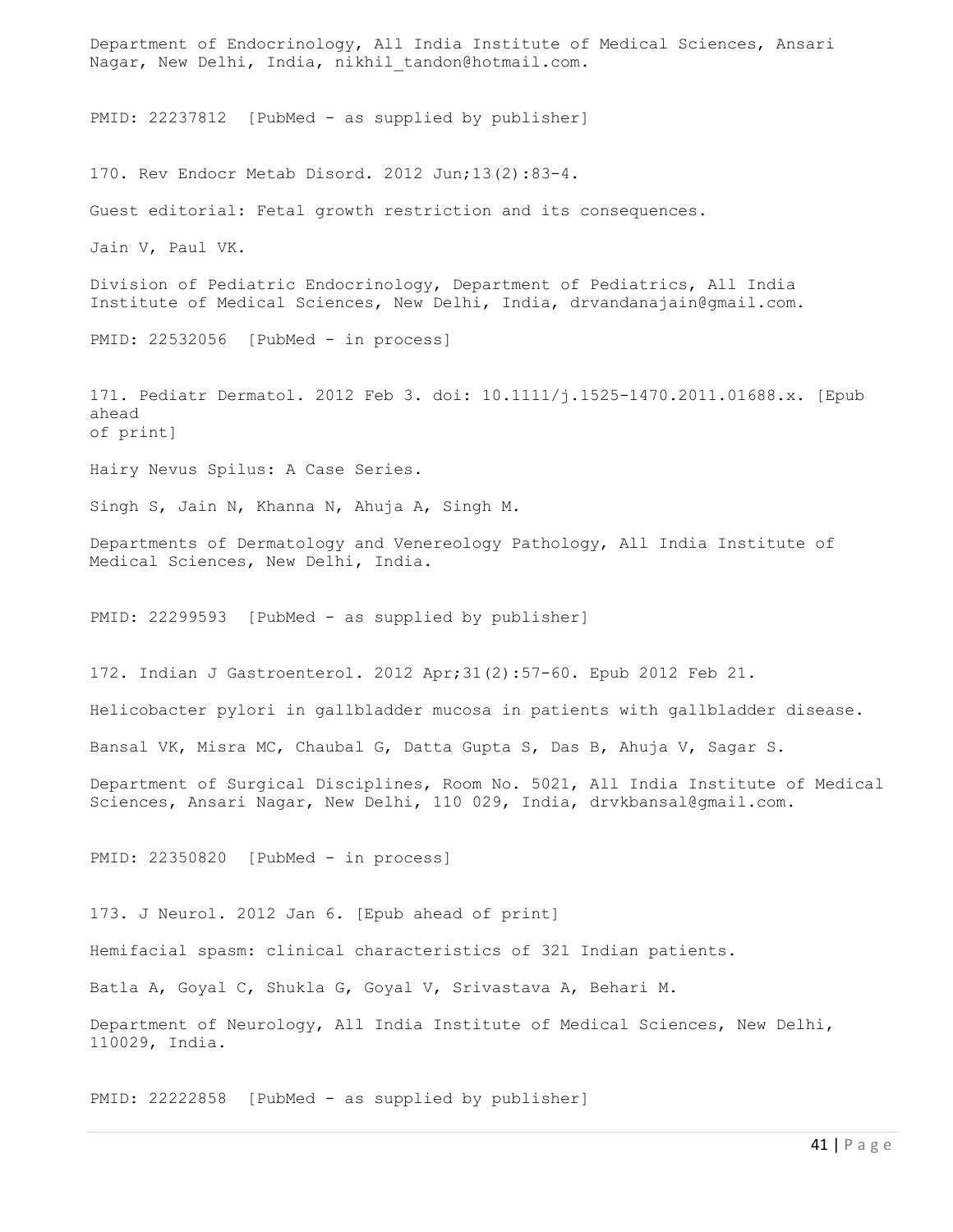Department of Endocrinology, All India Institute of Medical Sciences, Ansari Nagar, New Delhi, India, nikhil_tandon@hotmail.com.

PMID: 22237812 [PubMed - as supplied by publisher]

170. Rev Endocr Metab Disord. 2012 Jun;13(2):83-4.

Guest editorial: Fetal growth restriction and its consequences.

Jain V, Paul VK.

Division of Pediatric Endocrinology, Department of Pediatrics, All India Institute of Medical Sciences, New Delhi, India, drvandanajain@gmail.com.

PMID: 22532056 [PubMed - in process]

171. Pediatr Dermatol. 2012 Feb 3. doi: 10.1111/j.1525-1470.2011.01688.x. [Epub ahead of print]

Hairy Nevus Spilus: A Case Series.

Singh S, Jain N, Khanna N, Ahuja A, Singh M.

Departments of Dermatology and Venereology Pathology, All India Institute of Medical Sciences, New Delhi, India.

PMID: 22299593 [PubMed - as supplied by publisher]

172. Indian J Gastroenterol. 2012 Apr;31(2):57-60. Epub 2012 Feb 21.

Helicobacter pylori in gallbladder mucosa in patients with gallbladder disease.

Bansal VK, Misra MC, Chaubal G, Datta Gupta S, Das B, Ahuja V, Sagar S.

Department of Surgical Disciplines, Room No. 5021, All India Institute of Medical Sciences, Ansari Nagar, New Delhi, 110 029, India, drvkbansal@gmail.com.

PMID: 22350820 [PubMed - in process]

173. J Neurol. 2012 Jan 6. [Epub ahead of print]

Hemifacial spasm: clinical characteristics of 321 Indian patients.

Batla A, Goyal C, Shukla G, Goyal V, Srivastava A, Behari M.

Department of Neurology, All India Institute of Medical Sciences, New Delhi, 110029, India.

PMID: 22222858 [PubMed - as supplied by publisher]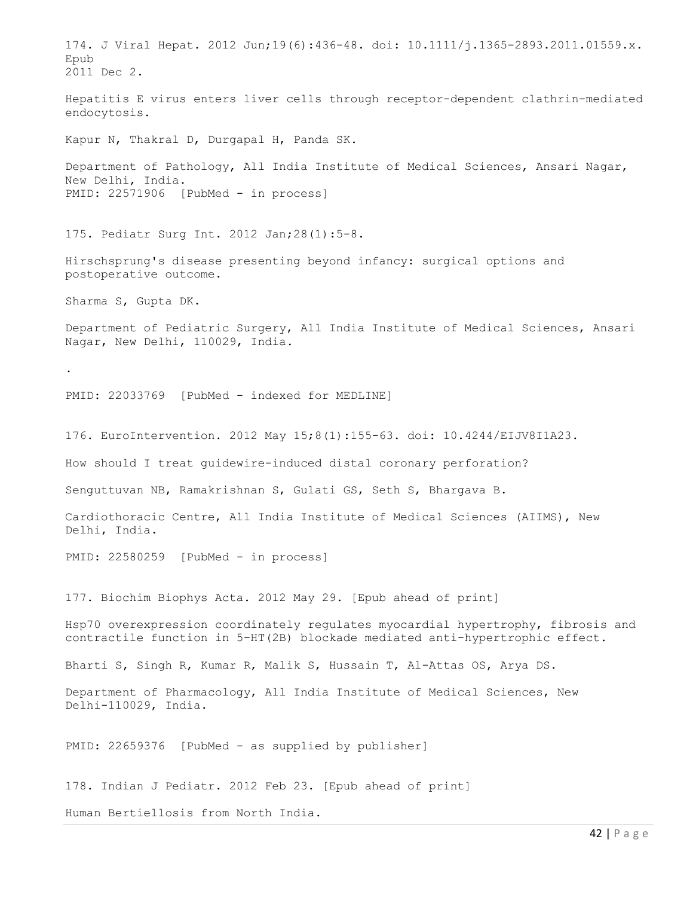174. J Viral Hepat. 2012 Jun;19(6):436-48. doi: 10.1111/j.1365-2893.2011.01559.x. Epub 2011 Dec 2.

Hepatitis E virus enters liver cells through receptor-dependent clathrin-mediated endocytosis.

Kapur N, Thakral D, Durgapal H, Panda SK.

Department of Pathology, All India Institute of Medical Sciences, Ansari Nagar, New Delhi, India.
PMID: 22571906 [PubMed - in process]

175. Pediatr Surg Int. 2012 Jan;28(1):5-8.

Hirschsprung's disease presenting beyond infancy: surgical options and postoperative outcome.

Sharma S, Gupta DK.

Department of Pediatric Surgery, All India Institute of Medical Sciences, Ansari Nagar, New Delhi, 110029, India.

.

PMID: 22033769 [PubMed - indexed for MEDLINE]

176. EuroIntervention. 2012 May 15;8(1):155-63. doi: 10.4244/EIJV8I1A23.

How should I treat guidewire-induced distal coronary perforation?

Senguttuvan NB, Ramakrishnan S, Gulati GS, Seth S, Bhargava B.

Cardiothoracic Centre, All India Institute of Medical Sciences (AIIMS), New Delhi, India.

PMID: 22580259 [PubMed - in process]

177. Biochim Biophys Acta. 2012 May 29. [Epub ahead of print]

Hsp70 overexpression coordinately regulates myocardial hypertrophy, fibrosis and contractile function in 5-HT(2B) blockade mediated anti-hypertrophic effect.

Bharti S, Singh R, Kumar R, Malik S, Hussain T, Al-Attas OS, Arya DS.

Department of Pharmacology, All India Institute of Medical Sciences, New Delhi-110029, India.

PMID: 22659376 [PubMed - as supplied by publisher]

178. Indian J Pediatr. 2012 Feb 23. [Epub ahead of print]

Human Bertiellosis from North India.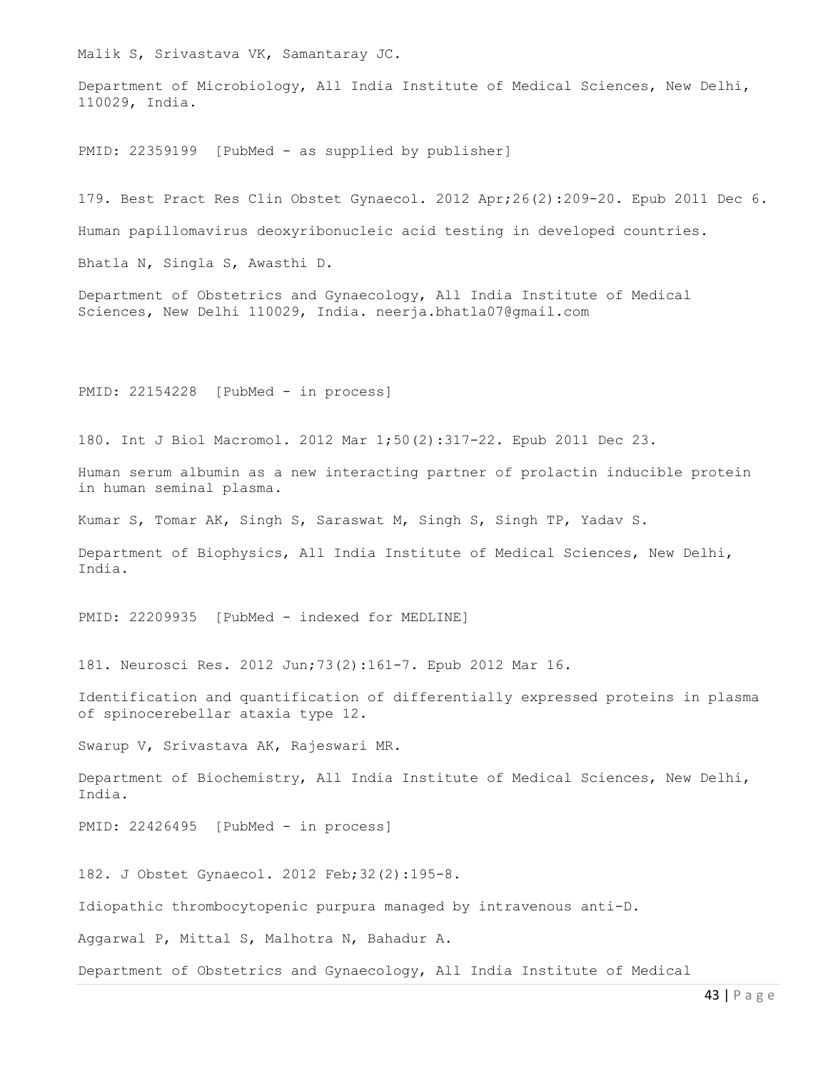Malik S, Srivastava VK, Samantaray JC.

Department of Microbiology, All India Institute of Medical Sciences, New Delhi, 110029, India.

PMID: 22359199 [PubMed - as supplied by publisher]

179. Best Pract Res Clin Obstet Gynaecol. 2012 Apr;26(2):209-20. Epub 2011 Dec 6.

Human papillomavirus deoxyribonucleic acid testing in developed countries.

Bhatla N, Singla S, Awasthi D.

Department of Obstetrics and Gynaecology, All India Institute of Medical Sciences, New Delhi 110029, India. neerja.bhatla07@gmail.com

PMID: 22154228 [PubMed - in process]

180. Int J Biol Macromol. 2012 Mar 1;50(2):317-22. Epub 2011 Dec 23.

Human serum albumin as a new interacting partner of prolactin inducible protein in human seminal plasma.

Kumar S, Tomar AK, Singh S, Saraswat M, Singh S, Singh TP, Yadav S.

Department of Biophysics, All India Institute of Medical Sciences, New Delhi, India.

PMID: 22209935 [PubMed - indexed for MEDLINE]

181. Neurosci Res. 2012 Jun;73(2):161-7. Epub 2012 Mar 16.

Identification and quantification of differentially expressed proteins in plasma of spinocerebellar ataxia type 12.

Swarup V, Srivastava AK, Rajeswari MR.

Department of Biochemistry, All India Institute of Medical Sciences, New Delhi, India.

PMID: 22426495 [PubMed - in process]

182. J Obstet Gynaecol. 2012 Feb;32(2):195-8.

Idiopathic thrombocytopenic purpura managed by intravenous anti-D.

Aggarwal P, Mittal S, Malhotra N, Bahadur A.

Department of Obstetrics and Gynaecology, All India Institute of Medical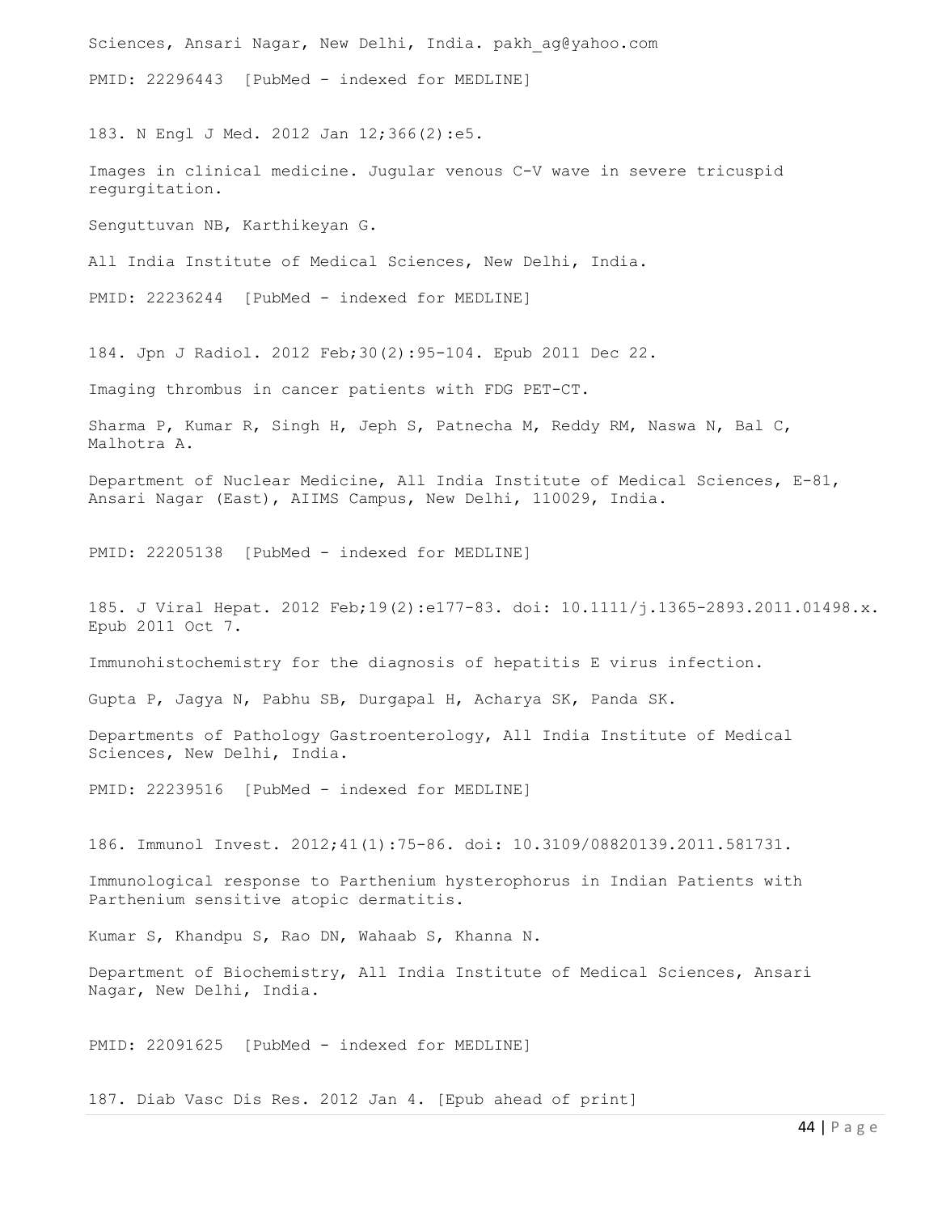Sciences, Ansari Nagar, New Delhi, India. pakh_ag@yahoo.com

PMID: 22296443 [PubMed - indexed for MEDLINE]

183. N Engl J Med. 2012 Jan 12;366(2):e5.

Images in clinical medicine. Jugular venous C-V wave in severe tricuspid regurgitation.

Senguttuvan NB, Karthikeyan G.

All India Institute of Medical Sciences, New Delhi, India.

PMID: 22236244 [PubMed - indexed for MEDLINE]

184. Jpn J Radiol. 2012 Feb;30(2):95-104. Epub 2011 Dec 22.

Imaging thrombus in cancer patients with FDG PET-CT.

Sharma P, Kumar R, Singh H, Jeph S, Patnecha M, Reddy RM, Naswa N, Bal C, Malhotra A.

Department of Nuclear Medicine, All India Institute of Medical Sciences, E-81, Ansari Nagar (East), AIIMS Campus, New Delhi, 110029, India.

PMID: 22205138 [PubMed - indexed for MEDLINE]

185. J Viral Hepat. 2012 Feb;19(2):e177-83. doi: 10.1111/j.1365-2893.2011.01498.x. Epub 2011 Oct 7.

Immunohistochemistry for the diagnosis of hepatitis E virus infection.

Gupta P, Jagya N, Pabhu SB, Durgapal H, Acharya SK, Panda SK.

Departments of Pathology Gastroenterology, All India Institute of Medical Sciences, New Delhi, India.

PMID: 22239516 [PubMed - indexed for MEDLINE]

186. Immunol Invest. 2012;41(1):75-86. doi: 10.3109/08820139.2011.581731.

Immunological response to Parthenium hysterophorus in Indian Patients with Parthenium sensitive atopic dermatitis.

Kumar S, Khandpu S, Rao DN, Wahaab S, Khanna N.

Department of Biochemistry, All India Institute of Medical Sciences, Ansari Nagar, New Delhi, India.

PMID: 22091625 [PubMed - indexed for MEDLINE]

187. Diab Vasc Dis Res. 2012 Jan 4. [Epub ahead of print]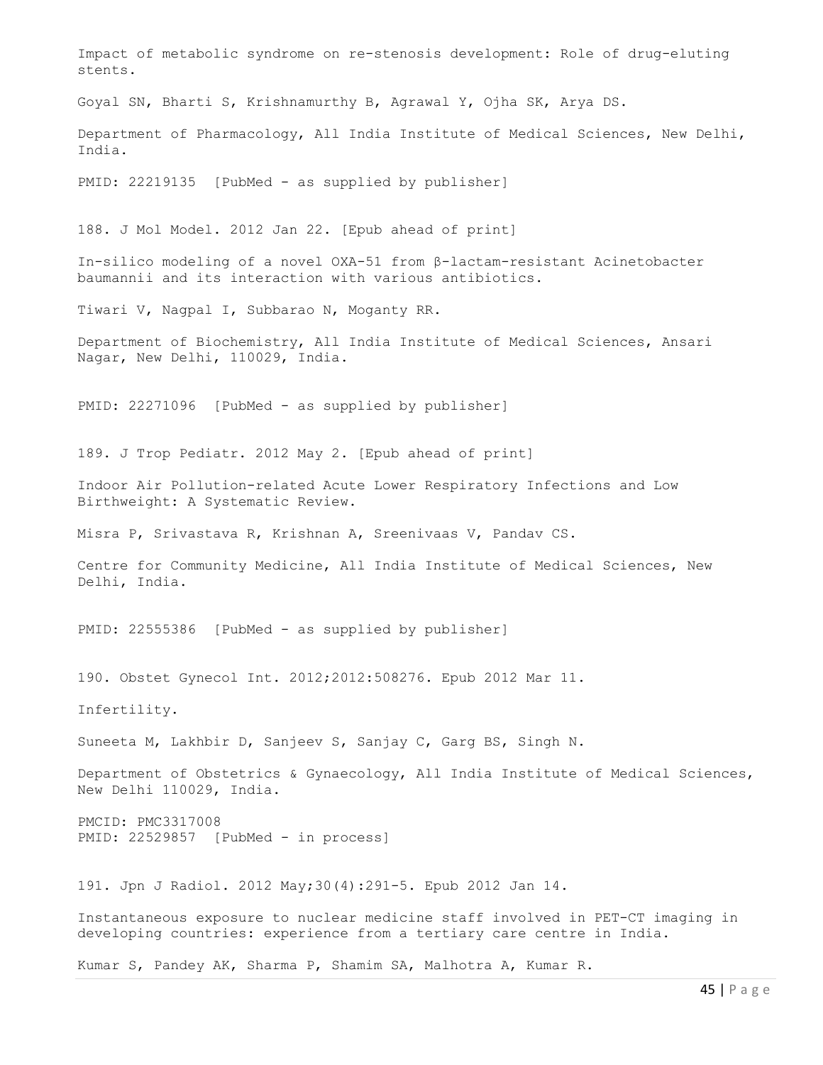Impact of metabolic syndrome on re-stenosis development: Role of drug-eluting stents.

Goyal SN, Bharti S, Krishnamurthy B, Agrawal Y, Ojha SK, Arya DS.

Department of Pharmacology, All India Institute of Medical Sciences, New Delhi, India.

PMID: 22219135 [PubMed - as supplied by publisher]

188. J Mol Model. 2012 Jan 22. [Epub ahead of print]

In-silico modeling of a novel OXA-51 from β-lactam-resistant Acinetobacter baumannii and its interaction with various antibiotics.

Tiwari V, Nagpal I, Subbarao N, Moganty RR.

Department of Biochemistry, All India Institute of Medical Sciences, Ansari Nagar, New Delhi, 110029, India.

PMID: 22271096 [PubMed - as supplied by publisher]

189. J Trop Pediatr. 2012 May 2. [Epub ahead of print]

Indoor Air Pollution-related Acute Lower Respiratory Infections and Low Birthweight: A Systematic Review.

Misra P, Srivastava R, Krishnan A, Sreenivaas V, Pandav CS.

Centre for Community Medicine, All India Institute of Medical Sciences, New Delhi, India.

PMID: 22555386 [PubMed - as supplied by publisher]

190. Obstet Gynecol Int. 2012;2012:508276. Epub 2012 Mar 11.

Infertility.

Suneeta M, Lakhbir D, Sanjeev S, Sanjay C, Garg BS, Singh N.

Department of Obstetrics & Gynaecology, All India Institute of Medical Sciences, New Delhi 110029, India.

PMCID: PMC3317008
PMID: 22529857 [PubMed - in process]

191. Jpn J Radiol. 2012 May;30(4):291-5. Epub 2012 Jan 14.

Instantaneous exposure to nuclear medicine staff involved in PET-CT imaging in developing countries: experience from a tertiary care centre in India.

Kumar S, Pandey AK, Sharma P, Shamim SA, Malhotra A, Kumar R.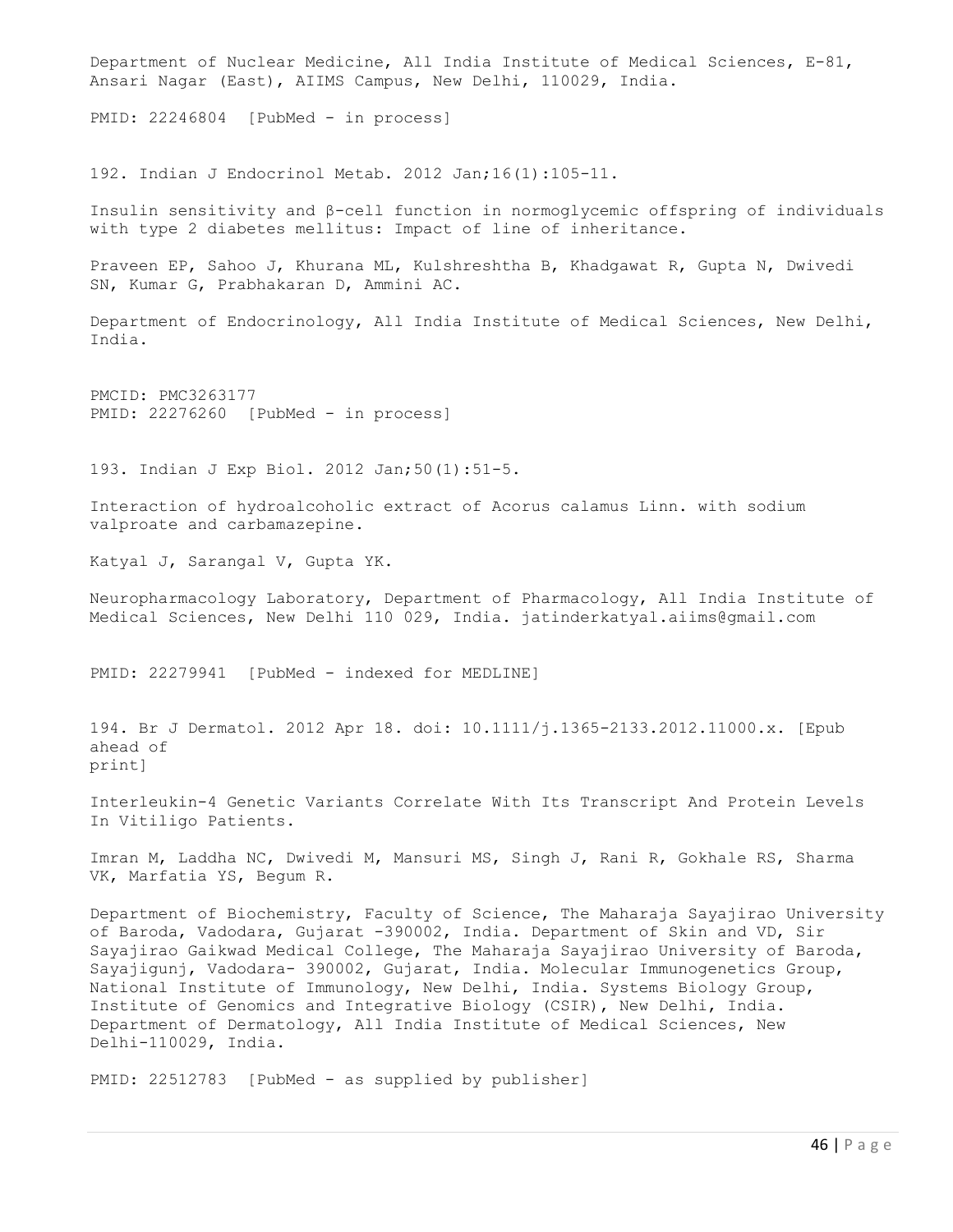Department of Nuclear Medicine, All India Institute of Medical Sciences, E-81, Ansari Nagar (East), AIIMS Campus, New Delhi, 110029, India.

PMID: 22246804 [PubMed - in process]

192. Indian J Endocrinol Metab. 2012 Jan;16(1):105-11.

Insulin sensitivity and β-cell function in normoglycemic offspring of individuals with type 2 diabetes mellitus: Impact of line of inheritance.

Praveen EP, Sahoo J, Khurana ML, Kulshreshtha B, Khadgawat R, Gupta N, Dwivedi SN, Kumar G, Prabhakaran D, Ammini AC.

Department of Endocrinology, All India Institute of Medical Sciences, New Delhi, India.

PMCID: PMC3263177
PMID: 22276260 [PubMed - in process]

193. Indian J Exp Biol. 2012 Jan;50(1):51-5.

Interaction of hydroalcoholic extract of Acorus calamus Linn. with sodium valproate and carbamazepine.

Katyal J, Sarangal V, Gupta YK.

Neuropharmacology Laboratory, Department of Pharmacology, All India Institute of Medical Sciences, New Delhi 110 029, India. jatinderkatyal.aiims@gmail.com

PMID: 22279941 [PubMed - indexed for MEDLINE]

194. Br J Dermatol. 2012 Apr 18. doi: 10.1111/j.1365-2133.2012.11000.x. [Epub ahead of print]

Interleukin-4 Genetic Variants Correlate With Its Transcript And Protein Levels In Vitiligo Patients.

Imran M, Laddha NC, Dwivedi M, Mansuri MS, Singh J, Rani R, Gokhale RS, Sharma VK, Marfatia YS, Begum R.

Department of Biochemistry, Faculty of Science, The Maharaja Sayajirao University of Baroda, Vadodara, Gujarat -390002, India. Department of Skin and VD, Sir Sayajirao Gaikwad Medical College, The Maharaja Sayajirao University of Baroda, Sayajigunj, Vadodara- 390002, Gujarat, India. Molecular Immunogenetics Group, National Institute of Immunology, New Delhi, India. Systems Biology Group, Institute of Genomics and Integrative Biology (CSIR), New Delhi, India. Department of Dermatology, All India Institute of Medical Sciences, New Delhi-110029, India.

PMID: 22512783 [PubMed - as supplied by publisher]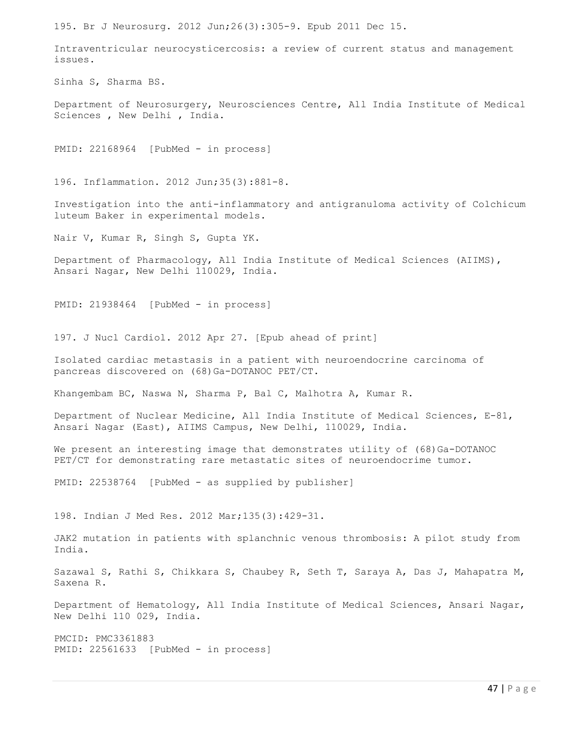195. Br J Neurosurg. 2012 Jun;26(3):305-9. Epub 2011 Dec 15.

Intraventricular neurocysticercosis: a review of current status and management issues.

Sinha S, Sharma BS.

Department of Neurosurgery, Neurosciences Centre, All India Institute of Medical Sciences , New Delhi , India.

PMID: 22168964 [PubMed - in process]

196. Inflammation. 2012 Jun;35(3):881-8.

Investigation into the anti-inflammatory and antigranuloma activity of Colchicum luteum Baker in experimental models.

Nair V, Kumar R, Singh S, Gupta YK.

Department of Pharmacology, All India Institute of Medical Sciences (AIIMS), Ansari Nagar, New Delhi 110029, India.

PMID: 21938464 [PubMed - in process]

197. J Nucl Cardiol. 2012 Apr 27. [Epub ahead of print]

Isolated cardiac metastasis in a patient with neuroendocrine carcinoma of pancreas discovered on (68)Ga-DOTANOC PET/CT.

Khangembam BC, Naswa N, Sharma P, Bal C, Malhotra A, Kumar R.

Department of Nuclear Medicine, All India Institute of Medical Sciences, E-81, Ansari Nagar (East), AIIMS Campus, New Delhi, 110029, India.

We present an interesting image that demonstrates utility of (68)Ga-DOTANOC PET/CT for demonstrating rare metastatic sites of neuroendocrime tumor.

PMID: 22538764 [PubMed - as supplied by publisher]

198. Indian J Med Res. 2012 Mar;135(3):429-31.

JAK2 mutation in patients with splanchnic venous thrombosis: A pilot study from India.

Sazawal S, Rathi S, Chikkara S, Chaubey R, Seth T, Saraya A, Das J, Mahapatra M, Saxena R.

Department of Hematology, All India Institute of Medical Sciences, Ansari Nagar, New Delhi 110 029, India.

PMCID: PMC3361883
PMID: 22561633 [PubMed - in process]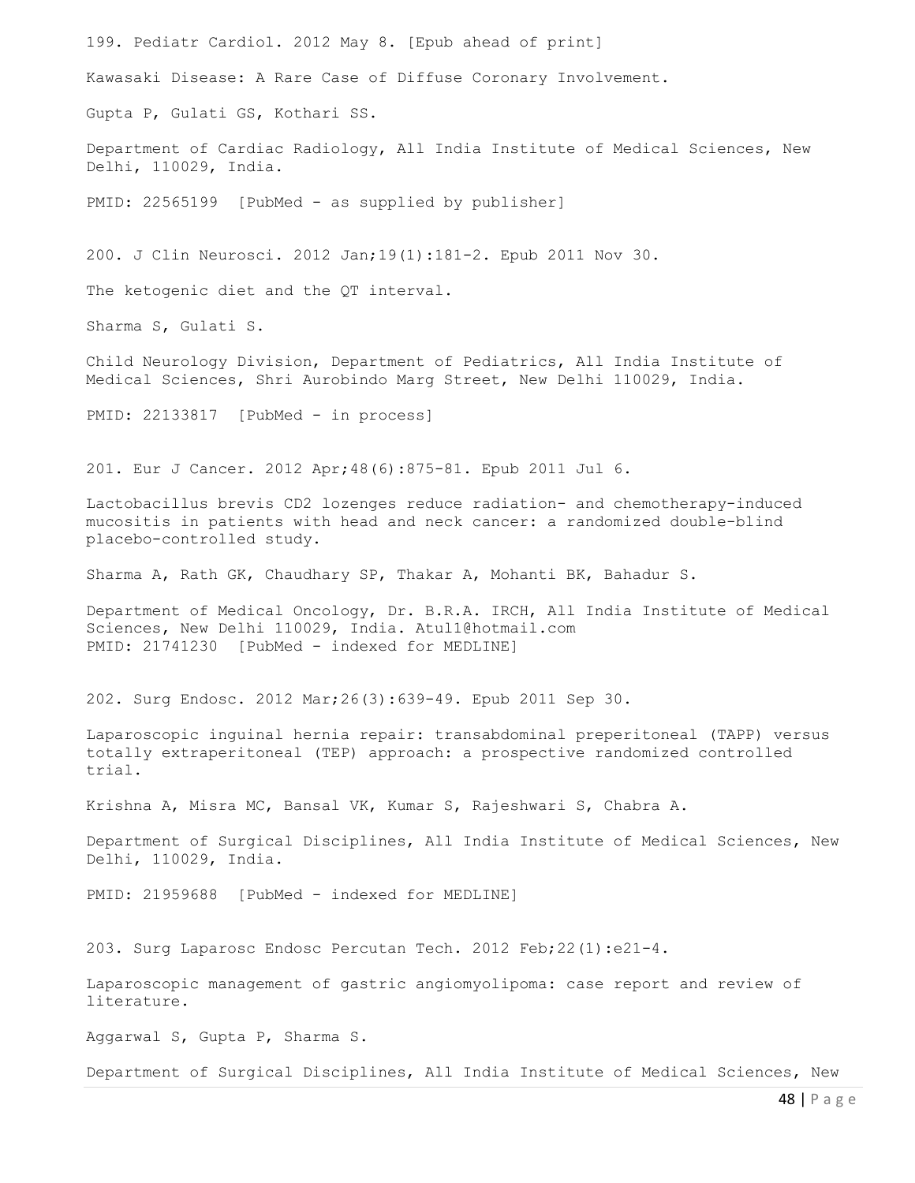199. Pediatr Cardiol. 2012 May 8. [Epub ahead of print]

Kawasaki Disease: A Rare Case of Diffuse Coronary Involvement.

Gupta P, Gulati GS, Kothari SS.

Department of Cardiac Radiology, All India Institute of Medical Sciences, New Delhi, 110029, India.

PMID: 22565199 [PubMed - as supplied by publisher]

200. J Clin Neurosci. 2012 Jan;19(1):181-2. Epub 2011 Nov 30.

The ketogenic diet and the QT interval.

Sharma S, Gulati S.

Child Neurology Division, Department of Pediatrics, All India Institute of Medical Sciences, Shri Aurobindo Marg Street, New Delhi 110029, India.

PMID: 22133817 [PubMed - in process]

201. Eur J Cancer. 2012 Apr;48(6):875-81. Epub 2011 Jul 6.

Lactobacillus brevis CD2 lozenges reduce radiation- and chemotherapy-induced mucositis in patients with head and neck cancer: a randomized double-blind placebo-controlled study.

Sharma A, Rath GK, Chaudhary SP, Thakar A, Mohanti BK, Bahadur S.

Department of Medical Oncology, Dr. B.R.A. IRCH, All India Institute of Medical Sciences, New Delhi 110029, India. Atul1@hotmail.com
PMID: 21741230 [PubMed - indexed for MEDLINE]

202. Surg Endosc. 2012 Mar;26(3):639-49. Epub 2011 Sep 30.

Laparoscopic inguinal hernia repair: transabdominal preperitoneal (TAPP) versus totally extraperitoneal (TEP) approach: a prospective randomized controlled trial.

Krishna A, Misra MC, Bansal VK, Kumar S, Rajeshwari S, Chabra A.

Department of Surgical Disciplines, All India Institute of Medical Sciences, New Delhi, 110029, India.

PMID: 21959688 [PubMed - indexed for MEDLINE]

203. Surg Laparosc Endosc Percutan Tech. 2012 Feb;22(1):e21-4.

Laparoscopic management of gastric angiomyolipoma: case report and review of literature.

Aggarwal S, Gupta P, Sharma S.

Department of Surgical Disciplines, All India Institute of Medical Sciences, New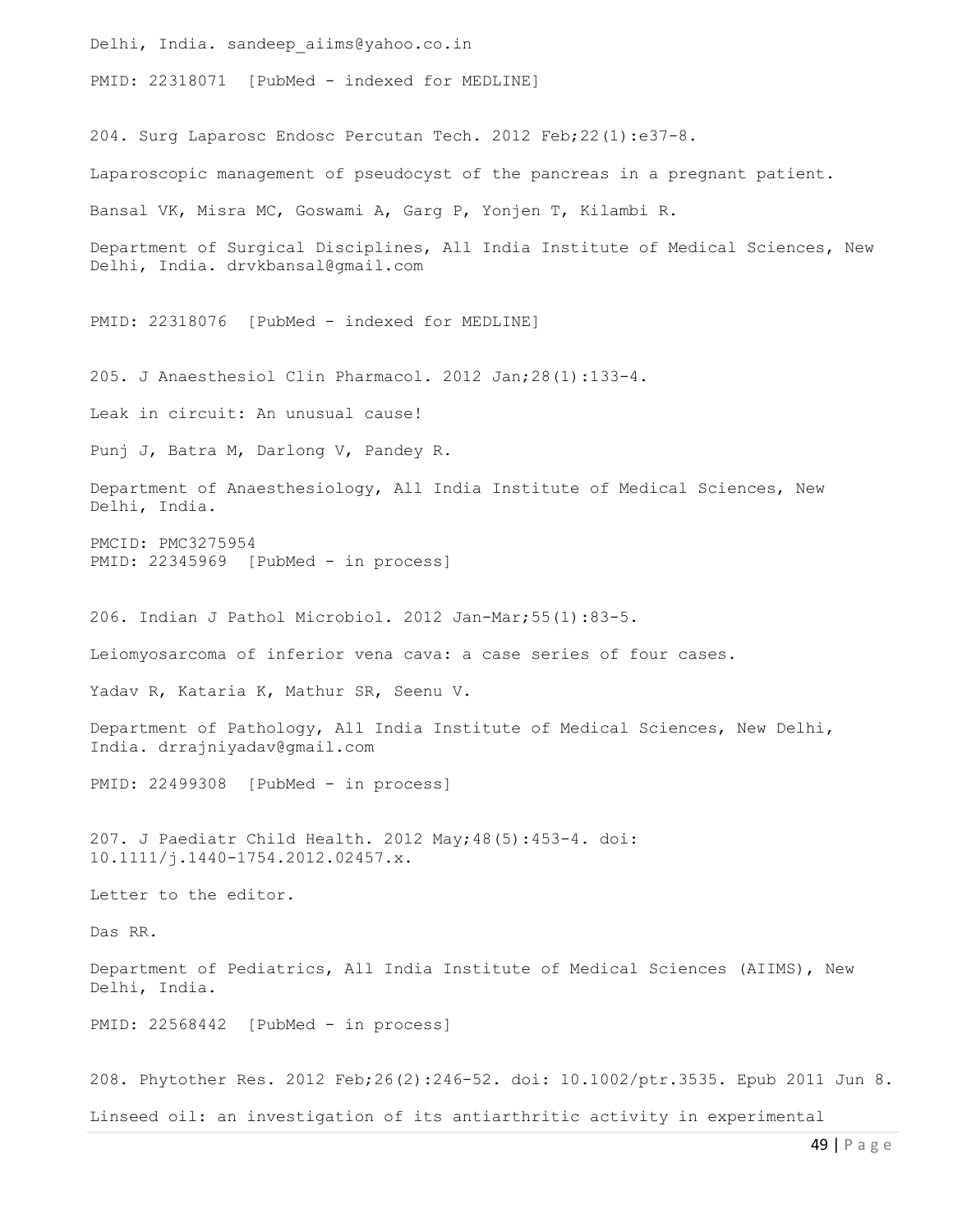Delhi, India. sandeep_aiims@yahoo.co.in

PMID: 22318071 [PubMed - indexed for MEDLINE]

204. Surg Laparosc Endosc Percutan Tech. 2012 Feb;22(1):e37-8.

Laparoscopic management of pseudocyst of the pancreas in a pregnant patient.

Bansal VK, Misra MC, Goswami A, Garg P, Yonjen T, Kilambi R.

Department of Surgical Disciplines, All India Institute of Medical Sciences, New Delhi, India. drvkbansal@gmail.com

PMID: 22318076 [PubMed - indexed for MEDLINE]

205. J Anaesthesiol Clin Pharmacol. 2012 Jan;28(1):133-4.

Leak in circuit: An unusual cause!

Punj J, Batra M, Darlong V, Pandey R.

Department of Anaesthesiology, All India Institute of Medical Sciences, New Delhi, India.

PMCID: PMC3275954
PMID: 22345969 [PubMed - in process]

206. Indian J Pathol Microbiol. 2012 Jan-Mar;55(1):83-5.

Leiomyosarcoma of inferior vena cava: a case series of four cases.

Yadav R, Kataria K, Mathur SR, Seenu V.

Department of Pathology, All India Institute of Medical Sciences, New Delhi, India. drrajniyadav@gmail.com

PMID: 22499308 [PubMed - in process]

207. J Paediatr Child Health. 2012 May;48(5):453-4. doi: 10.1111/j.1440-1754.2012.02457.x.

Letter to the editor.

Das RR.

Department of Pediatrics, All India Institute of Medical Sciences (AIIMS), New Delhi, India.

PMID: 22568442 [PubMed - in process]

208. Phytother Res. 2012 Feb;26(2):246-52. doi: 10.1002/ptr.3535. Epub 2011 Jun 8.

Linseed oil: an investigation of its antiarthritic activity in experimental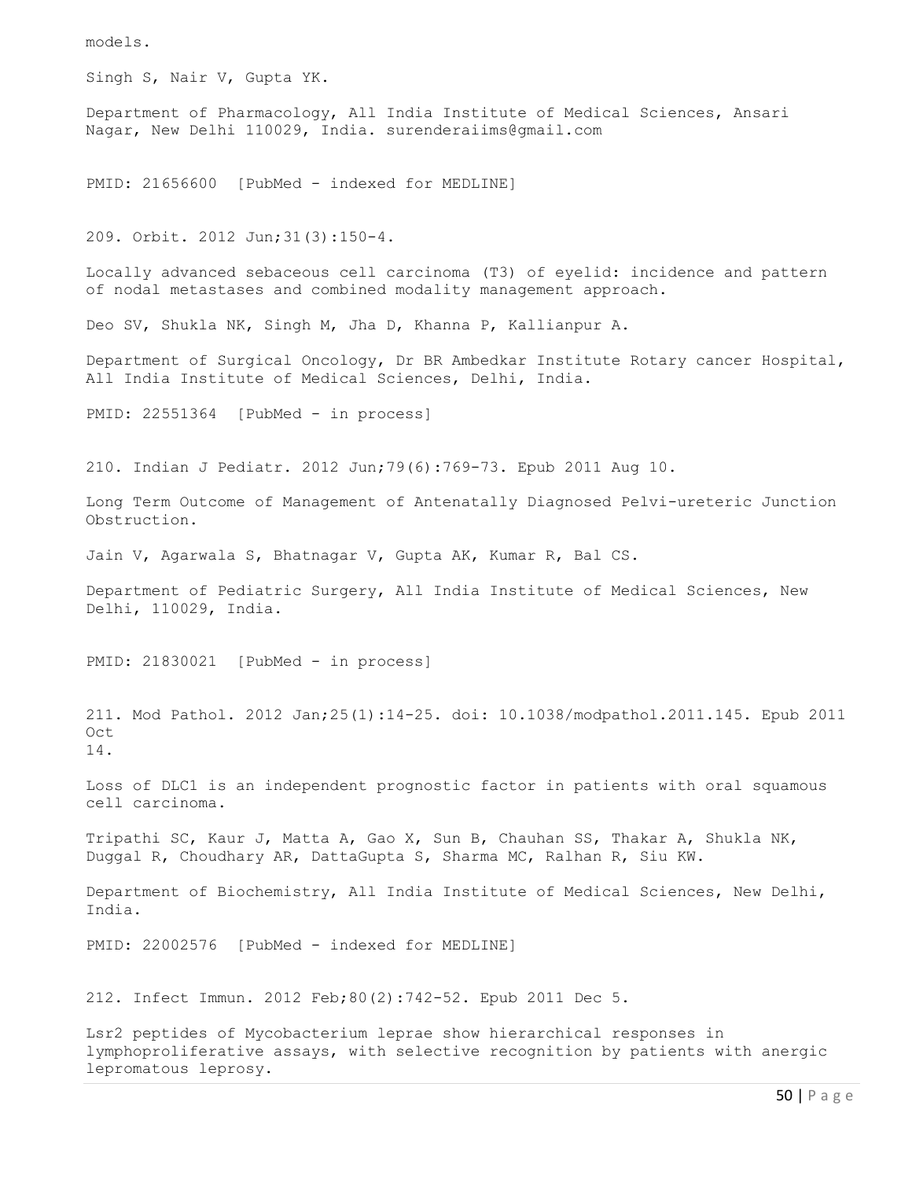models.

Singh S, Nair V, Gupta YK.

Department of Pharmacology, All India Institute of Medical Sciences, Ansari Nagar, New Delhi 110029, India. surenderaiims@gmail.com

PMID: 21656600 [PubMed - indexed for MEDLINE]

209. Orbit. 2012 Jun;31(3):150-4.

Locally advanced sebaceous cell carcinoma (T3) of eyelid: incidence and pattern of nodal metastases and combined modality management approach.

Deo SV, Shukla NK, Singh M, Jha D, Khanna P, Kallianpur A.

Department of Surgical Oncology, Dr BR Ambedkar Institute Rotary cancer Hospital, All India Institute of Medical Sciences, Delhi, India.

PMID: 22551364 [PubMed - in process]

210. Indian J Pediatr. 2012 Jun;79(6):769-73. Epub 2011 Aug 10.

Long Term Outcome of Management of Antenatally Diagnosed Pelvi-ureteric Junction Obstruction.

Jain V, Agarwala S, Bhatnagar V, Gupta AK, Kumar R, Bal CS.

Department of Pediatric Surgery, All India Institute of Medical Sciences, New Delhi, 110029, India.

PMID: 21830021 [PubMed - in process]

211. Mod Pathol. 2012 Jan;25(1):14-25. doi: 10.1038/modpathol.2011.145. Epub 2011 Oct 14.

Loss of DLC1 is an independent prognostic factor in patients with oral squamous cell carcinoma.

Tripathi SC, Kaur J, Matta A, Gao X, Sun B, Chauhan SS, Thakar A, Shukla NK, Duggal R, Choudhary AR, DattaGupta S, Sharma MC, Ralhan R, Siu KW.

Department of Biochemistry, All India Institute of Medical Sciences, New Delhi, India.

PMID: 22002576 [PubMed - indexed for MEDLINE]

212. Infect Immun. 2012 Feb;80(2):742-52. Epub 2011 Dec 5.

Lsr2 peptides of Mycobacterium leprae show hierarchical responses in lymphoproliferative assays, with selective recognition by patients with anergic lepromatous leprosy.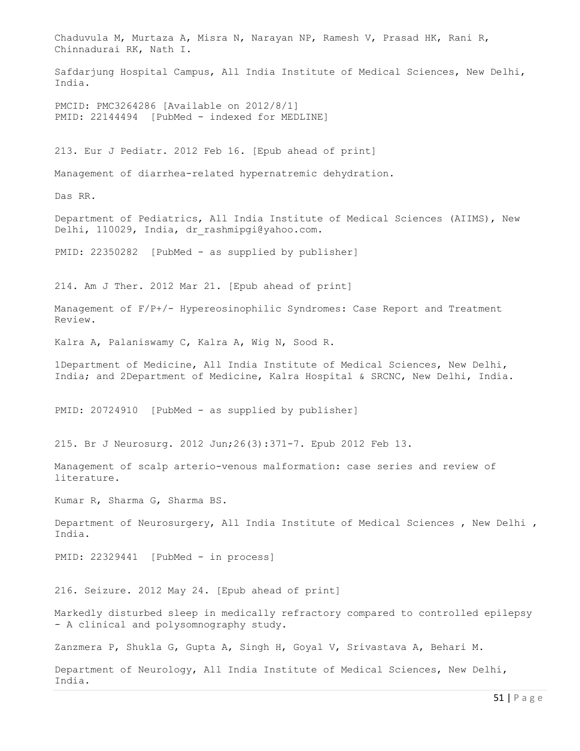Chaduvula M, Murtaza A, Misra N, Narayan NP, Ramesh V, Prasad HK, Rani R, Chinnadurai RK, Nath I.

Safdarjung Hospital Campus, All India Institute of Medical Sciences, New Delhi, India.

PMCID: PMC3264286 [Available on 2012/8/1]
PMID: 22144494 [PubMed - indexed for MEDLINE]

213. Eur J Pediatr. 2012 Feb 16. [Epub ahead of print]

Management of diarrhea-related hypernatremic dehydration.

Das RR.

Department of Pediatrics, All India Institute of Medical Sciences (AIIMS), New Delhi, 110029, India, dr_rashmipgi@yahoo.com.

PMID: 22350282 [PubMed - as supplied by publisher]

214. Am J Ther. 2012 Mar 21. [Epub ahead of print]

Management of F/P+/- Hypereosinophilic Syndromes: Case Report and Treatment Review.

Kalra A, Palaniswamy C, Kalra A, Wig N, Sood R.

1Department of Medicine, All India Institute of Medical Sciences, New Delhi, India; and 2Department of Medicine, Kalra Hospital & SRCNC, New Delhi, India.

PMID: 20724910 [PubMed - as supplied by publisher]

215. Br J Neurosurg. 2012 Jun;26(3):371-7. Epub 2012 Feb 13.

Management of scalp arterio-venous malformation: case series and review of literature.

Kumar R, Sharma G, Sharma BS.

Department of Neurosurgery, All India Institute of Medical Sciences , New Delhi , India.

PMID: 22329441 [PubMed - in process]

216. Seizure. 2012 May 24. [Epub ahead of print]

Markedly disturbed sleep in medically refractory compared to controlled epilepsy - A clinical and polysomnography study.

Zanzmera P, Shukla G, Gupta A, Singh H, Goyal V, Srivastava A, Behari M.

Department of Neurology, All India Institute of Medical Sciences, New Delhi, India.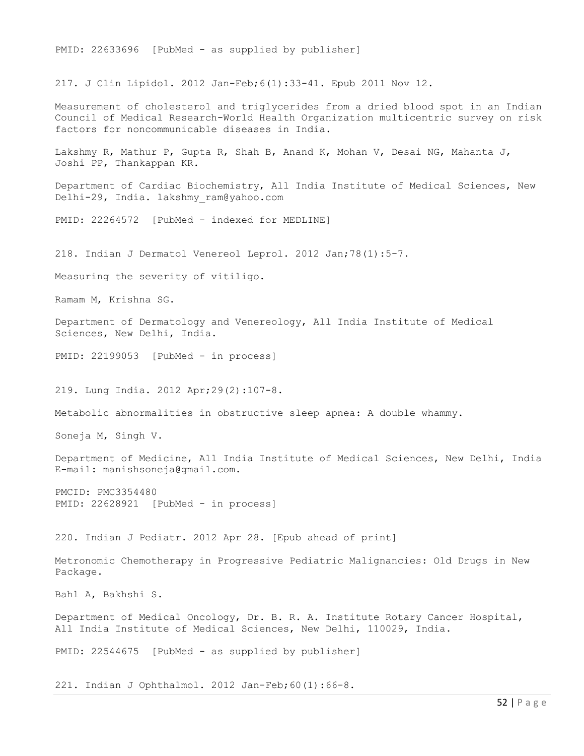PMID: 22633696 [PubMed - as supplied by publisher]

217. J Clin Lipidol. 2012 Jan-Feb;6(1):33-41. Epub 2011 Nov 12.

Measurement of cholesterol and triglycerides from a dried blood spot in an Indian Council of Medical Research-World Health Organization multicentric survey on risk factors for noncommunicable diseases in India.

Lakshmy R, Mathur P, Gupta R, Shah B, Anand K, Mohan V, Desai NG, Mahanta J, Joshi PP, Thankappan KR.

Department of Cardiac Biochemistry, All India Institute of Medical Sciences, New Delhi-29, India. lakshmy_ram@yahoo.com

PMID: 22264572 [PubMed - indexed for MEDLINE]

218. Indian J Dermatol Venereol Leprol. 2012 Jan;78(1):5-7.

Measuring the severity of vitiligo.

Ramam M, Krishna SG.

Department of Dermatology and Venereology, All India Institute of Medical Sciences, New Delhi, India.

PMID: 22199053 [PubMed - in process]

219. Lung India. 2012 Apr;29(2):107-8.

Metabolic abnormalities in obstructive sleep apnea: A double whammy.

Soneja M, Singh V.

Department of Medicine, All India Institute of Medical Sciences, New Delhi, India E-mail: manishsoneja@gmail.com.

PMCID: PMC3354480
PMID: 22628921 [PubMed - in process]

220. Indian J Pediatr. 2012 Apr 28. [Epub ahead of print]

Metronomic Chemotherapy in Progressive Pediatric Malignancies: Old Drugs in New Package.

Bahl A, Bakhshi S.

Department of Medical Oncology, Dr. B. R. A. Institute Rotary Cancer Hospital, All India Institute of Medical Sciences, New Delhi, 110029, India.

PMID: 22544675 [PubMed - as supplied by publisher]

221. Indian J Ophthalmol. 2012 Jan-Feb;60(1):66-8.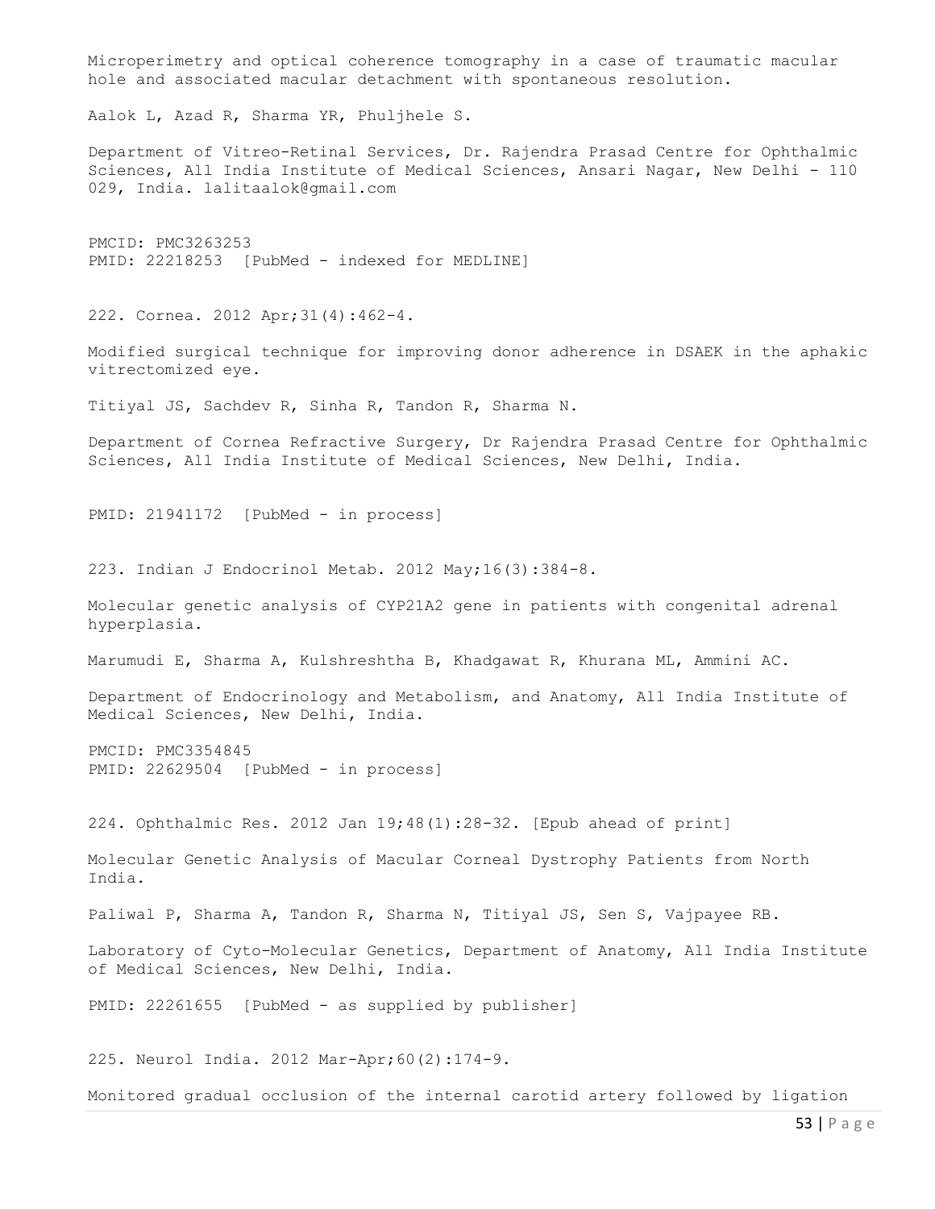Microperimetry and optical coherence tomography in a case of traumatic macular hole and associated macular detachment with spontaneous resolution.

Aalok L, Azad R, Sharma YR, Phuljhele S.

Department of Vitreo-Retinal Services, Dr. Rajendra Prasad Centre for Ophthalmic Sciences, All India Institute of Medical Sciences, Ansari Nagar, New Delhi - 110 029, India. lalitaalok@gmail.com

PMCID: PMC3263253
PMID: 22218253 [PubMed - indexed for MEDLINE]

222. Cornea. 2012 Apr;31(4):462-4.

Modified surgical technique for improving donor adherence in DSAEK in the aphakic vitrectomized eye.

Titiyal JS, Sachdev R, Sinha R, Tandon R, Sharma N.

Department of Cornea Refractive Surgery, Dr Rajendra Prasad Centre for Ophthalmic Sciences, All India Institute of Medical Sciences, New Delhi, India.

PMID: 21941172 [PubMed - in process]

223. Indian J Endocrinol Metab. 2012 May;16(3):384-8.

Molecular genetic analysis of CYP21A2 gene in patients with congenital adrenal hyperplasia.

Marumudi E, Sharma A, Kulshreshtha B, Khadgawat R, Khurana ML, Ammini AC.

Department of Endocrinology and Metabolism, and Anatomy, All India Institute of Medical Sciences, New Delhi, India.

PMCID: PMC3354845
PMID: 22629504 [PubMed - in process]

224. Ophthalmic Res. 2012 Jan 19;48(1):28-32. [Epub ahead of print]

Molecular Genetic Analysis of Macular Corneal Dystrophy Patients from North India.

Paliwal P, Sharma A, Tandon R, Sharma N, Titiyal JS, Sen S, Vajpayee RB.

Laboratory of Cyto-Molecular Genetics, Department of Anatomy, All India Institute of Medical Sciences, New Delhi, India.

PMID: 22261655 [PubMed - as supplied by publisher]

225. Neurol India. 2012 Mar-Apr;60(2):174-9.

Monitored gradual occlusion of the internal carotid artery followed by ligation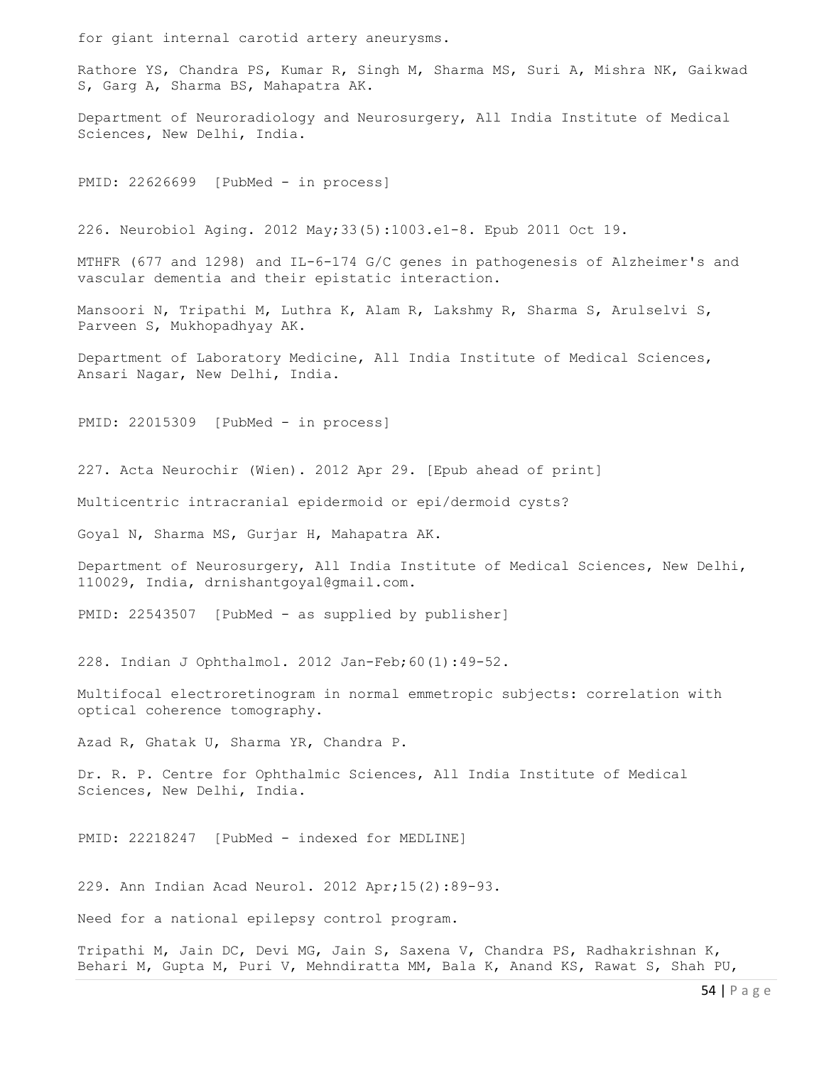for giant internal carotid artery aneurysms.

Rathore YS, Chandra PS, Kumar R, Singh M, Sharma MS, Suri A, Mishra NK, Gaikwad S, Garg A, Sharma BS, Mahapatra AK.

Department of Neuroradiology and Neurosurgery, All India Institute of Medical Sciences, New Delhi, India.

PMID: 22626699 [PubMed - in process]

226. Neurobiol Aging. 2012 May;33(5):1003.e1-8. Epub 2011 Oct 19.

MTHFR (677 and 1298) and IL-6-174 G/C genes in pathogenesis of Alzheimer's and vascular dementia and their epistatic interaction.

Mansoori N, Tripathi M, Luthra K, Alam R, Lakshmy R, Sharma S, Arulselvi S, Parveen S, Mukhopadhyay AK.

Department of Laboratory Medicine, All India Institute of Medical Sciences, Ansari Nagar, New Delhi, India.

PMID: 22015309 [PubMed - in process]

227. Acta Neurochir (Wien). 2012 Apr 29. [Epub ahead of print]

Multicentric intracranial epidermoid or epi/dermoid cysts?

Goyal N, Sharma MS, Gurjar H, Mahapatra AK.

Department of Neurosurgery, All India Institute of Medical Sciences, New Delhi, 110029, India, drnishantgoyal@gmail.com.

PMID: 22543507 [PubMed - as supplied by publisher]

228. Indian J Ophthalmol. 2012 Jan-Feb;60(1):49-52.

Multifocal electroretinogram in normal emmetropic subjects: correlation with optical coherence tomography.

Azad R, Ghatak U, Sharma YR, Chandra P.

Dr. R. P. Centre for Ophthalmic Sciences, All India Institute of Medical Sciences, New Delhi, India.

PMID: 22218247 [PubMed - indexed for MEDLINE]

229. Ann Indian Acad Neurol. 2012 Apr;15(2):89-93.

Need for a national epilepsy control program.

Tripathi M, Jain DC, Devi MG, Jain S, Saxena V, Chandra PS, Radhakrishnan K, Behari M, Gupta M, Puri V, Mehndiratta MM, Bala K, Anand KS, Rawat S, Shah PU,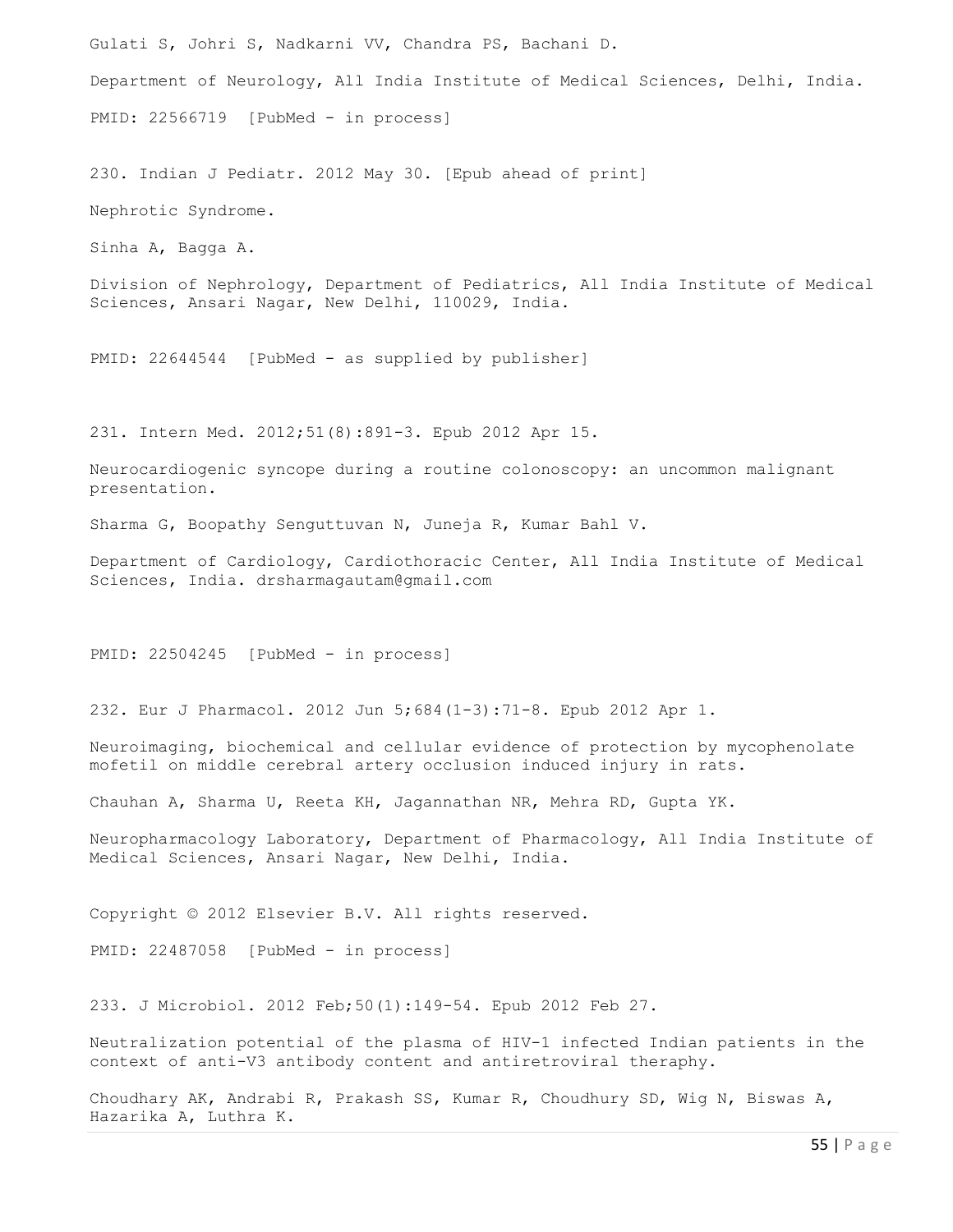Gulati S, Johri S, Nadkarni VV, Chandra PS, Bachani D.

Department of Neurology, All India Institute of Medical Sciences, Delhi, India.

PMID: 22566719 [PubMed - in process]

230. Indian J Pediatr. 2012 May 30. [Epub ahead of print]

Nephrotic Syndrome.

Sinha A, Bagga A.

Division of Nephrology, Department of Pediatrics, All India Institute of Medical Sciences, Ansari Nagar, New Delhi, 110029, India.

PMID: 22644544 [PubMed - as supplied by publisher]

231. Intern Med. 2012;51(8):891-3. Epub 2012 Apr 15.

Neurocardiogenic syncope during a routine colonoscopy: an uncommon malignant presentation.

Sharma G, Boopathy Senguttuvan N, Juneja R, Kumar Bahl V.

Department of Cardiology, Cardiothoracic Center, All India Institute of Medical Sciences, India. drsharmagautam@gmail.com

PMID: 22504245 [PubMed - in process]

232. Eur J Pharmacol. 2012 Jun 5;684(1-3):71-8. Epub 2012 Apr 1.

Neuroimaging, biochemical and cellular evidence of protection by mycophenolate mofetil on middle cerebral artery occlusion induced injury in rats.

Chauhan A, Sharma U, Reeta KH, Jagannathan NR, Mehra RD, Gupta YK.

Neuropharmacology Laboratory, Department of Pharmacology, All India Institute of Medical Sciences, Ansari Nagar, New Delhi, India.

Copyright © 2012 Elsevier B.V. All rights reserved.

PMID: 22487058 [PubMed - in process]

233. J Microbiol. 2012 Feb;50(1):149-54. Epub 2012 Feb 27.

Neutralization potential of the plasma of HIV-1 infected Indian patients in the context of anti-V3 antibody content and antiretroviral theraphy.

Choudhary AK, Andrabi R, Prakash SS, Kumar R, Choudhury SD, Wig N, Biswas A, Hazarika A, Luthra K.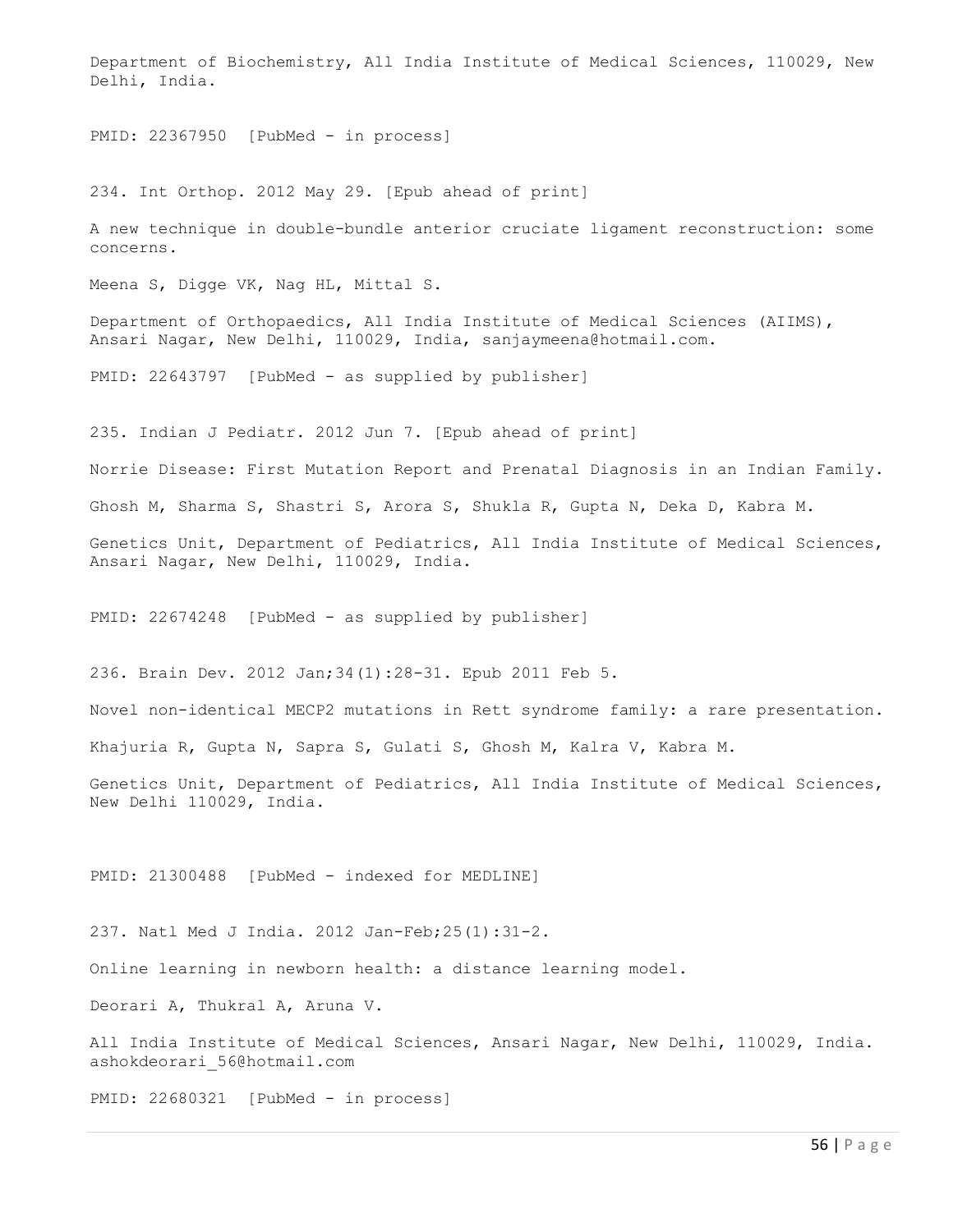Department of Biochemistry, All India Institute of Medical Sciences, 110029, New Delhi, India.

PMID: 22367950 [PubMed - in process]

234. Int Orthop. 2012 May 29. [Epub ahead of print]

A new technique in double-bundle anterior cruciate ligament reconstruction: some concerns.

Meena S, Digge VK, Nag HL, Mittal S.

Department of Orthopaedics, All India Institute of Medical Sciences (AIIMS), Ansari Nagar, New Delhi, 110029, India, sanjaymeena@hotmail.com.

PMID: 22643797 [PubMed - as supplied by publisher]

235. Indian J Pediatr. 2012 Jun 7. [Epub ahead of print]

Norrie Disease: First Mutation Report and Prenatal Diagnosis in an Indian Family.

Ghosh M, Sharma S, Shastri S, Arora S, Shukla R, Gupta N, Deka D, Kabra M.

Genetics Unit, Department of Pediatrics, All India Institute of Medical Sciences, Ansari Nagar, New Delhi, 110029, India.

PMID: 22674248 [PubMed - as supplied by publisher]

236. Brain Dev. 2012 Jan;34(1):28-31. Epub 2011 Feb 5.

Novel non-identical MECP2 mutations in Rett syndrome family: a rare presentation.

Khajuria R, Gupta N, Sapra S, Gulati S, Ghosh M, Kalra V, Kabra M.

Genetics Unit, Department of Pediatrics, All India Institute of Medical Sciences, New Delhi 110029, India.

PMID: 21300488 [PubMed - indexed for MEDLINE]

237. Natl Med J India. 2012 Jan-Feb;25(1):31-2.

Online learning in newborn health: a distance learning model.

Deorari A, Thukral A, Aruna V.

All India Institute of Medical Sciences, Ansari Nagar, New Delhi, 110029, India. ashokdeorari_56@hotmail.com

PMID: 22680321 [PubMed - in process]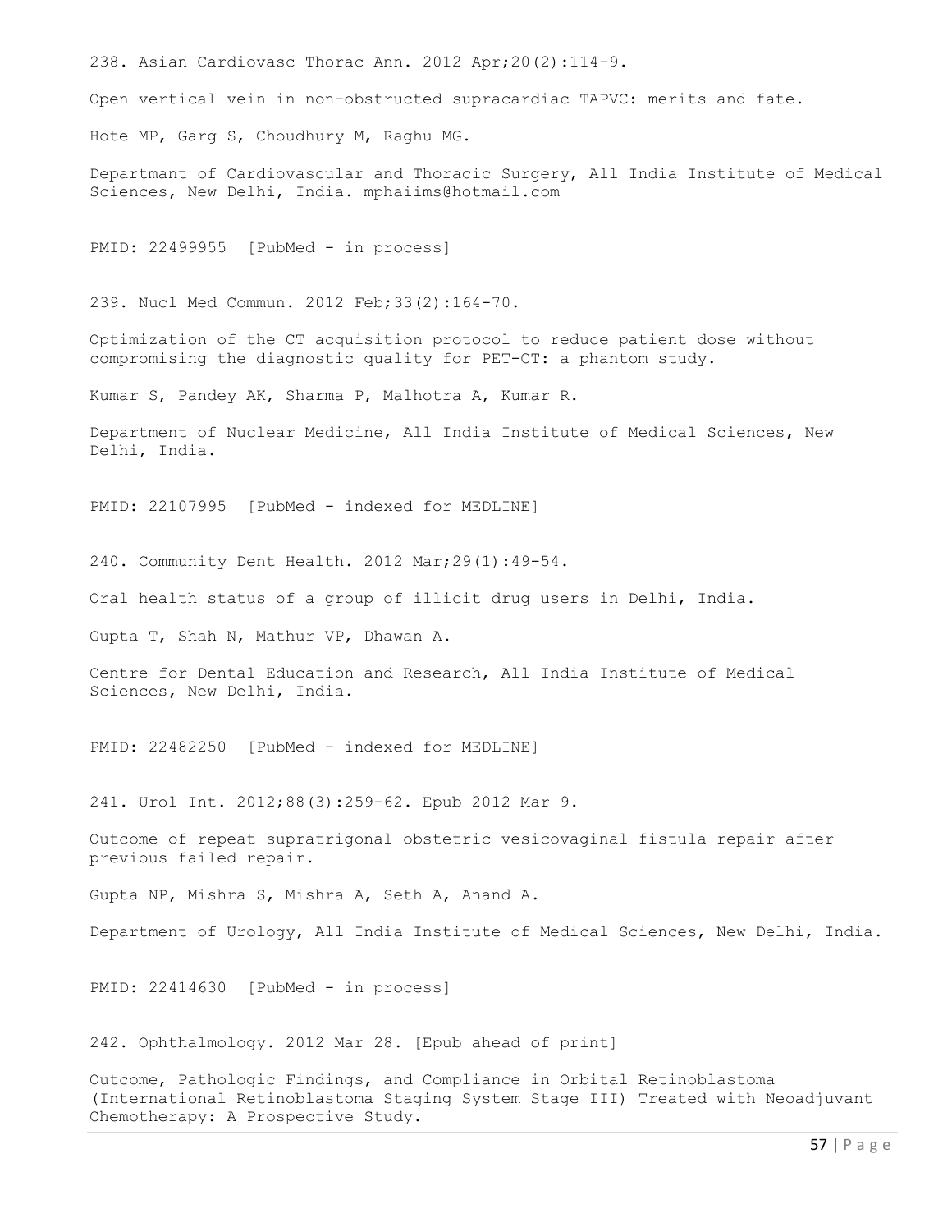238. Asian Cardiovasc Thorac Ann. 2012 Apr;20(2):114-9.

Open vertical vein in non-obstructed supracardiac TAPVC: merits and fate.

Hote MP, Garg S, Choudhury M, Raghu MG.

Departmant of Cardiovascular and Thoracic Surgery, All India Institute of Medical Sciences, New Delhi, India. mphaiims@hotmail.com

PMID: 22499955 [PubMed - in process]

239. Nucl Med Commun. 2012 Feb;33(2):164-70.

Optimization of the CT acquisition protocol to reduce patient dose without compromising the diagnostic quality for PET-CT: a phantom study.

Kumar S, Pandey AK, Sharma P, Malhotra A, Kumar R.

Department of Nuclear Medicine, All India Institute of Medical Sciences, New Delhi, India.

PMID: 22107995 [PubMed - indexed for MEDLINE]

240. Community Dent Health. 2012 Mar;29(1):49-54.

Oral health status of a group of illicit drug users in Delhi, India.

Gupta T, Shah N, Mathur VP, Dhawan A.

Centre for Dental Education and Research, All India Institute of Medical Sciences, New Delhi, India.

PMID: 22482250 [PubMed - indexed for MEDLINE]

241. Urol Int. 2012;88(3):259-62. Epub 2012 Mar 9.

Outcome of repeat supratrigonal obstetric vesicovaginal fistula repair after previous failed repair.

Gupta NP, Mishra S, Mishra A, Seth A, Anand A.

Department of Urology, All India Institute of Medical Sciences, New Delhi, India.

PMID: 22414630 [PubMed - in process]

242. Ophthalmology. 2012 Mar 28. [Epub ahead of print]

Outcome, Pathologic Findings, and Compliance in Orbital Retinoblastoma (International Retinoblastoma Staging System Stage III) Treated with Neoadjuvant Chemotherapy: A Prospective Study.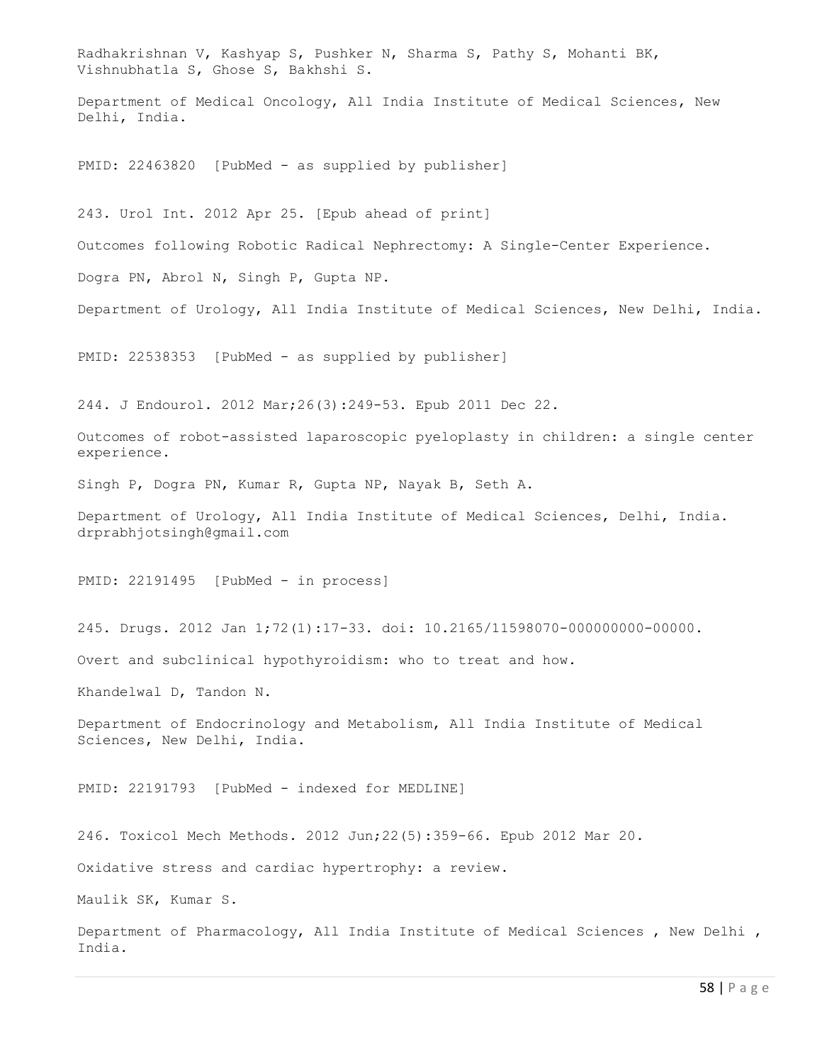Radhakrishnan V, Kashyap S, Pushker N, Sharma S, Pathy S, Mohanti BK, Vishnubhatla S, Ghose S, Bakhshi S.

Department of Medical Oncology, All India Institute of Medical Sciences, New Delhi, India.

PMID: 22463820 [PubMed - as supplied by publisher]

243. Urol Int. 2012 Apr 25. [Epub ahead of print]

Outcomes following Robotic Radical Nephrectomy: A Single-Center Experience.

Dogra PN, Abrol N, Singh P, Gupta NP.

Department of Urology, All India Institute of Medical Sciences, New Delhi, India.

PMID: 22538353 [PubMed - as supplied by publisher]

244. J Endourol. 2012 Mar;26(3):249-53. Epub 2011 Dec 22.

Outcomes of robot-assisted laparoscopic pyeloplasty in children: a single center experience.

Singh P, Dogra PN, Kumar R, Gupta NP, Nayak B, Seth A.

Department of Urology, All India Institute of Medical Sciences, Delhi, India. drprabhjotsingh@gmail.com

PMID: 22191495 [PubMed - in process]

245. Drugs. 2012 Jan 1;72(1):17-33. doi: 10.2165/11598070-000000000-00000.

Overt and subclinical hypothyroidism: who to treat and how.

Khandelwal D, Tandon N.

Department of Endocrinology and Metabolism, All India Institute of Medical Sciences, New Delhi, India.

PMID: 22191793 [PubMed - indexed for MEDLINE]

246. Toxicol Mech Methods. 2012 Jun;22(5):359-66. Epub 2012 Mar 20.

Oxidative stress and cardiac hypertrophy: a review.

Maulik SK, Kumar S.

Department of Pharmacology, All India Institute of Medical Sciences , New Delhi , India.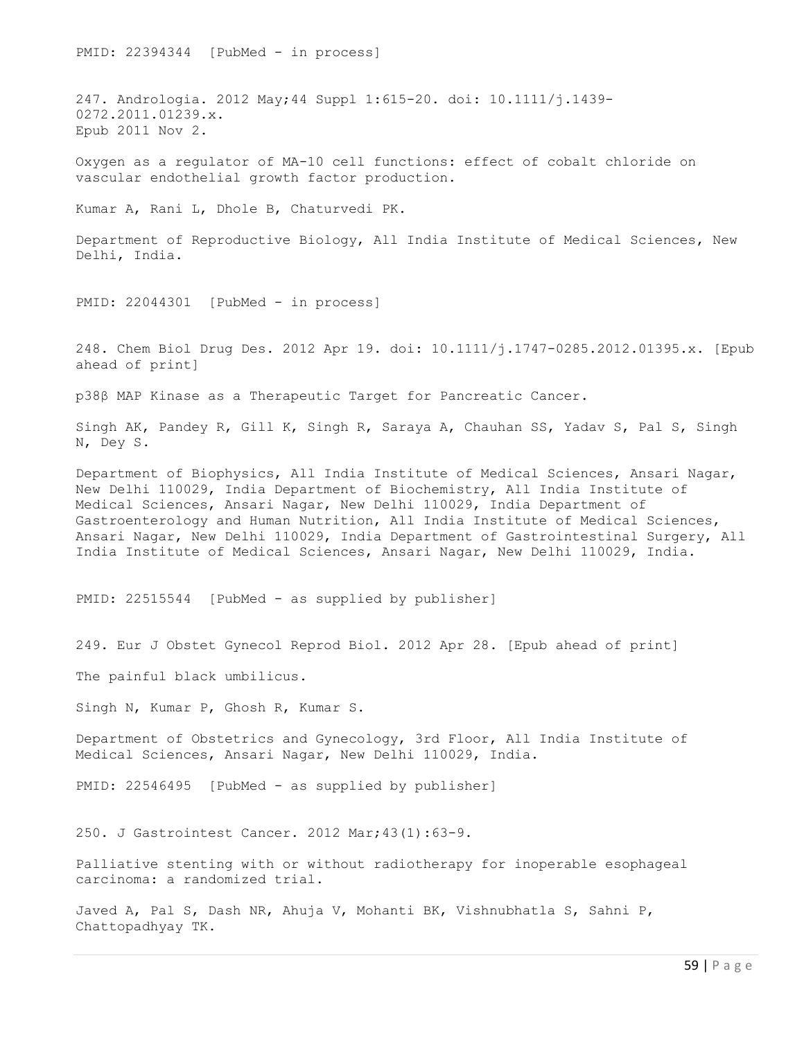PMID: 22394344 [PubMed - in process]

247. Andrologia. 2012 May;44 Suppl 1:615-20. doi: 10.1111/j.1439-0272.2011.01239.x. Epub 2011 Nov 2.

Oxygen as a regulator of MA-10 cell functions: effect of cobalt chloride on vascular endothelial growth factor production.

Kumar A, Rani L, Dhole B, Chaturvedi PK.

Department of Reproductive Biology, All India Institute of Medical Sciences, New Delhi, India.

PMID: 22044301 [PubMed - in process]

248. Chem Biol Drug Des. 2012 Apr 19. doi: 10.1111/j.1747-0285.2012.01395.x. [Epub ahead of print]

p38β MAP Kinase as a Therapeutic Target for Pancreatic Cancer.

Singh AK, Pandey R, Gill K, Singh R, Saraya A, Chauhan SS, Yadav S, Pal S, Singh N, Dey S.

Department of Biophysics, All India Institute of Medical Sciences, Ansari Nagar, New Delhi 110029, India Department of Biochemistry, All India Institute of Medical Sciences, Ansari Nagar, New Delhi 110029, India Department of Gastroenterology and Human Nutrition, All India Institute of Medical Sciences, Ansari Nagar, New Delhi 110029, India Department of Gastrointestinal Surgery, All India Institute of Medical Sciences, Ansari Nagar, New Delhi 110029, India.

PMID: 22515544 [PubMed - as supplied by publisher]

249. Eur J Obstet Gynecol Reprod Biol. 2012 Apr 28. [Epub ahead of print]

The painful black umbilicus.

Singh N, Kumar P, Ghosh R, Kumar S.

Department of Obstetrics and Gynecology, 3rd Floor, All India Institute of Medical Sciences, Ansari Nagar, New Delhi 110029, India.

PMID: 22546495 [PubMed - as supplied by publisher]

250. J Gastrointest Cancer. 2012 Mar;43(1):63-9.

Palliative stenting with or without radiotherapy for inoperable esophageal carcinoma: a randomized trial.

Javed A, Pal S, Dash NR, Ahuja V, Mohanti BK, Vishnubhatla S, Sahni P, Chattopadhyay TK.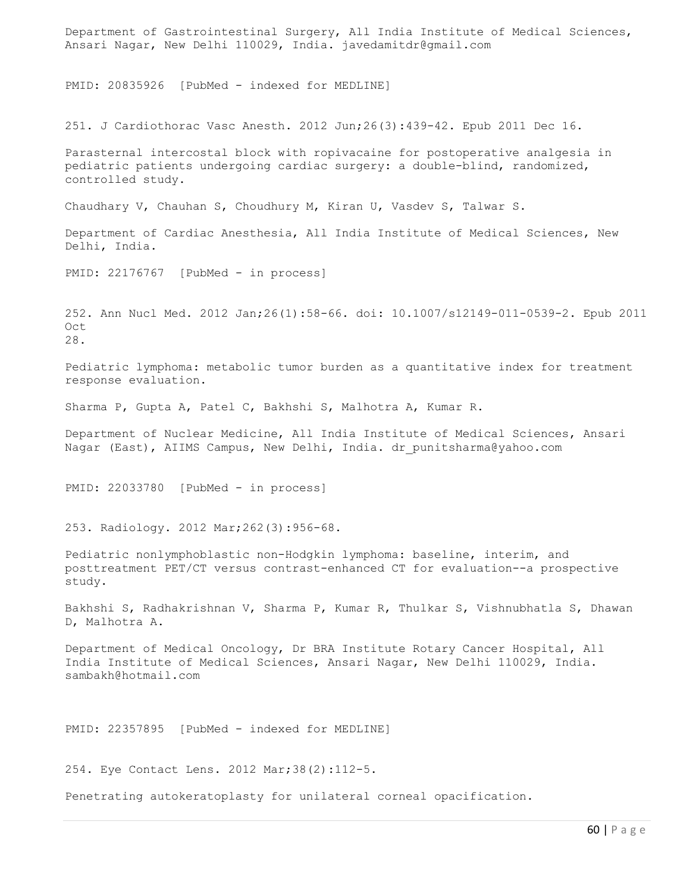Department of Gastrointestinal Surgery, All India Institute of Medical Sciences, Ansari Nagar, New Delhi 110029, India. javedamitdr@gmail.com

PMID: 20835926 [PubMed - indexed for MEDLINE]

251. J Cardiothorac Vasc Anesth. 2012 Jun;26(3):439-42. Epub 2011 Dec 16.

Parasternal intercostal block with ropivacaine for postoperative analgesia in pediatric patients undergoing cardiac surgery: a double-blind, randomized, controlled study.

Chaudhary V, Chauhan S, Choudhury M, Kiran U, Vasdev S, Talwar S.

Department of Cardiac Anesthesia, All India Institute of Medical Sciences, New Delhi, India.

PMID: 22176767 [PubMed - in process]

252. Ann Nucl Med. 2012 Jan;26(1):58-66. doi: 10.1007/s12149-011-0539-2. Epub 2011 Oct 28.

Pediatric lymphoma: metabolic tumor burden as a quantitative index for treatment response evaluation.

Sharma P, Gupta A, Patel C, Bakhshi S, Malhotra A, Kumar R.

Department of Nuclear Medicine, All India Institute of Medical Sciences, Ansari Nagar (East), AIIMS Campus, New Delhi, India. dr_punitsharma@yahoo.com

PMID: 22033780 [PubMed - in process]

253. Radiology. 2012 Mar;262(3):956-68.

Pediatric nonlymphoblastic non-Hodgkin lymphoma: baseline, interim, and posttreatment PET/CT versus contrast-enhanced CT for evaluation--a prospective study.

Bakhshi S, Radhakrishnan V, Sharma P, Kumar R, Thulkar S, Vishnubhatla S, Dhawan D, Malhotra A.

Department of Medical Oncology, Dr BRA Institute Rotary Cancer Hospital, All India Institute of Medical Sciences, Ansari Nagar, New Delhi 110029, India. sambakh@hotmail.com

PMID: 22357895 [PubMed - indexed for MEDLINE]

254. Eye Contact Lens. 2012 Mar;38(2):112-5.

Penetrating autokeratoplasty for unilateral corneal opacification.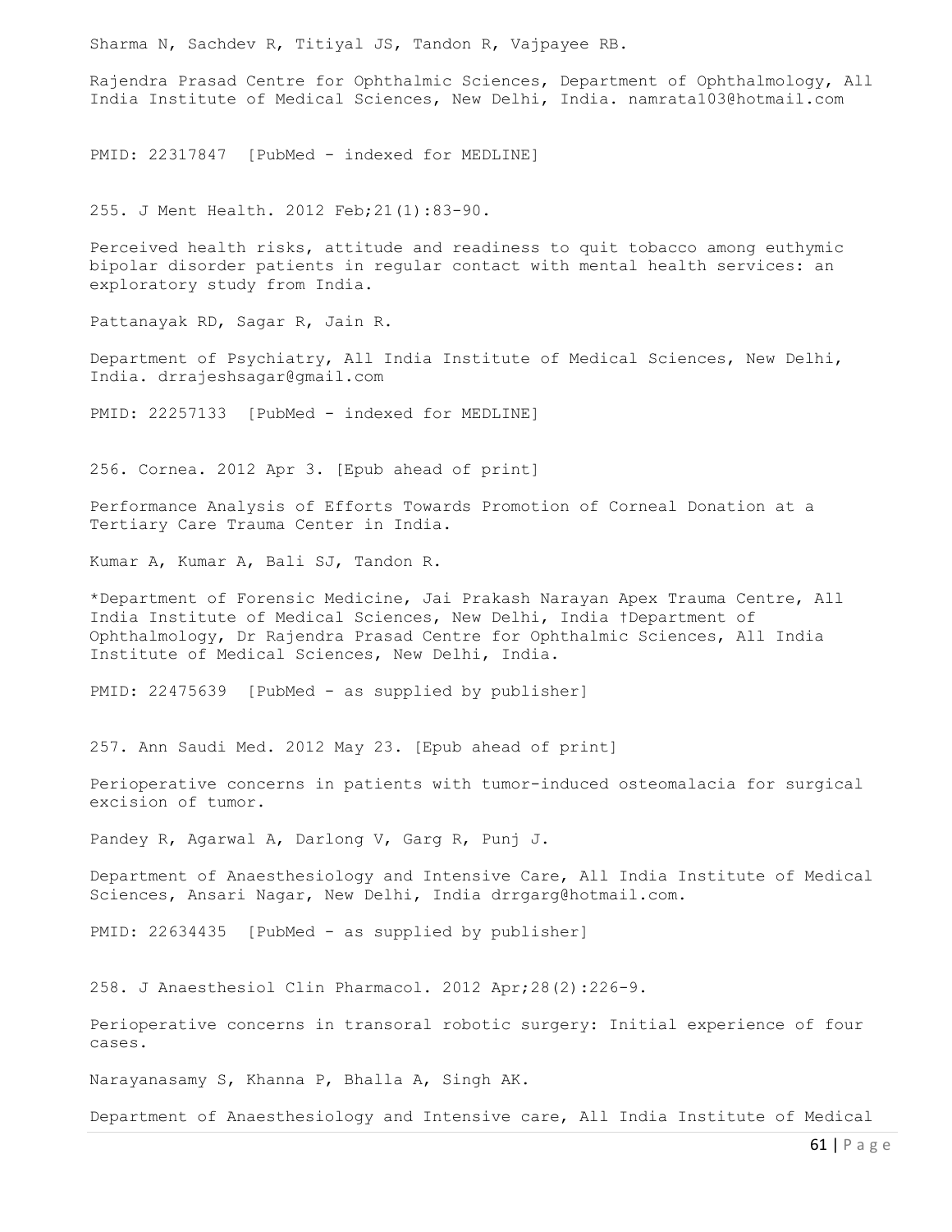Sharma N, Sachdev R, Titiyal JS, Tandon R, Vajpayee RB.

Rajendra Prasad Centre for Ophthalmic Sciences, Department of Ophthalmology, All India Institute of Medical Sciences, New Delhi, India. namrata103@hotmail.com

PMID: 22317847 [PubMed - indexed for MEDLINE]

255. J Ment Health. 2012 Feb;21(1):83-90.

Perceived health risks, attitude and readiness to quit tobacco among euthymic bipolar disorder patients in regular contact with mental health services: an exploratory study from India.

Pattanayak RD, Sagar R, Jain R.

Department of Psychiatry, All India Institute of Medical Sciences, New Delhi, India. drrajeshsagar@gmail.com

PMID: 22257133 [PubMed - indexed for MEDLINE]

256. Cornea. 2012 Apr 3. [Epub ahead of print]

Performance Analysis of Efforts Towards Promotion of Corneal Donation at a Tertiary Care Trauma Center in India.

Kumar A, Kumar A, Bali SJ, Tandon R.

*Department of Forensic Medicine, Jai Prakash Narayan Apex Trauma Centre, All India Institute of Medical Sciences, New Delhi, India †Department of Ophthalmology, Dr Rajendra Prasad Centre for Ophthalmic Sciences, All India Institute of Medical Sciences, New Delhi, India.

PMID: 22475639 [PubMed - as supplied by publisher]

257. Ann Saudi Med. 2012 May 23. [Epub ahead of print]

Perioperative concerns in patients with tumor-induced osteomalacia for surgical excision of tumor.

Pandey R, Agarwal A, Darlong V, Garg R, Punj J.

Department of Anaesthesiology and Intensive Care, All India Institute of Medical Sciences, Ansari Nagar, New Delhi, India drrgarg@hotmail.com.

PMID: 22634435 [PubMed - as supplied by publisher]

258. J Anaesthesiol Clin Pharmacol. 2012 Apr;28(2):226-9.

Perioperative concerns in transoral robotic surgery: Initial experience of four cases.

Narayanasamy S, Khanna P, Bhalla A, Singh AK.

Department of Anaesthesiology and Intensive care, All India Institute of Medical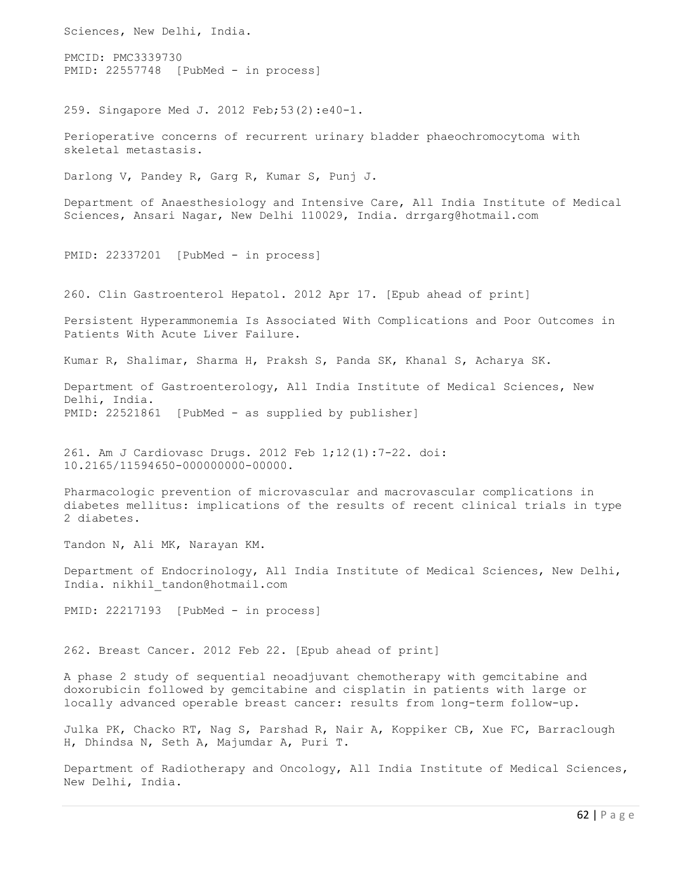Sciences, New Delhi, India.

PMCID: PMC3339730
PMID: 22557748 [PubMed - in process]

259. Singapore Med J. 2012 Feb;53(2):e40-1.

Perioperative concerns of recurrent urinary bladder phaeochromocytoma with skeletal metastasis.

Darlong V, Pandey R, Garg R, Kumar S, Punj J.

Department of Anaesthesiology and Intensive Care, All India Institute of Medical Sciences, Ansari Nagar, New Delhi 110029, India. drrgarg@hotmail.com

PMID: 22337201 [PubMed - in process]

260. Clin Gastroenterol Hepatol. 2012 Apr 17. [Epub ahead of print]

Persistent Hyperammonemia Is Associated With Complications and Poor Outcomes in Patients With Acute Liver Failure.

Kumar R, Shalimar, Sharma H, Praksh S, Panda SK, Khanal S, Acharya SK.

Department of Gastroenterology, All India Institute of Medical Sciences, New Delhi, India.
PMID: 22521861 [PubMed - as supplied by publisher]

261. Am J Cardiovasc Drugs. 2012 Feb 1;12(1):7-22. doi: 10.2165/11594650-000000000-00000.

Pharmacologic prevention of microvascular and macrovascular complications in diabetes mellitus: implications of the results of recent clinical trials in type 2 diabetes.

Tandon N, Ali MK, Narayan KM.

Department of Endocrinology, All India Institute of Medical Sciences, New Delhi, India. nikhil_tandon@hotmail.com

PMID: 22217193 [PubMed - in process]

262. Breast Cancer. 2012 Feb 22. [Epub ahead of print]

A phase 2 study of sequential neoadjuvant chemotherapy with gemcitabine and doxorubicin followed by gemcitabine and cisplatin in patients with large or locally advanced operable breast cancer: results from long-term follow-up.

Julka PK, Chacko RT, Nag S, Parshad R, Nair A, Koppiker CB, Xue FC, Barraclough H, Dhindsa N, Seth A, Majumdar A, Puri T.

Department of Radiotherapy and Oncology, All India Institute of Medical Sciences, New Delhi, India.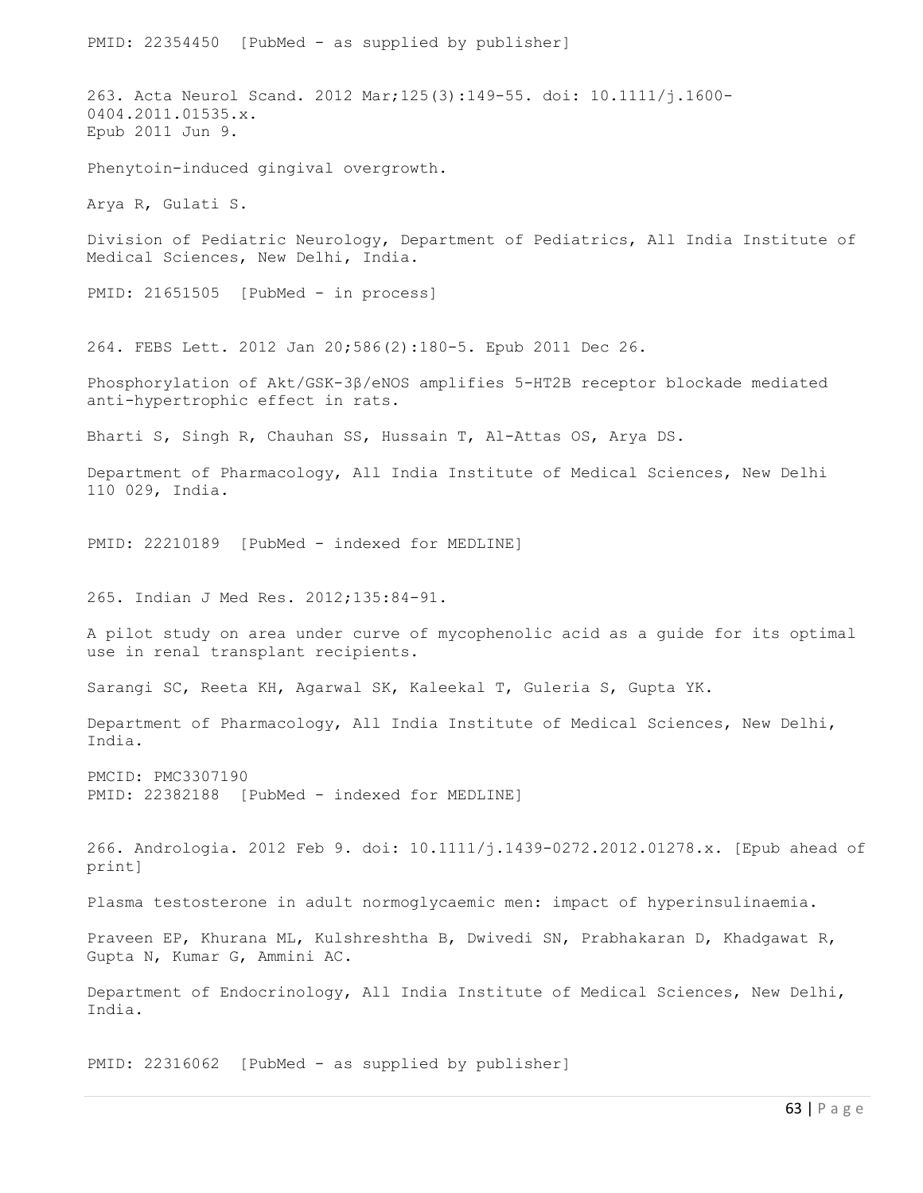PMID: 22354450 [PubMed - as supplied by publisher]

263. Acta Neurol Scand. 2012 Mar;125(3):149-55. doi: 10.1111/j.1600-0404.2011.01535.x.
Epub 2011 Jun 9.

Phenytoin-induced gingival overgrowth.

Arya R, Gulati S.

Division of Pediatric Neurology, Department of Pediatrics, All India Institute of Medical Sciences, New Delhi, India.

PMID: 21651505 [PubMed - in process]

264. FEBS Lett. 2012 Jan 20;586(2):180-5. Epub 2011 Dec 26.

Phosphorylation of Akt/GSK-3β/eNOS amplifies 5-HT2B receptor blockade mediated anti-hypertrophic effect in rats.

Bharti S, Singh R, Chauhan SS, Hussain T, Al-Attas OS, Arya DS.

Department of Pharmacology, All India Institute of Medical Sciences, New Delhi 110 029, India.

PMID: 22210189 [PubMed - indexed for MEDLINE]

265. Indian J Med Res. 2012;135:84-91.

A pilot study on area under curve of mycophenolic acid as a guide for its optimal use in renal transplant recipients.

Sarangi SC, Reeta KH, Agarwal SK, Kaleekal T, Guleria S, Gupta YK.

Department of Pharmacology, All India Institute of Medical Sciences, New Delhi, India.

PMCID: PMC3307190
PMID: 22382188 [PubMed - indexed for MEDLINE]

266. Andrologia. 2012 Feb 9. doi: 10.1111/j.1439-0272.2012.01278.x. [Epub ahead of print]

Plasma testosterone in adult normoglycaemic men: impact of hyperinsulinaemia.

Praveen EP, Khurana ML, Kulshreshtha B, Dwivedi SN, Prabhakaran D, Khadgawat R, Gupta N, Kumar G, Ammini AC.

Department of Endocrinology, All India Institute of Medical Sciences, New Delhi, India.

PMID: 22316062 [PubMed - as supplied by publisher]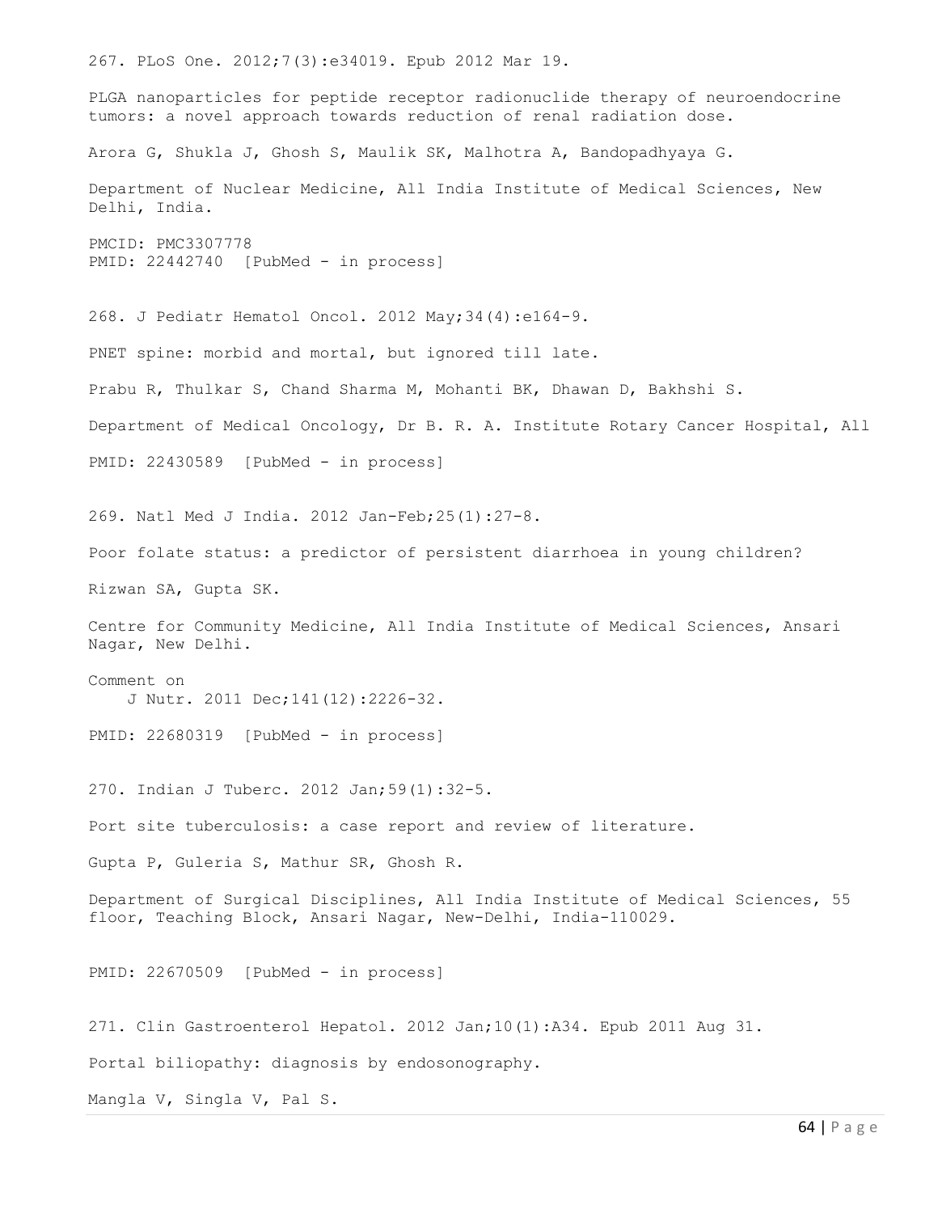267. PLoS One. 2012;7(3):e34019. Epub 2012 Mar 19.

PLGA nanoparticles for peptide receptor radionuclide therapy of neuroendocrine tumors: a novel approach towards reduction of renal radiation dose.

Arora G, Shukla J, Ghosh S, Maulik SK, Malhotra A, Bandopadhyaya G.

Department of Nuclear Medicine, All India Institute of Medical Sciences, New Delhi, India.

PMCID: PMC3307778
PMID: 22442740 [PubMed - in process]

268. J Pediatr Hematol Oncol. 2012 May;34(4):e164-9.

PNET spine: morbid and mortal, but ignored till late.

Prabu R, Thulkar S, Chand Sharma M, Mohanti BK, Dhawan D, Bakhshi S.

Department of Medical Oncology, Dr B. R. A. Institute Rotary Cancer Hospital, All

PMID: 22430589 [PubMed - in process]

269. Natl Med J India. 2012 Jan-Feb;25(1):27-8.

Poor folate status: a predictor of persistent diarrhoea in young children?

Rizwan SA, Gupta SK.

Centre for Community Medicine, All India Institute of Medical Sciences, Ansari Nagar, New Delhi.

Comment on
J Nutr. 2011 Dec;141(12):2226-32.

PMID: 22680319 [PubMed - in process]

270. Indian J Tuberc. 2012 Jan;59(1):32-5.

Port site tuberculosis: a case report and review of literature.

Gupta P, Guleria S, Mathur SR, Ghosh R.

Department of Surgical Disciplines, All India Institute of Medical Sciences, 55 floor, Teaching Block, Ansari Nagar, New-Delhi, India-110029.

PMID: 22670509 [PubMed - in process]

271. Clin Gastroenterol Hepatol. 2012 Jan;10(1):A34. Epub 2011 Aug 31.

Portal biliopathy: diagnosis by endosonography.

Mangla V, Singla V, Pal S.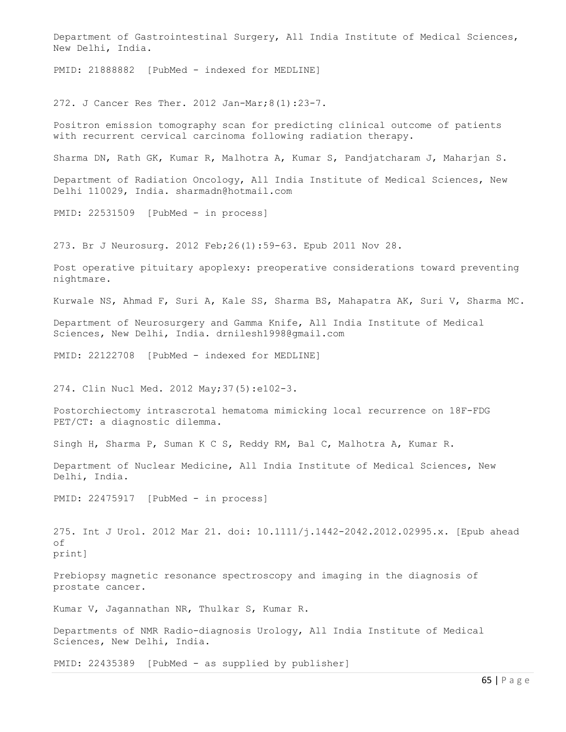Department of Gastrointestinal Surgery, All India Institute of Medical Sciences, New Delhi, India.

PMID: 21888882 [PubMed - indexed for MEDLINE]

272. J Cancer Res Ther. 2012 Jan-Mar;8(1):23-7.

Positron emission tomography scan for predicting clinical outcome of patients with recurrent cervical carcinoma following radiation therapy.

Sharma DN, Rath GK, Kumar R, Malhotra A, Kumar S, Pandjatcharam J, Maharjan S.

Department of Radiation Oncology, All India Institute of Medical Sciences, New Delhi 110029, India. sharmadn@hotmail.com

PMID: 22531509 [PubMed - in process]

273. Br J Neurosurg. 2012 Feb;26(1):59-63. Epub 2011 Nov 28.

Post operative pituitary apoplexy: preoperative considerations toward preventing nightmare.

Kurwale NS, Ahmad F, Suri A, Kale SS, Sharma BS, Mahapatra AK, Suri V, Sharma MC.

Department of Neurosurgery and Gamma Knife, All India Institute of Medical Sciences, New Delhi, India. drnilesh1998@gmail.com

PMID: 22122708 [PubMed - indexed for MEDLINE]

274. Clin Nucl Med. 2012 May;37(5):e102-3.

Postorchiectomy intrascrotal hematoma mimicking local recurrence on 18F-FDG PET/CT: a diagnostic dilemma.

Singh H, Sharma P, Suman K C S, Reddy RM, Bal C, Malhotra A, Kumar R.

Department of Nuclear Medicine, All India Institute of Medical Sciences, New Delhi, India.

PMID: 22475917 [PubMed - in process]

275. Int J Urol. 2012 Mar 21. doi: 10.1111/j.1442-2042.2012.02995.x. [Epub ahead of print]

Prebiopsy magnetic resonance spectroscopy and imaging in the diagnosis of prostate cancer.

Kumar V, Jagannathan NR, Thulkar S, Kumar R.

Departments of NMR Radio-diagnosis Urology, All India Institute of Medical Sciences, New Delhi, India.

PMID: 22435389 [PubMed - as supplied by publisher]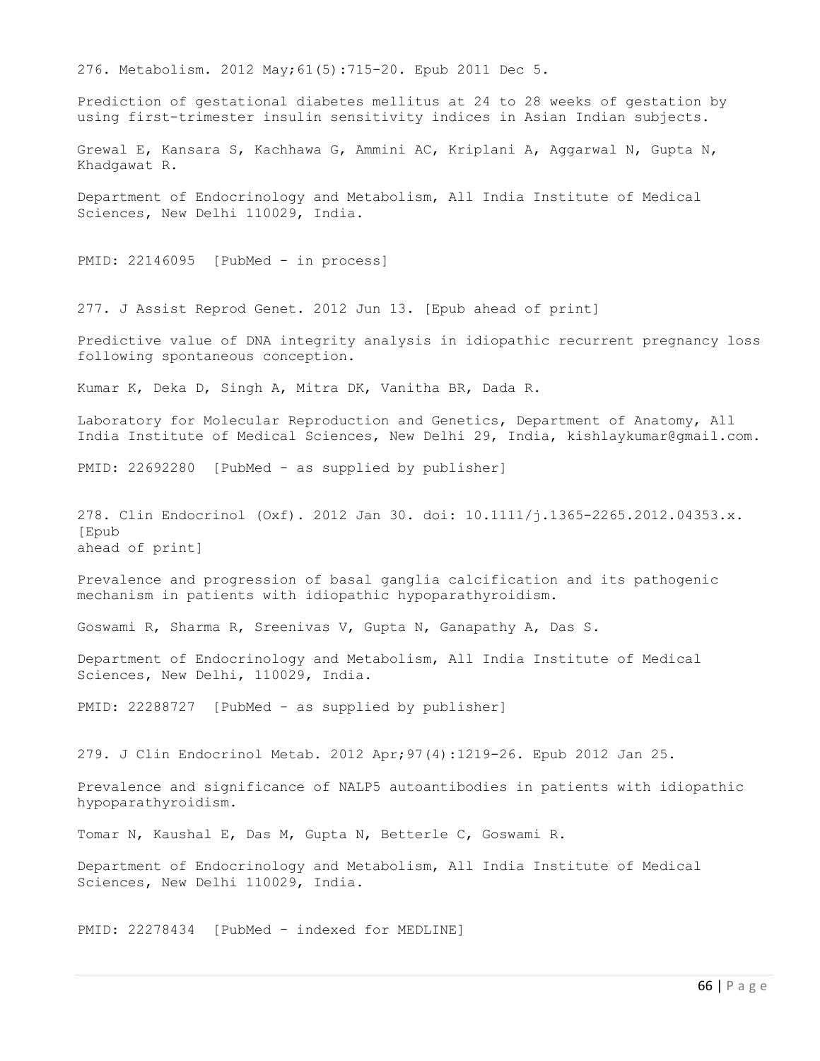276. Metabolism. 2012 May;61(5):715-20. Epub 2011 Dec 5.

Prediction of gestational diabetes mellitus at 24 to 28 weeks of gestation by using first-trimester insulin sensitivity indices in Asian Indian subjects.

Grewal E, Kansara S, Kachhawa G, Ammini AC, Kriplani A, Aggarwal N, Gupta N, Khadgawat R.

Department of Endocrinology and Metabolism, All India Institute of Medical Sciences, New Delhi 110029, India.

PMID: 22146095 [PubMed - in process]

277. J Assist Reprod Genet. 2012 Jun 13. [Epub ahead of print]

Predictive value of DNA integrity analysis in idiopathic recurrent pregnancy loss following spontaneous conception.

Kumar K, Deka D, Singh A, Mitra DK, Vanitha BR, Dada R.

Laboratory for Molecular Reproduction and Genetics, Department of Anatomy, All India Institute of Medical Sciences, New Delhi 29, India, kishlaykumar@gmail.com.

PMID: 22692280 [PubMed - as supplied by publisher]

278. Clin Endocrinol (Oxf). 2012 Jan 30. doi: 10.1111/j.1365-2265.2012.04353.x. [Epub ahead of print]

Prevalence and progression of basal ganglia calcification and its pathogenic mechanism in patients with idiopathic hypoparathyroidism.

Goswami R, Sharma R, Sreenivas V, Gupta N, Ganapathy A, Das S.

Department of Endocrinology and Metabolism, All India Institute of Medical Sciences, New Delhi, 110029, India.

PMID: 22288727 [PubMed - as supplied by publisher]

279. J Clin Endocrinol Metab. 2012 Apr;97(4):1219-26. Epub 2012 Jan 25.

Prevalence and significance of NALP5 autoantibodies in patients with idiopathic hypoparathyroidism.

Tomar N, Kaushal E, Das M, Gupta N, Betterle C, Goswami R.

Department of Endocrinology and Metabolism, All India Institute of Medical Sciences, New Delhi 110029, India.

PMID: 22278434 [PubMed - indexed for MEDLINE]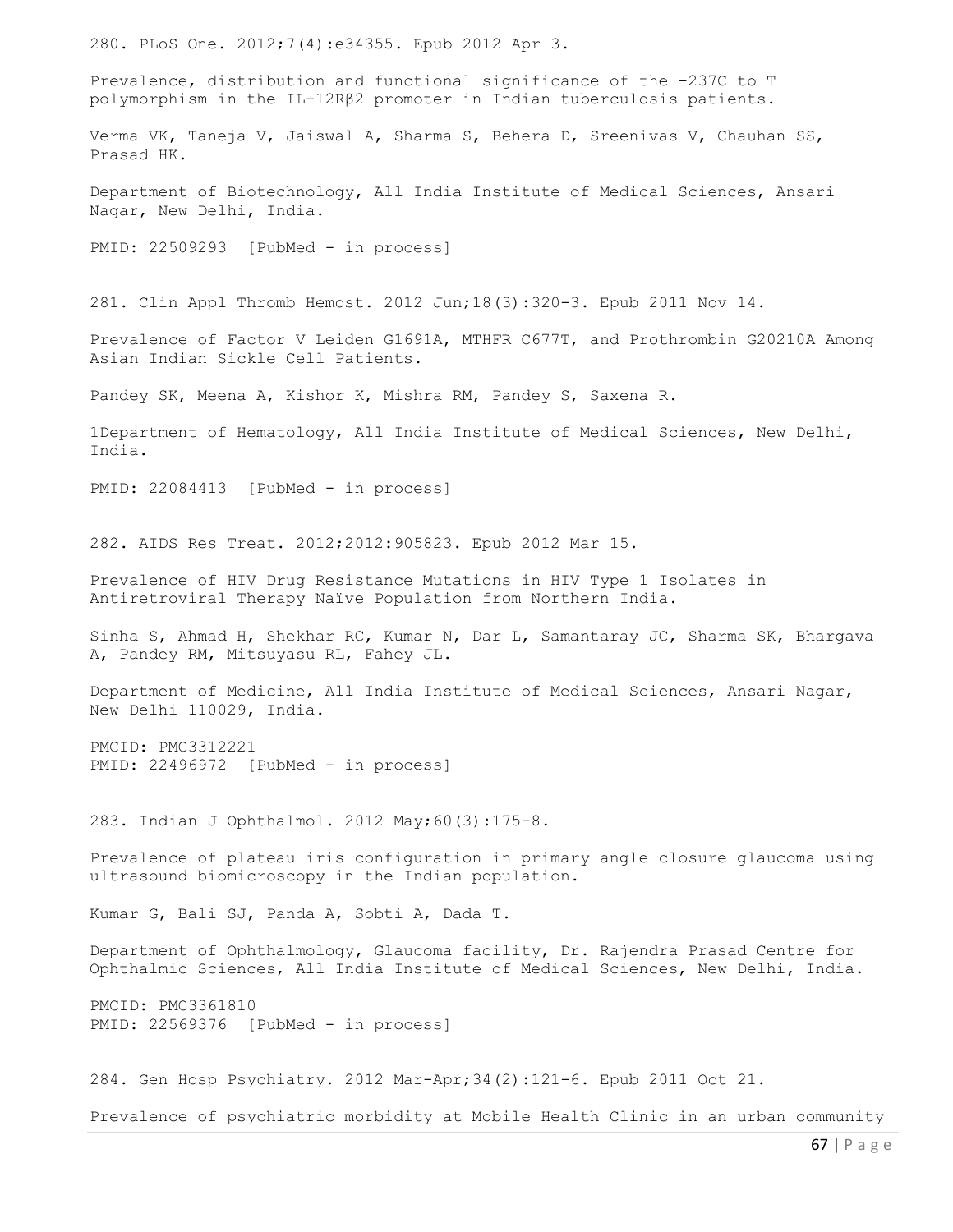280. PLoS One. 2012;7(4):e34355. Epub 2012 Apr 3.

Prevalence, distribution and functional significance of the -237C to T polymorphism in the IL-12Rβ2 promoter in Indian tuberculosis patients.

Verma VK, Taneja V, Jaiswal A, Sharma S, Behera D, Sreenivas V, Chauhan SS, Prasad HK.

Department of Biotechnology, All India Institute of Medical Sciences, Ansari Nagar, New Delhi, India.

PMID: 22509293 [PubMed - in process]

281. Clin Appl Thromb Hemost. 2012 Jun;18(3):320-3. Epub 2011 Nov 14.

Prevalence of Factor V Leiden G1691A, MTHFR C677T, and Prothrombin G20210A Among Asian Indian Sickle Cell Patients.

Pandey SK, Meena A, Kishor K, Mishra RM, Pandey S, Saxena R.

1Department of Hematology, All India Institute of Medical Sciences, New Delhi, India.

PMID: 22084413 [PubMed - in process]

282. AIDS Res Treat. 2012;2012:905823. Epub 2012 Mar 15.

Prevalence of HIV Drug Resistance Mutations in HIV Type 1 Isolates in Antiretroviral Therapy Naïve Population from Northern India.

Sinha S, Ahmad H, Shekhar RC, Kumar N, Dar L, Samantaray JC, Sharma SK, Bhargava A, Pandey RM, Mitsuyasu RL, Fahey JL.

Department of Medicine, All India Institute of Medical Sciences, Ansari Nagar, New Delhi 110029, India.

PMCID: PMC3312221
PMID: 22496972 [PubMed - in process]

283. Indian J Ophthalmol. 2012 May;60(3):175-8.

Prevalence of plateau iris configuration in primary angle closure glaucoma using ultrasound biomicroscopy in the Indian population.

Kumar G, Bali SJ, Panda A, Sobti A, Dada T.

Department of Ophthalmology, Glaucoma facility, Dr. Rajendra Prasad Centre for Ophthalmic Sciences, All India Institute of Medical Sciences, New Delhi, India.

PMCID: PMC3361810
PMID: 22569376 [PubMed - in process]

284. Gen Hosp Psychiatry. 2012 Mar-Apr;34(2):121-6. Epub 2011 Oct 21.

Prevalence of psychiatric morbidity at Mobile Health Clinic in an urban community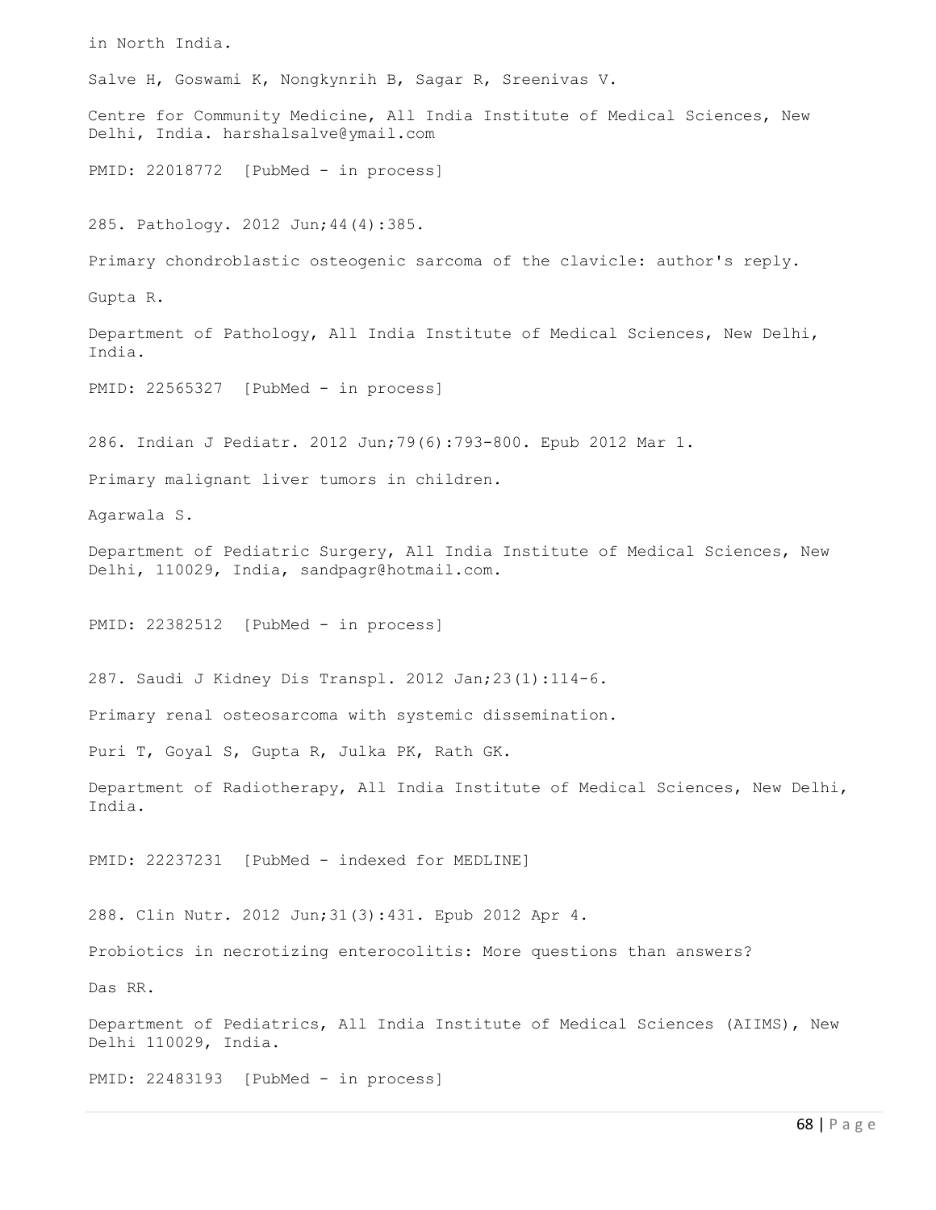in North India.

Salve H, Goswami K, Nongkynrih B, Sagar R, Sreenivas V.

Centre for Community Medicine, All India Institute of Medical Sciences, New Delhi, India. harshalsalve@ymail.com

PMID: 22018772 [PubMed - in process]

285. Pathology. 2012 Jun;44(4):385.

Primary chondroblastic osteogenic sarcoma of the clavicle: author's reply.

Gupta R.

Department of Pathology, All India Institute of Medical Sciences, New Delhi, India.

PMID: 22565327 [PubMed - in process]

286. Indian J Pediatr. 2012 Jun;79(6):793-800. Epub 2012 Mar 1.

Primary malignant liver tumors in children.

Agarwala S.

Department of Pediatric Surgery, All India Institute of Medical Sciences, New Delhi, 110029, India, sandpagr@hotmail.com.

PMID: 22382512 [PubMed - in process]

287. Saudi J Kidney Dis Transpl. 2012 Jan;23(1):114-6.

Primary renal osteosarcoma with systemic dissemination.

Puri T, Goyal S, Gupta R, Julka PK, Rath GK.

Department of Radiotherapy, All India Institute of Medical Sciences, New Delhi, India.

PMID: 22237231 [PubMed - indexed for MEDLINE]

288. Clin Nutr. 2012 Jun;31(3):431. Epub 2012 Apr 4.

Probiotics in necrotizing enterocolitis: More questions than answers?

Das RR.

Department of Pediatrics, All India Institute of Medical Sciences (AIIMS), New Delhi 110029, India.

PMID: 22483193 [PubMed - in process]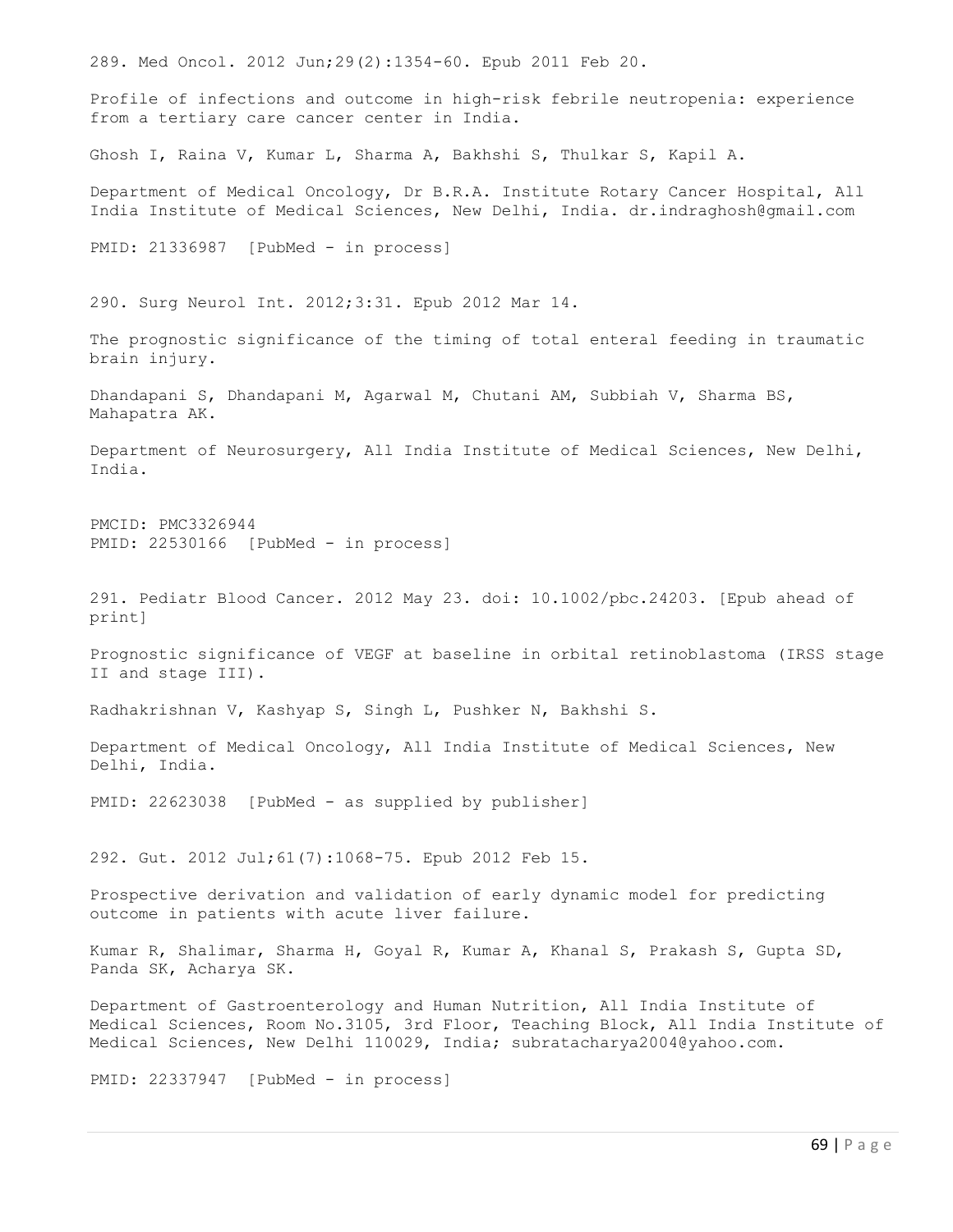289. Med Oncol. 2012 Jun;29(2):1354-60. Epub 2011 Feb 20.

Profile of infections and outcome in high-risk febrile neutropenia: experience from a tertiary care cancer center in India.

Ghosh I, Raina V, Kumar L, Sharma A, Bakhshi S, Thulkar S, Kapil A.

Department of Medical Oncology, Dr B.R.A. Institute Rotary Cancer Hospital, All India Institute of Medical Sciences, New Delhi, India. dr.indraghosh@gmail.com

PMID: 21336987 [PubMed - in process]

290. Surg Neurol Int. 2012;3:31. Epub 2012 Mar 14.

The prognostic significance of the timing of total enteral feeding in traumatic brain injury.

Dhandapani S, Dhandapani M, Agarwal M, Chutani AM, Subbiah V, Sharma BS, Mahapatra AK.

Department of Neurosurgery, All India Institute of Medical Sciences, New Delhi, India.

PMCID: PMC3326944
PMID: 22530166 [PubMed - in process]

291. Pediatr Blood Cancer. 2012 May 23. doi: 10.1002/pbc.24203. [Epub ahead of print]

Prognostic significance of VEGF at baseline in orbital retinoblastoma (IRSS stage II and stage III).

Radhakrishnan V, Kashyap S, Singh L, Pushker N, Bakhshi S.

Department of Medical Oncology, All India Institute of Medical Sciences, New Delhi, India.

PMID: 22623038 [PubMed - as supplied by publisher]

292. Gut. 2012 Jul;61(7):1068-75. Epub 2012 Feb 15.

Prospective derivation and validation of early dynamic model for predicting outcome in patients with acute liver failure.

Kumar R, Shalimar, Sharma H, Goyal R, Kumar A, Khanal S, Prakash S, Gupta SD, Panda SK, Acharya SK.

Department of Gastroenterology and Human Nutrition, All India Institute of Medical Sciences, Room No.3105, 3rd Floor, Teaching Block, All India Institute of Medical Sciences, New Delhi 110029, India; subratacharya2004@yahoo.com.

PMID: 22337947 [PubMed - in process]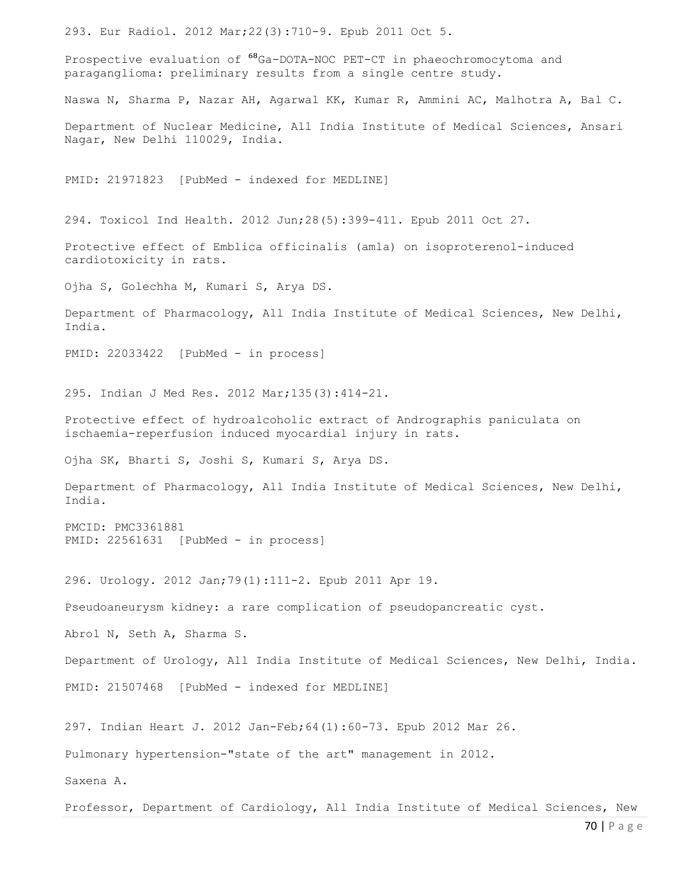293. Eur Radiol. 2012 Mar;22(3):710-9. Epub 2011 Oct 5.

Prospective evaluation of $^{68}$Ga-DOTA-NOC PET-CT in phaeochromocytoma and paraganglioma: preliminary results from a single centre study.

Naswa N, Sharma P, Nazar AH, Agarwal KK, Kumar R, Ammini AC, Malhotra A, Bal C.

Department of Nuclear Medicine, All India Institute of Medical Sciences, Ansari Nagar, New Delhi 110029, India.

PMID: 21971823 [PubMed - indexed for MEDLINE]

294. Toxicol Ind Health. 2012 Jun;28(5):399-411. Epub 2011 Oct 27.

Protective effect of Emblica officinalis (amla) on isoproterenol-induced cardiotoxicity in rats.

Ojha S, Golechha M, Kumari S, Arya DS.

Department of Pharmacology, All India Institute of Medical Sciences, New Delhi, India.

PMID: 22033422 [PubMed - in process]

295. Indian J Med Res. 2012 Mar;135(3):414-21.

Protective effect of hydroalcoholic extract of Andrographis paniculata on ischaemia-reperfusion induced myocardial injury in rats.

Ojha SK, Bharti S, Joshi S, Kumari S, Arya DS.

Department of Pharmacology, All India Institute of Medical Sciences, New Delhi, India.

PMCID: PMC3361881
PMID: 22561631 [PubMed - in process]

296. Urology. 2012 Jan;79(1):111-2. Epub 2011 Apr 19.

Pseudoaneurysm kidney: a rare complication of pseudopancreatic cyst.

Abrol N, Seth A, Sharma S.

Department of Urology, All India Institute of Medical Sciences, New Delhi, India.

PMID: 21507468 [PubMed - indexed for MEDLINE]

297. Indian Heart J. 2012 Jan-Feb;64(1):60-73. Epub 2012 Mar 26.

Pulmonary hypertension-"state of the art" management in 2012.

Saxena A.

Professor, Department of Cardiology, All India Institute of Medical Sciences, New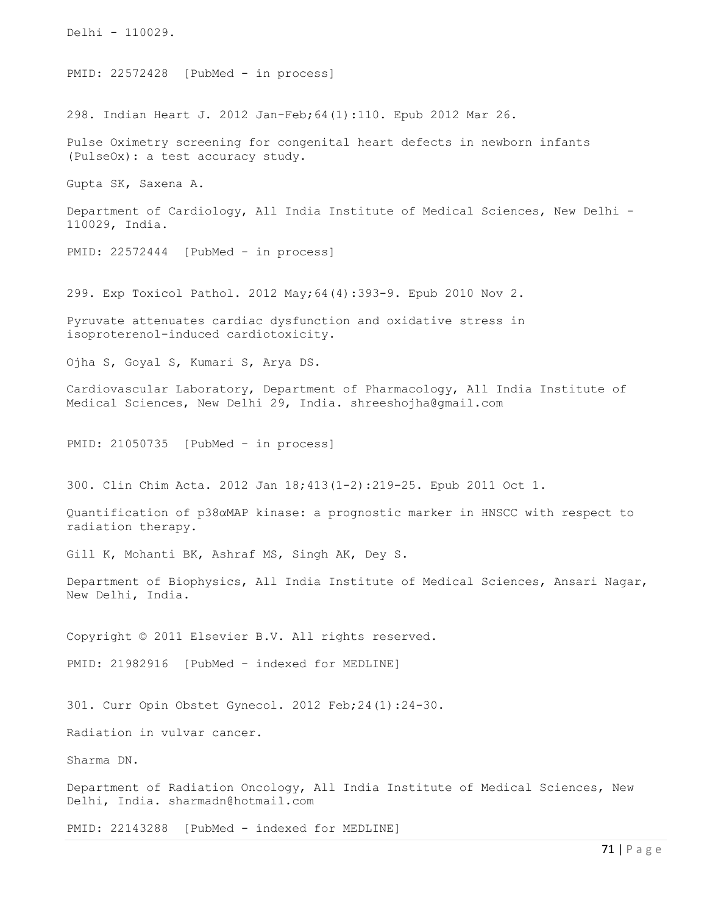Delhi - 110029.

PMID: 22572428 [PubMed - in process]

298. Indian Heart J. 2012 Jan-Feb;64(1):110. Epub 2012 Mar 26.

Pulse Oximetry screening for congenital heart defects in newborn infants (PulseOx): a test accuracy study.

Gupta SK, Saxena A.

Department of Cardiology, All India Institute of Medical Sciences, New Delhi - 110029, India.

PMID: 22572444 [PubMed - in process]

299. Exp Toxicol Pathol. 2012 May;64(4):393-9. Epub 2010 Nov 2.

Pyruvate attenuates cardiac dysfunction and oxidative stress in isoproterenol-induced cardiotoxicity.

Ojha S, Goyal S, Kumari S, Arya DS.

Cardiovascular Laboratory, Department of Pharmacology, All India Institute of Medical Sciences, New Delhi 29, India. shreeshojha@gmail.com

PMID: 21050735 [PubMed - in process]

300. Clin Chim Acta. 2012 Jan 18;413(1-2):219-25. Epub 2011 Oct 1.

Quantification of p38αMAP kinase: a prognostic marker in HNSCC with respect to radiation therapy.

Gill K, Mohanti BK, Ashraf MS, Singh AK, Dey S.

Department of Biophysics, All India Institute of Medical Sciences, Ansari Nagar, New Delhi, India.

Copyright © 2011 Elsevier B.V. All rights reserved.

PMID: 21982916 [PubMed - indexed for MEDLINE]

301. Curr Opin Obstet Gynecol. 2012 Feb;24(1):24-30.

Radiation in vulvar cancer.

Sharma DN.

Department of Radiation Oncology, All India Institute of Medical Sciences, New Delhi, India. sharmadn@hotmail.com

PMID: 22143288 [PubMed - indexed for MEDLINE]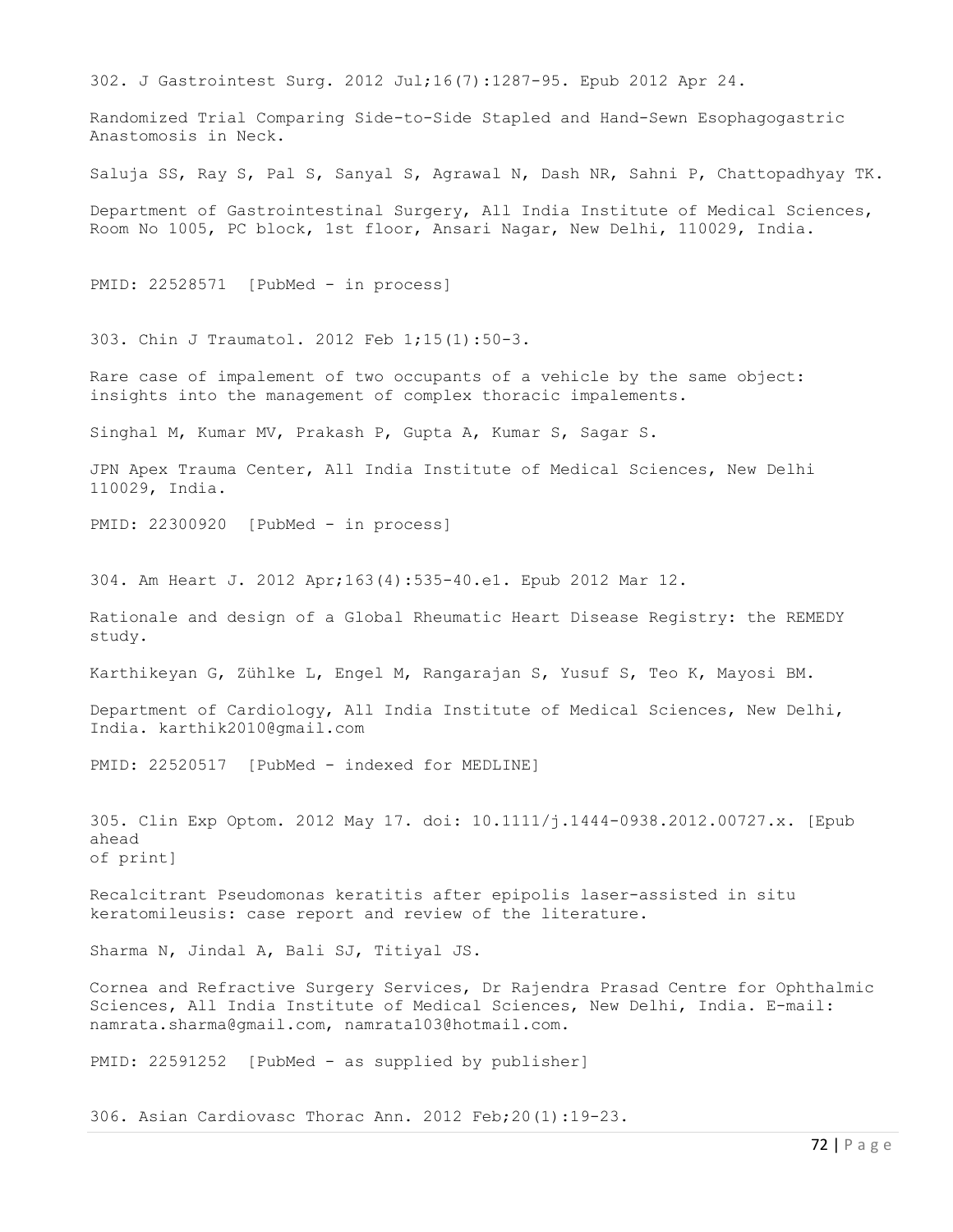302. J Gastrointest Surg. 2012 Jul;16(7):1287-95. Epub 2012 Apr 24.

Randomized Trial Comparing Side-to-Side Stapled and Hand-Sewn Esophagogastric Anastomosis in Neck.

Saluja SS, Ray S, Pal S, Sanyal S, Agrawal N, Dash NR, Sahni P, Chattopadhyay TK.

Department of Gastrointestinal Surgery, All India Institute of Medical Sciences, Room No 1005, PC block, 1st floor, Ansari Nagar, New Delhi, 110029, India.

PMID: 22528571 [PubMed - in process]

303. Chin J Traumatol. 2012 Feb 1;15(1):50-3.

Rare case of impalement of two occupants of a vehicle by the same object: insights into the management of complex thoracic impalements.

Singhal M, Kumar MV, Prakash P, Gupta A, Kumar S, Sagar S.

JPN Apex Trauma Center, All India Institute of Medical Sciences, New Delhi 110029, India.

PMID: 22300920 [PubMed - in process]

304. Am Heart J. 2012 Apr;163(4):535-40.e1. Epub 2012 Mar 12.

Rationale and design of a Global Rheumatic Heart Disease Registry: the REMEDY study.

Karthikeyan G, Zühlke L, Engel M, Rangarajan S, Yusuf S, Teo K, Mayosi BM.

Department of Cardiology, All India Institute of Medical Sciences, New Delhi, India. karthik2010@gmail.com

PMID: 22520517 [PubMed - indexed for MEDLINE]

305. Clin Exp Optom. 2012 May 17. doi: 10.1111/j.1444-0938.2012.00727.x. [Epub ahead of print]

Recalcitrant Pseudomonas keratitis after epipolis laser-assisted in situ keratomileusis: case report and review of the literature.

Sharma N, Jindal A, Bali SJ, Titiyal JS.

Cornea and Refractive Surgery Services, Dr Rajendra Prasad Centre for Ophthalmic Sciences, All India Institute of Medical Sciences, New Delhi, India. E-mail: namrata.sharma@gmail.com, namrata103@hotmail.com.

PMID: 22591252 [PubMed - as supplied by publisher]

306. Asian Cardiovasc Thorac Ann. 2012 Feb;20(1):19-23.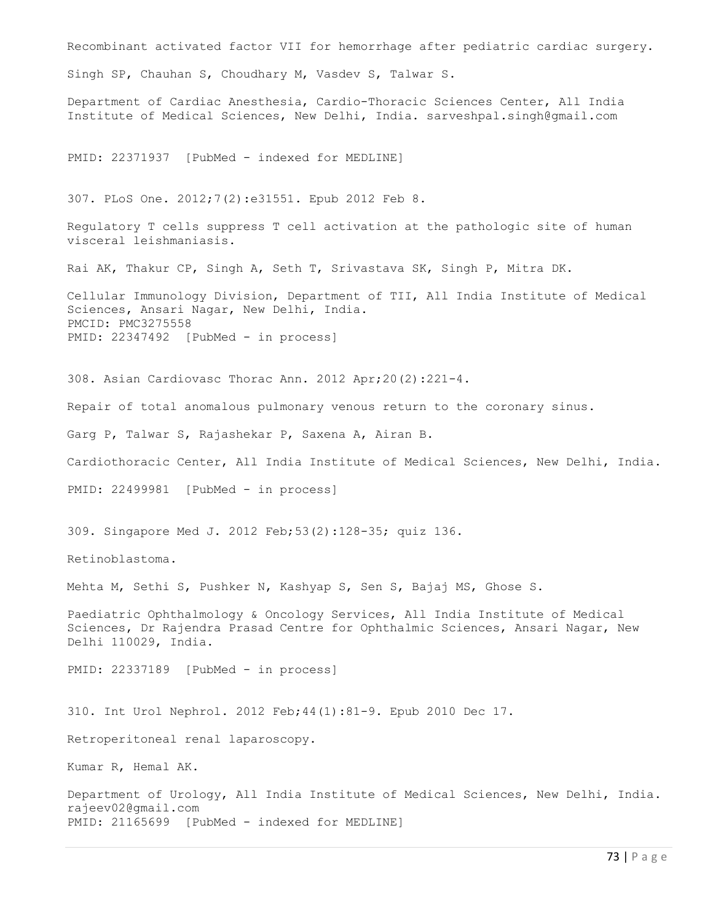Recombinant activated factor VII for hemorrhage after pediatric cardiac surgery.

Singh SP, Chauhan S, Choudhary M, Vasdev S, Talwar S.

Department of Cardiac Anesthesia, Cardio-Thoracic Sciences Center, All India Institute of Medical Sciences, New Delhi, India. sarveshpal.singh@gmail.com

PMID: 22371937 [PubMed - indexed for MEDLINE]

307. PLoS One. 2012;7(2):e31551. Epub 2012 Feb 8.

Regulatory T cells suppress T cell activation at the pathologic site of human visceral leishmaniasis.

Rai AK, Thakur CP, Singh A, Seth T, Srivastava SK, Singh P, Mitra DK.

Cellular Immunology Division, Department of TII, All India Institute of Medical Sciences, Ansari Nagar, New Delhi, India.
PMCID: PMC3275558
PMID: 22347492 [PubMed - in process]

308. Asian Cardiovasc Thorac Ann. 2012 Apr;20(2):221-4.

Repair of total anomalous pulmonary venous return to the coronary sinus.

Garg P, Talwar S, Rajashekar P, Saxena A, Airan B.

Cardiothoracic Center, All India Institute of Medical Sciences, New Delhi, India.

PMID: 22499981 [PubMed - in process]

309. Singapore Med J. 2012 Feb;53(2):128-35; quiz 136.

Retinoblastoma.

Mehta M, Sethi S, Pushker N, Kashyap S, Sen S, Bajaj MS, Ghose S.

Paediatric Ophthalmology & Oncology Services, All India Institute of Medical Sciences, Dr Rajendra Prasad Centre for Ophthalmic Sciences, Ansari Nagar, New Delhi 110029, India.

PMID: 22337189 [PubMed - in process]

310. Int Urol Nephrol. 2012 Feb;44(1):81-9. Epub 2010 Dec 17.

Retroperitoneal renal laparoscopy.

Kumar R, Hemal AK.

Department of Urology, All India Institute of Medical Sciences, New Delhi, India. rajeev02@gmail.com
PMID: 21165699 [PubMed - indexed for MEDLINE]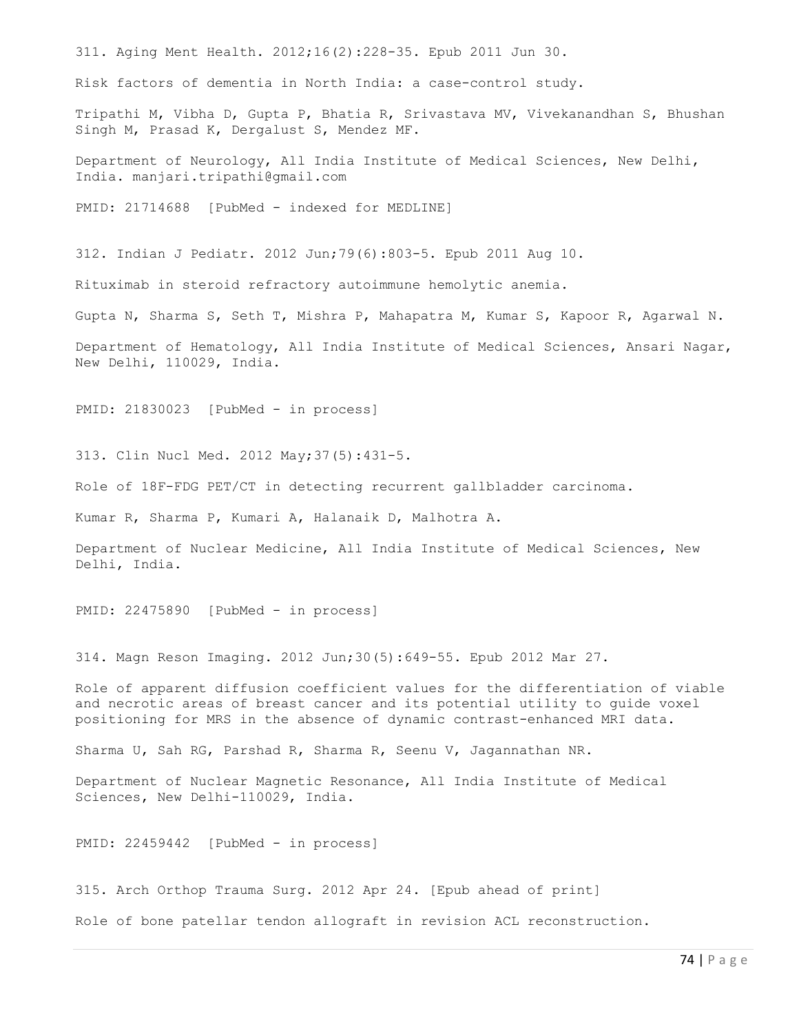311. Aging Ment Health. 2012;16(2):228-35. Epub 2011 Jun 30.

Risk factors of dementia in North India: a case-control study.

Tripathi M, Vibha D, Gupta P, Bhatia R, Srivastava MV, Vivekanandhan S, Bhushan Singh M, Prasad K, Dergalust S, Mendez MF.

Department of Neurology, All India Institute of Medical Sciences, New Delhi, India. manjari.tripathi@gmail.com

PMID: 21714688 [PubMed - indexed for MEDLINE]

312. Indian J Pediatr. 2012 Jun;79(6):803-5. Epub 2011 Aug 10.

Rituximab in steroid refractory autoimmune hemolytic anemia.

Gupta N, Sharma S, Seth T, Mishra P, Mahapatra M, Kumar S, Kapoor R, Agarwal N.

Department of Hematology, All India Institute of Medical Sciences, Ansari Nagar, New Delhi, 110029, India.

PMID: 21830023 [PubMed - in process]

313. Clin Nucl Med. 2012 May;37(5):431-5.

Role of 18F-FDG PET/CT in detecting recurrent gallbladder carcinoma.

Kumar R, Sharma P, Kumari A, Halanaik D, Malhotra A.

Department of Nuclear Medicine, All India Institute of Medical Sciences, New Delhi, India.

PMID: 22475890 [PubMed - in process]

314. Magn Reson Imaging. 2012 Jun;30(5):649-55. Epub 2012 Mar 27.

Role of apparent diffusion coefficient values for the differentiation of viable and necrotic areas of breast cancer and its potential utility to guide voxel positioning for MRS in the absence of dynamic contrast-enhanced MRI data.

Sharma U, Sah RG, Parshad R, Sharma R, Seenu V, Jagannathan NR.

Department of Nuclear Magnetic Resonance, All India Institute of Medical Sciences, New Delhi-110029, India.

PMID: 22459442 [PubMed - in process]

315. Arch Orthop Trauma Surg. 2012 Apr 24. [Epub ahead of print]

Role of bone patellar tendon allograft in revision ACL reconstruction.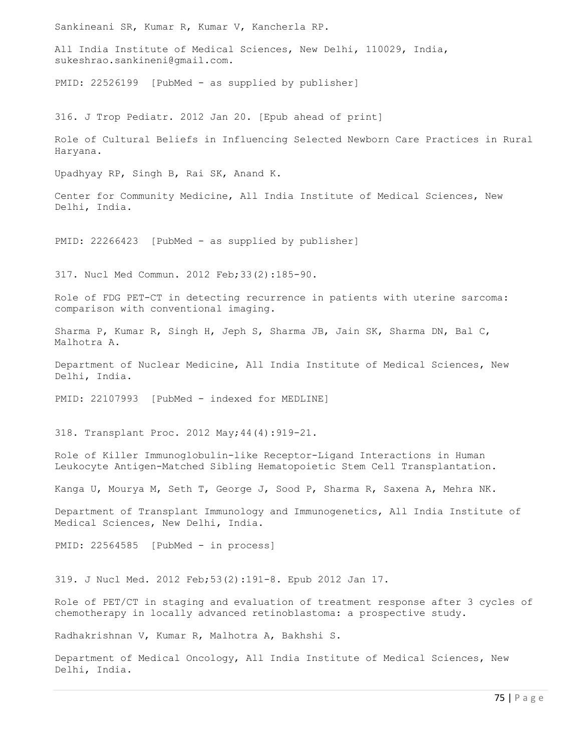Sankineani SR, Kumar R, Kumar V, Kancherla RP.

All India Institute of Medical Sciences, New Delhi, 110029, India, sukeshrao.sankineni@gmail.com.

PMID: 22526199 [PubMed - as supplied by publisher]

316. J Trop Pediatr. 2012 Jan 20. [Epub ahead of print]

Role of Cultural Beliefs in Influencing Selected Newborn Care Practices in Rural Haryana.

Upadhyay RP, Singh B, Rai SK, Anand K.

Center for Community Medicine, All India Institute of Medical Sciences, New Delhi, India.

PMID: 22266423 [PubMed - as supplied by publisher]

317. Nucl Med Commun. 2012 Feb;33(2):185-90.

Role of FDG PET-CT in detecting recurrence in patients with uterine sarcoma: comparison with conventional imaging.

Sharma P, Kumar R, Singh H, Jeph S, Sharma JB, Jain SK, Sharma DN, Bal C, Malhotra A.

Department of Nuclear Medicine, All India Institute of Medical Sciences, New Delhi, India.

PMID: 22107993 [PubMed - indexed for MEDLINE]

318. Transplant Proc. 2012 May;44(4):919-21.

Role of Killer Immunoglobulin-like Receptor-Ligand Interactions in Human Leukocyte Antigen-Matched Sibling Hematopoietic Stem Cell Transplantation.

Kanga U, Mourya M, Seth T, George J, Sood P, Sharma R, Saxena A, Mehra NK.

Department of Transplant Immunology and Immunogenetics, All India Institute of Medical Sciences, New Delhi, India.

PMID: 22564585 [PubMed - in process]

319. J Nucl Med. 2012 Feb;53(2):191-8. Epub 2012 Jan 17.

Role of PET/CT in staging and evaluation of treatment response after 3 cycles of chemotherapy in locally advanced retinoblastoma: a prospective study.

Radhakrishnan V, Kumar R, Malhotra A, Bakhshi S.

Department of Medical Oncology, All India Institute of Medical Sciences, New Delhi, India.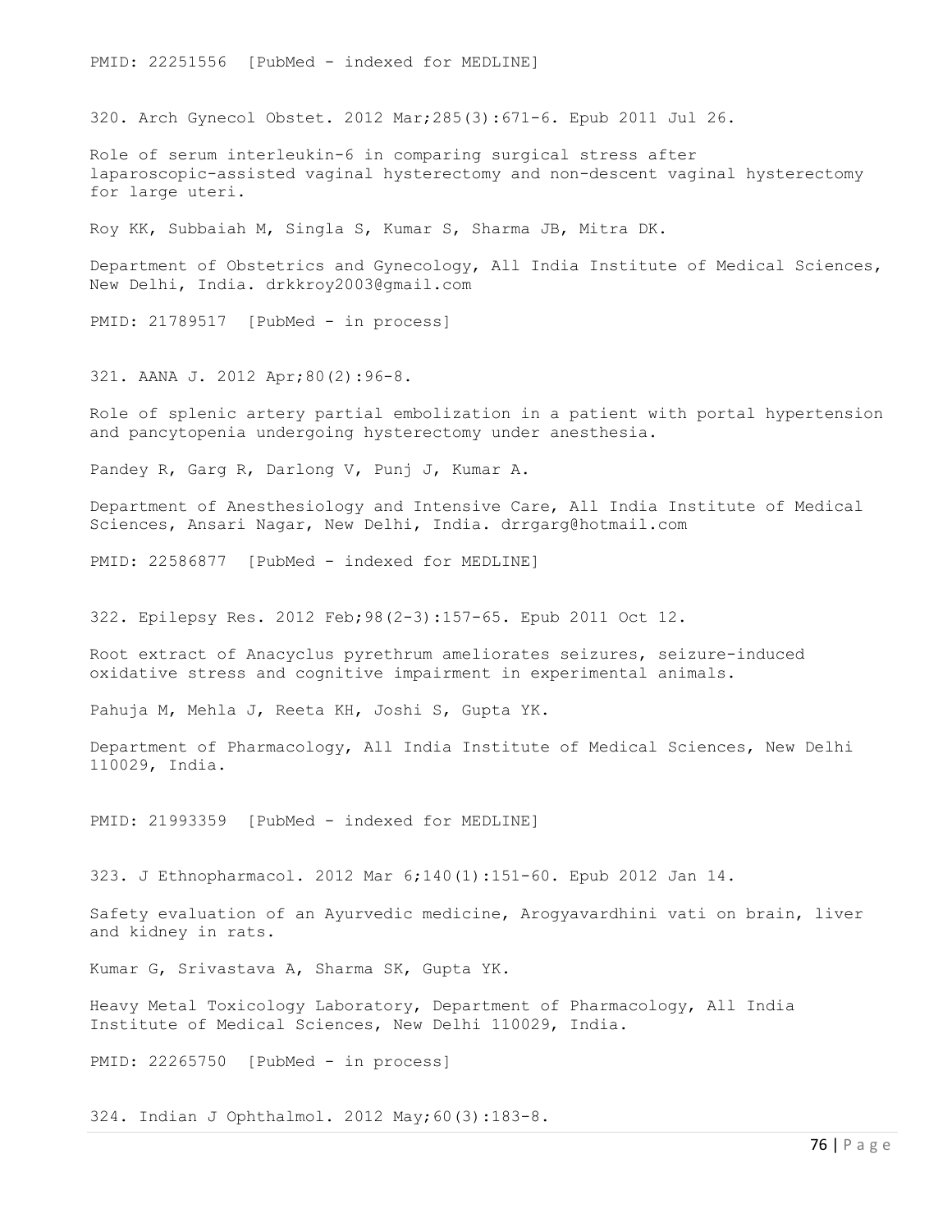PMID: 22251556 [PubMed - indexed for MEDLINE]

320. Arch Gynecol Obstet. 2012 Mar;285(3):671-6. Epub 2011 Jul 26.

Role of serum interleukin-6 in comparing surgical stress after laparoscopic-assisted vaginal hysterectomy and non-descent vaginal hysterectomy for large uteri.

Roy KK, Subbaiah M, Singla S, Kumar S, Sharma JB, Mitra DK.

Department of Obstetrics and Gynecology, All India Institute of Medical Sciences, New Delhi, India. drkkroy2003@gmail.com

PMID: 21789517 [PubMed - in process]

321. AANA J. 2012 Apr;80(2):96-8.

Role of splenic artery partial embolization in a patient with portal hypertension and pancytopenia undergoing hysterectomy under anesthesia.

Pandey R, Garg R, Darlong V, Punj J, Kumar A.

Department of Anesthesiology and Intensive Care, All India Institute of Medical Sciences, Ansari Nagar, New Delhi, India. drrgarg@hotmail.com

PMID: 22586877 [PubMed - indexed for MEDLINE]

322. Epilepsy Res. 2012 Feb;98(2-3):157-65. Epub 2011 Oct 12.

Root extract of Anacyclus pyrethrum ameliorates seizures, seizure-induced oxidative stress and cognitive impairment in experimental animals.

Pahuja M, Mehla J, Reeta KH, Joshi S, Gupta YK.

Department of Pharmacology, All India Institute of Medical Sciences, New Delhi 110029, India.

PMID: 21993359 [PubMed - indexed for MEDLINE]

323. J Ethnopharmacol. 2012 Mar 6;140(1):151-60. Epub 2012 Jan 14.

Safety evaluation of an Ayurvedic medicine, Arogyavardhini vati on brain, liver and kidney in rats.

Kumar G, Srivastava A, Sharma SK, Gupta YK.

Heavy Metal Toxicology Laboratory, Department of Pharmacology, All India Institute of Medical Sciences, New Delhi 110029, India.

PMID: 22265750 [PubMed - in process]

324. Indian J Ophthalmol. 2012 May;60(3):183-8.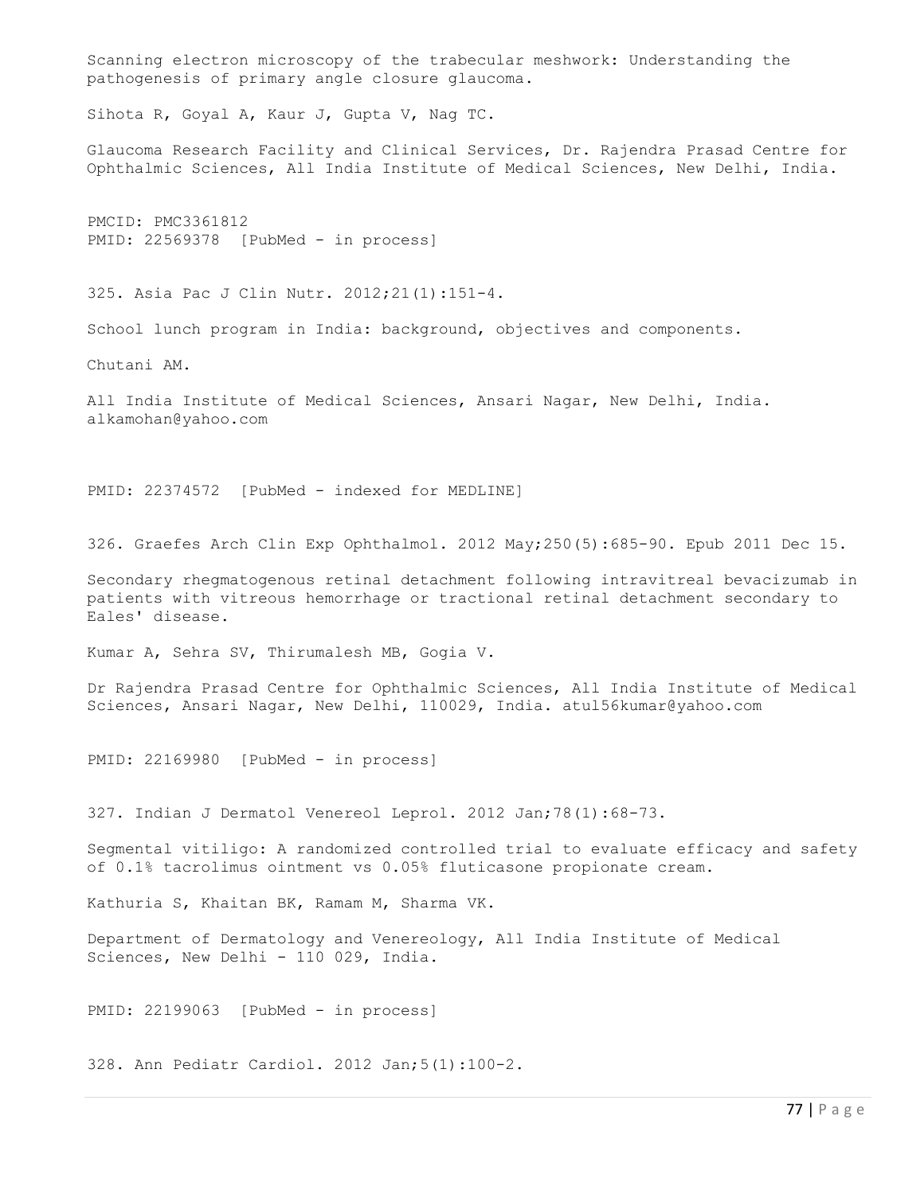Scanning electron microscopy of the trabecular meshwork: Understanding the pathogenesis of primary angle closure glaucoma.

Sihota R, Goyal A, Kaur J, Gupta V, Nag TC.

Glaucoma Research Facility and Clinical Services, Dr. Rajendra Prasad Centre for Ophthalmic Sciences, All India Institute of Medical Sciences, New Delhi, India.

PMCID: PMC3361812
PMID: 22569378 [PubMed - in process]

325. Asia Pac J Clin Nutr. 2012;21(1):151-4.

School lunch program in India: background, objectives and components.

Chutani AM.

All India Institute of Medical Sciences, Ansari Nagar, New Delhi, India. alkamohan@yahoo.com

PMID: 22374572 [PubMed - indexed for MEDLINE]

326. Graefes Arch Clin Exp Ophthalmol. 2012 May;250(5):685-90. Epub 2011 Dec 15.

Secondary rhegmatogenous retinal detachment following intravitreal bevacizumab in patients with vitreous hemorrhage or tractional retinal detachment secondary to Eales' disease.

Kumar A, Sehra SV, Thirumalesh MB, Gogia V.

Dr Rajendra Prasad Centre for Ophthalmic Sciences, All India Institute of Medical Sciences, Ansari Nagar, New Delhi, 110029, India. atul56kumar@yahoo.com

PMID: 22169980 [PubMed - in process]

327. Indian J Dermatol Venereol Leprol. 2012 Jan;78(1):68-73.

Segmental vitiligo: A randomized controlled trial to evaluate efficacy and safety of 0.1% tacrolimus ointment vs 0.05% fluticasone propionate cream.

Kathuria S, Khaitan BK, Ramam M, Sharma VK.

Department of Dermatology and Venereology, All India Institute of Medical Sciences, New Delhi - 110 029, India.

PMID: 22199063 [PubMed - in process]

328. Ann Pediatr Cardiol. 2012 Jan;5(1):100-2.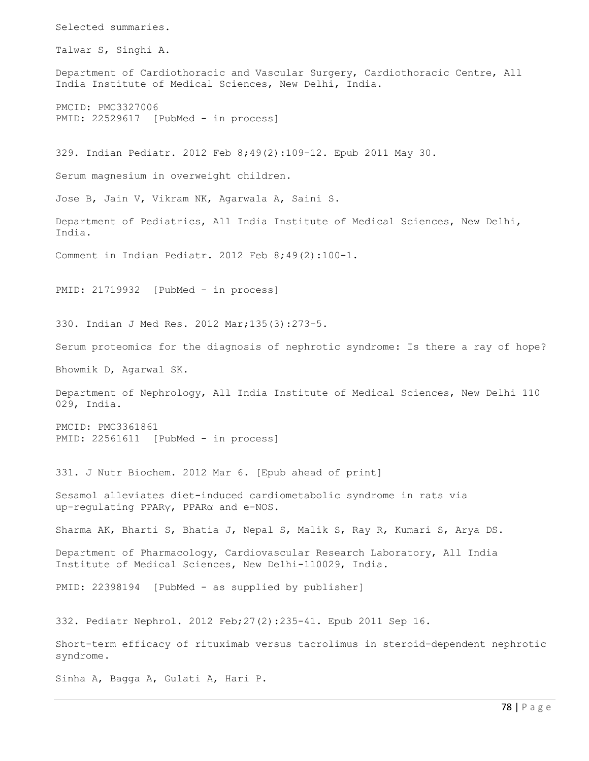Selected summaries.

Talwar S, Singhi A.

Department of Cardiothoracic and Vascular Surgery, Cardiothoracic Centre, All India Institute of Medical Sciences, New Delhi, India.

PMCID: PMC3327006
PMID: 22529617 [PubMed - in process]

329. Indian Pediatr. 2012 Feb 8;49(2):109-12. Epub 2011 May 30.

Serum magnesium in overweight children.

Jose B, Jain V, Vikram NK, Agarwala A, Saini S.

Department of Pediatrics, All India Institute of Medical Sciences, New Delhi, India.

Comment in Indian Pediatr. 2012 Feb 8;49(2):100-1.

PMID: 21719932 [PubMed - in process]

330. Indian J Med Res. 2012 Mar;135(3):273-5.

Serum proteomics for the diagnosis of nephrotic syndrome: Is there a ray of hope?

Bhowmik D, Agarwal SK.

Department of Nephrology, All India Institute of Medical Sciences, New Delhi 110 029, India.

PMCID: PMC3361861
PMID: 22561611 [PubMed - in process]

331. J Nutr Biochem. 2012 Mar 6. [Epub ahead of print]

Sesamol alleviates diet-induced cardiometabolic syndrome in rats via up-regulating PPARγ, PPARα and e-NOS.

Sharma AK, Bharti S, Bhatia J, Nepal S, Malik S, Ray R, Kumari S, Arya DS.

Department of Pharmacology, Cardiovascular Research Laboratory, All India Institute of Medical Sciences, New Delhi-110029, India.

PMID: 22398194 [PubMed - as supplied by publisher]

332. Pediatr Nephrol. 2012 Feb;27(2):235-41. Epub 2011 Sep 16.

Short-term efficacy of rituximab versus tacrolimus in steroid-dependent nephrotic syndrome.

Sinha A, Bagga A, Gulati A, Hari P.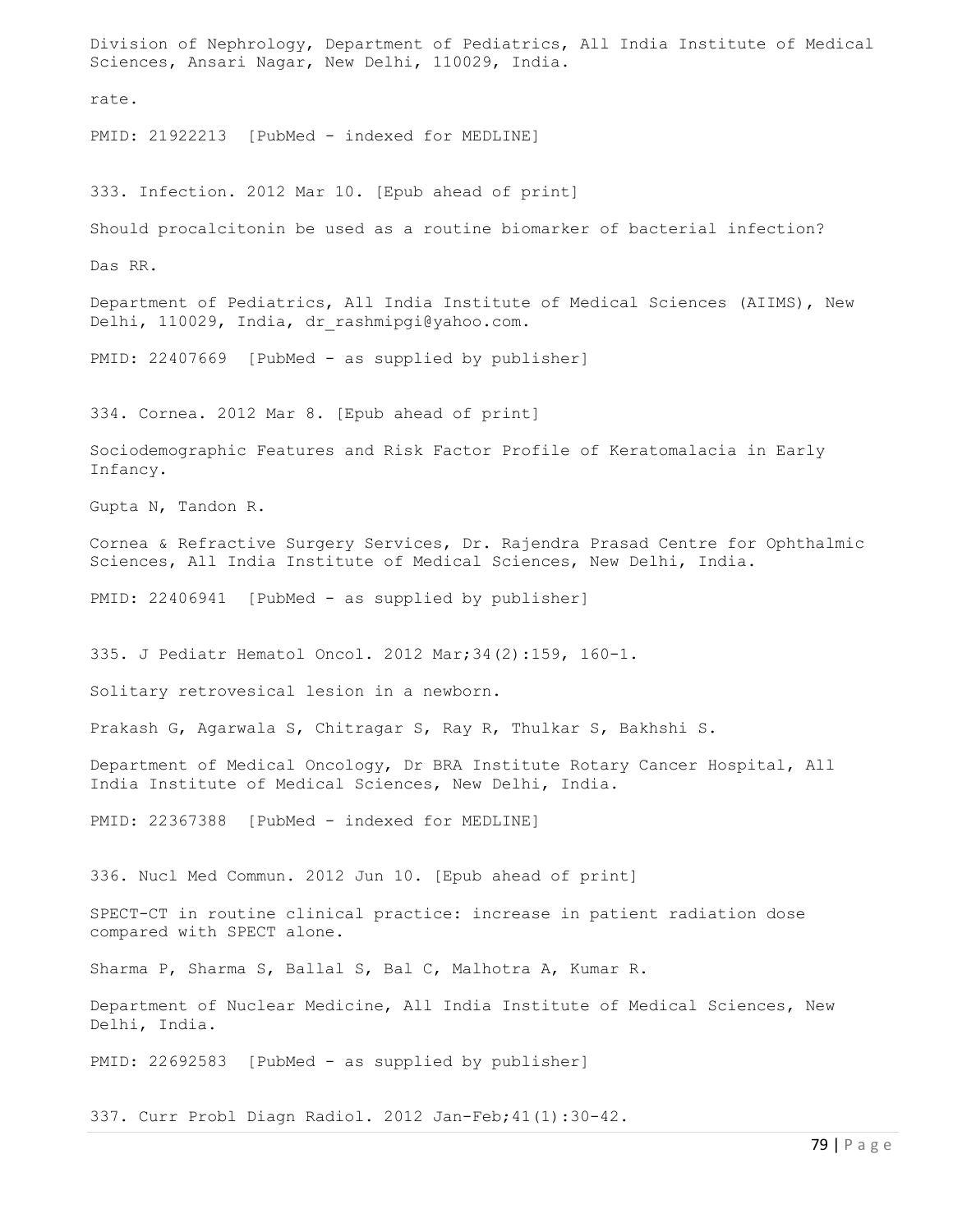Division of Nephrology, Department of Pediatrics, All India Institute of Medical Sciences, Ansari Nagar, New Delhi, 110029, India.

rate.

PMID: 21922213 [PubMed - indexed for MEDLINE]

333. Infection. 2012 Mar 10. [Epub ahead of print]

Should procalcitonin be used as a routine biomarker of bacterial infection?

Das RR.

Department of Pediatrics, All India Institute of Medical Sciences (AIIMS), New Delhi, 110029, India, dr_rashmipgi@yahoo.com.

PMID: 22407669 [PubMed - as supplied by publisher]

334. Cornea. 2012 Mar 8. [Epub ahead of print]

Sociodemographic Features and Risk Factor Profile of Keratomalacia in Early Infancy.

Gupta N, Tandon R.

Cornea & Refractive Surgery Services, Dr. Rajendra Prasad Centre for Ophthalmic Sciences, All India Institute of Medical Sciences, New Delhi, India.

PMID: 22406941 [PubMed - as supplied by publisher]

335. J Pediatr Hematol Oncol. 2012 Mar;34(2):159, 160-1.

Solitary retrovesical lesion in a newborn.

Prakash G, Agarwala S, Chitragar S, Ray R, Thulkar S, Bakhshi S.

Department of Medical Oncology, Dr BRA Institute Rotary Cancer Hospital, All India Institute of Medical Sciences, New Delhi, India.

PMID: 22367388 [PubMed - indexed for MEDLINE]

336. Nucl Med Commun. 2012 Jun 10. [Epub ahead of print]

SPECT-CT in routine clinical practice: increase in patient radiation dose compared with SPECT alone.

Sharma P, Sharma S, Ballal S, Bal C, Malhotra A, Kumar R.

Department of Nuclear Medicine, All India Institute of Medical Sciences, New Delhi, India.

PMID: 22692583 [PubMed - as supplied by publisher]

337. Curr Probl Diagn Radiol. 2012 Jan-Feb;41(1):30-42.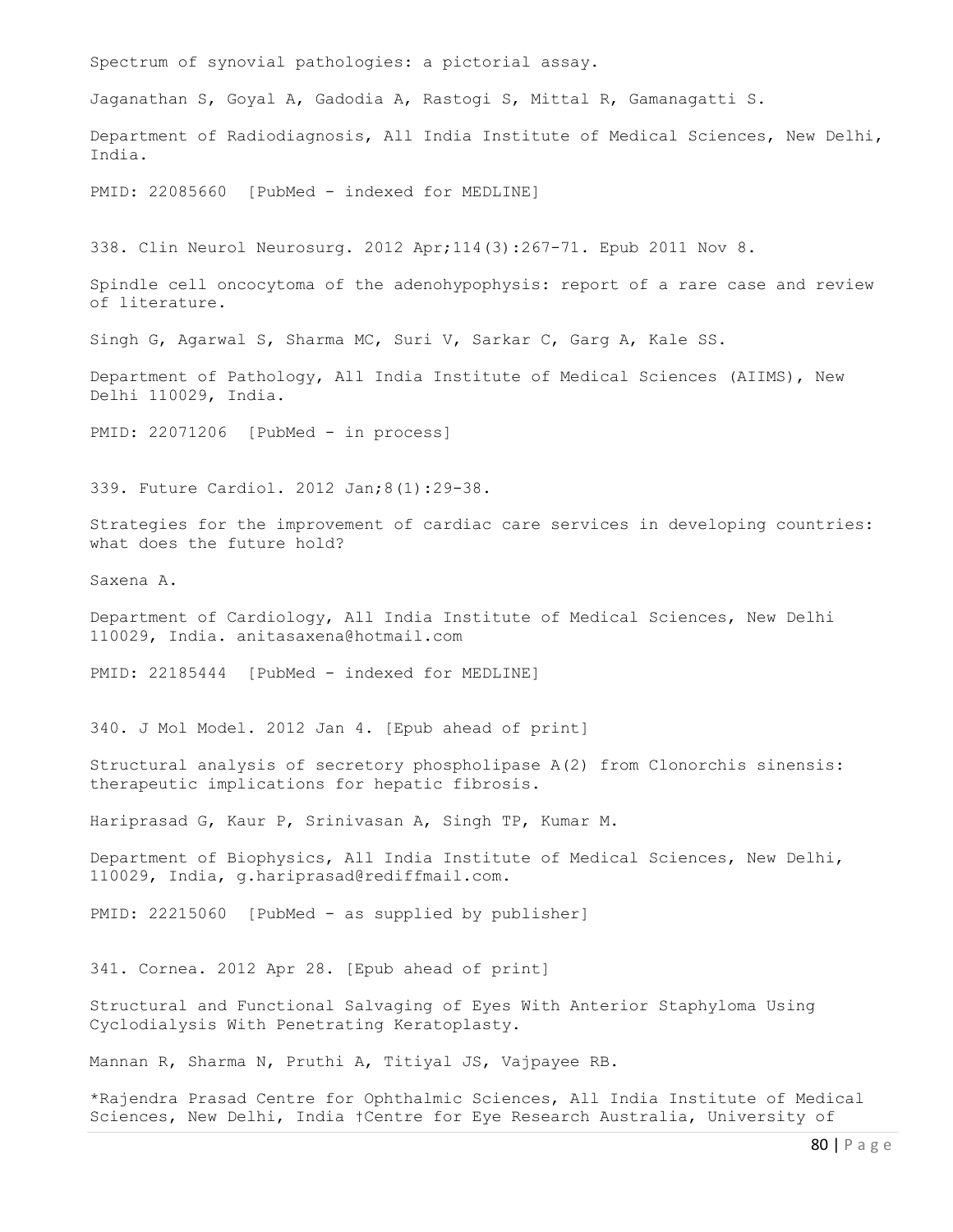Spectrum of synovial pathologies: a pictorial assay.

Jaganathan S, Goyal A, Gadodia A, Rastogi S, Mittal R, Gamanagatti S.

Department of Radiodiagnosis, All India Institute of Medical Sciences, New Delhi, India.

PMID: 22085660 [PubMed - indexed for MEDLINE]

338. Clin Neurol Neurosurg. 2012 Apr;114(3):267-71. Epub 2011 Nov 8.

Spindle cell oncocytoma of the adenohypophysis: report of a rare case and review of literature.

Singh G, Agarwal S, Sharma MC, Suri V, Sarkar C, Garg A, Kale SS.

Department of Pathology, All India Institute of Medical Sciences (AIIMS), New Delhi 110029, India.

PMID: 22071206 [PubMed - in process]

339. Future Cardiol. 2012 Jan;8(1):29-38.

Strategies for the improvement of cardiac care services in developing countries: what does the future hold?

Saxena A.

Department of Cardiology, All India Institute of Medical Sciences, New Delhi 110029, India. anitasaxena@hotmail.com

PMID: 22185444 [PubMed - indexed for MEDLINE]

340. J Mol Model. 2012 Jan 4. [Epub ahead of print]

Structural analysis of secretory phospholipase A(2) from Clonorchis sinensis: therapeutic implications for hepatic fibrosis.

Hariprasad G, Kaur P, Srinivasan A, Singh TP, Kumar M.

Department of Biophysics, All India Institute of Medical Sciences, New Delhi, 110029, India, g.hariprasad@rediffmail.com.

PMID: 22215060 [PubMed - as supplied by publisher]

341. Cornea. 2012 Apr 28. [Epub ahead of print]

Structural and Functional Salvaging of Eyes With Anterior Staphyloma Using Cyclodialysis With Penetrating Keratoplasty.

Mannan R, Sharma N, Pruthi A, Titiyal JS, Vajpayee RB.

*Rajendra Prasad Centre for Ophthalmic Sciences, All India Institute of Medical Sciences, New Delhi, India †Centre for Eye Research Australia, University of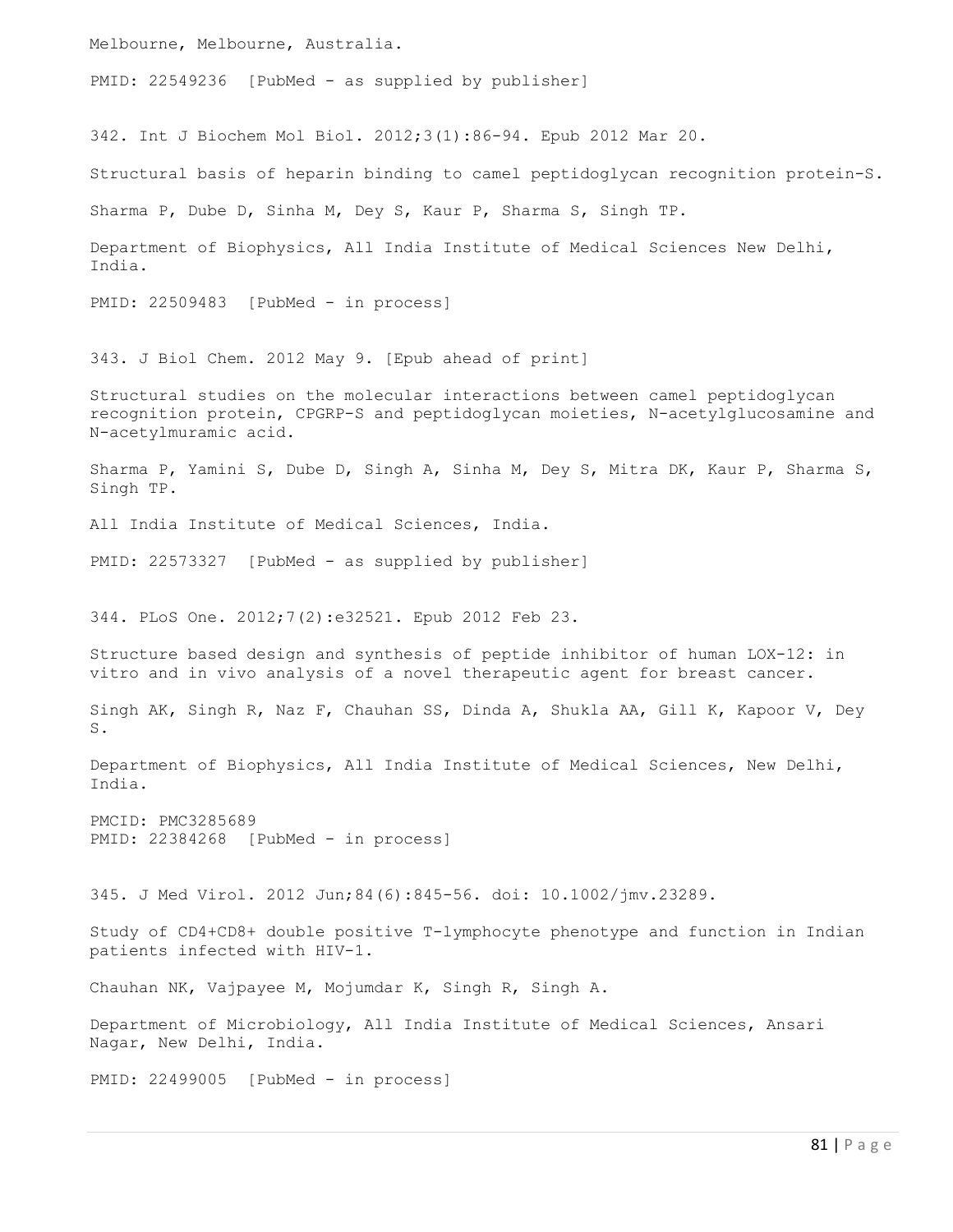Melbourne, Melbourne, Australia.

PMID: 22549236 [PubMed - as supplied by publisher]

342. Int J Biochem Mol Biol. 2012;3(1):86-94. Epub 2012 Mar 20.

Structural basis of heparin binding to camel peptidoglycan recognition protein-S.

Sharma P, Dube D, Sinha M, Dey S, Kaur P, Sharma S, Singh TP.

Department of Biophysics, All India Institute of Medical Sciences New Delhi, India.

PMID: 22509483 [PubMed - in process]

343. J Biol Chem. 2012 May 9. [Epub ahead of print]

Structural studies on the molecular interactions between camel peptidoglycan recognition protein, CPGRP-S and peptidoglycan moieties, N-acetylglucosamine and N-acetylmuramic acid.

Sharma P, Yamini S, Dube D, Singh A, Sinha M, Dey S, Mitra DK, Kaur P, Sharma S, Singh TP.

All India Institute of Medical Sciences, India.

PMID: 22573327 [PubMed - as supplied by publisher]

344. PLoS One. 2012;7(2):e32521. Epub 2012 Feb 23.

Structure based design and synthesis of peptide inhibitor of human LOX-12: in vitro and in vivo analysis of a novel therapeutic agent for breast cancer.

Singh AK, Singh R, Naz F, Chauhan SS, Dinda A, Shukla AA, Gill K, Kapoor V, Dey S.

Department of Biophysics, All India Institute of Medical Sciences, New Delhi, India.

PMCID: PMC3285689
PMID: 22384268 [PubMed - in process]

345. J Med Virol. 2012 Jun;84(6):845-56. doi: 10.1002/jmv.23289.

Study of CD4+CD8+ double positive T-lymphocyte phenotype and function in Indian patients infected with HIV-1.

Chauhan NK, Vajpayee M, Mojumdar K, Singh R, Singh A.

Department of Microbiology, All India Institute of Medical Sciences, Ansari Nagar, New Delhi, India.

PMID: 22499005 [PubMed - in process]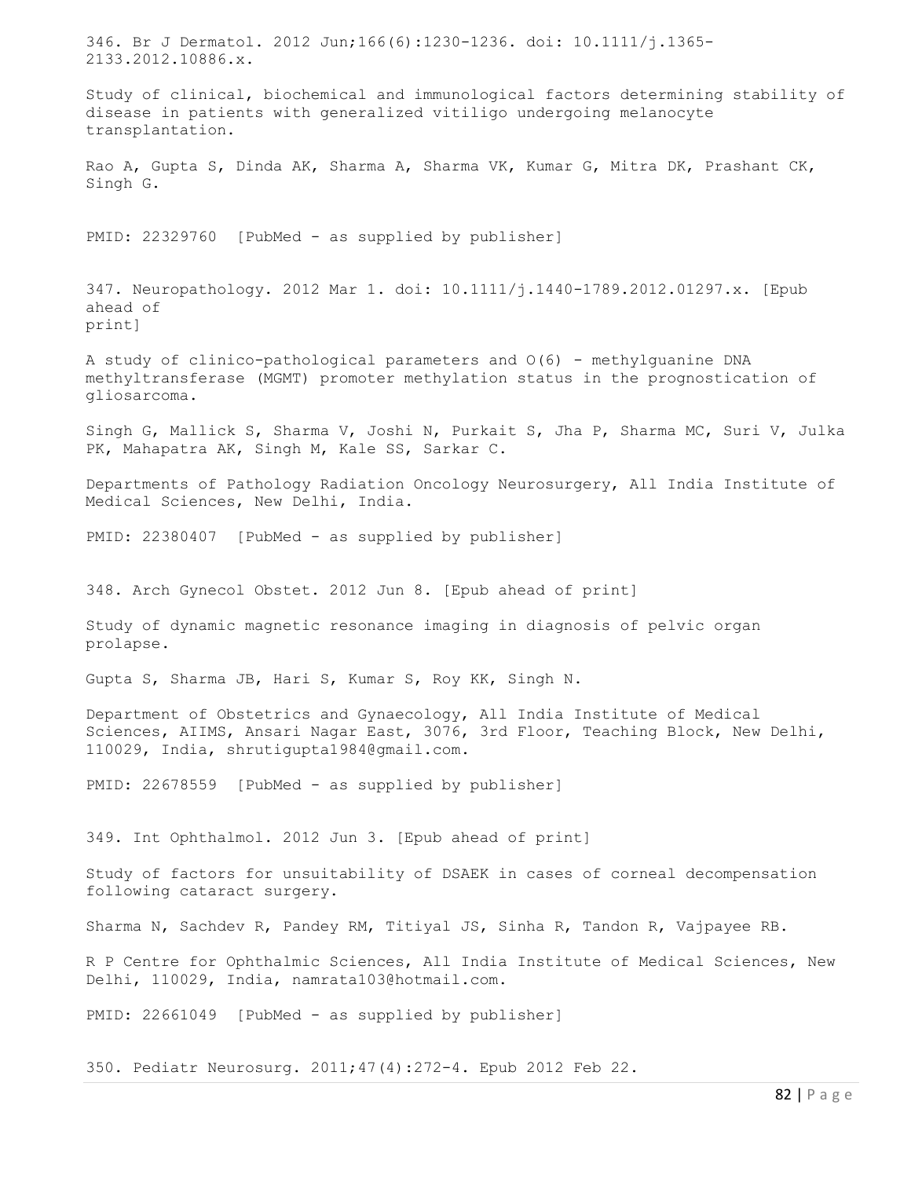346. Br J Dermatol. 2012 Jun;166(6):1230-1236. doi: 10.1111/j.1365-2133.2012.10886.x.

Study of clinical, biochemical and immunological factors determining stability of disease in patients with generalized vitiligo undergoing melanocyte transplantation.

Rao A, Gupta S, Dinda AK, Sharma A, Sharma VK, Kumar G, Mitra DK, Prashant CK, Singh G.

PMID: 22329760 [PubMed - as supplied by publisher]

347. Neuropathology. 2012 Mar 1. doi: 10.1111/j.1440-1789.2012.01297.x. [Epub ahead of print]

A study of clinico-pathological parameters and O(6) - methylguanine DNA methyltransferase (MGMT) promoter methylation status in the prognostication of gliosarcoma.

Singh G, Mallick S, Sharma V, Joshi N, Purkait S, Jha P, Sharma MC, Suri V, Julka PK, Mahapatra AK, Singh M, Kale SS, Sarkar C.

Departments of Pathology Radiation Oncology Neurosurgery, All India Institute of Medical Sciences, New Delhi, India.

PMID: 22380407 [PubMed - as supplied by publisher]

348. Arch Gynecol Obstet. 2012 Jun 8. [Epub ahead of print]

Study of dynamic magnetic resonance imaging in diagnosis of pelvic organ prolapse.

Gupta S, Sharma JB, Hari S, Kumar S, Roy KK, Singh N.

Department of Obstetrics and Gynaecology, All India Institute of Medical Sciences, AIIMS, Ansari Nagar East, 3076, 3rd Floor, Teaching Block, New Delhi, 110029, India, shrutigupta1984@gmail.com.

PMID: 22678559 [PubMed - as supplied by publisher]

349. Int Ophthalmol. 2012 Jun 3. [Epub ahead of print]

Study of factors for unsuitability of DSAEK in cases of corneal decompensation following cataract surgery.

Sharma N, Sachdev R, Pandey RM, Titiyal JS, Sinha R, Tandon R, Vajpayee RB.

R P Centre for Ophthalmic Sciences, All India Institute of Medical Sciences, New Delhi, 110029, India, namrata103@hotmail.com.

PMID: 22661049 [PubMed - as supplied by publisher]

350. Pediatr Neurosurg. 2011;47(4):272-4. Epub 2012 Feb 22.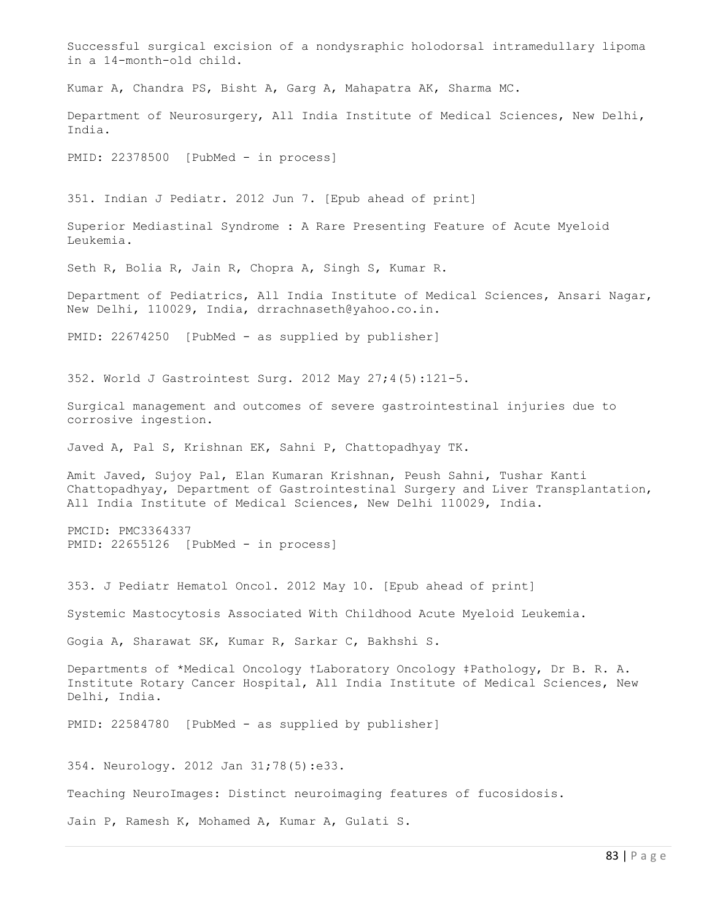Successful surgical excision of a nondysraphic holodorsal intramedullary lipoma in a 14-month-old child.

Kumar A, Chandra PS, Bisht A, Garg A, Mahapatra AK, Sharma MC.

Department of Neurosurgery, All India Institute of Medical Sciences, New Delhi, India.

PMID: 22378500 [PubMed - in process]

351. Indian J Pediatr. 2012 Jun 7. [Epub ahead of print]

Superior Mediastinal Syndrome : A Rare Presenting Feature of Acute Myeloid Leukemia.

Seth R, Bolia R, Jain R, Chopra A, Singh S, Kumar R.

Department of Pediatrics, All India Institute of Medical Sciences, Ansari Nagar, New Delhi, 110029, India, drrachnaseth@yahoo.co.in.

PMID: 22674250 [PubMed - as supplied by publisher]

352. World J Gastrointest Surg. 2012 May 27;4(5):121-5.

Surgical management and outcomes of severe gastrointestinal injuries due to corrosive ingestion.

Javed A, Pal S, Krishnan EK, Sahni P, Chattopadhyay TK.

Amit Javed, Sujoy Pal, Elan Kumaran Krishnan, Peush Sahni, Tushar Kanti Chattopadhyay, Department of Gastrointestinal Surgery and Liver Transplantation, All India Institute of Medical Sciences, New Delhi 110029, India.

PMCID: PMC3364337
PMID: 22655126 [PubMed - in process]

353. J Pediatr Hematol Oncol. 2012 May 10. [Epub ahead of print]

Systemic Mastocytosis Associated With Childhood Acute Myeloid Leukemia.

Gogia A, Sharawat SK, Kumar R, Sarkar C, Bakhshi S.

Departments of *Medical Oncology †Laboratory Oncology ‡Pathology, Dr B. R. A. Institute Rotary Cancer Hospital, All India Institute of Medical Sciences, New Delhi, India.

PMID: 22584780 [PubMed - as supplied by publisher]

354. Neurology. 2012 Jan 31;78(5):e33.

Teaching NeuroImages: Distinct neuroimaging features of fucosidosis.

Jain P, Ramesh K, Mohamed A, Kumar A, Gulati S.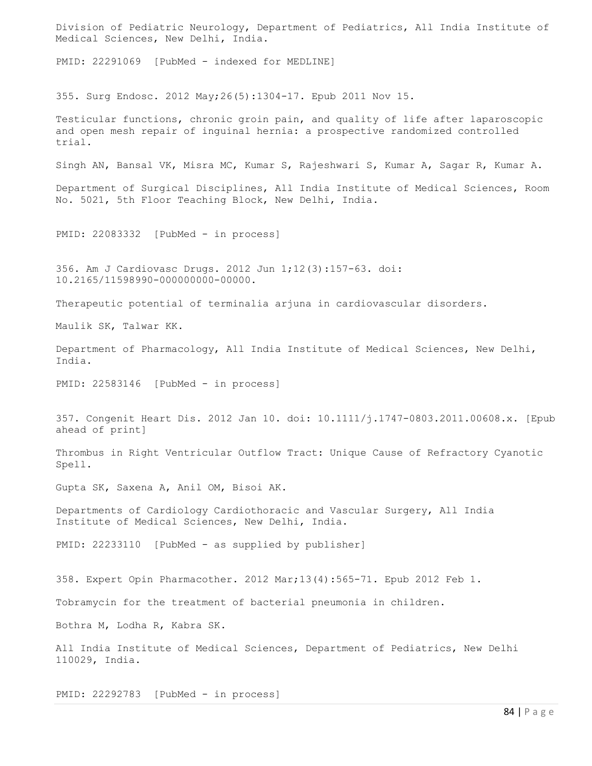Division of Pediatric Neurology, Department of Pediatrics, All India Institute of Medical Sciences, New Delhi, India.

PMID: 22291069 [PubMed - indexed for MEDLINE]

355. Surg Endosc. 2012 May;26(5):1304-17. Epub 2011 Nov 15.

Testicular functions, chronic groin pain, and quality of life after laparoscopic and open mesh repair of inguinal hernia: a prospective randomized controlled trial.

Singh AN, Bansal VK, Misra MC, Kumar S, Rajeshwari S, Kumar A, Sagar R, Kumar A.

Department of Surgical Disciplines, All India Institute of Medical Sciences, Room No. 5021, 5th Floor Teaching Block, New Delhi, India.

PMID: 22083332 [PubMed - in process]

356. Am J Cardiovasc Drugs. 2012 Jun 1;12(3):157-63. doi: 10.2165/11598990-000000000-00000.

Therapeutic potential of terminalia arjuna in cardiovascular disorders.

Maulik SK, Talwar KK.

Department of Pharmacology, All India Institute of Medical Sciences, New Delhi, India.

PMID: 22583146 [PubMed - in process]

357. Congenit Heart Dis. 2012 Jan 10. doi: 10.1111/j.1747-0803.2011.00608.x. [Epub ahead of print]

Thrombus in Right Ventricular Outflow Tract: Unique Cause of Refractory Cyanotic Spell.

Gupta SK, Saxena A, Anil OM, Bisoi AK.

Departments of Cardiology Cardiothoracic and Vascular Surgery, All India Institute of Medical Sciences, New Delhi, India.

PMID: 22233110 [PubMed - as supplied by publisher]

358. Expert Opin Pharmacother. 2012 Mar;13(4):565-71. Epub 2012 Feb 1.

Tobramycin for the treatment of bacterial pneumonia in children.

Bothra M, Lodha R, Kabra SK.

All India Institute of Medical Sciences, Department of Pediatrics, New Delhi 110029, India.

PMID: 22292783 [PubMed - in process]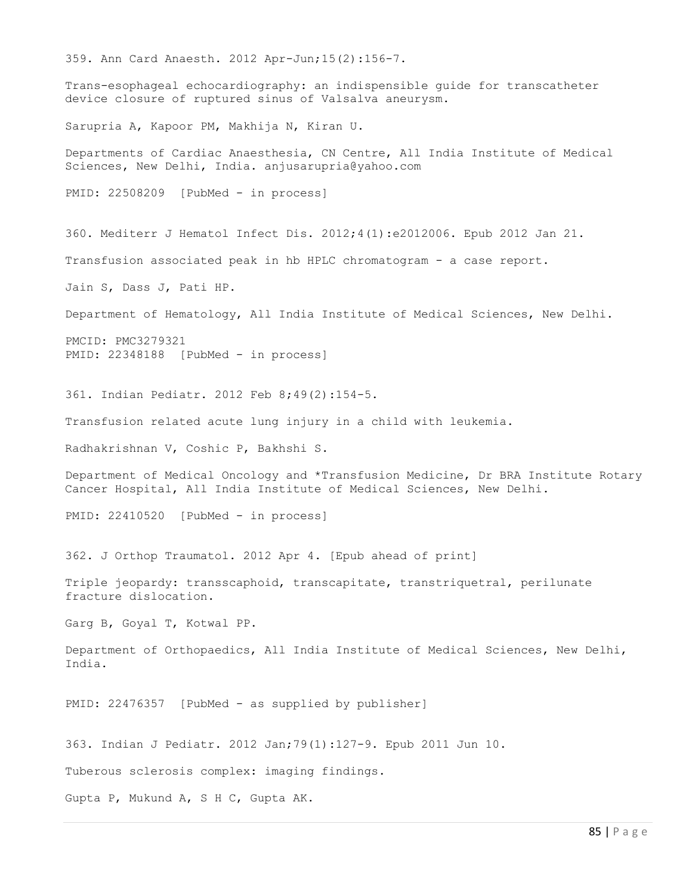359. Ann Card Anaesth. 2012 Apr-Jun;15(2):156-7.

Trans-esophageal echocardiography: an indispensible guide for transcatheter device closure of ruptured sinus of Valsalva aneurysm.

Sarupria A, Kapoor PM, Makhija N, Kiran U.

Departments of Cardiac Anaesthesia, CN Centre, All India Institute of Medical Sciences, New Delhi, India. anjusarupria@yahoo.com

PMID: 22508209 [PubMed - in process]

360. Mediterr J Hematol Infect Dis. 2012;4(1):e2012006. Epub 2012 Jan 21.

Transfusion associated peak in hb HPLC chromatogram - a case report.

Jain S, Dass J, Pati HP.

Department of Hematology, All India Institute of Medical Sciences, New Delhi.

PMCID: PMC3279321
PMID: 22348188 [PubMed - in process]

361. Indian Pediatr. 2012 Feb 8;49(2):154-5.

Transfusion related acute lung injury in a child with leukemia.

Radhakrishnan V, Coshic P, Bakhshi S.

Department of Medical Oncology and *Transfusion Medicine, Dr BRA Institute Rotary Cancer Hospital, All India Institute of Medical Sciences, New Delhi.

PMID: 22410520 [PubMed - in process]

362. J Orthop Traumatol. 2012 Apr 4. [Epub ahead of print]

Triple jeopardy: transscaphoid, transcapitate, transtriquetral, perilunate fracture dislocation.

Garg B, Goyal T, Kotwal PP.

Department of Orthopaedics, All India Institute of Medical Sciences, New Delhi, India.

PMID: 22476357 [PubMed - as supplied by publisher]

363. Indian J Pediatr. 2012 Jan;79(1):127-9. Epub 2011 Jun 10.

Tuberous sclerosis complex: imaging findings.

Gupta P, Mukund A, S H C, Gupta AK.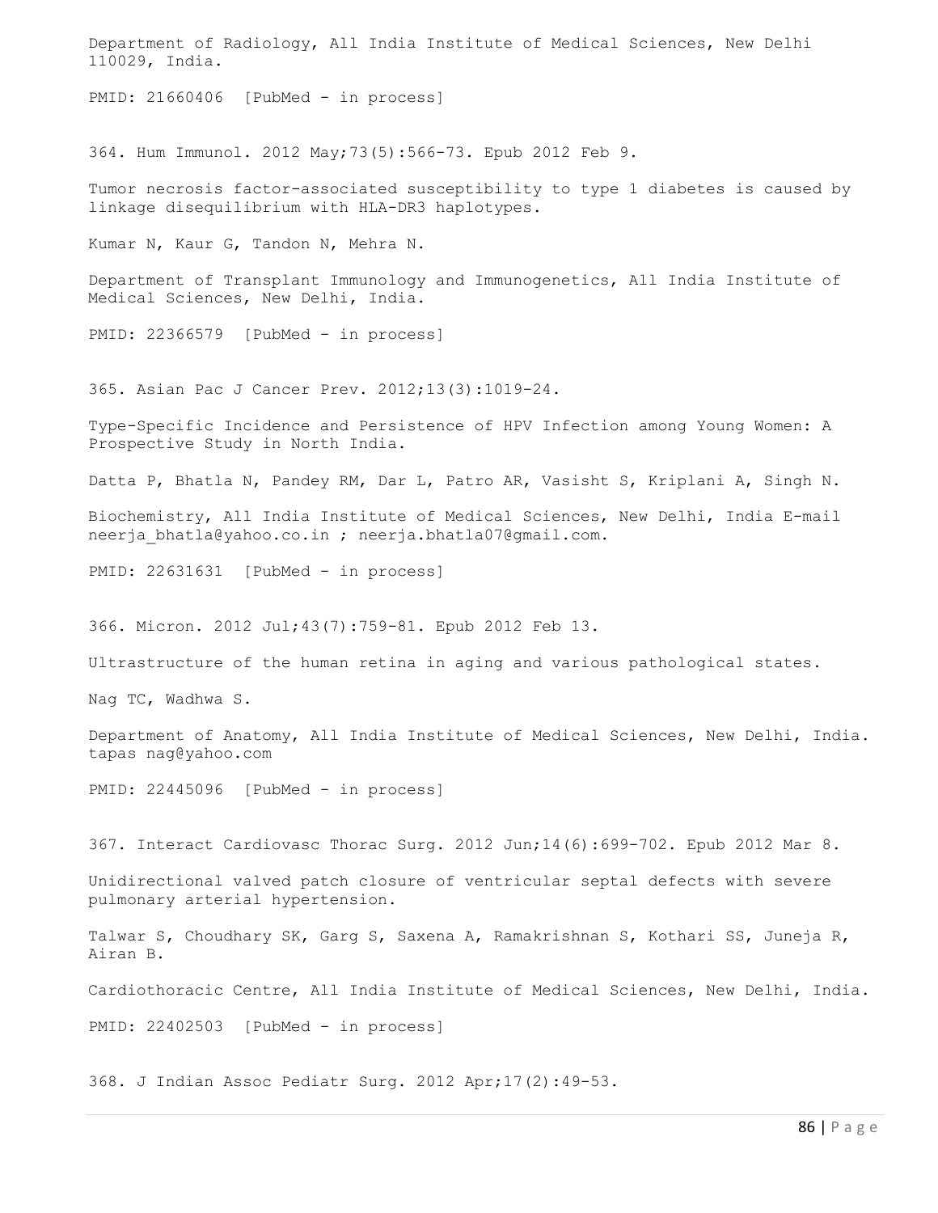Department of Radiology, All India Institute of Medical Sciences, New Delhi 110029, India.

PMID: 21660406 [PubMed - in process]

364. Hum Immunol. 2012 May;73(5):566-73. Epub 2012 Feb 9.

Tumor necrosis factor-associated susceptibility to type 1 diabetes is caused by linkage disequilibrium with HLA-DR3 haplotypes.

Kumar N, Kaur G, Tandon N, Mehra N.

Department of Transplant Immunology and Immunogenetics, All India Institute of Medical Sciences, New Delhi, India.

PMID: 22366579 [PubMed - in process]

365. Asian Pac J Cancer Prev. 2012;13(3):1019-24.

Type-Specific Incidence and Persistence of HPV Infection among Young Women: A Prospective Study in North India.

Datta P, Bhatla N, Pandey RM, Dar L, Patro AR, Vasisht S, Kriplani A, Singh N.

Biochemistry, All India Institute of Medical Sciences, New Delhi, India E-mail neerja_bhatla@yahoo.co.in ; neerja.bhatla07@gmail.com.

PMID: 22631631 [PubMed - in process]

366. Micron. 2012 Jul;43(7):759-81. Epub 2012 Feb 13.

Ultrastructure of the human retina in aging and various pathological states.

Nag TC, Wadhwa S.

Department of Anatomy, All India Institute of Medical Sciences, New Delhi, India. tapas nag@yahoo.com

PMID: 22445096 [PubMed - in process]

367. Interact Cardiovasc Thorac Surg. 2012 Jun;14(6):699-702. Epub 2012 Mar 8.

Unidirectional valved patch closure of ventricular septal defects with severe pulmonary arterial hypertension.

Talwar S, Choudhary SK, Garg S, Saxena A, Ramakrishnan S, Kothari SS, Juneja R, Airan B.

Cardiothoracic Centre, All India Institute of Medical Sciences, New Delhi, India.

PMID: 22402503 [PubMed - in process]

368. J Indian Assoc Pediatr Surg. 2012 Apr;17(2):49-53.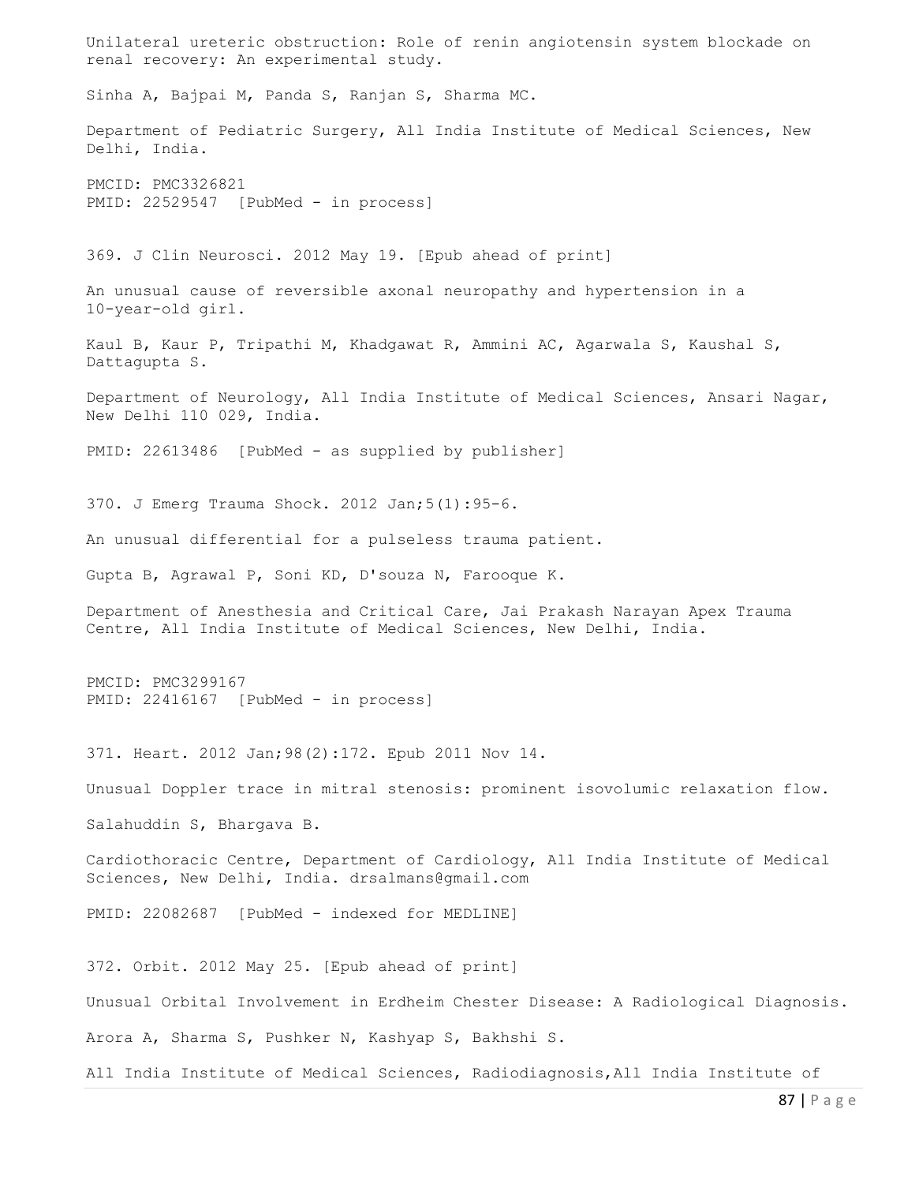Unilateral ureteric obstruction: Role of renin angiotensin system blockade on renal recovery: An experimental study.

Sinha A, Bajpai M, Panda S, Ranjan S, Sharma MC.

Department of Pediatric Surgery, All India Institute of Medical Sciences, New Delhi, India.

PMCID: PMC3326821
PMID: 22529547 [PubMed - in process]

369. J Clin Neurosci. 2012 May 19. [Epub ahead of print]

An unusual cause of reversible axonal neuropathy and hypertension in a 10-year-old girl.

Kaul B, Kaur P, Tripathi M, Khadgawat R, Ammini AC, Agarwala S, Kaushal S, Dattagupta S.

Department of Neurology, All India Institute of Medical Sciences, Ansari Nagar, New Delhi 110 029, India.

PMID: 22613486 [PubMed - as supplied by publisher]

370. J Emerg Trauma Shock. 2012 Jan;5(1):95-6.

An unusual differential for a pulseless trauma patient.

Gupta B, Agrawal P, Soni KD, D'souza N, Farooque K.

Department of Anesthesia and Critical Care, Jai Prakash Narayan Apex Trauma Centre, All India Institute of Medical Sciences, New Delhi, India.

PMCID: PMC3299167
PMID: 22416167 [PubMed - in process]

371. Heart. 2012 Jan;98(2):172. Epub 2011 Nov 14.

Unusual Doppler trace in mitral stenosis: prominent isovolumic relaxation flow.

Salahuddin S, Bhargava B.

Cardiothoracic Centre, Department of Cardiology, All India Institute of Medical Sciences, New Delhi, India. drsalmans@gmail.com

PMID: 22082687 [PubMed - indexed for MEDLINE]

372. Orbit. 2012 May 25. [Epub ahead of print]

Unusual Orbital Involvement in Erdheim Chester Disease: A Radiological Diagnosis.

Arora A, Sharma S, Pushker N, Kashyap S, Bakhshi S.

All India Institute of Medical Sciences, Radiodiagnosis,All India Institute of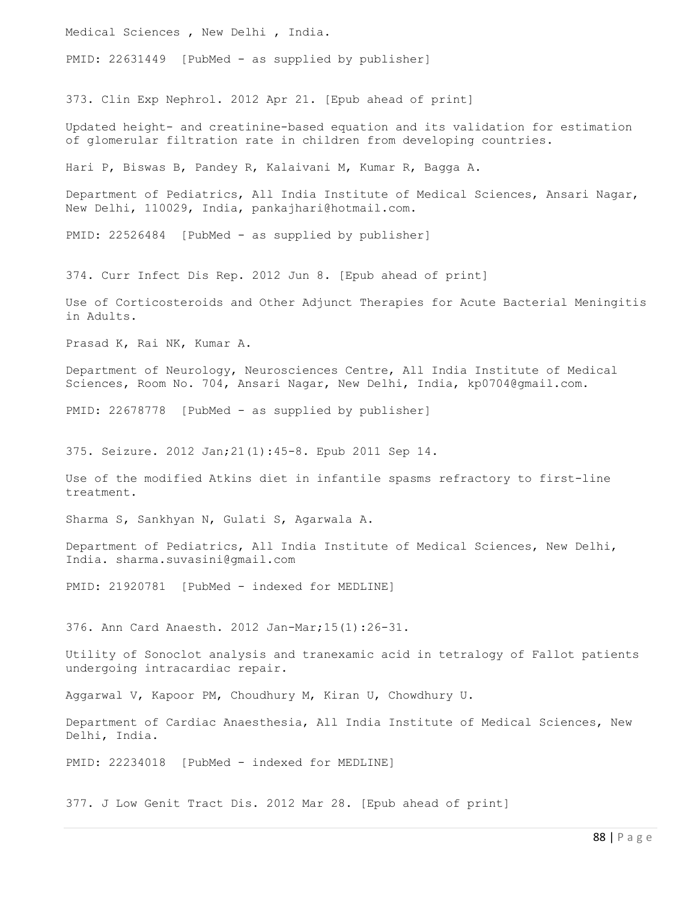Medical Sciences , New Delhi , India.

PMID: 22631449 [PubMed - as supplied by publisher]

373. Clin Exp Nephrol. 2012 Apr 21. [Epub ahead of print]

Updated height- and creatinine-based equation and its validation for estimation of glomerular filtration rate in children from developing countries.

Hari P, Biswas B, Pandey R, Kalaivani M, Kumar R, Bagga A.

Department of Pediatrics, All India Institute of Medical Sciences, Ansari Nagar, New Delhi, 110029, India, pankajhari@hotmail.com.

PMID: 22526484 [PubMed - as supplied by publisher]

374. Curr Infect Dis Rep. 2012 Jun 8. [Epub ahead of print]

Use of Corticosteroids and Other Adjunct Therapies for Acute Bacterial Meningitis in Adults.

Prasad K, Rai NK, Kumar A.

Department of Neurology, Neurosciences Centre, All India Institute of Medical Sciences, Room No. 704, Ansari Nagar, New Delhi, India, kp0704@gmail.com.

PMID: 22678778 [PubMed - as supplied by publisher]

375. Seizure. 2012 Jan;21(1):45-8. Epub 2011 Sep 14.

Use of the modified Atkins diet in infantile spasms refractory to first-line treatment.

Sharma S, Sankhyan N, Gulati S, Agarwala A.

Department of Pediatrics, All India Institute of Medical Sciences, New Delhi, India. sharma.suvasini@gmail.com

PMID: 21920781 [PubMed - indexed for MEDLINE]

376. Ann Card Anaesth. 2012 Jan-Mar;15(1):26-31.

Utility of Sonoclot analysis and tranexamic acid in tetralogy of Fallot patients undergoing intracardiac repair.

Aggarwal V, Kapoor PM, Choudhury M, Kiran U, Chowdhury U.

Department of Cardiac Anaesthesia, All India Institute of Medical Sciences, New Delhi, India.

PMID: 22234018 [PubMed - indexed for MEDLINE]

377. J Low Genit Tract Dis. 2012 Mar 28. [Epub ahead of print]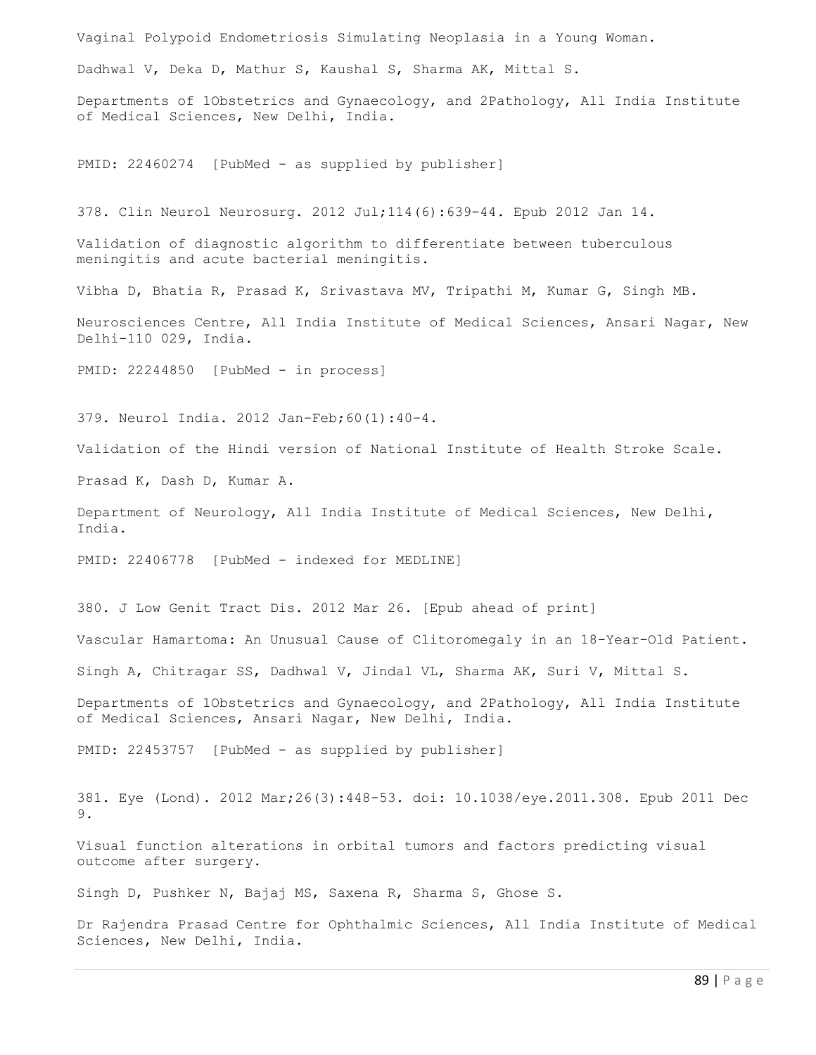Vaginal Polypoid Endometriosis Simulating Neoplasia in a Young Woman.

Dadhwal V, Deka D, Mathur S, Kaushal S, Sharma AK, Mittal S.

Departments of 1Obstetrics and Gynaecology, and 2Pathology, All India Institute of Medical Sciences, New Delhi, India.

PMID: 22460274 [PubMed - as supplied by publisher]

378. Clin Neurol Neurosurg. 2012 Jul;114(6):639-44. Epub 2012 Jan 14.

Validation of diagnostic algorithm to differentiate between tuberculous meningitis and acute bacterial meningitis.

Vibha D, Bhatia R, Prasad K, Srivastava MV, Tripathi M, Kumar G, Singh MB.

Neurosciences Centre, All India Institute of Medical Sciences, Ansari Nagar, New Delhi-110 029, India.

PMID: 22244850 [PubMed - in process]

379. Neurol India. 2012 Jan-Feb;60(1):40-4.

Validation of the Hindi version of National Institute of Health Stroke Scale.

Prasad K, Dash D, Kumar A.

Department of Neurology, All India Institute of Medical Sciences, New Delhi, India.

PMID: 22406778 [PubMed - indexed for MEDLINE]

380. J Low Genit Tract Dis. 2012 Mar 26. [Epub ahead of print]

Vascular Hamartoma: An Unusual Cause of Clitoromegaly in an 18-Year-Old Patient.

Singh A, Chitragar SS, Dadhwal V, Jindal VL, Sharma AK, Suri V, Mittal S.

Departments of 1Obstetrics and Gynaecology, and 2Pathology, All India Institute of Medical Sciences, Ansari Nagar, New Delhi, India.

PMID: 22453757 [PubMed - as supplied by publisher]

381. Eye (Lond). 2012 Mar;26(3):448-53. doi: 10.1038/eye.2011.308. Epub 2011 Dec 9.

Visual function alterations in orbital tumors and factors predicting visual outcome after surgery.

Singh D, Pushker N, Bajaj MS, Saxena R, Sharma S, Ghose S.

Dr Rajendra Prasad Centre for Ophthalmic Sciences, All India Institute of Medical Sciences, New Delhi, India.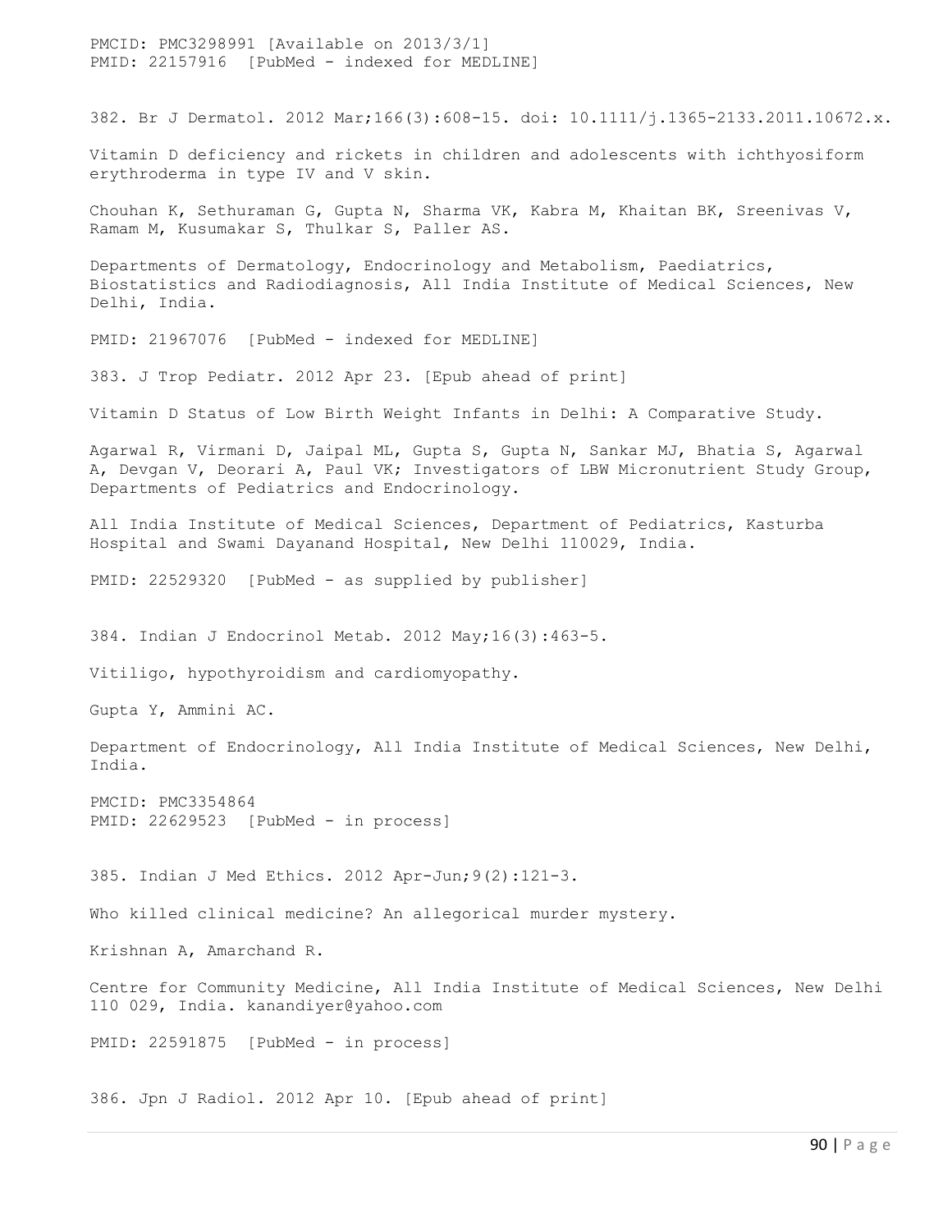PMCID: PMC3298991 [Available on 2013/3/1]
PMID: 22157916 [PubMed - indexed for MEDLINE]

382. Br J Dermatol. 2012 Mar;166(3):608-15. doi: 10.1111/j.1365-2133.2011.10672.x.

Vitamin D deficiency and rickets in children and adolescents with ichthyosiform erythroderma in type IV and V skin.

Chouhan K, Sethuraman G, Gupta N, Sharma VK, Kabra M, Khaitan BK, Sreenivas V, Ramam M, Kusumakar S, Thulkar S, Paller AS.

Departments of Dermatology, Endocrinology and Metabolism, Paediatrics, Biostatistics and Radiodiagnosis, All India Institute of Medical Sciences, New Delhi, India.

PMID: 21967076 [PubMed - indexed for MEDLINE]

383. J Trop Pediatr. 2012 Apr 23. [Epub ahead of print]

Vitamin D Status of Low Birth Weight Infants in Delhi: A Comparative Study.

Agarwal R, Virmani D, Jaipal ML, Gupta S, Gupta N, Sankar MJ, Bhatia S, Agarwal A, Devgan V, Deorari A, Paul VK; Investigators of LBW Micronutrient Study Group, Departments of Pediatrics and Endocrinology.

All India Institute of Medical Sciences, Department of Pediatrics, Kasturba Hospital and Swami Dayanand Hospital, New Delhi 110029, India.

PMID: 22529320 [PubMed - as supplied by publisher]

384. Indian J Endocrinol Metab. 2012 May;16(3):463-5.

Vitiligo, hypothyroidism and cardiomyopathy.

Gupta Y, Ammini AC.

Department of Endocrinology, All India Institute of Medical Sciences, New Delhi, India.

PMCID: PMC3354864
PMID: 22629523 [PubMed - in process]

385. Indian J Med Ethics. 2012 Apr-Jun;9(2):121-3.

Who killed clinical medicine? An allegorical murder mystery.

Krishnan A, Amarchand R.

Centre for Community Medicine, All India Institute of Medical Sciences, New Delhi 110 029, India. kanandiyer@yahoo.com

PMID: 22591875 [PubMed - in process]

386. Jpn J Radiol. 2012 Apr 10. [Epub ahead of print]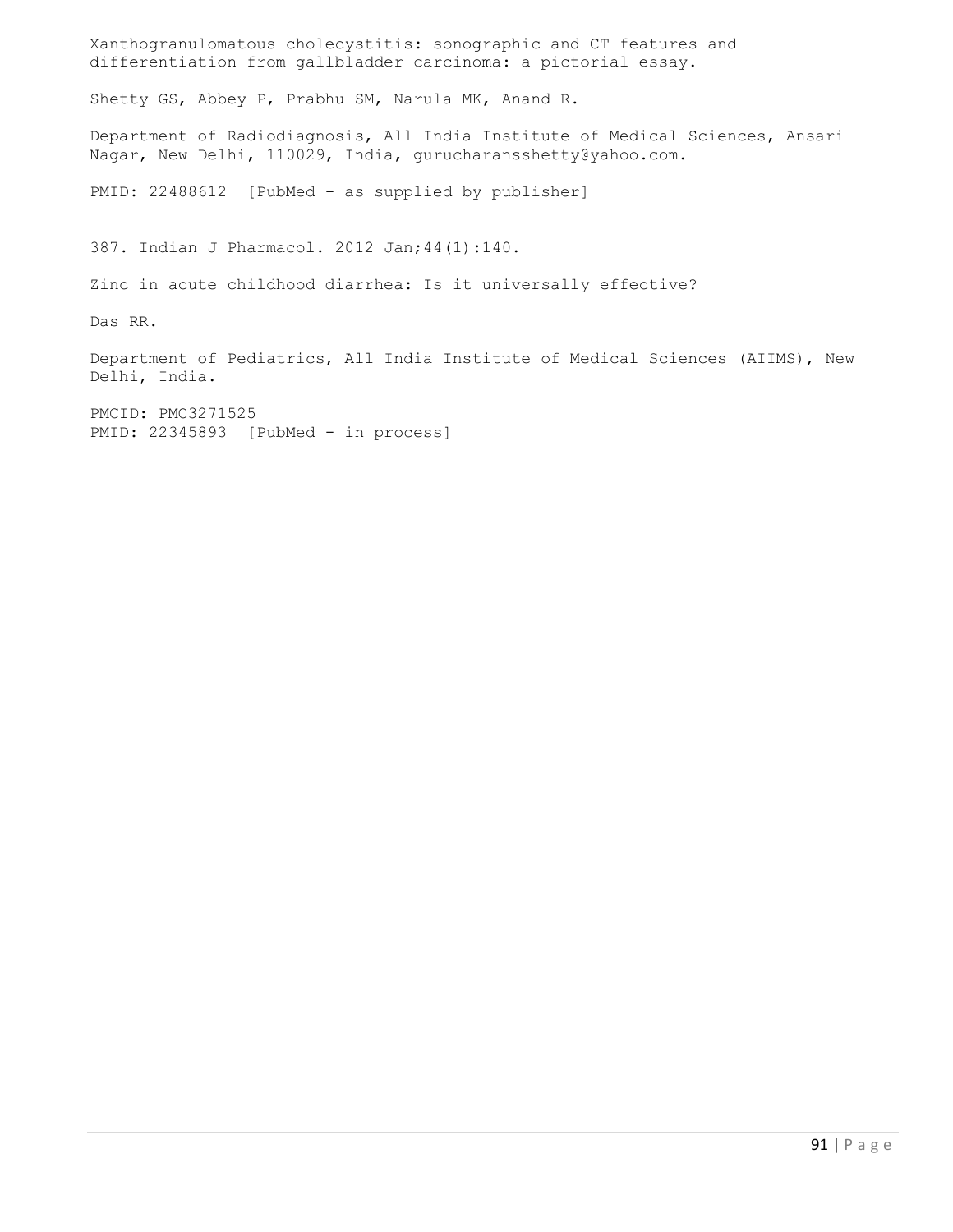Xanthogranulomatous cholecystitis: sonographic and CT features and differentiation from gallbladder carcinoma: a pictorial essay.

Shetty GS, Abbey P, Prabhu SM, Narula MK, Anand R.

Department of Radiodiagnosis, All India Institute of Medical Sciences, Ansari Nagar, New Delhi, 110029, India, gurucharansshetty@yahoo.com.

PMID: 22488612 [PubMed - as supplied by publisher]

387. Indian J Pharmacol. 2012 Jan;44(1):140.

Zinc in acute childhood diarrhea: Is it universally effective?

Das RR.

Department of Pediatrics, All India Institute of Medical Sciences (AIIMS), New Delhi, India.

PMCID: PMC3271525
PMID: 22345893 [PubMed - in process]